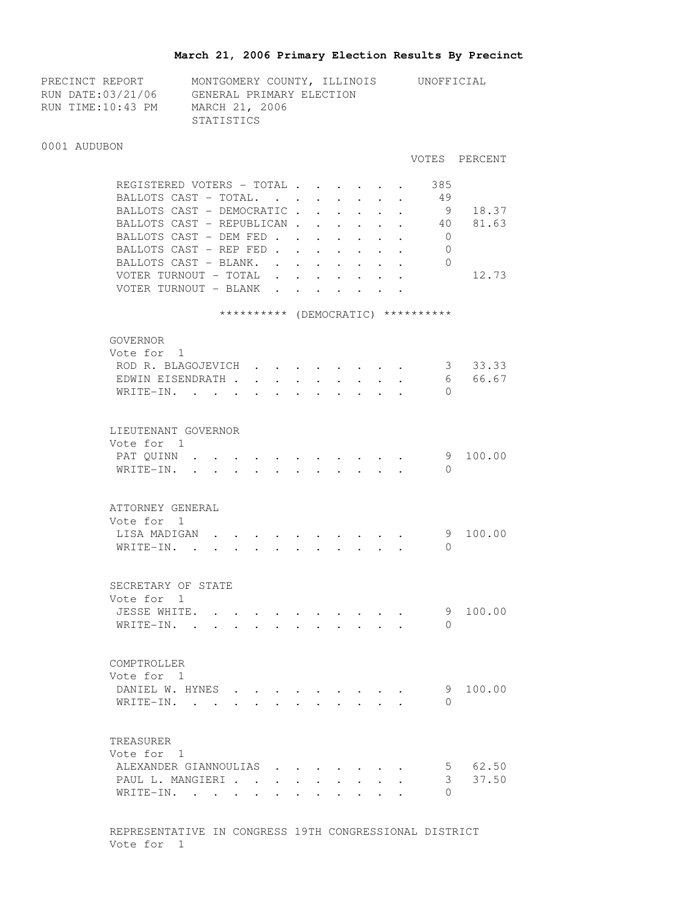# March 21, 2006 Primary Election Results By Precinct

PRECINCT REPORT — MONTGOMERY COUNTY, ILLINOIS — UNOFFICIAL
RUN DATE:03/21/06 — GENERAL PRIMARY ELECTION
RUN TIME:10:43 PM — MARCH 21, 2006
STATISTICS

## 0001 AUDUBON

| | VOTES | PERCENT |
|---|---|---|
| REGISTERED VOTERS - TOTAL | 385 | |
| BALLOTS CAST - TOTAL. | 49 | |
| BALLOTS CAST - DEMOCRATIC | 9 | 18.37 |
| BALLOTS CAST - REPUBLICAN | 40 | 81.63 |
| BALLOTS CAST - DEM FED | 0 | |
| BALLOTS CAST - REP FED | 0 | |
| BALLOTS CAST - BLANK. | 0 | |
| VOTER TURNOUT - TOTAL | | 12.73 |
| VOTER TURNOUT - BLANK | | |

********** (DEMOCRATIC) **********

### GOVERNOR
Vote for 1

| | VOTES | PERCENT |
|---|---|---|
| ROD R. BLAGOJEVICH | 3 | 33.33 |
| EDWIN EISENDRATH | 6 | 66.67 |
| WRITE-IN. | 0 | |

### LIEUTENANT GOVERNOR
Vote for 1

| | VOTES | PERCENT |
|---|---|---|
| PAT QUINN | 9 | 100.00 |
| WRITE-IN. | 0 | |

### ATTORNEY GENERAL
Vote for 1

| | VOTES | PERCENT |
|---|---|---|
| LISA MADIGAN | 9 | 100.00 |
| WRITE-IN. | 0 | |

### SECRETARY OF STATE
Vote for 1

| | VOTES | PERCENT |
|---|---|---|
| JESSE WHITE. | 9 | 100.00 |
| WRITE-IN. | 0 | |

### COMPTROLLER
Vote for 1

| | VOTES | PERCENT |
|---|---|---|
| DANIEL W. HYNES | 9 | 100.00 |
| WRITE-IN. | 0 | |

### TREASURER
Vote for 1

| | VOTES | PERCENT |
|---|---|---|
| ALEXANDER GIANNOULIAS | 5 | 62.50 |
| PAUL L. MANGIERI | 3 | 37.50 |
| WRITE-IN. | 0 | |

### REPRESENTATIVE IN CONGRESS 19TH CONGRESSIONAL DISTRICT
Vote for 1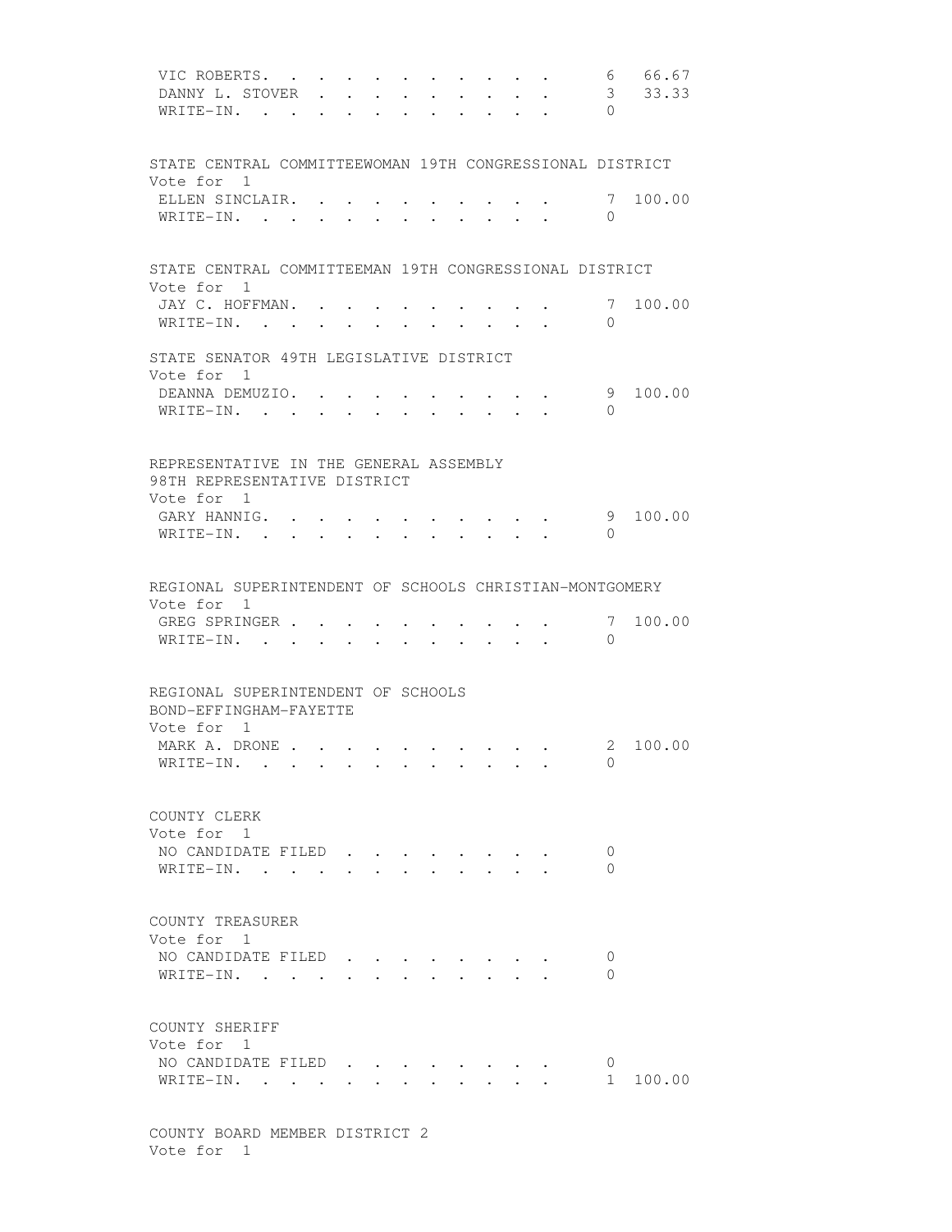| | | |
|---|---|---|
| VIC ROBERTS | 6 | 66.67 |
| DANNY L. STOVER | 3 | 33.33 |
| WRITE-IN | 0 | |

STATE CENTRAL COMMITTEEWOMAN 19TH CONGRESSIONAL DISTRICT
Vote for 1

| | | |
|---|---|---|
| ELLEN SINCLAIR | 7 | 100.00 |
| WRITE-IN | 0 | |

STATE CENTRAL COMMITTEEMAN 19TH CONGRESSIONAL DISTRICT
Vote for 1

| | | |
|---|---|---|
| JAY C. HOFFMAN | 7 | 100.00 |
| WRITE-IN | 0 | |

STATE SENATOR 49TH LEGISLATIVE DISTRICT
Vote for 1

| | | |
|---|---|---|
| DEANNA DEMUZIO | 9 | 100.00 |
| WRITE-IN | 0 | |

REPRESENTATIVE IN THE GENERAL ASSEMBLY
98TH REPRESENTATIVE DISTRICT
Vote for 1

| | | |
|---|---|---|
| GARY HANNIG | 9 | 100.00 |
| WRITE-IN | 0 | |

REGIONAL SUPERINTENDENT OF SCHOOLS CHRISTIAN-MONTGOMERY
Vote for 1

| | | |
|---|---|---|
| GREG SPRINGER | 7 | 100.00 |
| WRITE-IN | 0 | |

REGIONAL SUPERINTENDENT OF SCHOOLS
BOND-EFFINGHAM-FAYETTE
Vote for 1

| | | |
|---|---|---|
| MARK A. DRONE | 2 | 100.00 |
| WRITE-IN | 0 | |

COUNTY CLERK
Vote for 1

| | | |
|---|---|---|
| NO CANDIDATE FILED | 0 | |
| WRITE-IN | 0 | |

COUNTY TREASURER
Vote for 1

| | | |
|---|---|---|
| NO CANDIDATE FILED | 0 | |
| WRITE-IN | 0 | |

COUNTY SHERIFF
Vote for 1

| | | |
|---|---|---|
| NO CANDIDATE FILED | 0 | |
| WRITE-IN | 1 | 100.00 |

COUNTY BOARD MEMBER DISTRICT 2
Vote for 1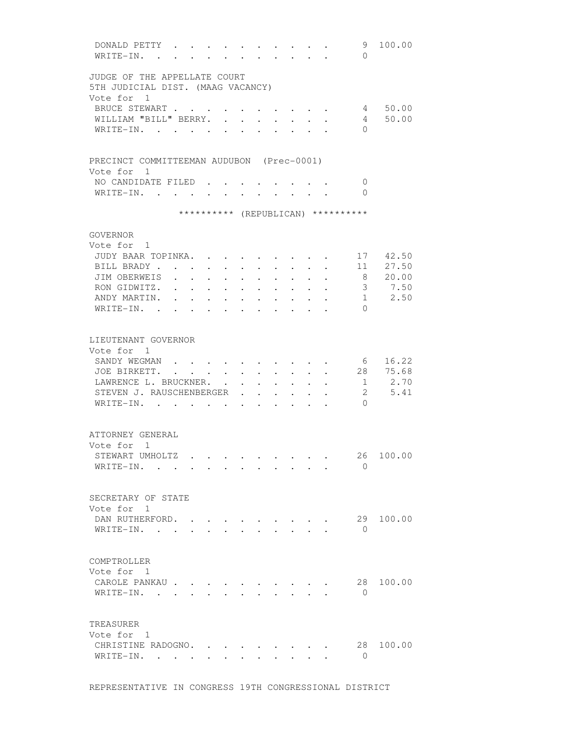| | | |
|---|---|---|
| DONALD PETTY | 9 | 100.00 |
| WRITE-IN. | 0 | |

JUDGE OF THE APPELLATE COURT
5TH JUDICIAL DIST. (MAAG VACANCY)
Vote for 1

| | | |
|---|---|---|
| BRUCE STEWART | 4 | 50.00 |
| WILLIAM "BILL" BERRY. | 4 | 50.00 |
| WRITE-IN. | 0 | |

PRECINCT COMMITTEEMAN AUDUBON (Prec-0001)
Vote for 1

| | | |
|---|---|---|
| NO CANDIDATE FILED | 0 | |
| WRITE-IN. | 0 | |

********** (REPUBLICAN) **********

GOVERNOR
Vote for 1

| | | |
|---|---|---|
| JUDY BAAR TOPINKA. | 17 | 42.50 |
| BILL BRADY | 11 | 27.50 |
| JIM OBERWEIS | 8 | 20.00 |
| RON GIDWITZ. | 3 | 7.50 |
| ANDY MARTIN. | 1 | 2.50 |
| WRITE-IN. | 0 | |

LIEUTENANT GOVERNOR
Vote for 1

| | | |
|---|---|---|
| SANDY WEGMAN | 6 | 16.22 |
| JOE BIRKETT. | 28 | 75.68 |
| LAWRENCE L. BRUCKNER. | 1 | 2.70 |
| STEVEN J. RAUSCHENBERGER | 2 | 5.41 |
| WRITE-IN. | 0 | |

ATTORNEY GENERAL
Vote for 1

| | | |
|---|---|---|
| STEWART UMHOLTZ | 26 | 100.00 |
| WRITE-IN. | 0 | |

SECRETARY OF STATE
Vote for 1

| | | |
|---|---|---|
| DAN RUTHERFORD. | 29 | 100.00 |
| WRITE-IN. | 0 | |

COMPTROLLER
Vote for 1

| | | |
|---|---|---|
| CAROLE PANKAU | 28 | 100.00 |
| WRITE-IN. | 0 | |

TREASURER
Vote for 1

| | | |
|---|---|---|
| CHRISTINE RADOGNO. | 28 | 100.00 |
| WRITE-IN. | 0 | |

REPRESENTATIVE IN CONGRESS 19TH CONGRESSIONAL DISTRICT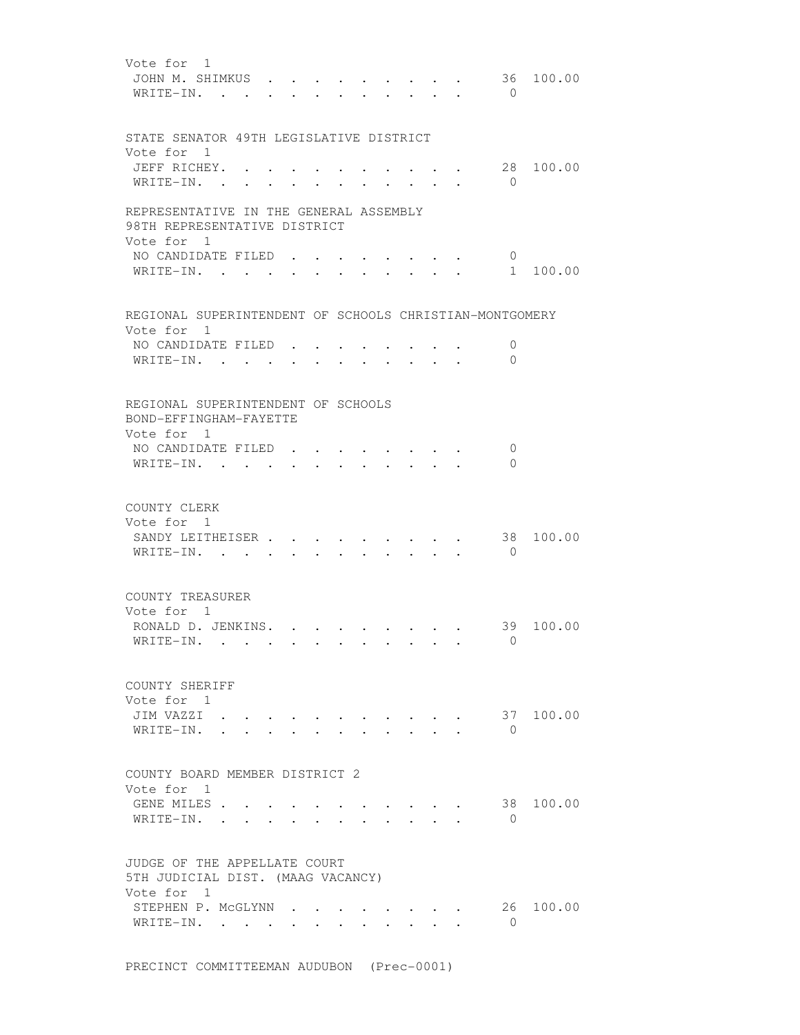Vote for 1

| | | |
|---|---|---|
| JOHN M. SHIMKUS | 36 | 100.00 |
| WRITE-IN. | 0 | |

STATE SENATOR 49TH LEGISLATIVE DISTRICT

Vote for 1

| | | |
|---|---|---|
| JEFF RICHEY. | 28 | 100.00 |
| WRITE-IN. | 0 | |

REPRESENTATIVE IN THE GENERAL ASSEMBLY
98TH REPRESENTATIVE DISTRICT

Vote for 1

| | | |
|---|---|---|
| NO CANDIDATE FILED | 0 | |
| WRITE-IN. | 1 | 100.00 |

REGIONAL SUPERINTENDENT OF SCHOOLS CHRISTIAN-MONTGOMERY

Vote for 1

| | | |
|---|---|---|
| NO CANDIDATE FILED | 0 | |
| WRITE-IN. | 0 | |

REGIONAL SUPERINTENDENT OF SCHOOLS
BOND-EFFINGHAM-FAYETTE

Vote for 1

| | | |
|---|---|---|
| NO CANDIDATE FILED | 0 | |
| WRITE-IN. | 0 | |

COUNTY CLERK

Vote for 1

| | | |
|---|---|---|
| SANDY LEITHEISER | 38 | 100.00 |
| WRITE-IN. | 0 | |

COUNTY TREASURER

Vote for 1

| | | |
|---|---|---|
| RONALD D. JENKINS. | 39 | 100.00 |
| WRITE-IN. | 0 | |

COUNTY SHERIFF

Vote for 1

| | | |
|---|---|---|
| JIM VAZZI | 37 | 100.00 |
| WRITE-IN. | 0 | |

COUNTY BOARD MEMBER DISTRICT 2

Vote for 1

| | | |
|---|---|---|
| GENE MILES | 38 | 100.00 |
| WRITE-IN. | 0 | |

JUDGE OF THE APPELLATE COURT
5TH JUDICIAL DIST. (MAAG VACANCY)

Vote for 1

| | | |
|---|---|---|
| STEPHEN P. McGLYNN | 26 | 100.00 |
| WRITE-IN. | 0 | |

PRECINCT COMMITTEEMAN AUDUBON (Prec-0001)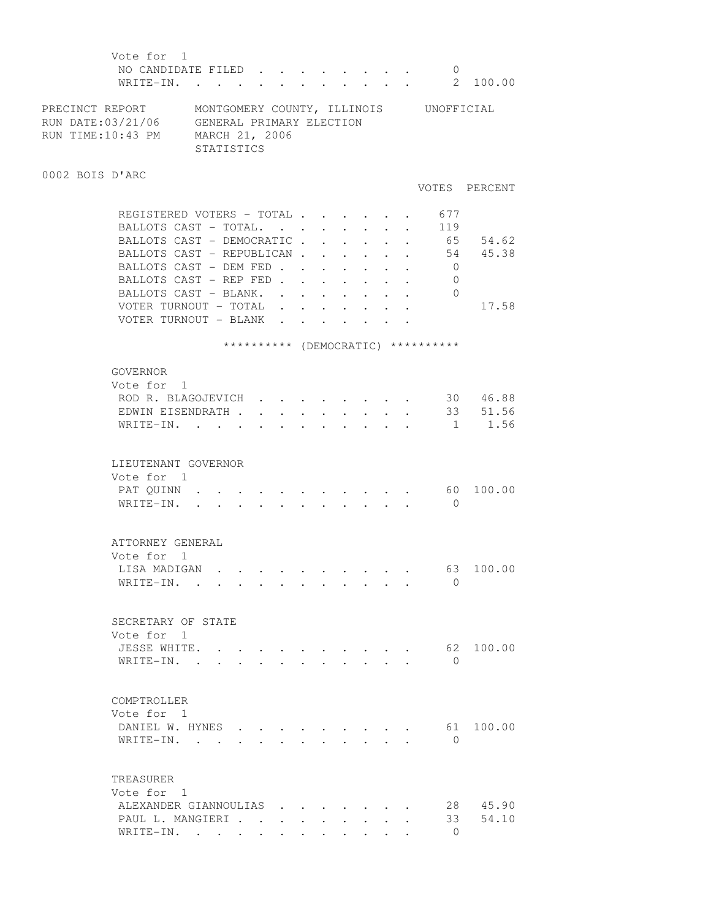Vote for 1

| | VOTES | PERCENT |
|---|---|---|
| NO CANDIDATE FILED | 0 | |
| WRITE-IN. | 2 | 100.00 |

PRECINCT REPORT — MONTGOMERY COUNTY, ILLINOIS — UNOFFICIAL
RUN DATE:03/21/06 — GENERAL PRIMARY ELECTION
RUN TIME:10:43 PM — MARCH 21, 2006
STATISTICS

## 0002 BOIS D'ARC

| | VOTES | PERCENT |
|---|---|---|
| REGISTERED VOTERS - TOTAL | 677 | |
| BALLOTS CAST - TOTAL. | 119 | |
| BALLOTS CAST - DEMOCRATIC | 65 | 54.62 |
| BALLOTS CAST - REPUBLICAN | 54 | 45.38 |
| BALLOTS CAST - DEM FED | 0 | |
| BALLOTS CAST - REP FED | 0 | |
| BALLOTS CAST - BLANK. | 0 | |
| VOTER TURNOUT - TOTAL | | 17.58 |
| VOTER TURNOUT - BLANK | | |

********** (DEMOCRATIC) **********

### GOVERNOR
Vote for 1

| | VOTES | PERCENT |
|---|---|---|
| ROD R. BLAGOJEVICH | 30 | 46.88 |
| EDWIN EISENDRATH | 33 | 51.56 |
| WRITE-IN. | 1 | 1.56 |

### LIEUTENANT GOVERNOR
Vote for 1

| | VOTES | PERCENT |
|---|---|---|
| PAT QUINN | 60 | 100.00 |
| WRITE-IN. | 0 | |

### ATTORNEY GENERAL
Vote for 1

| | VOTES | PERCENT |
|---|---|---|
| LISA MADIGAN | 63 | 100.00 |
| WRITE-IN. | 0 | |

### SECRETARY OF STATE
Vote for 1

| | VOTES | PERCENT |
|---|---|---|
| JESSE WHITE. | 62 | 100.00 |
| WRITE-IN. | 0 | |

### COMPTROLLER
Vote for 1

| | VOTES | PERCENT |
|---|---|---|
| DANIEL W. HYNES | 61 | 100.00 |
| WRITE-IN. | 0 | |

### TREASURER
Vote for 1

| | VOTES | PERCENT |
|---|---|---|
| ALEXANDER GIANNOULIAS | 28 | 45.90 |
| PAUL L. MANGIERI | 33 | 54.10 |
| WRITE-IN. | 0 | |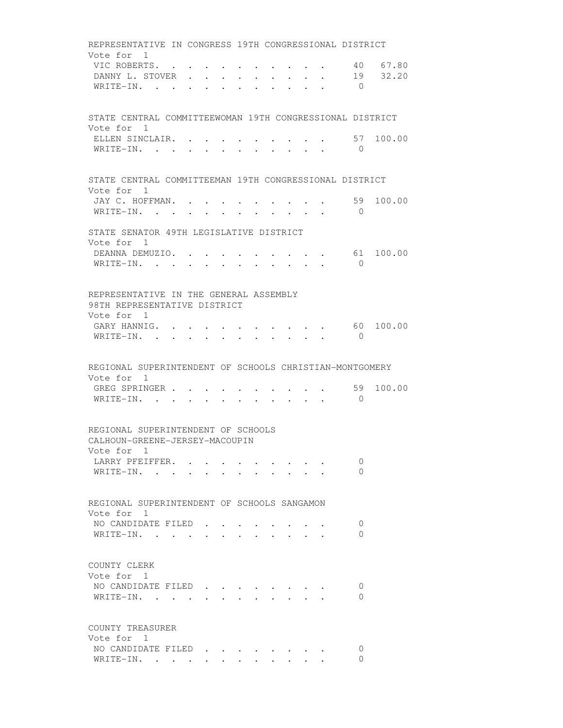REPRESENTATIVE IN CONGRESS 19TH CONGRESSIONAL DISTRICT
Vote for 1

| | Votes | Percent |
|---|---|---|
| VIC ROBERTS | 40 | 67.80 |
| DANNY L. STOVER | 19 | 32.20 |
| WRITE-IN | 0 | |

STATE CENTRAL COMMITTEEWOMAN 19TH CONGRESSIONAL DISTRICT
Vote for 1

| | Votes | Percent |
|---|---|---|
| ELLEN SINCLAIR | 57 | 100.00 |
| WRITE-IN | 0 | |

STATE CENTRAL COMMITTEEMAN 19TH CONGRESSIONAL DISTRICT
Vote for 1

| | Votes | Percent |
|---|---|---|
| JAY C. HOFFMAN | 59 | 100.00 |
| WRITE-IN | 0 | |

STATE SENATOR 49TH LEGISLATIVE DISTRICT
Vote for 1

| | Votes | Percent |
|---|---|---|
| DEANNA DEMUZIO | 61 | 100.00 |
| WRITE-IN | 0 | |

REPRESENTATIVE IN THE GENERAL ASSEMBLY
98TH REPRESENTATIVE DISTRICT
Vote for 1

| | Votes | Percent |
|---|---|---|
| GARY HANNIG | 60 | 100.00 |
| WRITE-IN | 0 | |

REGIONAL SUPERINTENDENT OF SCHOOLS CHRISTIAN-MONTGOMERY
Vote for 1

| | Votes | Percent |
|---|---|---|
| GREG SPRINGER | 59 | 100.00 |
| WRITE-IN | 0 | |

REGIONAL SUPERINTENDENT OF SCHOOLS
CALHOUN-GREENE-JERSEY-MACOUPIN
Vote for 1

| | Votes | Percent |
|---|---|---|
| LARRY PFEIFFER | 0 | |
| WRITE-IN | 0 | |

REGIONAL SUPERINTENDENT OF SCHOOLS SANGAMON
Vote for 1

| | Votes | Percent |
|---|---|---|
| NO CANDIDATE FILED | 0 | |
| WRITE-IN | 0 | |

COUNTY CLERK
Vote for 1

| | Votes | Percent |
|---|---|---|
| NO CANDIDATE FILED | 0 | |
| WRITE-IN | 0 | |

COUNTY TREASURER
Vote for 1

| | Votes | Percent |
|---|---|---|
| NO CANDIDATE FILED | 0 | |
| WRITE-IN | 0 | |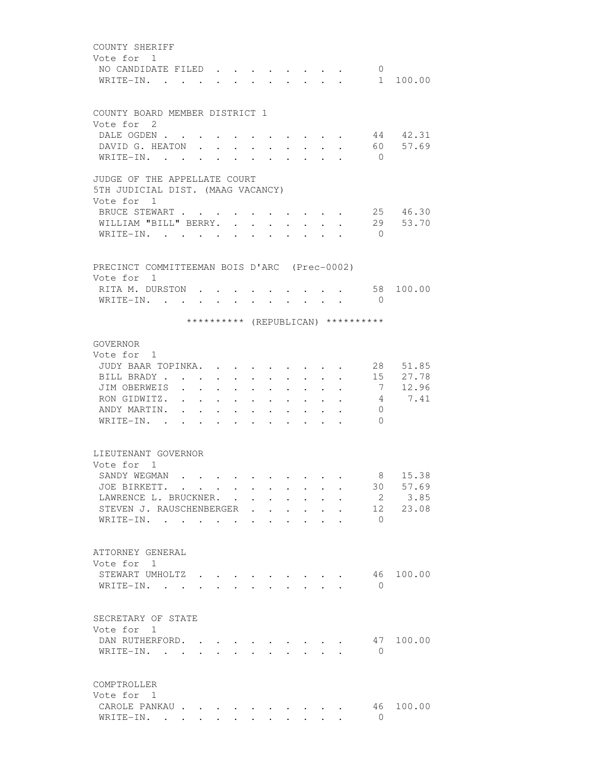COUNTY SHERIFF
Vote for 1

| Candidate | Votes | Percent |
|---|---|---|
| NO CANDIDATE FILED | 0 | |
| WRITE-IN. | 1 | 100.00 |

COUNTY BOARD MEMBER DISTRICT 1
Vote for 2

| Candidate | Votes | Percent |
|---|---|---|
| DALE OGDEN | 44 | 42.31 |
| DAVID G. HEATON | 60 | 57.69 |
| WRITE-IN. | 0 | |

JUDGE OF THE APPELLATE COURT
5TH JUDICIAL DIST. (MAAG VACANCY)
Vote for 1

| Candidate | Votes | Percent |
|---|---|---|
| BRUCE STEWART | 25 | 46.30 |
| WILLIAM "BILL" BERRY. | 29 | 53.70 |
| WRITE-IN. | 0 | |

PRECINCT COMMITTEEMAN BOIS D'ARC (Prec-0002)
Vote for 1

| Candidate | Votes | Percent |
|---|---|---|
| RITA M. DURSTON | 58 | 100.00 |
| WRITE-IN. | 0 | |

********** (REPUBLICAN) **********

GOVERNOR
Vote for 1

| Candidate | Votes | Percent |
|---|---|---|
| JUDY BAAR TOPINKA. | 28 | 51.85 |
| BILL BRADY | 15 | 27.78 |
| JIM OBERWEIS | 7 | 12.96 |
| RON GIDWITZ. | 4 | 7.41 |
| ANDY MARTIN. | 0 | |
| WRITE-IN. | 0 | |

LIEUTENANT GOVERNOR
Vote for 1

| Candidate | Votes | Percent |
|---|---|---|
| SANDY WEGMAN | 8 | 15.38 |
| JOE BIRKETT. | 30 | 57.69 |
| LAWRENCE L. BRUCKNER. | 2 | 3.85 |
| STEVEN J. RAUSCHENBERGER | 12 | 23.08 |
| WRITE-IN. | 0 | |

ATTORNEY GENERAL
Vote for 1

| Candidate | Votes | Percent |
|---|---|---|
| STEWART UMHOLTZ | 46 | 100.00 |
| WRITE-IN. | 0 | |

SECRETARY OF STATE
Vote for 1

| Candidate | Votes | Percent |
|---|---|---|
| DAN RUTHERFORD. | 47 | 100.00 |
| WRITE-IN. | 0 | |

COMPTROLLER
Vote for 1

| Candidate | Votes | Percent |
|---|---|---|
| CAROLE PANKAU | 46 | 100.00 |
| WRITE-IN. | 0 | |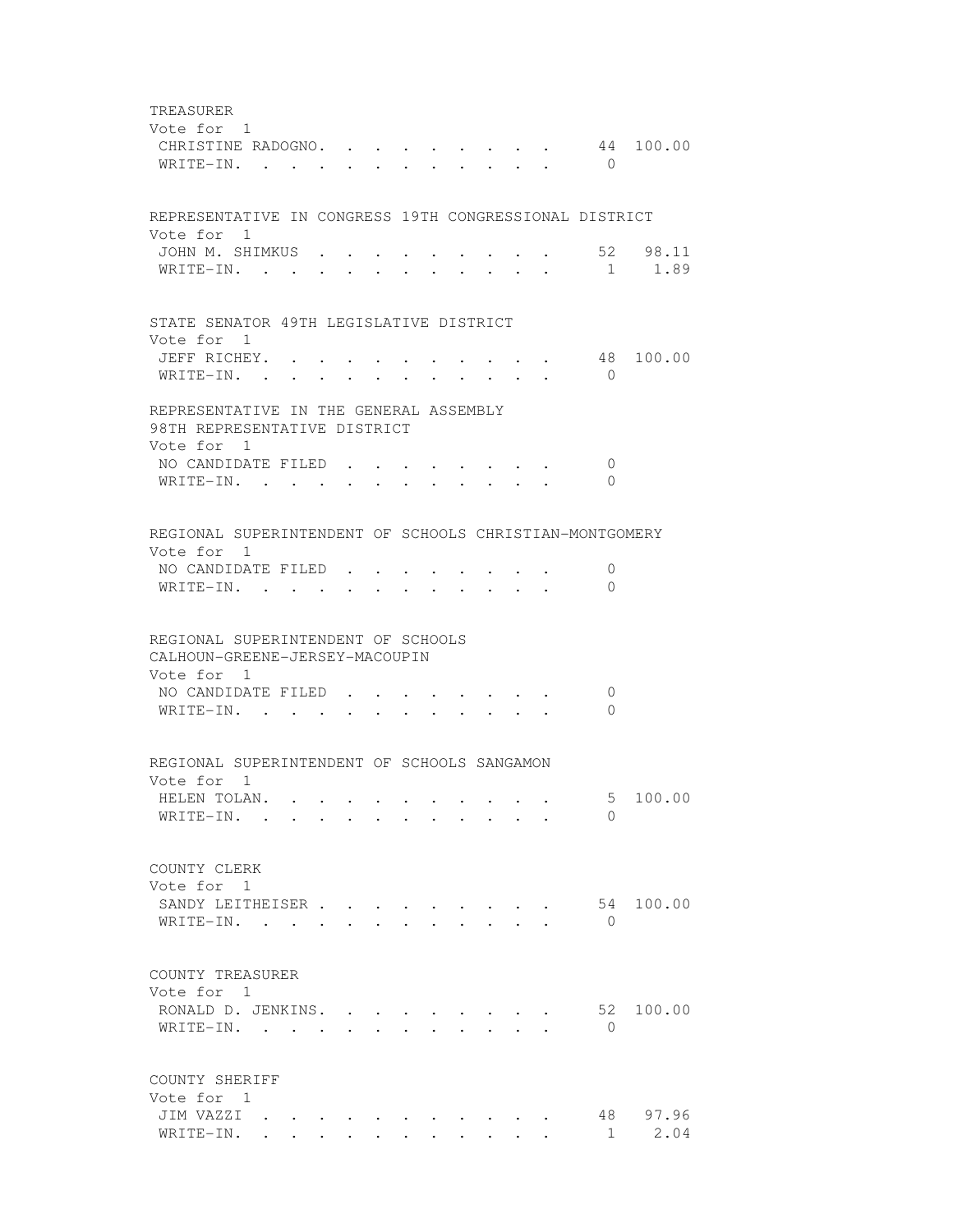TREASURER
Vote for 1

| | | |
|---|---|---|
| CHRISTINE RADOGNO | 44 | 100.00 |
| WRITE-IN | 0 | |

REPRESENTATIVE IN CONGRESS 19TH CONGRESSIONAL DISTRICT
Vote for 1

| | | |
|---|---|---|
| JOHN M. SHIMKUS | 52 | 98.11 |
| WRITE-IN | 1 | 1.89 |

STATE SENATOR 49TH LEGISLATIVE DISTRICT
Vote for 1

| | | |
|---|---|---|
| JEFF RICHEY | 48 | 100.00 |
| WRITE-IN | 0 | |

REPRESENTATIVE IN THE GENERAL ASSEMBLY
98TH REPRESENTATIVE DISTRICT
Vote for 1

| | | |
|---|---|---|
| NO CANDIDATE FILED | 0 | |
| WRITE-IN | 0 | |

REGIONAL SUPERINTENDENT OF SCHOOLS CHRISTIAN-MONTGOMERY
Vote for 1

| | | |
|---|---|---|
| NO CANDIDATE FILED | 0 | |
| WRITE-IN | 0 | |

REGIONAL SUPERINTENDENT OF SCHOOLS
CALHOUN-GREENE-JERSEY-MACOUPIN
Vote for 1

| | | |
|---|---|---|
| NO CANDIDATE FILED | 0 | |
| WRITE-IN | 0 | |

REGIONAL SUPERINTENDENT OF SCHOOLS SANGAMON
Vote for 1

| | | |
|---|---|---|
| HELEN TOLAN | 5 | 100.00 |
| WRITE-IN | 0 | |

COUNTY CLERK
Vote for 1

| | | |
|---|---|---|
| SANDY LEITHEISER | 54 | 100.00 |
| WRITE-IN | 0 | |

COUNTY TREASURER
Vote for 1

| | | |
|---|---|---|
| RONALD D. JENKINS | 52 | 100.00 |
| WRITE-IN | 0 | |

COUNTY SHERIFF
Vote for 1

| | | |
|---|---|---|
| JIM VAZZI | 48 | 97.96 |
| WRITE-IN | 1 | 2.04 |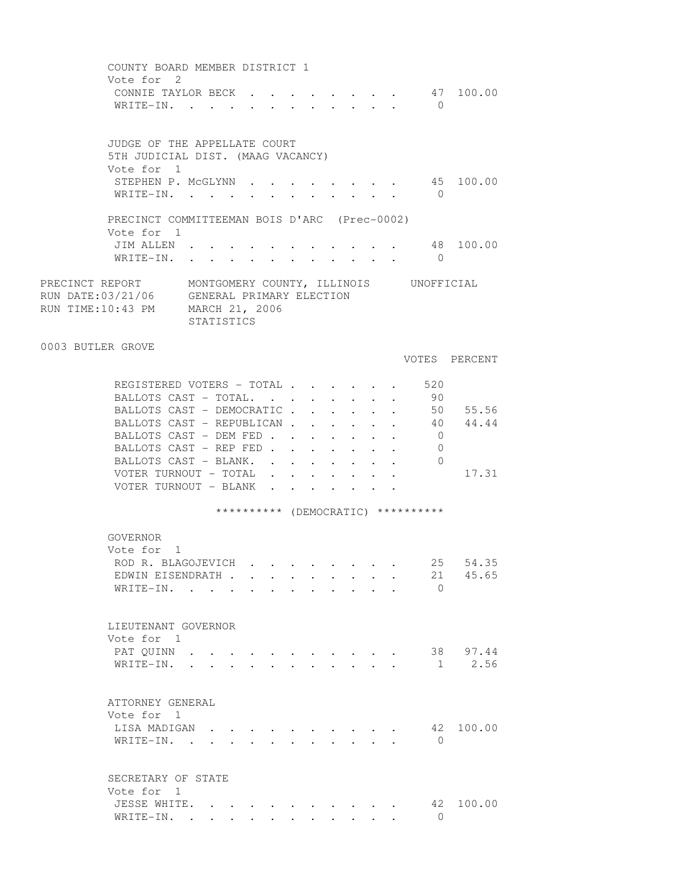COUNTY BOARD MEMBER DISTRICT 1
Vote for 2

| Candidate | Votes | Percent |
|---|---|---|
| CONNIE TAYLOR BECK | 47 | 100.00 |
| WRITE-IN. | 0 | |

JUDGE OF THE APPELLATE COURT
5TH JUDICIAL DIST. (MAAG VACANCY)
Vote for 1

| Candidate | Votes | Percent |
|---|---|---|
| STEPHEN P. McGLYNN | 45 | 100.00 |
| WRITE-IN. | 0 | |

PRECINCT COMMITTEEMAN BOIS D'ARC (Prec-0002)
Vote for 1

| Candidate | Votes | Percent |
|---|---|---|
| JIM ALLEN | 48 | 100.00 |
| WRITE-IN. | 0 | |

PRECINCT REPORT MONTGOMERY COUNTY, ILLINOIS UNOFFICIAL
RUN DATE:03/21/06 GENERAL PRIMARY ELECTION
RUN TIME:10:43 PM MARCH 21, 2006
STATISTICS

## 0003 BUTLER GROVE

| | VOTES | PERCENT |
|---|---|---|
| REGISTERED VOTERS - TOTAL | 520 | |
| BALLOTS CAST - TOTAL. | 90 | |
| BALLOTS CAST - DEMOCRATIC | 50 | 55.56 |
| BALLOTS CAST - REPUBLICAN | 40 | 44.44 |
| BALLOTS CAST - DEM FED | 0 | |
| BALLOTS CAST - REP FED | 0 | |
| BALLOTS CAST - BLANK. | 0 | |
| VOTER TURNOUT - TOTAL | | 17.31 |
| VOTER TURNOUT - BLANK | | |

********** (DEMOCRATIC) **********

GOVERNOR
Vote for 1

| Candidate | Votes | Percent |
|---|---|---|
| ROD R. BLAGOJEVICH | 25 | 54.35 |
| EDWIN EISENDRATH | 21 | 45.65 |
| WRITE-IN. | 0 | |

LIEUTENANT GOVERNOR
Vote for 1

| Candidate | Votes | Percent |
|---|---|---|
| PAT QUINN | 38 | 97.44 |
| WRITE-IN. | 1 | 2.56 |

ATTORNEY GENERAL
Vote for 1

| Candidate | Votes | Percent |
|---|---|---|
| LISA MADIGAN | 42 | 100.00 |
| WRITE-IN. | 0 | |

SECRETARY OF STATE
Vote for 1

| Candidate | Votes | Percent |
|---|---|---|
| JESSE WHITE. | 42 | 100.00 |
| WRITE-IN. | 0 | |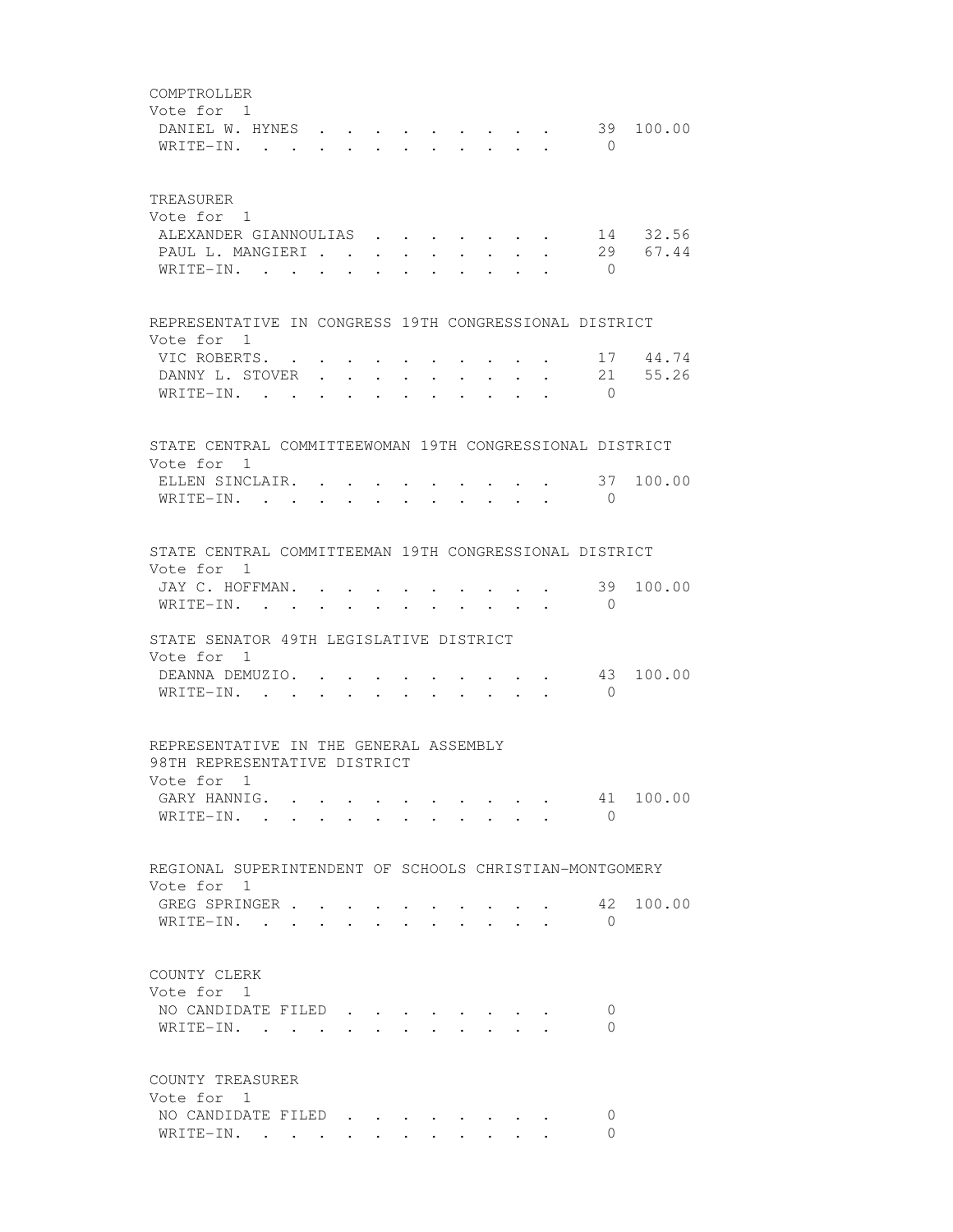COMPTROLLER
Vote for 1

| | | |
|---|---|---|
| DANIEL W. HYNES | 39 | 100.00 |
| WRITE-IN. | 0 | |

TREASURER
Vote for 1

| | | |
|---|---|---|
| ALEXANDER GIANNOULIAS | 14 | 32.56 |
| PAUL L. MANGIERI | 29 | 67.44 |
| WRITE-IN. | 0 | |

REPRESENTATIVE IN CONGRESS 19TH CONGRESSIONAL DISTRICT
Vote for 1

| | | |
|---|---|---|
| VIC ROBERTS. | 17 | 44.74 |
| DANNY L. STOVER | 21 | 55.26 |
| WRITE-IN. | 0 | |

STATE CENTRAL COMMITTEEWOMAN 19TH CONGRESSIONAL DISTRICT
Vote for 1

| | | |
|---|---|---|
| ELLEN SINCLAIR. | 37 | 100.00 |
| WRITE-IN. | 0 | |

STATE CENTRAL COMMITTEEMAN 19TH CONGRESSIONAL DISTRICT
Vote for 1

| | | |
|---|---|---|
| JAY C. HOFFMAN. | 39 | 100.00 |
| WRITE-IN. | 0 | |

STATE SENATOR 49TH LEGISLATIVE DISTRICT
Vote for 1

| | | |
|---|---|---|
| DEANNA DEMUZIO. | 43 | 100.00 |
| WRITE-IN. | 0 | |

REPRESENTATIVE IN THE GENERAL ASSEMBLY
98TH REPRESENTATIVE DISTRICT
Vote for 1

| | | |
|---|---|---|
| GARY HANNIG. | 41 | 100.00 |
| WRITE-IN. | 0 | |

REGIONAL SUPERINTENDENT OF SCHOOLS CHRISTIAN-MONTGOMERY
Vote for 1

| | | |
|---|---|---|
| GREG SPRINGER | 42 | 100.00 |
| WRITE-IN. | 0 | |

COUNTY CLERK
Vote for 1

| | | |
|---|---|---|
| NO CANDIDATE FILED | 0 | |
| WRITE-IN. | 0 | |

COUNTY TREASURER
Vote for 1

| | | |
|---|---|---|
| NO CANDIDATE FILED | 0 | |
| WRITE-IN. | 0 | |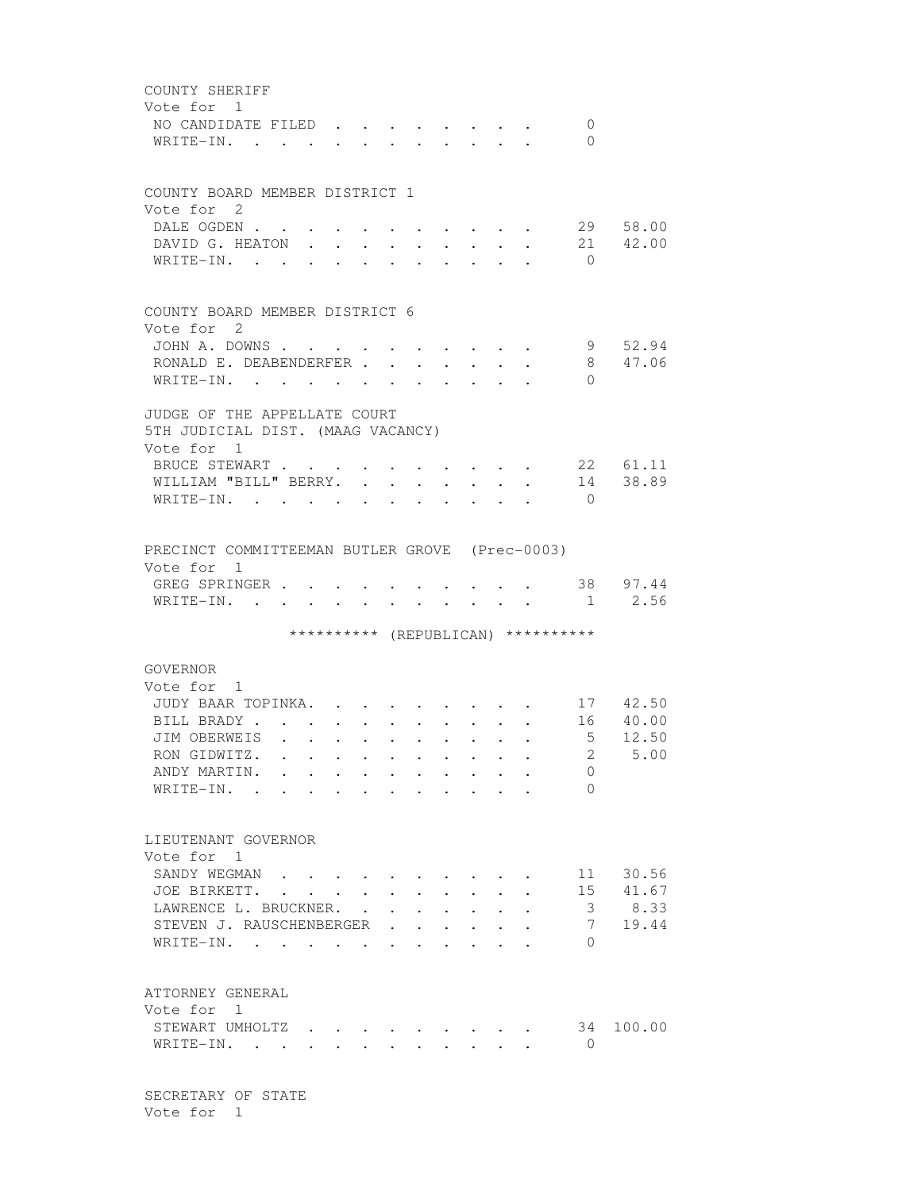COUNTY SHERIFF
Vote for 1

| | | |
|---|---|---|
| NO CANDIDATE FILED | 0 | |
| WRITE-IN. | 0 | |

COUNTY BOARD MEMBER DISTRICT 1
Vote for 2

| | | |
|---|---|---|
| DALE OGDEN | 29 | 58.00 |
| DAVID G. HEATON | 21 | 42.00 |
| WRITE-IN. | 0 | |

COUNTY BOARD MEMBER DISTRICT 6
Vote for 2

| | | |
|---|---|---|
| JOHN A. DOWNS | 9 | 52.94 |
| RONALD E. DEABENDERFER | 8 | 47.06 |
| WRITE-IN. | 0 | |

JUDGE OF THE APPELLATE COURT
5TH JUDICIAL DIST. (MAAG VACANCY)
Vote for 1

| | | |
|---|---|---|
| BRUCE STEWART | 22 | 61.11 |
| WILLIAM "BILL" BERRY. | 14 | 38.89 |
| WRITE-IN. | 0 | |

PRECINCT COMMITTEEMAN BUTLER GROVE (Prec-0003)
Vote for 1

| | | |
|---|---|---|
| GREG SPRINGER | 38 | 97.44 |
| WRITE-IN. | 1 | 2.56 |

********** (REPUBLICAN) **********

GOVERNOR
Vote for 1

| | | |
|---|---|---|
| JUDY BAAR TOPINKA. | 17 | 42.50 |
| BILL BRADY | 16 | 40.00 |
| JIM OBERWEIS | 5 | 12.50 |
| RON GIDWITZ. | 2 | 5.00 |
| ANDY MARTIN. | 0 | |
| WRITE-IN. | 0 | |

LIEUTENANT GOVERNOR
Vote for 1

| | | |
|---|---|---|
| SANDY WEGMAN | 11 | 30.56 |
| JOE BIRKETT. | 15 | 41.67 |
| LAWRENCE L. BRUCKNER. | 3 | 8.33 |
| STEVEN J. RAUSCHENBERGER | 7 | 19.44 |
| WRITE-IN. | 0 | |

ATTORNEY GENERAL
Vote for 1

| | | |
|---|---|---|
| STEWART UMHOLTZ | 34 | 100.00 |
| WRITE-IN. | 0 | |

SECRETARY OF STATE
Vote for 1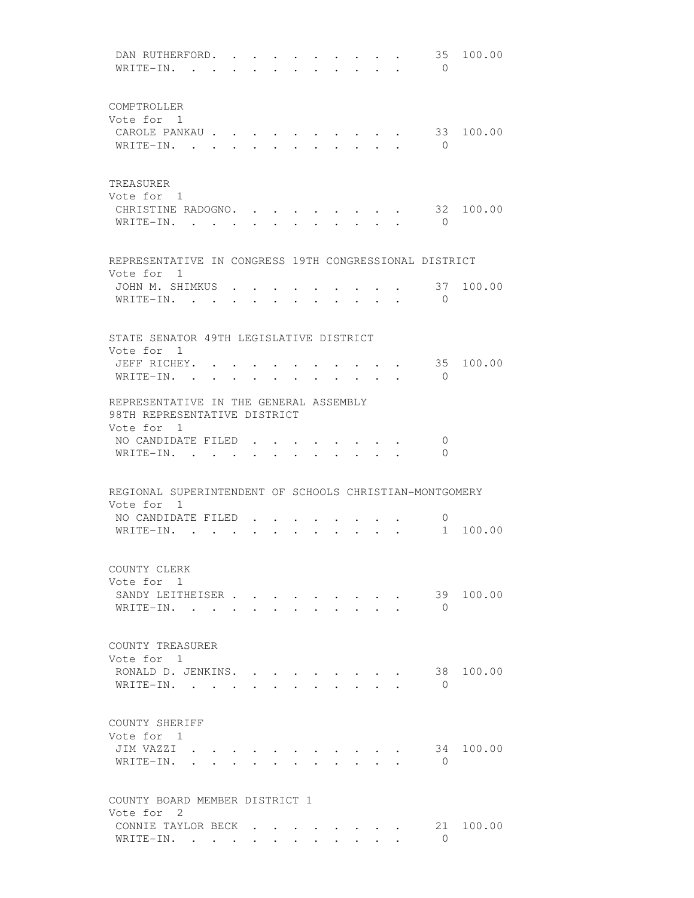DAN RUTHERFORD. . . . . . . . . . . 35 100.00
WRITE-IN. . . . . . . . . . . . . 0

COMPTROLLER
Vote for 1
CAROLE PANKAU . . . . . . . . . . . 33 100.00
WRITE-IN. . . . . . . . . . . . . 0

TREASURER
Vote for 1
CHRISTINE RADOGNO. . . . . . . . . . 32 100.00
WRITE-IN. . . . . . . . . . . . . 0

REPRESENTATIVE IN CONGRESS 19TH CONGRESSIONAL DISTRICT
Vote for 1
JOHN M. SHIMKUS . . . . . . . . . . 37 100.00
WRITE-IN. . . . . . . . . . . . . 0

STATE SENATOR 49TH LEGISLATIVE DISTRICT
Vote for 1
JEFF RICHEY. . . . . . . . . . . . 35 100.00
WRITE-IN. . . . . . . . . . . . . 0

REPRESENTATIVE IN THE GENERAL ASSEMBLY
98TH REPRESENTATIVE DISTRICT
Vote for 1
NO CANDIDATE FILED . . . . . . . . . 0
WRITE-IN. . . . . . . . . . . . . 0

REGIONAL SUPERINTENDENT OF SCHOOLS CHRISTIAN-MONTGOMERY
Vote for 1
NO CANDIDATE FILED . . . . . . . . . 0
WRITE-IN. . . . . . . . . . . . . 1 100.00

COUNTY CLERK
Vote for 1
SANDY LEITHEISER . . . . . . . . . . 39 100.00
WRITE-IN. . . . . . . . . . . . . 0

COUNTY TREASURER
Vote for 1
RONALD D. JENKINS. . . . . . . . . . 38 100.00
WRITE-IN. . . . . . . . . . . . . 0

COUNTY SHERIFF
Vote for 1
JIM VAZZI . . . . . . . . . . . . 34 100.00
WRITE-IN. . . . . . . . . . . . . 0

COUNTY BOARD MEMBER DISTRICT 1
Vote for 2
CONNIE TAYLOR BECK . . . . . . . . . 21 100.00
WRITE-IN. . . . . . . . . . . . . 0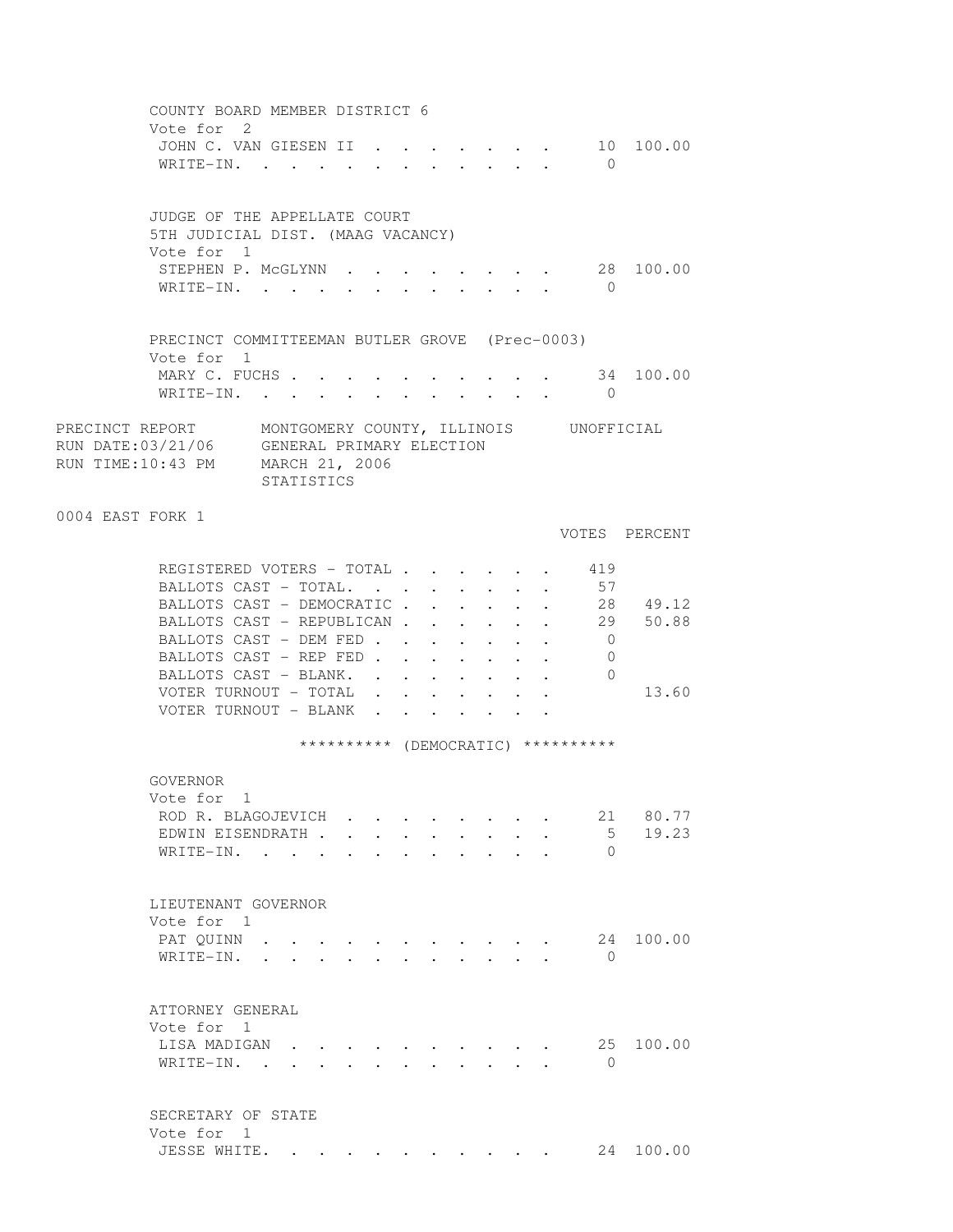COUNTY BOARD MEMBER DISTRICT 6
Vote for 2

| | VOTES | PERCENT |
|---|---|---|
| JOHN C. VAN GIESEN II | 10 | 100.00 |
| WRITE-IN. | 0 | |

JUDGE OF THE APPELLATE COURT
5TH JUDICIAL DIST. (MAAG VACANCY)
Vote for 1

| | VOTES | PERCENT |
|---|---|---|
| STEPHEN P. McGLYNN | 28 | 100.00 |
| WRITE-IN. | 0 | |

PRECINCT COMMITTEEMAN BUTLER GROVE (Prec-0003)
Vote for 1

| | VOTES | PERCENT |
|---|---|---|
| MARY C. FUCHS | 34 | 100.00 |
| WRITE-IN. | 0 | |

PRECINCT REPORT MONTGOMERY COUNTY, ILLINOIS UNOFFICIAL
RUN DATE:03/21/06 GENERAL PRIMARY ELECTION
RUN TIME:10:43 PM MARCH 21, 2006
STATISTICS

## 0004 EAST FORK 1

| | VOTES | PERCENT |
|---|---|---|
| REGISTERED VOTERS - TOTAL | 419 | |
| BALLOTS CAST - TOTAL. | 57 | |
| BALLOTS CAST - DEMOCRATIC | 28 | 49.12 |
| BALLOTS CAST - REPUBLICAN | 29 | 50.88 |
| BALLOTS CAST - DEM FED | 0 | |
| BALLOTS CAST - REP FED | 0 | |
| BALLOTS CAST - BLANK. | 0 | |
| VOTER TURNOUT - TOTAL | | 13.60 |
| VOTER TURNOUT - BLANK | | |

********** (DEMOCRATIC) **********

GOVERNOR
Vote for 1

| | VOTES | PERCENT |
|---|---|---|
| ROD R. BLAGOJEVICH | 21 | 80.77 |
| EDWIN EISENDRATH | 5 | 19.23 |
| WRITE-IN. | 0 | |

LIEUTENANT GOVERNOR
Vote for 1

| | VOTES | PERCENT |
|---|---|---|
| PAT QUINN | 24 | 100.00 |
| WRITE-IN. | 0 | |

ATTORNEY GENERAL
Vote for 1

| | VOTES | PERCENT |
|---|---|---|
| LISA MADIGAN | 25 | 100.00 |
| WRITE-IN. | 0 | |

SECRETARY OF STATE
Vote for 1

| | VOTES | PERCENT |
|---|---|---|
| JESSE WHITE. | 24 | 100.00 |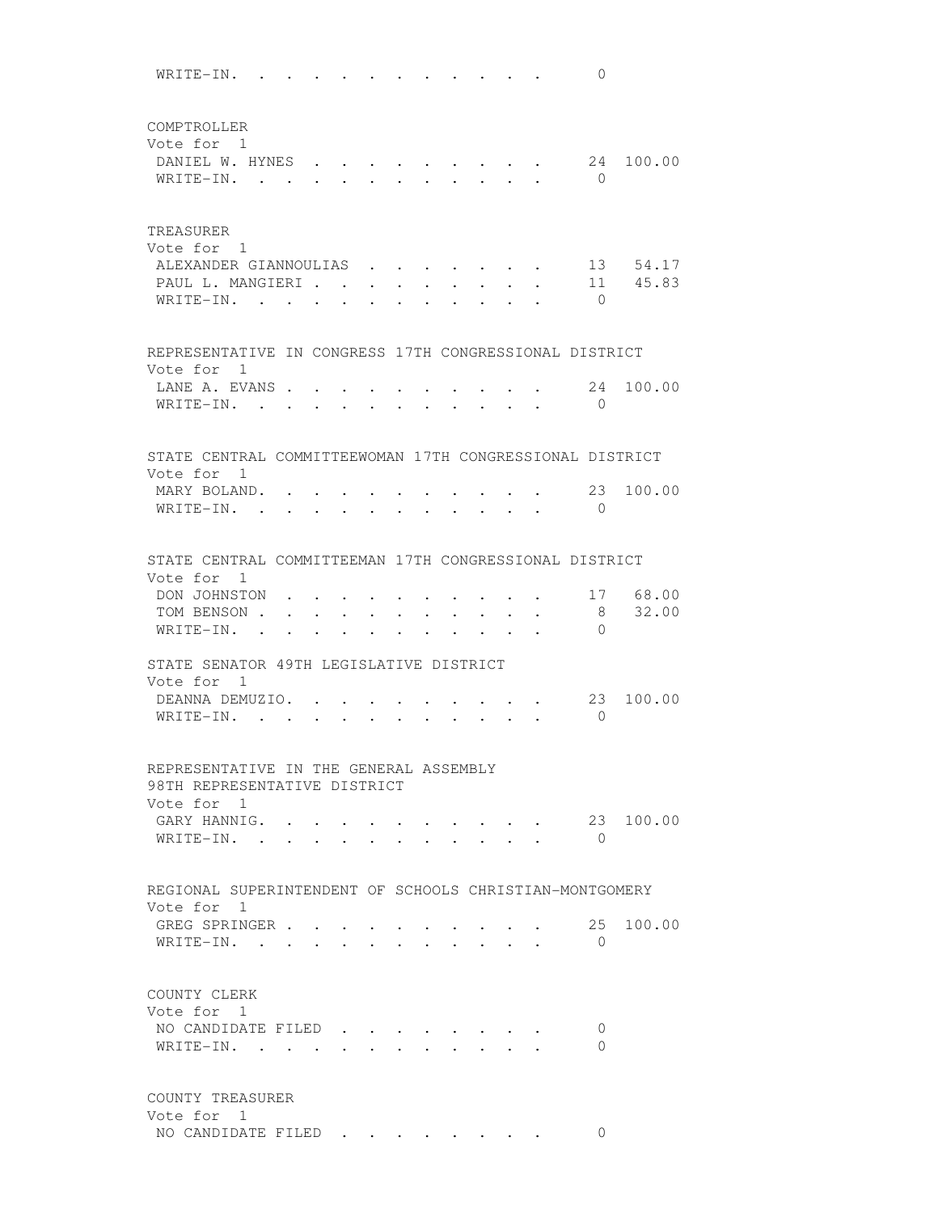WRITE-IN. . . . . . . . . . . . . 0

COMPTROLLER
Vote for 1

| Candidate | Votes | Percent |
|---|---|---|
| DANIEL W. HYNES | 24 | 100.00 |
| WRITE-IN. | 0 | |

TREASURER
Vote for 1

| Candidate | Votes | Percent |
|---|---|---|
| ALEXANDER GIANNOULIAS | 13 | 54.17 |
| PAUL L. MANGIERI | 11 | 45.83 |
| WRITE-IN. | 0 | |

REPRESENTATIVE IN CONGRESS 17TH CONGRESSIONAL DISTRICT
Vote for 1

| Candidate | Votes | Percent |
|---|---|---|
| LANE A. EVANS | 24 | 100.00 |
| WRITE-IN. | 0 | |

STATE CENTRAL COMMITTEEWOMAN 17TH CONGRESSIONAL DISTRICT
Vote for 1

| Candidate | Votes | Percent |
|---|---|---|
| MARY BOLAND. | 23 | 100.00 |
| WRITE-IN. | 0 | |

STATE CENTRAL COMMITTEEMAN 17TH CONGRESSIONAL DISTRICT
Vote for 1

| Candidate | Votes | Percent |
|---|---|---|
| DON JOHNSTON | 17 | 68.00 |
| TOM BENSON | 8 | 32.00 |
| WRITE-IN. | 0 | |

STATE SENATOR 49TH LEGISLATIVE DISTRICT
Vote for 1

| Candidate | Votes | Percent |
|---|---|---|
| DEANNA DEMUZIO. | 23 | 100.00 |
| WRITE-IN. | 0 | |

REPRESENTATIVE IN THE GENERAL ASSEMBLY
98TH REPRESENTATIVE DISTRICT
Vote for 1

| Candidate | Votes | Percent |
|---|---|---|
| GARY HANNIG. | 23 | 100.00 |
| WRITE-IN. | 0 | |

REGIONAL SUPERINTENDENT OF SCHOOLS CHRISTIAN-MONTGOMERY
Vote for 1

| Candidate | Votes | Percent |
|---|---|---|
| GREG SPRINGER | 25 | 100.00 |
| WRITE-IN. | 0 | |

COUNTY CLERK
Vote for 1

| Candidate | Votes | Percent |
|---|---|---|
| NO CANDIDATE FILED | 0 | |
| WRITE-IN. | 0 | |

COUNTY TREASURER
Vote for 1

| Candidate | Votes | Percent |
|---|---|---|
| NO CANDIDATE FILED | 0 | |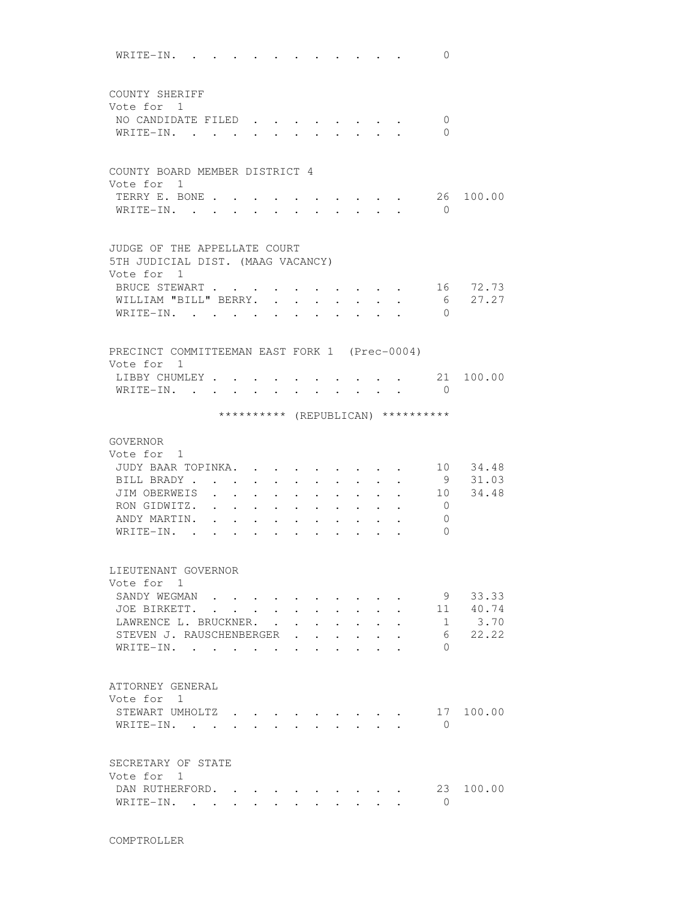WRITE-IN. . . . . . . . . . . . . 0

COUNTY SHERIFF
Vote for 1

| Candidate | Votes | Percent |
|---|---|---|
| NO CANDIDATE FILED | 0 | |
| WRITE-IN. | 0 | |

COUNTY BOARD MEMBER DISTRICT 4
Vote for 1

| Candidate | Votes | Percent |
|---|---|---|
| TERRY E. BONE | 26 | 100.00 |
| WRITE-IN. | 0 | |

JUDGE OF THE APPELLATE COURT
5TH JUDICIAL DIST. (MAAG VACANCY)
Vote for 1

| Candidate | Votes | Percent |
|---|---|---|
| BRUCE STEWART | 16 | 72.73 |
| WILLIAM "BILL" BERRY. | 6 | 27.27 |
| WRITE-IN. | 0 | |

PRECINCT COMMITTEEMAN EAST FORK 1 (Prec-0004)
Vote for 1

| Candidate | Votes | Percent |
|---|---|---|
| LIBBY CHUMLEY | 21 | 100.00 |
| WRITE-IN. | 0 | |

********** (REPUBLICAN) **********

GOVERNOR
Vote for 1

| Candidate | Votes | Percent |
|---|---|---|
| JUDY BAAR TOPINKA. | 10 | 34.48 |
| BILL BRADY | 9 | 31.03 |
| JIM OBERWEIS | 10 | 34.48 |
| RON GIDWITZ. | 0 | |
| ANDY MARTIN. | 0 | |
| WRITE-IN. | 0 | |

LIEUTENANT GOVERNOR
Vote for 1

| Candidate | Votes | Percent |
|---|---|---|
| SANDY WEGMAN | 9 | 33.33 |
| JOE BIRKETT. | 11 | 40.74 |
| LAWRENCE L. BRUCKNER. | 1 | 3.70 |
| STEVEN J. RAUSCHENBERGER | 6 | 22.22 |
| WRITE-IN. | 0 | |

ATTORNEY GENERAL
Vote for 1

| Candidate | Votes | Percent |
|---|---|---|
| STEWART UMHOLTZ | 17 | 100.00 |
| WRITE-IN. | 0 | |

SECRETARY OF STATE
Vote for 1

| Candidate | Votes | Percent |
|---|---|---|
| DAN RUTHERFORD. | 23 | 100.00 |
| WRITE-IN. | 0 | |

COMPTROLLER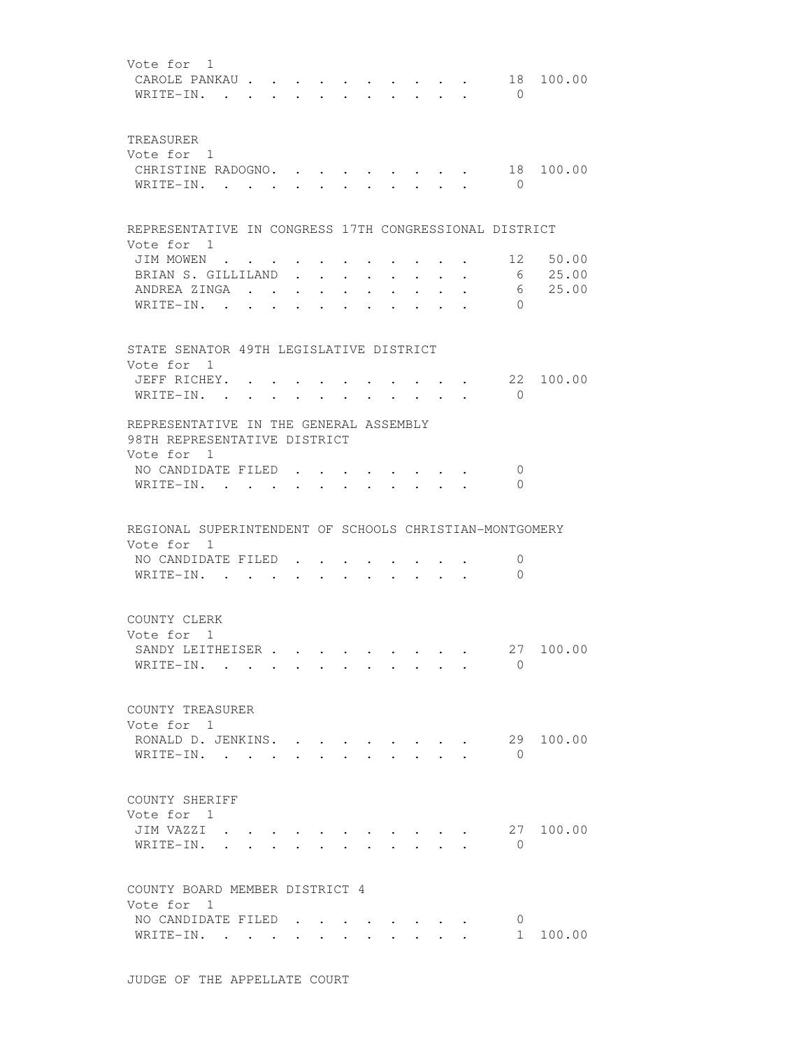Vote for 1

| | | |
|---|---|---|
| CAROLE PANKAU | 18 | 100.00 |
| WRITE-IN. | 0 | |

TREASURER
Vote for 1

| | | |
|---|---|---|
| CHRISTINE RADOGNO. | 18 | 100.00 |
| WRITE-IN. | 0 | |

REPRESENTATIVE IN CONGRESS 17TH CONGRESSIONAL DISTRICT
Vote for 1

| | | |
|---|---|---|
| JIM MOWEN | 12 | 50.00 |
| BRIAN S. GILLILAND | 6 | 25.00 |
| ANDREA ZINGA | 6 | 25.00 |
| WRITE-IN. | 0 | |

STATE SENATOR 49TH LEGISLATIVE DISTRICT
Vote for 1

| | | |
|---|---|---|
| JEFF RICHEY. | 22 | 100.00 |
| WRITE-IN. | 0 | |

REPRESENTATIVE IN THE GENERAL ASSEMBLY
98TH REPRESENTATIVE DISTRICT
Vote for 1

| | | |
|---|---|---|
| NO CANDIDATE FILED | 0 | |
| WRITE-IN. | 0 | |

REGIONAL SUPERINTENDENT OF SCHOOLS CHRISTIAN-MONTGOMERY
Vote for 1

| | | |
|---|---|---|
| NO CANDIDATE FILED | 0 | |
| WRITE-IN. | 0 | |

COUNTY CLERK
Vote for 1

| | | |
|---|---|---|
| SANDY LEITHEISER | 27 | 100.00 |
| WRITE-IN. | 0 | |

COUNTY TREASURER
Vote for 1

| | | |
|---|---|---|
| RONALD D. JENKINS. | 29 | 100.00 |
| WRITE-IN. | 0 | |

COUNTY SHERIFF
Vote for 1

| | | |
|---|---|---|
| JIM VAZZI | 27 | 100.00 |
| WRITE-IN. | 0 | |

COUNTY BOARD MEMBER DISTRICT 4
Vote for 1

| | | |
|---|---|---|
| NO CANDIDATE FILED | 0 | |
| WRITE-IN. | 1 | 100.00 |

JUDGE OF THE APPELLATE COURT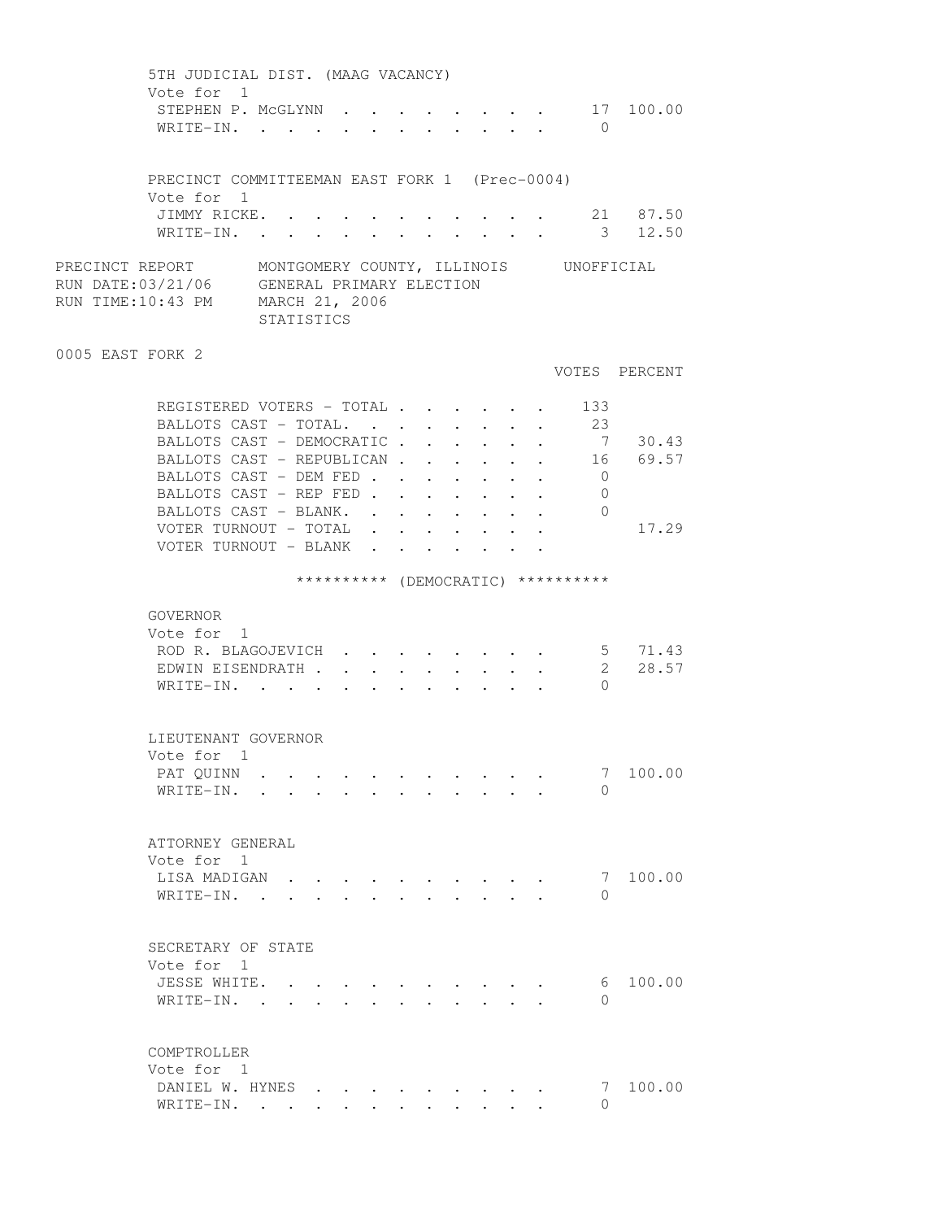5TH JUDICIAL DIST. (MAAG VACANCY)
Vote for 1

| | VOTES | PERCENT |
|---|---|---|
| STEPHEN P. McGLYNN | 17 | 100.00 |
| WRITE-IN. | 0 | |

PRECINCT COMMITTEEMAN EAST FORK 1 (Prec-0004)
Vote for 1

| | VOTES | PERCENT |
|---|---|---|
| JIMMY RICKE. | 21 | 87.50 |
| WRITE-IN. | 3 | 12.50 |

PRECINCT REPORT — MONTGOMERY COUNTY, ILLINOIS — UNOFFICIAL
RUN DATE:03/21/06 — GENERAL PRIMARY ELECTION
RUN TIME:10:43 PM — MARCH 21, 2006
STATISTICS

## 0005 EAST FORK 2

| | VOTES | PERCENT |
|---|---|---|
| REGISTERED VOTERS - TOTAL | 133 | |
| BALLOTS CAST - TOTAL. | 23 | |
| BALLOTS CAST - DEMOCRATIC | 7 | 30.43 |
| BALLOTS CAST - REPUBLICAN | 16 | 69.57 |
| BALLOTS CAST - DEM FED | 0 | |
| BALLOTS CAST - REP FED | 0 | |
| BALLOTS CAST - BLANK. | 0 | |
| VOTER TURNOUT - TOTAL | | 17.29 |
| VOTER TURNOUT - BLANK | | |

********** (DEMOCRATIC) **********

GOVERNOR
Vote for 1

| | VOTES | PERCENT |
|---|---|---|
| ROD R. BLAGOJEVICH | 5 | 71.43 |
| EDWIN EISENDRATH | 2 | 28.57 |
| WRITE-IN. | 0 | |

LIEUTENANT GOVERNOR
Vote for 1

| | VOTES | PERCENT |
|---|---|---|
| PAT QUINN | 7 | 100.00 |
| WRITE-IN. | 0 | |

ATTORNEY GENERAL
Vote for 1

| | VOTES | PERCENT |
|---|---|---|
| LISA MADIGAN | 7 | 100.00 |
| WRITE-IN. | 0 | |

SECRETARY OF STATE
Vote for 1

| | VOTES | PERCENT |
|---|---|---|
| JESSE WHITE. | 6 | 100.00 |
| WRITE-IN. | 0 | |

COMPTROLLER
Vote for 1

| | VOTES | PERCENT |
|---|---|---|
| DANIEL W. HYNES | 7 | 100.00 |
| WRITE-IN. | 0 | |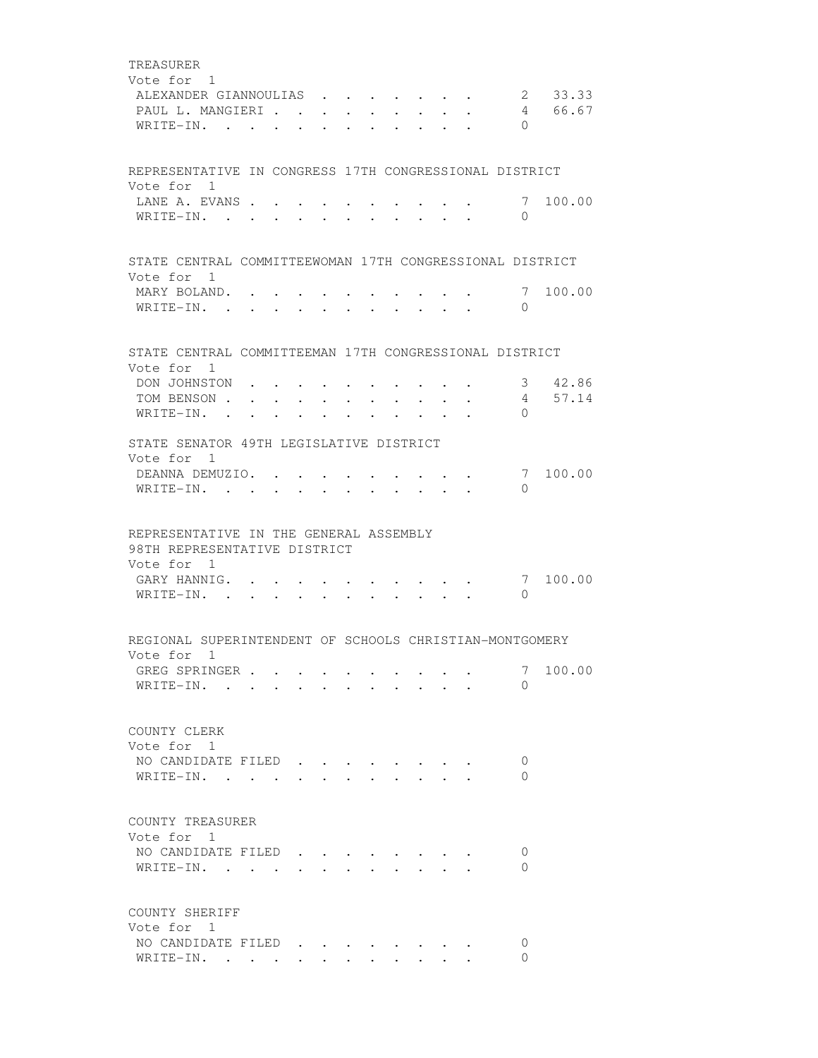TREASURER
Vote for 1

| Candidate | Votes | Percent |
|---|---|---|
| ALEXANDER GIANNOULIAS | 2 | 33.33 |
| PAUL L. MANGIERI | 4 | 66.67 |
| WRITE-IN. | 0 | |

REPRESENTATIVE IN CONGRESS 17TH CONGRESSIONAL DISTRICT
Vote for 1

| Candidate | Votes | Percent |
|---|---|---|
| LANE A. EVANS | 7 | 100.00 |
| WRITE-IN. | 0 | |

STATE CENTRAL COMMITTEEWOMAN 17TH CONGRESSIONAL DISTRICT
Vote for 1

| Candidate | Votes | Percent |
|---|---|---|
| MARY BOLAND. | 7 | 100.00 |
| WRITE-IN. | 0 | |

STATE CENTRAL COMMITTEEMAN 17TH CONGRESSIONAL DISTRICT
Vote for 1

| Candidate | Votes | Percent |
|---|---|---|
| DON JOHNSTON | 3 | 42.86 |
| TOM BENSON | 4 | 57.14 |
| WRITE-IN. | 0 | |

STATE SENATOR 49TH LEGISLATIVE DISTRICT
Vote for 1

| Candidate | Votes | Percent |
|---|---|---|
| DEANNA DEMUZIO. | 7 | 100.00 |
| WRITE-IN. | 0 | |

REPRESENTATIVE IN THE GENERAL ASSEMBLY
98TH REPRESENTATIVE DISTRICT
Vote for 1

| Candidate | Votes | Percent |
|---|---|---|
| GARY HANNIG. | 7 | 100.00 |
| WRITE-IN. | 0 | |

REGIONAL SUPERINTENDENT OF SCHOOLS CHRISTIAN-MONTGOMERY
Vote for 1

| Candidate | Votes | Percent |
|---|---|---|
| GREG SPRINGER | 7 | 100.00 |
| WRITE-IN. | 0 | |

COUNTY CLERK
Vote for 1

| Candidate | Votes | Percent |
|---|---|---|
| NO CANDIDATE FILED | 0 | |
| WRITE-IN. | 0 | |

COUNTY TREASURER
Vote for 1

| Candidate | Votes | Percent |
|---|---|---|
| NO CANDIDATE FILED | 0 | |
| WRITE-IN. | 0 | |

COUNTY SHERIFF
Vote for 1

| Candidate | Votes | Percent |
|---|---|---|
| NO CANDIDATE FILED | 0 | |
| WRITE-IN. | 0 | |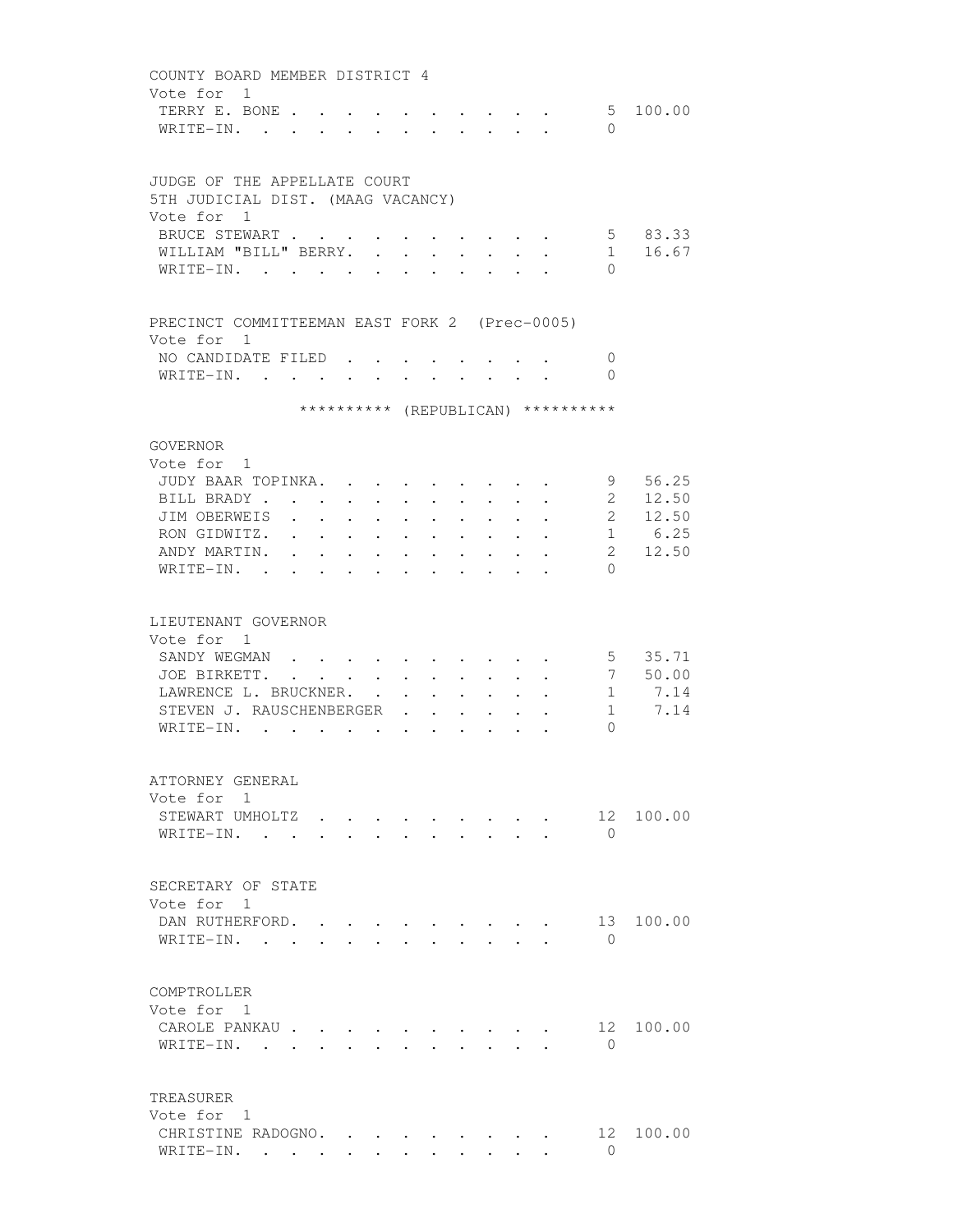COUNTY BOARD MEMBER DISTRICT 4
Vote for 1

| Candidate | Votes | Percent |
|---|---|---|
| TERRY E. BONE | 5 | 100.00 |
| WRITE-IN. | 0 | |

JUDGE OF THE APPELLATE COURT
5TH JUDICIAL DIST. (MAAG VACANCY)
Vote for 1

| Candidate | Votes | Percent |
|---|---|---|
| BRUCE STEWART | 5 | 83.33 |
| WILLIAM "BILL" BERRY. | 1 | 16.67 |
| WRITE-IN. | 0 | |

PRECINCT COMMITTEEMAN EAST FORK 2 (Prec-0005)
Vote for 1

| Candidate | Votes | Percent |
|---|---|---|
| NO CANDIDATE FILED | 0 | |
| WRITE-IN. | 0 | |

********** (REPUBLICAN) **********

GOVERNOR
Vote for 1

| Candidate | Votes | Percent |
|---|---|---|
| JUDY BAAR TOPINKA. | 9 | 56.25 |
| BILL BRADY | 2 | 12.50 |
| JIM OBERWEIS | 2 | 12.50 |
| RON GIDWITZ. | 1 | 6.25 |
| ANDY MARTIN. | 2 | 12.50 |
| WRITE-IN. | 0 | |

LIEUTENANT GOVERNOR
Vote for 1

| Candidate | Votes | Percent |
|---|---|---|
| SANDY WEGMAN | 5 | 35.71 |
| JOE BIRKETT. | 7 | 50.00 |
| LAWRENCE L. BRUCKNER. | 1 | 7.14 |
| STEVEN J. RAUSCHENBERGER | 1 | 7.14 |
| WRITE-IN. | 0 | |

ATTORNEY GENERAL
Vote for 1

| Candidate | Votes | Percent |
|---|---|---|
| STEWART UMHOLTZ | 12 | 100.00 |
| WRITE-IN. | 0 | |

SECRETARY OF STATE
Vote for 1

| Candidate | Votes | Percent |
|---|---|---|
| DAN RUTHERFORD. | 13 | 100.00 |
| WRITE-IN. | 0 | |

COMPTROLLER
Vote for 1

| Candidate | Votes | Percent |
|---|---|---|
| CAROLE PANKAU | 12 | 100.00 |
| WRITE-IN. | 0 | |

TREASURER
Vote for 1

| Candidate | Votes | Percent |
|---|---|---|
| CHRISTINE RADOGNO. | 12 | 100.00 |
| WRITE-IN. | 0 | |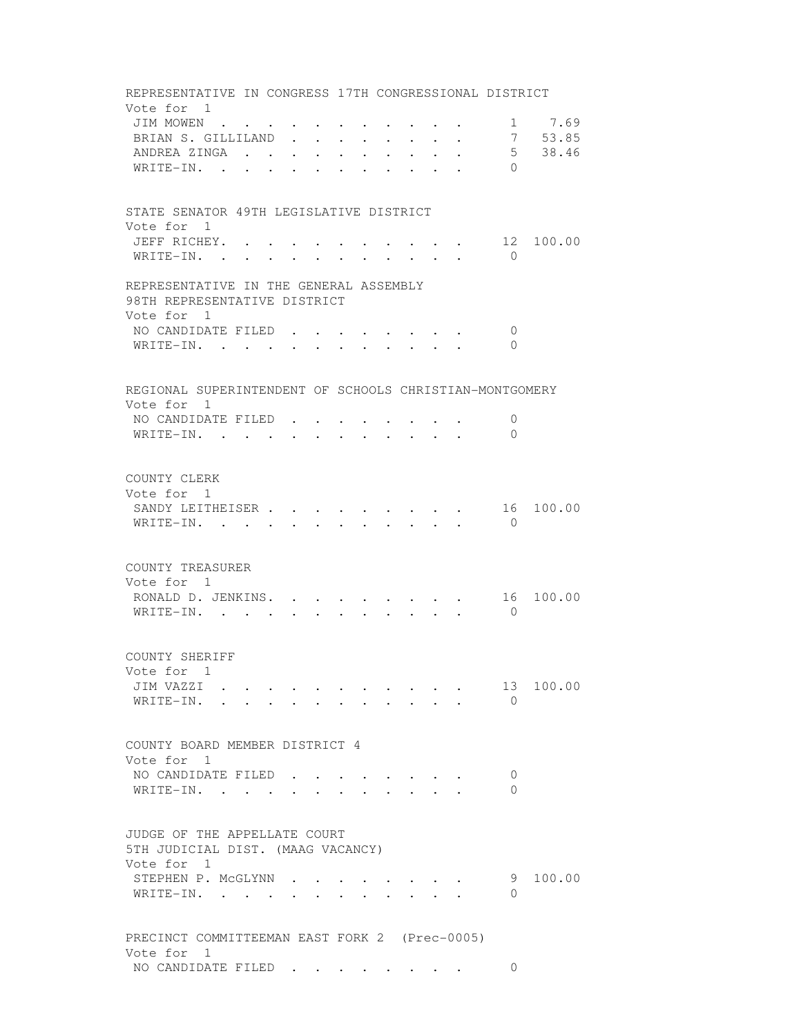REPRESENTATIVE IN CONGRESS 17TH CONGRESSIONAL DISTRICT
Vote for 1

| | | |
|---|---|---|
| JIM MOWEN | 1 | 7.69 |
| BRIAN S. GILLILAND | 7 | 53.85 |
| ANDREA ZINGA | 5 | 38.46 |
| WRITE-IN. | 0 | |

STATE SENATOR 49TH LEGISLATIVE DISTRICT
Vote for 1

| | | |
|---|---|---|
| JEFF RICHEY. | 12 | 100.00 |
| WRITE-IN. | 0 | |

REPRESENTATIVE IN THE GENERAL ASSEMBLY
98TH REPRESENTATIVE DISTRICT
Vote for 1

| | |
|---|---|
| NO CANDIDATE FILED | 0 |
| WRITE-IN. | 0 |

REGIONAL SUPERINTENDENT OF SCHOOLS CHRISTIAN-MONTGOMERY
Vote for 1

| | |
|---|---|
| NO CANDIDATE FILED | 0 |
| WRITE-IN. | 0 |

COUNTY CLERK
Vote for 1

| | | |
|---|---|---|
| SANDY LEITHEISER | 16 | 100.00 |
| WRITE-IN. | 0 | |

COUNTY TREASURER
Vote for 1

| | | |
|---|---|---|
| RONALD D. JENKINS. | 16 | 100.00 |
| WRITE-IN. | 0 | |

COUNTY SHERIFF
Vote for 1

| | | |
|---|---|---|
| JIM VAZZI | 13 | 100.00 |
| WRITE-IN. | 0 | |

COUNTY BOARD MEMBER DISTRICT 4
Vote for 1

| | |
|---|---|
| NO CANDIDATE FILED | 0 |
| WRITE-IN. | 0 |

JUDGE OF THE APPELLATE COURT
5TH JUDICIAL DIST. (MAAG VACANCY)
Vote for 1

| | | |
|---|---|---|
| STEPHEN P. McGLYNN | 9 | 100.00 |
| WRITE-IN. | 0 | |

PRECINCT COMMITTEEMAN EAST FORK 2 (Prec-0005)
Vote for 1

| | |
|---|---|
| NO CANDIDATE FILED | 0 |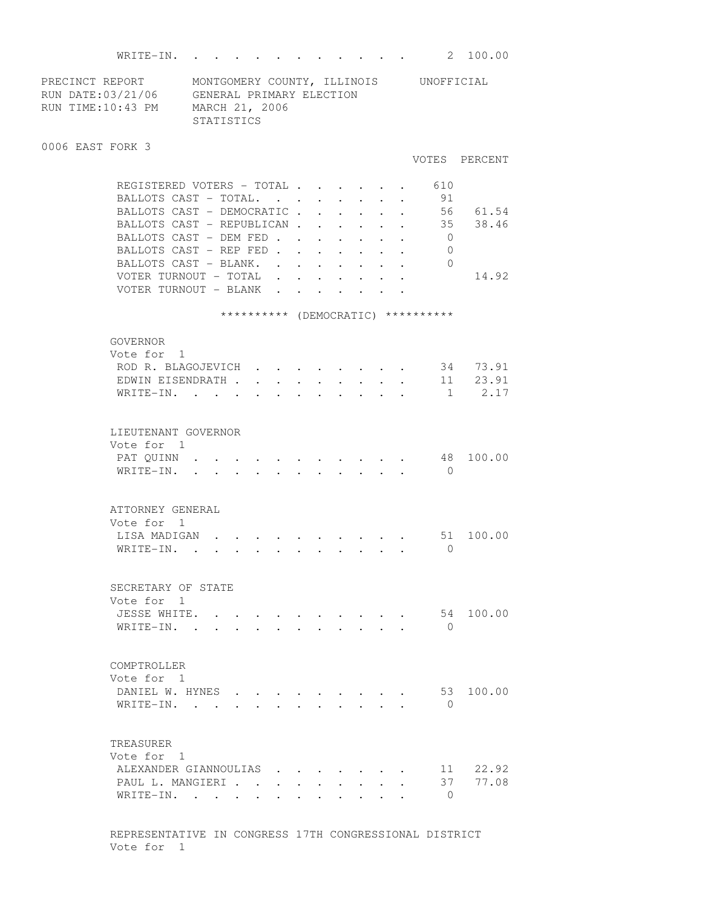| | VOTES | PERCENT |
|---|---|---|
| WRITE-IN. | 2 | 100.00 |

PRECINCT REPORT — MONTGOMERY COUNTY, ILLINOIS — UNOFFICIAL
RUN DATE:03/21/06 — GENERAL PRIMARY ELECTION
RUN TIME:10:43 PM — MARCH 21, 2006
STATISTICS

## 0006 EAST FORK 3

| | VOTES | PERCENT |
|---|---|---|
| REGISTERED VOTERS - TOTAL | 610 | |
| BALLOTS CAST - TOTAL. | 91 | |
| BALLOTS CAST - DEMOCRATIC | 56 | 61.54 |
| BALLOTS CAST - REPUBLICAN | 35 | 38.46 |
| BALLOTS CAST - DEM FED | 0 | |
| BALLOTS CAST - REP FED | 0 | |
| BALLOTS CAST - BLANK. | 0 | |
| VOTER TURNOUT - TOTAL | | 14.92 |
| VOTER TURNOUT - BLANK | | |

********** (DEMOCRATIC) **********

### GOVERNOR
Vote for 1

| | VOTES | PERCENT |
|---|---|---|
| ROD R. BLAGOJEVICH | 34 | 73.91 |
| EDWIN EISENDRATH | 11 | 23.91 |
| WRITE-IN. | 1 | 2.17 |

### LIEUTENANT GOVERNOR
Vote for 1

| | VOTES | PERCENT |
|---|---|---|
| PAT QUINN | 48 | 100.00 |
| WRITE-IN. | 0 | |

### ATTORNEY GENERAL
Vote for 1

| | VOTES | PERCENT |
|---|---|---|
| LISA MADIGAN | 51 | 100.00 |
| WRITE-IN. | 0 | |

### SECRETARY OF STATE
Vote for 1

| | VOTES | PERCENT |
|---|---|---|
| JESSE WHITE. | 54 | 100.00 |
| WRITE-IN. | 0 | |

### COMPTROLLER
Vote for 1

| | VOTES | PERCENT |
|---|---|---|
| DANIEL W. HYNES | 53 | 100.00 |
| WRITE-IN. | 0 | |

### TREASURER
Vote for 1

| | VOTES | PERCENT |
|---|---|---|
| ALEXANDER GIANNOULIAS | 11 | 22.92 |
| PAUL L. MANGIERI | 37 | 77.08 |
| WRITE-IN. | 0 | |

### REPRESENTATIVE IN CONGRESS 17TH CONGRESSIONAL DISTRICT
Vote for 1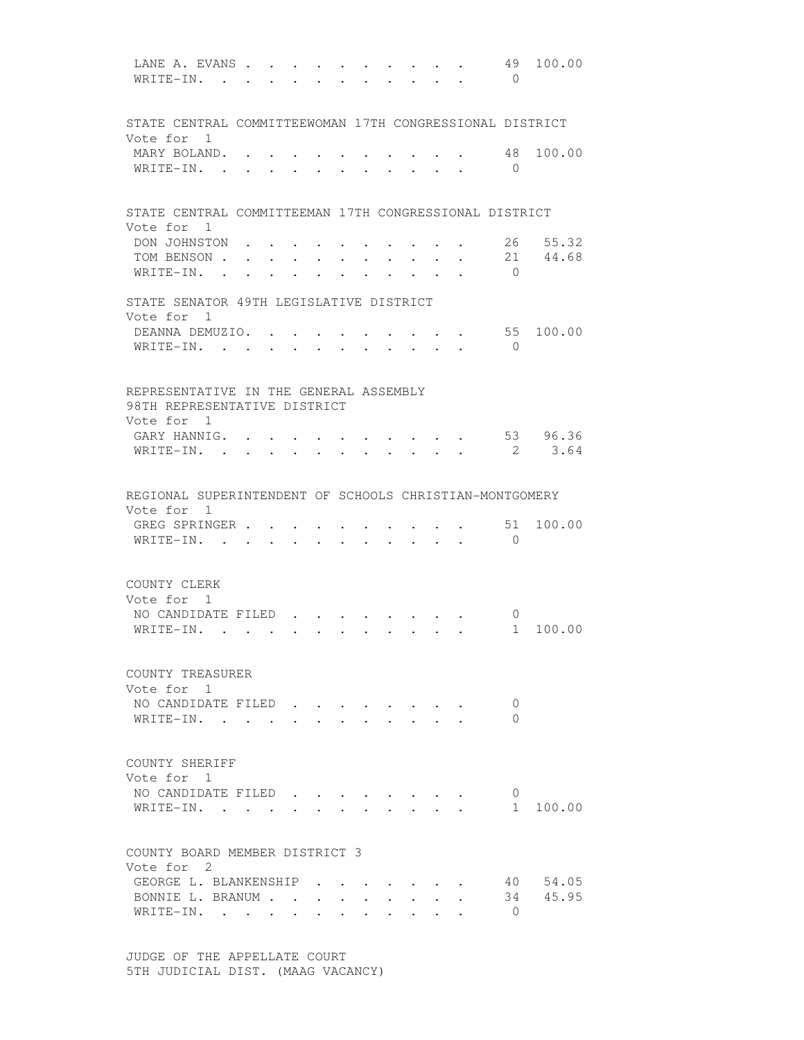| | | |
|---|---|---|
| LANE A. EVANS | 49 | 100.00 |
| WRITE-IN. | 0 | |

STATE CENTRAL COMMITTEEWOMAN 17TH CONGRESSIONAL DISTRICT
Vote for 1

| | | |
|---|---|---|
| MARY BOLAND. | 48 | 100.00 |
| WRITE-IN. | 0 | |

STATE CENTRAL COMMITTEEMAN 17TH CONGRESSIONAL DISTRICT
Vote for 1

| | | |
|---|---|---|
| DON JOHNSTON | 26 | 55.32 |
| TOM BENSON | 21 | 44.68 |
| WRITE-IN. | 0 | |

STATE SENATOR 49TH LEGISLATIVE DISTRICT
Vote for 1

| | | |
|---|---|---|
| DEANNA DEMUZIO. | 55 | 100.00 |
| WRITE-IN. | 0 | |

REPRESENTATIVE IN THE GENERAL ASSEMBLY
98TH REPRESENTATIVE DISTRICT
Vote for 1

| | | |
|---|---|---|
| GARY HANNIG. | 53 | 96.36 |
| WRITE-IN. | 2 | 3.64 |

REGIONAL SUPERINTENDENT OF SCHOOLS CHRISTIAN-MONTGOMERY
Vote for 1

| | | |
|---|---|---|
| GREG SPRINGER | 51 | 100.00 |
| WRITE-IN. | 0 | |

COUNTY CLERK
Vote for 1

| | | |
|---|---|---|
| NO CANDIDATE FILED | 0 | |
| WRITE-IN. | 1 | 100.00 |

COUNTY TREASURER
Vote for 1

| | | |
|---|---|---|
| NO CANDIDATE FILED | 0 | |
| WRITE-IN. | 0 | |

COUNTY SHERIFF
Vote for 1

| | | |
|---|---|---|
| NO CANDIDATE FILED | 0 | |
| WRITE-IN. | 1 | 100.00 |

COUNTY BOARD MEMBER DISTRICT 3
Vote for 2

| | | |
|---|---|---|
| GEORGE L. BLANKENSHIP | 40 | 54.05 |
| BONNIE L. BRANUM | 34 | 45.95 |
| WRITE-IN. | 0 | |

JUDGE OF THE APPELLATE COURT
5TH JUDICIAL DIST. (MAAG VACANCY)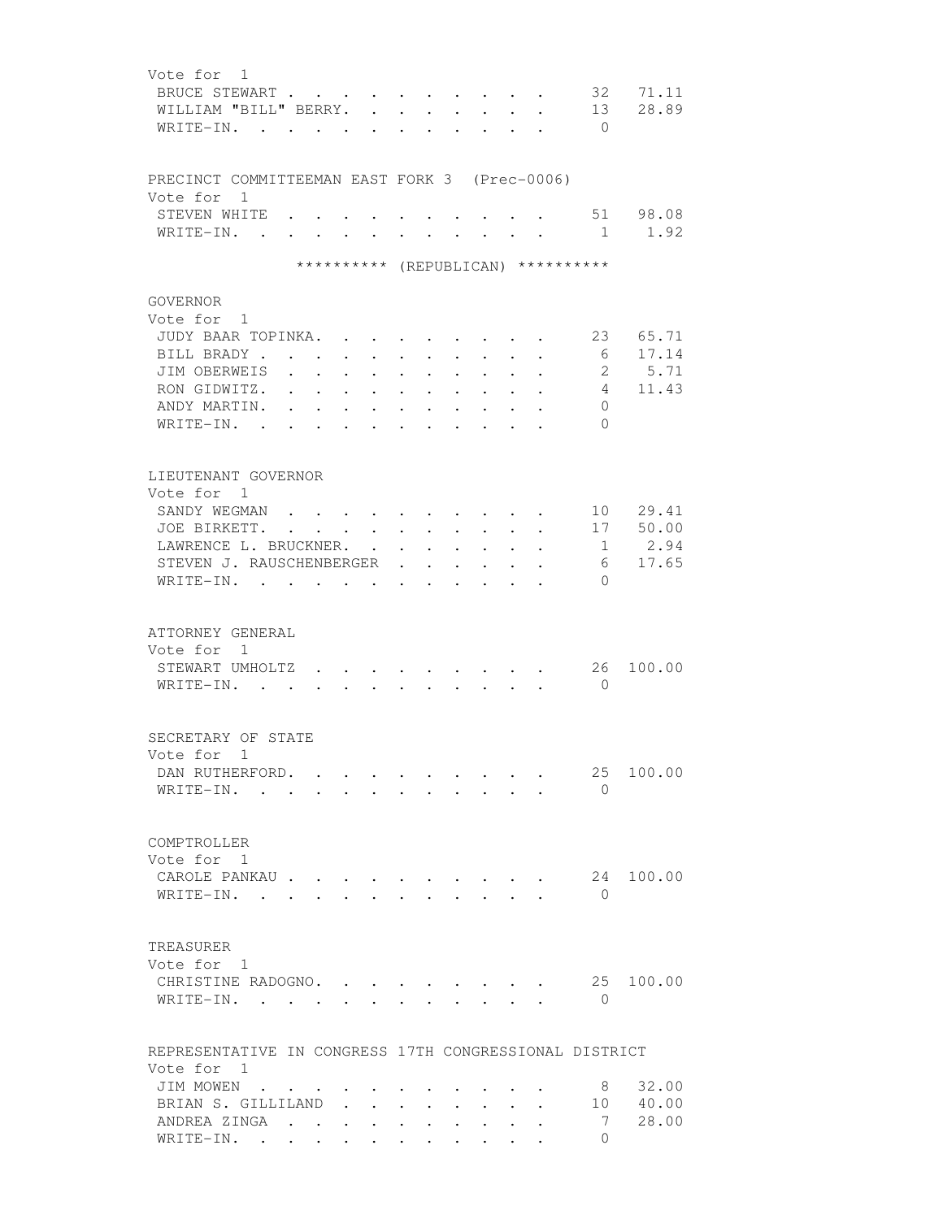Vote for 1

| Candidate | Votes | Percent |
|---|---|---|
| BRUCE STEWART | 32 | 71.11 |
| WILLIAM "BILL" BERRY. | 13 | 28.89 |
| WRITE-IN. | 0 | |

PRECINCT COMMITTEEMAN EAST FORK 3 (Prec-0006)
Vote for 1

| Candidate | Votes | Percent |
|---|---|---|
| STEVEN WHITE | 51 | 98.08 |
| WRITE-IN. | 1 | 1.92 |

********** (REPUBLICAN) **********

GOVERNOR
Vote for 1

| Candidate | Votes | Percent |
|---|---|---|
| JUDY BAAR TOPINKA. | 23 | 65.71 |
| BILL BRADY | 6 | 17.14 |
| JIM OBERWEIS | 2 | 5.71 |
| RON GIDWITZ. | 4 | 11.43 |
| ANDY MARTIN. | 0 | |
| WRITE-IN. | 0 | |

LIEUTENANT GOVERNOR
Vote for 1

| Candidate | Votes | Percent |
|---|---|---|
| SANDY WEGMAN | 10 | 29.41 |
| JOE BIRKETT. | 17 | 50.00 |
| LAWRENCE L. BRUCKNER. | 1 | 2.94 |
| STEVEN J. RAUSCHENBERGER | 6 | 17.65 |
| WRITE-IN. | 0 | |

ATTORNEY GENERAL
Vote for 1

| Candidate | Votes | Percent |
|---|---|---|
| STEWART UMHOLTZ | 26 | 100.00 |
| WRITE-IN. | 0 | |

SECRETARY OF STATE
Vote for 1

| Candidate | Votes | Percent |
|---|---|---|
| DAN RUTHERFORD. | 25 | 100.00 |
| WRITE-IN. | 0 | |

COMPTROLLER
Vote for 1

| Candidate | Votes | Percent |
|---|---|---|
| CAROLE PANKAU | 24 | 100.00 |
| WRITE-IN. | 0 | |

TREASURER
Vote for 1

| Candidate | Votes | Percent |
|---|---|---|
| CHRISTINE RADOGNO. | 25 | 100.00 |
| WRITE-IN. | 0 | |

REPRESENTATIVE IN CONGRESS 17TH CONGRESSIONAL DISTRICT
Vote for 1

| Candidate | Votes | Percent |
|---|---|---|
| JIM MOWEN | 8 | 32.00 |
| BRIAN S. GILLILAND | 10 | 40.00 |
| ANDREA ZINGA | 7 | 28.00 |
| WRITE-IN. | 0 | |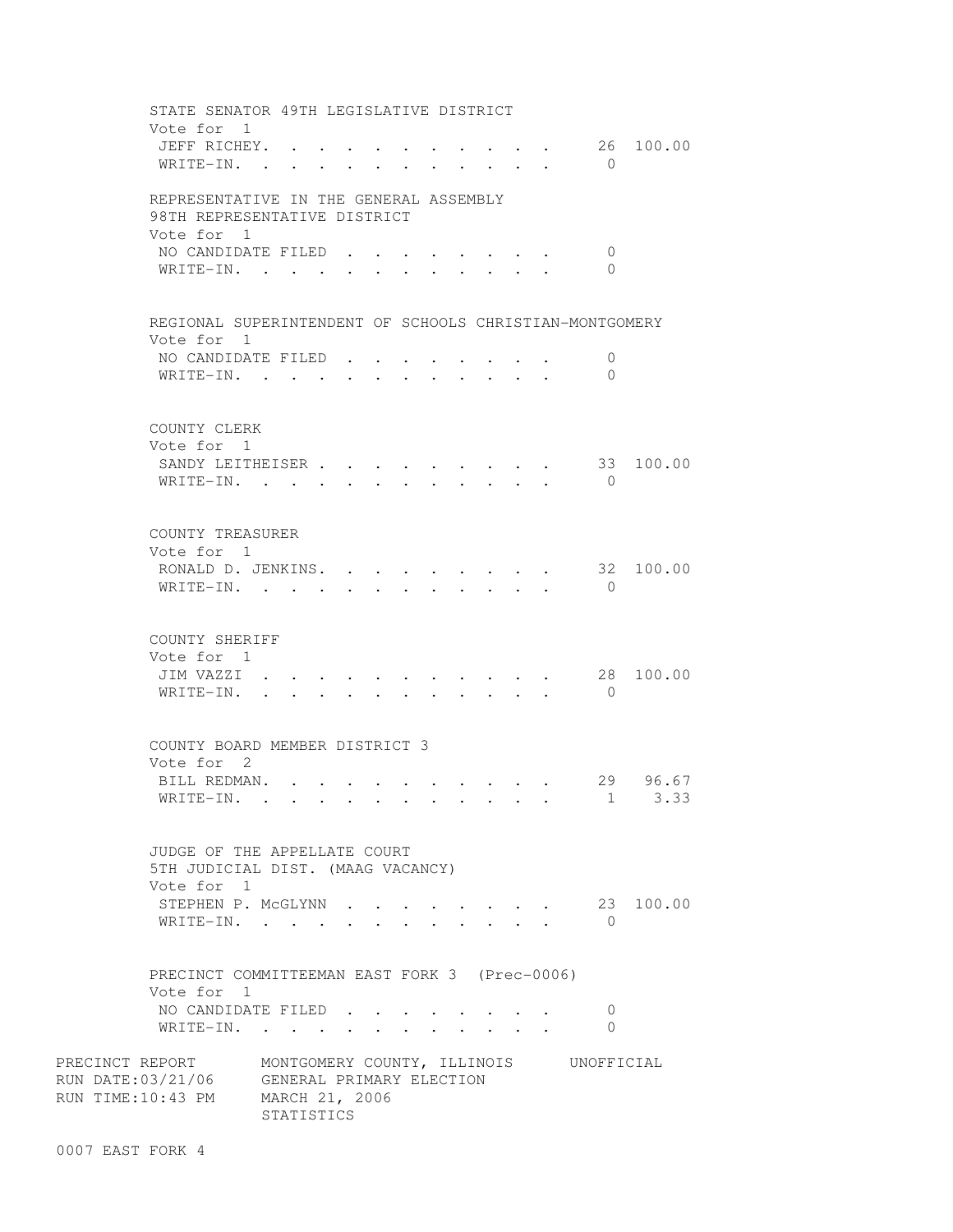STATE SENATOR 49TH LEGISLATIVE DISTRICT
Vote for 1

| Candidate | Votes | Percent |
|---|---|---|
| JEFF RICHEY | 26 | 100.00 |
| WRITE-IN | 0 | |

REPRESENTATIVE IN THE GENERAL ASSEMBLY
98TH REPRESENTATIVE DISTRICT
Vote for 1

| Candidate | Votes | Percent |
|---|---|---|
| NO CANDIDATE FILED | 0 | |
| WRITE-IN | 0 | |

REGIONAL SUPERINTENDENT OF SCHOOLS CHRISTIAN-MONTGOMERY
Vote for 1

| Candidate | Votes | Percent |
|---|---|---|
| NO CANDIDATE FILED | 0 | |
| WRITE-IN | 0 | |

COUNTY CLERK
Vote for 1

| Candidate | Votes | Percent |
|---|---|---|
| SANDY LEITHEISER | 33 | 100.00 |
| WRITE-IN | 0 | |

COUNTY TREASURER
Vote for 1

| Candidate | Votes | Percent |
|---|---|---|
| RONALD D. JENKINS | 32 | 100.00 |
| WRITE-IN | 0 | |

COUNTY SHERIFF
Vote for 1

| Candidate | Votes | Percent |
|---|---|---|
| JIM VAZZI | 28 | 100.00 |
| WRITE-IN | 0 | |

COUNTY BOARD MEMBER DISTRICT 3
Vote for 2

| Candidate | Votes | Percent |
|---|---|---|
| BILL REDMAN | 29 | 96.67 |
| WRITE-IN | 1 | 3.33 |

JUDGE OF THE APPELLATE COURT
5TH JUDICIAL DIST. (MAAG VACANCY)
Vote for 1

| Candidate | Votes | Percent |
|---|---|---|
| STEPHEN P. McGLYNN | 23 | 100.00 |
| WRITE-IN | 0 | |

PRECINCT COMMITTEEMAN EAST FORK 3 (Prec-0006)
Vote for 1

| Candidate | Votes | Percent |
|---|---|---|
| NO CANDIDATE FILED | 0 | |
| WRITE-IN | 0 | |

PRECINCT REPORT MONTGOMERY COUNTY, ILLINOIS UNOFFICIAL
RUN DATE:03/21/06 GENERAL PRIMARY ELECTION
RUN TIME:10:43 PM MARCH 21, 2006
STATISTICS

0007 EAST FORK 4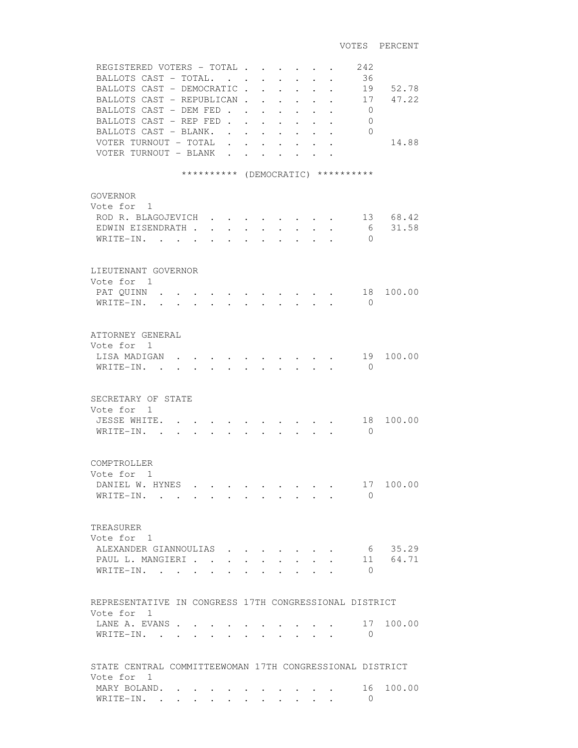| | VOTES | PERCENT |
|---|---|---|
| REGISTERED VOTERS - TOTAL | 242 | |
| BALLOTS CAST - TOTAL. | 36 | |
| BALLOTS CAST - DEMOCRATIC | 19 | 52.78 |
| BALLOTS CAST - REPUBLICAN | 17 | 47.22 |
| BALLOTS CAST - DEM FED | 0 | |
| BALLOTS CAST - REP FED | 0 | |
| BALLOTS CAST - BLANK. | 0 | |
| VOTER TURNOUT - TOTAL | | 14.88 |
| VOTER TURNOUT - BLANK | | |

********** (DEMOCRATIC) **********

## GOVERNOR

Vote for 1

| | VOTES | PERCENT |
|---|---|---|
| ROD R. BLAGOJEVICH | 13 | 68.42 |
| EDWIN EISENDRATH | 6 | 31.58 |
| WRITE-IN. | 0 | |

## LIEUTENANT GOVERNOR

Vote for 1

| | VOTES | PERCENT |
|---|---|---|
| PAT QUINN | 18 | 100.00 |
| WRITE-IN. | 0 | |

## ATTORNEY GENERAL

Vote for 1

| | VOTES | PERCENT |
|---|---|---|
| LISA MADIGAN | 19 | 100.00 |
| WRITE-IN. | 0 | |

## SECRETARY OF STATE

Vote for 1

| | VOTES | PERCENT |
|---|---|---|
| JESSE WHITE. | 18 | 100.00 |
| WRITE-IN. | 0 | |

## COMPTROLLER

Vote for 1

| | VOTES | PERCENT |
|---|---|---|
| DANIEL W. HYNES | 17 | 100.00 |
| WRITE-IN. | 0 | |

## TREASURER

Vote for 1

| | VOTES | PERCENT |
|---|---|---|
| ALEXANDER GIANNOULIAS | 6 | 35.29 |
| PAUL L. MANGIERI | 11 | 64.71 |
| WRITE-IN. | 0 | |

## REPRESENTATIVE IN CONGRESS 17TH CONGRESSIONAL DISTRICT

Vote for 1

| | VOTES | PERCENT |
|---|---|---|
| LANE A. EVANS | 17 | 100.00 |
| WRITE-IN. | 0 | |

## STATE CENTRAL COMMITTEEWOMAN 17TH CONGRESSIONAL DISTRICT

Vote for 1

| | VOTES | PERCENT |
|---|---|---|
| MARY BOLAND. | 16 | 100.00 |
| WRITE-IN. | 0 | |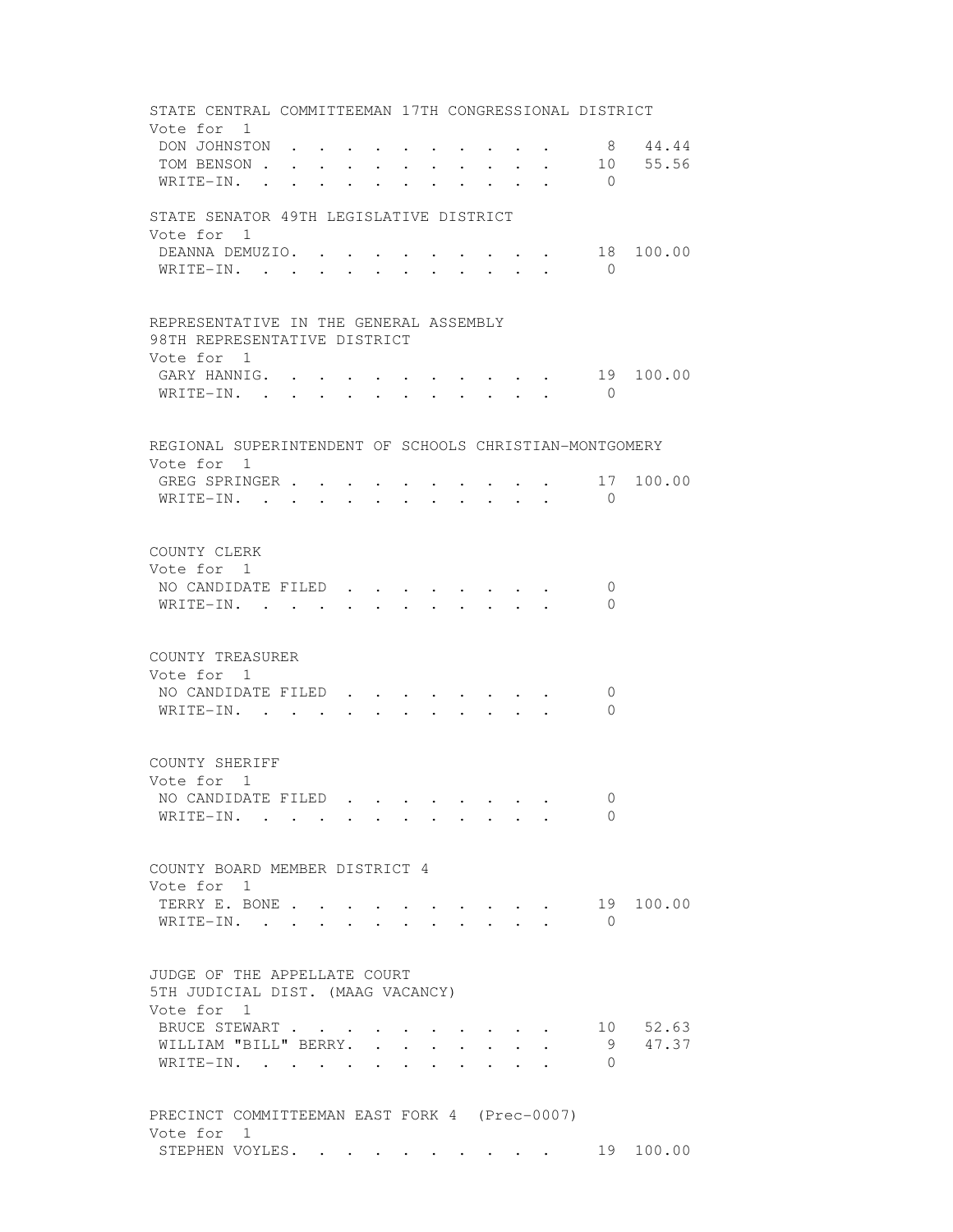STATE CENTRAL COMMITTEEMAN 17TH CONGRESSIONAL DISTRICT
Vote for 1

| | | |
|---|---|---|
| DON JOHNSTON | 8 | 44.44 |
| TOM BENSON | 10 | 55.56 |
| WRITE-IN. | 0 | |

STATE SENATOR 49TH LEGISLATIVE DISTRICT
Vote for 1

| | | |
|---|---|---|
| DEANNA DEMUZIO. | 18 | 100.00 |
| WRITE-IN. | 0 | |

REPRESENTATIVE IN THE GENERAL ASSEMBLY
98TH REPRESENTATIVE DISTRICT
Vote for 1

| | | |
|---|---|---|
| GARY HANNIG. | 19 | 100.00 |
| WRITE-IN. | 0 | |

REGIONAL SUPERINTENDENT OF SCHOOLS CHRISTIAN-MONTGOMERY
Vote for 1

| | | |
|---|---|---|
| GREG SPRINGER | 17 | 100.00 |
| WRITE-IN. | 0 | |

COUNTY CLERK
Vote for 1

| | | |
|---|---|---|
| NO CANDIDATE FILED | 0 | |
| WRITE-IN. | 0 | |

COUNTY TREASURER
Vote for 1

| | | |
|---|---|---|
| NO CANDIDATE FILED | 0 | |
| WRITE-IN. | 0 | |

COUNTY SHERIFF
Vote for 1

| | | |
|---|---|---|
| NO CANDIDATE FILED | 0 | |
| WRITE-IN. | 0 | |

COUNTY BOARD MEMBER DISTRICT 4
Vote for 1

| | | |
|---|---|---|
| TERRY E. BONE | 19 | 100.00 |
| WRITE-IN. | 0 | |

JUDGE OF THE APPELLATE COURT
5TH JUDICIAL DIST. (MAAG VACANCY)
Vote for 1

| | | |
|---|---|---|
| BRUCE STEWART | 10 | 52.63 |
| WILLIAM "BILL" BERRY. | 9 | 47.37 |
| WRITE-IN. | 0 | |

PRECINCT COMMITTEEMAN EAST FORK 4 (Prec-0007)
Vote for 1

| | | |
|---|---|---|
| STEPHEN VOYLES. | 19 | 100.00 |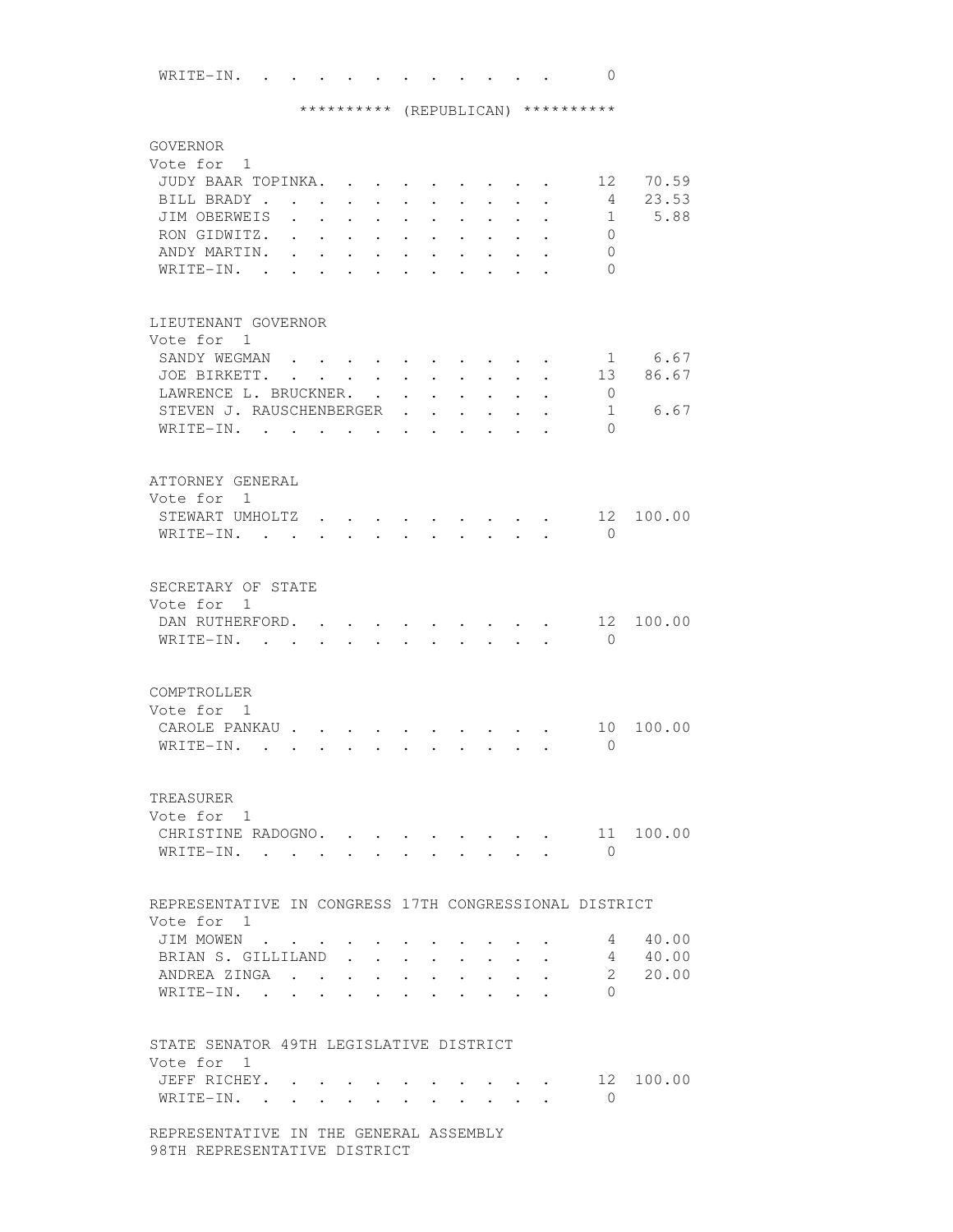WRITE-IN. . . . . . . . . . . . . 0

********** (REPUBLICAN) **********

GOVERNOR
Vote for 1

| Candidate | Votes | Percent |
|---|---|---|
| JUDY BAAR TOPINKA | 12 | 70.59 |
| BILL BRADY | 4 | 23.53 |
| JIM OBERWEIS | 1 | 5.88 |
| RON GIDWITZ | 0 | |
| ANDY MARTIN | 0 | |
| WRITE-IN | 0 | |

LIEUTENANT GOVERNOR
Vote for 1

| Candidate | Votes | Percent |
|---|---|---|
| SANDY WEGMAN | 1 | 6.67 |
| JOE BIRKETT | 13 | 86.67 |
| LAWRENCE L. BRUCKNER | 0 | |
| STEVEN J. RAUSCHENBERGER | 1 | 6.67 |
| WRITE-IN | 0 | |

ATTORNEY GENERAL
Vote for 1

| Candidate | Votes | Percent |
|---|---|---|
| STEWART UMHOLTZ | 12 | 100.00 |
| WRITE-IN | 0 | |

SECRETARY OF STATE
Vote for 1

| Candidate | Votes | Percent |
|---|---|---|
| DAN RUTHERFORD | 12 | 100.00 |
| WRITE-IN | 0 | |

COMPTROLLER
Vote for 1

| Candidate | Votes | Percent |
|---|---|---|
| CAROLE PANKAU | 10 | 100.00 |
| WRITE-IN | 0 | |

TREASURER
Vote for 1

| Candidate | Votes | Percent |
|---|---|---|
| CHRISTINE RADOGNO | 11 | 100.00 |
| WRITE-IN | 0 | |

REPRESENTATIVE IN CONGRESS 17TH CONGRESSIONAL DISTRICT
Vote for 1

| Candidate | Votes | Percent |
|---|---|---|
| JIM MOWEN | 4 | 40.00 |
| BRIAN S. GILLILAND | 4 | 40.00 |
| ANDREA ZINGA | 2 | 20.00 |
| WRITE-IN | 0 | |

STATE SENATOR 49TH LEGISLATIVE DISTRICT
Vote for 1

| Candidate | Votes | Percent |
|---|---|---|
| JEFF RICHEY | 12 | 100.00 |
| WRITE-IN | 0 | |

REPRESENTATIVE IN THE GENERAL ASSEMBLY
98TH REPRESENTATIVE DISTRICT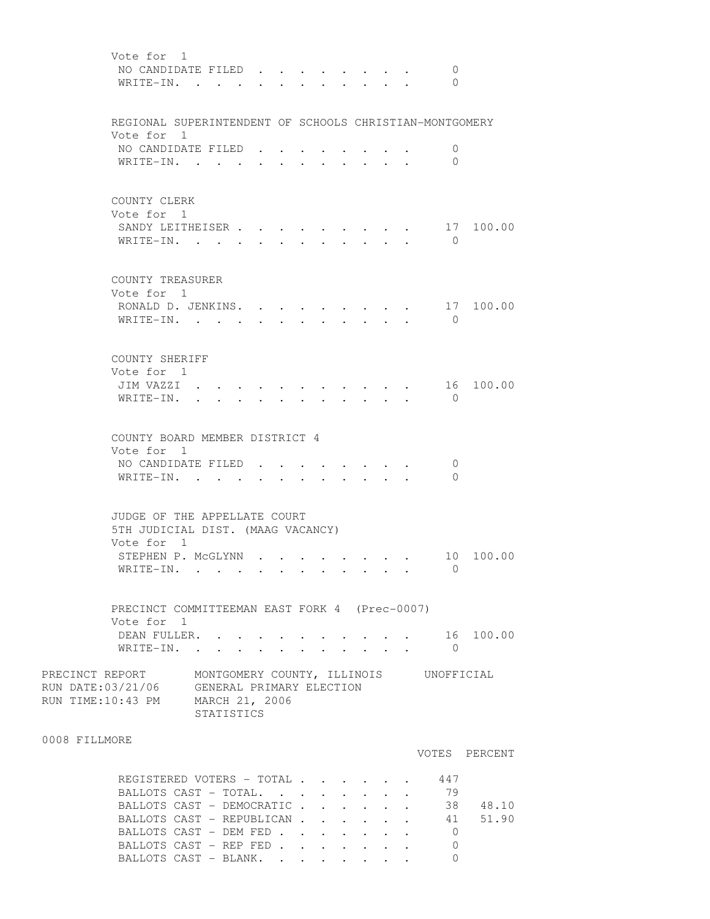Vote for 1

| | | |
|---|---|---|
| NO CANDIDATE FILED | 0 | |
| WRITE-IN. | 0 | |

REGIONAL SUPERINTENDENT OF SCHOOLS CHRISTIAN-MONTGOMERY
Vote for 1

| | | |
|---|---|---|
| NO CANDIDATE FILED | 0 | |
| WRITE-IN. | 0 | |

COUNTY CLERK
Vote for 1

| | | |
|---|---|---|
| SANDY LEITHEISER | 17 | 100.00 |
| WRITE-IN. | 0 | |

COUNTY TREASURER
Vote for 1

| | | |
|---|---|---|
| RONALD D. JENKINS. | 17 | 100.00 |
| WRITE-IN. | 0 | |

COUNTY SHERIFF
Vote for 1

| | | |
|---|---|---|
| JIM VAZZI | 16 | 100.00 |
| WRITE-IN. | 0 | |

COUNTY BOARD MEMBER DISTRICT 4
Vote for 1

| | | |
|---|---|---|
| NO CANDIDATE FILED | 0 | |
| WRITE-IN. | 0 | |

JUDGE OF THE APPELLATE COURT
5TH JUDICIAL DIST. (MAAG VACANCY)
Vote for 1

| | | |
|---|---|---|
| STEPHEN P. McGLYNN | 10 | 100.00 |
| WRITE-IN. | 0 | |

PRECINCT COMMITTEEMAN EAST FORK 4 (Prec-0007)
Vote for 1

| | | |
|---|---|---|
| DEAN FULLER. | 16 | 100.00 |
| WRITE-IN. | 0 | |

PRECINCT REPORT MONTGOMERY COUNTY, ILLINOIS UNOFFICIAL
RUN DATE:03/21/06 GENERAL PRIMARY ELECTION
RUN TIME:10:43 PM MARCH 21, 2006
STATISTICS

0008 FILLMORE

| | VOTES | PERCENT |
|---|---|---|
| REGISTERED VOTERS - TOTAL | 447 | |
| BALLOTS CAST - TOTAL. | 79 | |
| BALLOTS CAST - DEMOCRATIC | 38 | 48.10 |
| BALLOTS CAST - REPUBLICAN | 41 | 51.90 |
| BALLOTS CAST - DEM FED | 0 | |
| BALLOTS CAST - REP FED | 0 | |
| BALLOTS CAST - BLANK. | 0 | |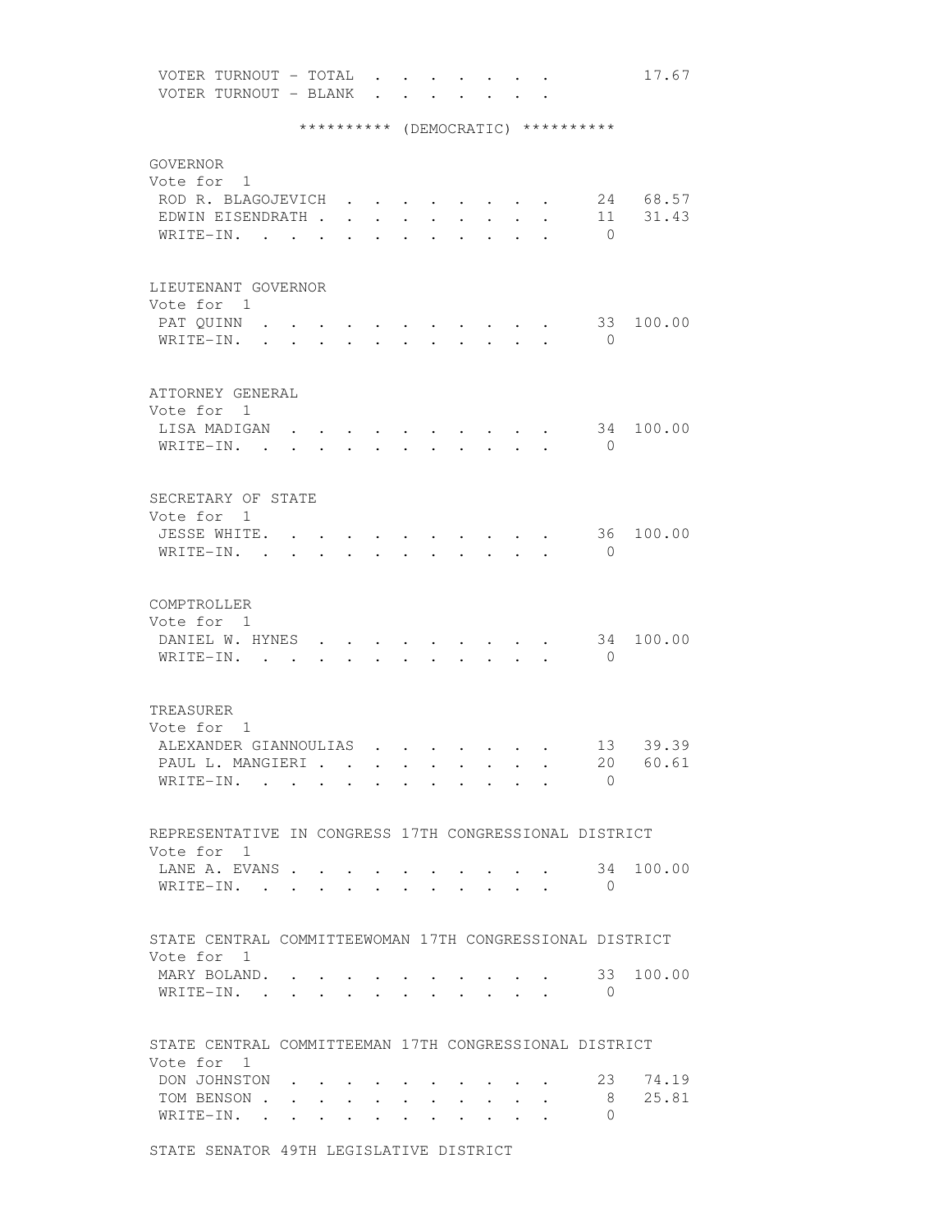| | | |
|---|---|---|
| VOTER TURNOUT - TOTAL | | 17.67 |
| VOTER TURNOUT - BLANK | | |

********** (DEMOCRATIC) **********

GOVERNOR
Vote for 1

| | | |
|---|---|---|
| ROD R. BLAGOJEVICH | 24 | 68.57 |
| EDWIN EISENDRATH | 11 | 31.43 |
| WRITE-IN. | 0 | |

LIEUTENANT GOVERNOR
Vote for 1

| | | |
|---|---|---|
| PAT QUINN | 33 | 100.00 |
| WRITE-IN. | 0 | |

ATTORNEY GENERAL
Vote for 1

| | | |
|---|---|---|
| LISA MADIGAN | 34 | 100.00 |
| WRITE-IN. | 0 | |

SECRETARY OF STATE
Vote for 1

| | | |
|---|---|---|
| JESSE WHITE. | 36 | 100.00 |
| WRITE-IN. | 0 | |

COMPTROLLER
Vote for 1

| | | |
|---|---|---|
| DANIEL W. HYNES | 34 | 100.00 |
| WRITE-IN. | 0 | |

TREASURER
Vote for 1

| | | |
|---|---|---|
| ALEXANDER GIANNOULIAS | 13 | 39.39 |
| PAUL L. MANGIERI | 20 | 60.61 |
| WRITE-IN. | 0 | |

REPRESENTATIVE IN CONGRESS 17TH CONGRESSIONAL DISTRICT
Vote for 1

| | | |
|---|---|---|
| LANE A. EVANS | 34 | 100.00 |
| WRITE-IN. | 0 | |

STATE CENTRAL COMMITTEEWOMAN 17TH CONGRESSIONAL DISTRICT
Vote for 1

| | | |
|---|---|---|
| MARY BOLAND. | 33 | 100.00 |
| WRITE-IN. | 0 | |

STATE CENTRAL COMMITTEEMAN 17TH CONGRESSIONAL DISTRICT
Vote for 1

| | | |
|---|---|---|
| DON JOHNSTON | 23 | 74.19 |
| TOM BENSON | 8 | 25.81 |
| WRITE-IN. | 0 | |

STATE SENATOR 49TH LEGISLATIVE DISTRICT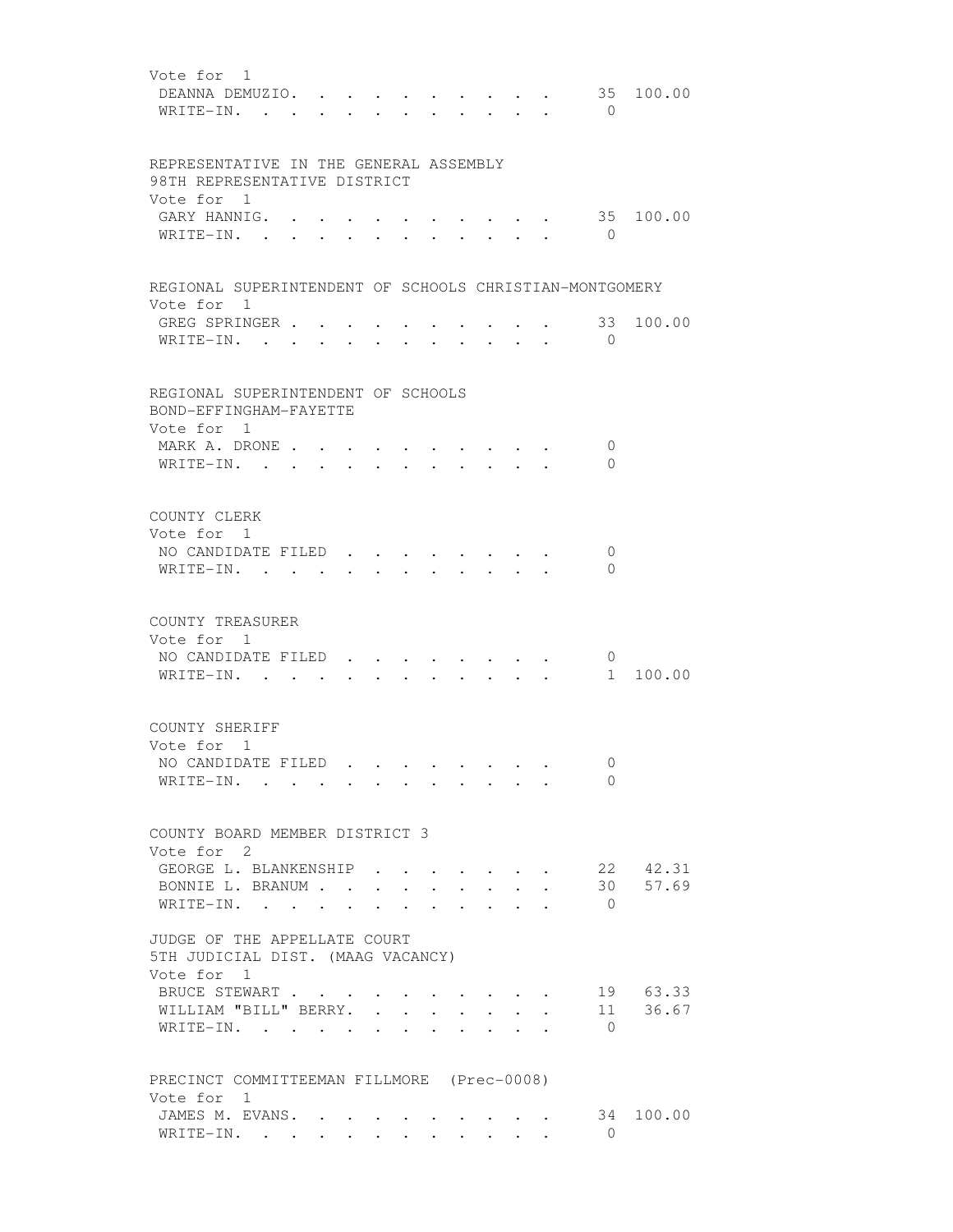Vote for 1

| | | |
|---|---|---|
| DEANNA DEMUZIO | 35 | 100.00 |
| WRITE-IN | 0 | |

REPRESENTATIVE IN THE GENERAL ASSEMBLY
98TH REPRESENTATIVE DISTRICT
Vote for 1

| | | |
|---|---|---|
| GARY HANNIG | 35 | 100.00 |
| WRITE-IN | 0 | |

REGIONAL SUPERINTENDENT OF SCHOOLS CHRISTIAN-MONTGOMERY
Vote for 1

| | | |
|---|---|---|
| GREG SPRINGER | 33 | 100.00 |
| WRITE-IN | 0 | |

REGIONAL SUPERINTENDENT OF SCHOOLS
BOND-EFFINGHAM-FAYETTE
Vote for 1

| | | |
|---|---|---|
| MARK A. DRONE | 0 | |
| WRITE-IN | 0 | |

COUNTY CLERK
Vote for 1

| | | |
|---|---|---|
| NO CANDIDATE FILED | 0 | |
| WRITE-IN | 0 | |

COUNTY TREASURER
Vote for 1

| | | |
|---|---|---|
| NO CANDIDATE FILED | 0 | |
| WRITE-IN | 1 | 100.00 |

COUNTY SHERIFF
Vote for 1

| | | |
|---|---|---|
| NO CANDIDATE FILED | 0 | |
| WRITE-IN | 0 | |

COUNTY BOARD MEMBER DISTRICT 3
Vote for 2

| | | |
|---|---|---|
| GEORGE L. BLANKENSHIP | 22 | 42.31 |
| BONNIE L. BRANUM | 30 | 57.69 |
| WRITE-IN | 0 | |

JUDGE OF THE APPELLATE COURT
5TH JUDICIAL DIST. (MAAG VACANCY)
Vote for 1

| | | |
|---|---|---|
| BRUCE STEWART | 19 | 63.33 |
| WILLIAM "BILL" BERRY | 11 | 36.67 |
| WRITE-IN | 0 | |

PRECINCT COMMITTEEMAN FILLMORE (Prec-0008)
Vote for 1

| | | |
|---|---|---|
| JAMES M. EVANS | 34 | 100.00 |
| WRITE-IN | 0 | |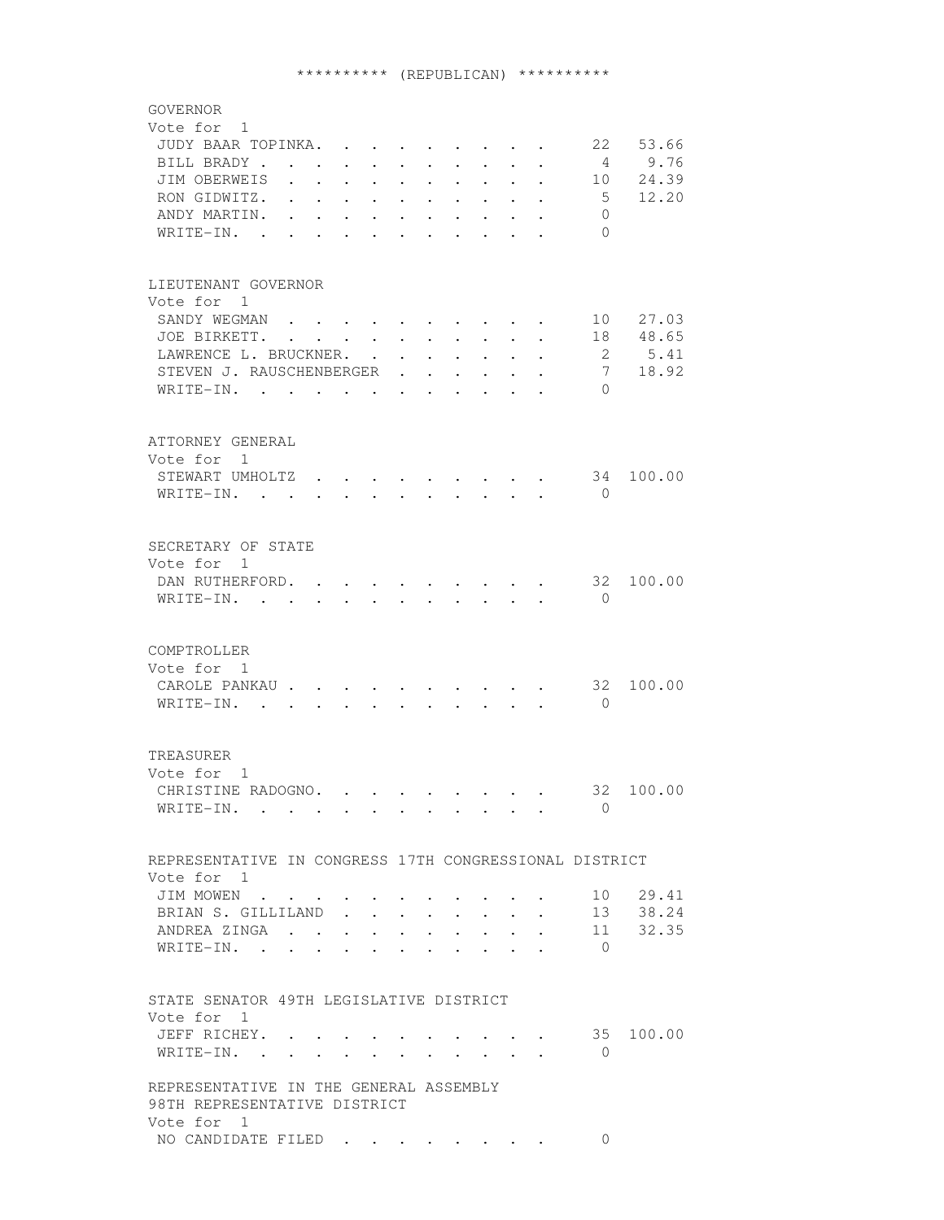********** (REPUBLICAN) **********

## GOVERNOR

Vote for 1

| Candidate | Votes | Percent |
|---|---|---|
| JUDY BAAR TOPINKA | 22 | 53.66 |
| BILL BRADY | 4 | 9.76 |
| JIM OBERWEIS | 10 | 24.39 |
| RON GIDWITZ | 5 | 12.20 |
| ANDY MARTIN | 0 | |
| WRITE-IN | 0 | |

## LIEUTENANT GOVERNOR

Vote for 1

| Candidate | Votes | Percent |
|---|---|---|
| SANDY WEGMAN | 10 | 27.03 |
| JOE BIRKETT | 18 | 48.65 |
| LAWRENCE L. BRUCKNER | 2 | 5.41 |
| STEVEN J. RAUSCHENBERGER | 7 | 18.92 |
| WRITE-IN | 0 | |

## ATTORNEY GENERAL

Vote for 1

| Candidate | Votes | Percent |
|---|---|---|
| STEWART UMHOLTZ | 34 | 100.00 |
| WRITE-IN | 0 | |

## SECRETARY OF STATE

Vote for 1

| Candidate | Votes | Percent |
|---|---|---|
| DAN RUTHERFORD | 32 | 100.00 |
| WRITE-IN | 0 | |

## COMPTROLLER

Vote for 1

| Candidate | Votes | Percent |
|---|---|---|
| CAROLE PANKAU | 32 | 100.00 |
| WRITE-IN | 0 | |

## TREASURER

Vote for 1

| Candidate | Votes | Percent |
|---|---|---|
| CHRISTINE RADOGNO | 32 | 100.00 |
| WRITE-IN | 0 | |

## REPRESENTATIVE IN CONGRESS 17TH CONGRESSIONAL DISTRICT

Vote for 1

| Candidate | Votes | Percent |
|---|---|---|
| JIM MOWEN | 10 | 29.41 |
| BRIAN S. GILLILAND | 13 | 38.24 |
| ANDREA ZINGA | 11 | 32.35 |
| WRITE-IN | 0 | |

## STATE SENATOR 49TH LEGISLATIVE DISTRICT

Vote for 1

| Candidate | Votes | Percent |
|---|---|---|
| JEFF RICHEY | 35 | 100.00 |
| WRITE-IN | 0 | |

## REPRESENTATIVE IN THE GENERAL ASSEMBLY 98TH REPRESENTATIVE DISTRICT

Vote for 1

| Candidate | Votes | Percent |
|---|---|---|
| NO CANDIDATE FILED | 0 | |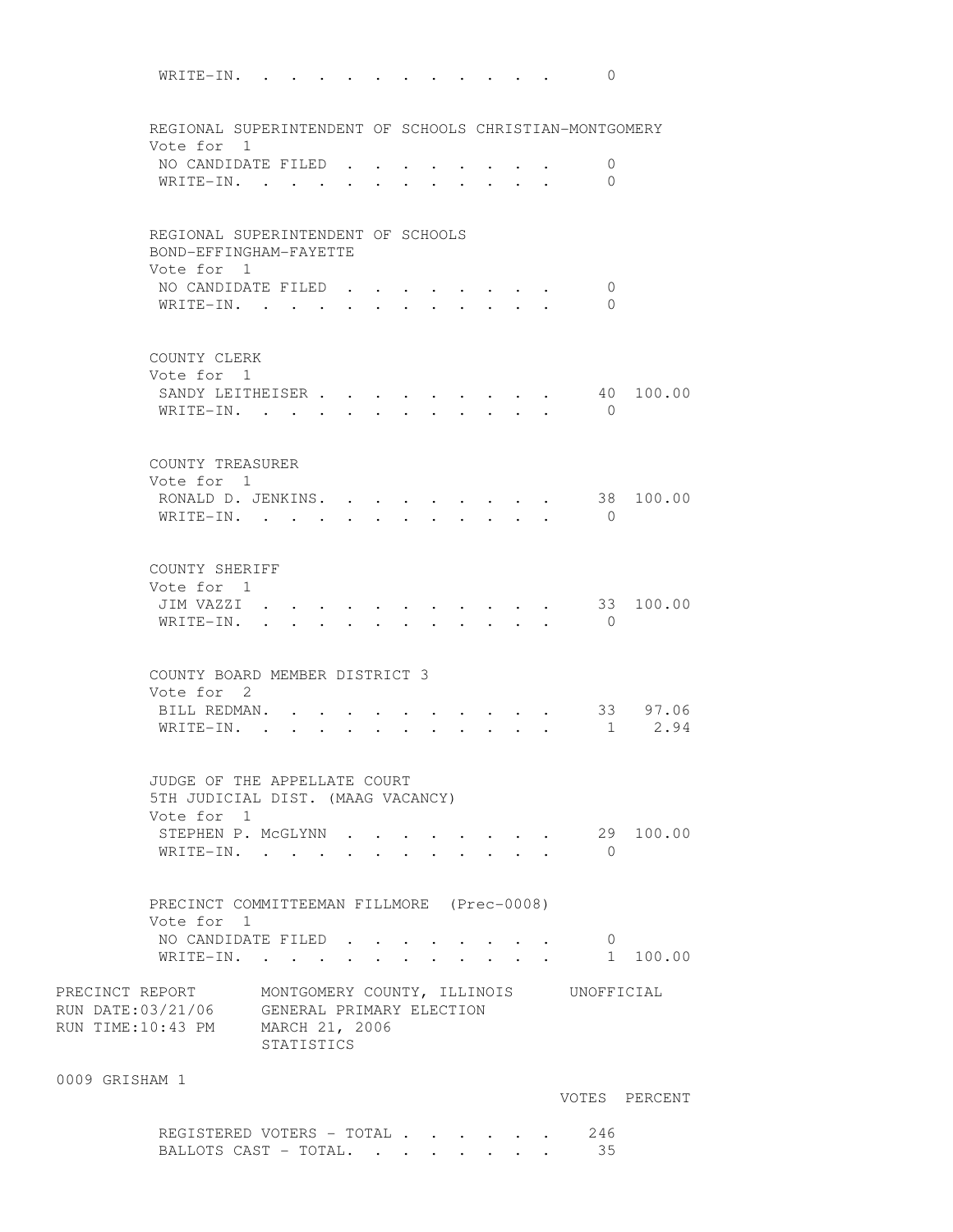WRITE-IN. . . . . . . . . . . . . . 0

REGIONAL SUPERINTENDENT OF SCHOOLS CHRISTIAN-MONTGOMERY
Vote for 1

| | VOTES | PERCENT |
|---|---|---|
| NO CANDIDATE FILED | 0 | |
| WRITE-IN. | 0 | |

REGIONAL SUPERINTENDENT OF SCHOOLS
BOND-EFFINGHAM-FAYETTE
Vote for 1

| | VOTES | PERCENT |
|---|---|---|
| NO CANDIDATE FILED | 0 | |
| WRITE-IN. | 0 | |

COUNTY CLERK
Vote for 1

| | VOTES | PERCENT |
|---|---|---|
| SANDY LEITHEISER | 40 | 100.00 |
| WRITE-IN. | 0 | |

COUNTY TREASURER
Vote for 1

| | VOTES | PERCENT |
|---|---|---|
| RONALD D. JENKINS. | 38 | 100.00 |
| WRITE-IN. | 0 | |

COUNTY SHERIFF
Vote for 1

| | VOTES | PERCENT |
|---|---|---|
| JIM VAZZI | 33 | 100.00 |
| WRITE-IN. | 0 | |

COUNTY BOARD MEMBER DISTRICT 3
Vote for 2

| | VOTES | PERCENT |
|---|---|---|
| BILL REDMAN. | 33 | 97.06 |
| WRITE-IN. | 1 | 2.94 |

JUDGE OF THE APPELLATE COURT
5TH JUDICIAL DIST. (MAAG VACANCY)
Vote for 1

| | VOTES | PERCENT |
|---|---|---|
| STEPHEN P. McGLYNN | 29 | 100.00 |
| WRITE-IN. | 0 | |

PRECINCT COMMITTEEMAN FILLMORE (Prec-0008)
Vote for 1

| | VOTES | PERCENT |
|---|---|---|
| NO CANDIDATE FILED | 0 | |
| WRITE-IN. | 1 | 100.00 |

PRECINCT REPORT MONTGOMERY COUNTY, ILLINOIS UNOFFICIAL
RUN DATE:03/21/06 GENERAL PRIMARY ELECTION
RUN TIME:10:43 PM MARCH 21, 2006
STATISTICS

0009 GRISHAM 1

| | VOTES | PERCENT |
|---|---|---|
| REGISTERED VOTERS - TOTAL | 246 | |
| BALLOTS CAST - TOTAL. | 35 | |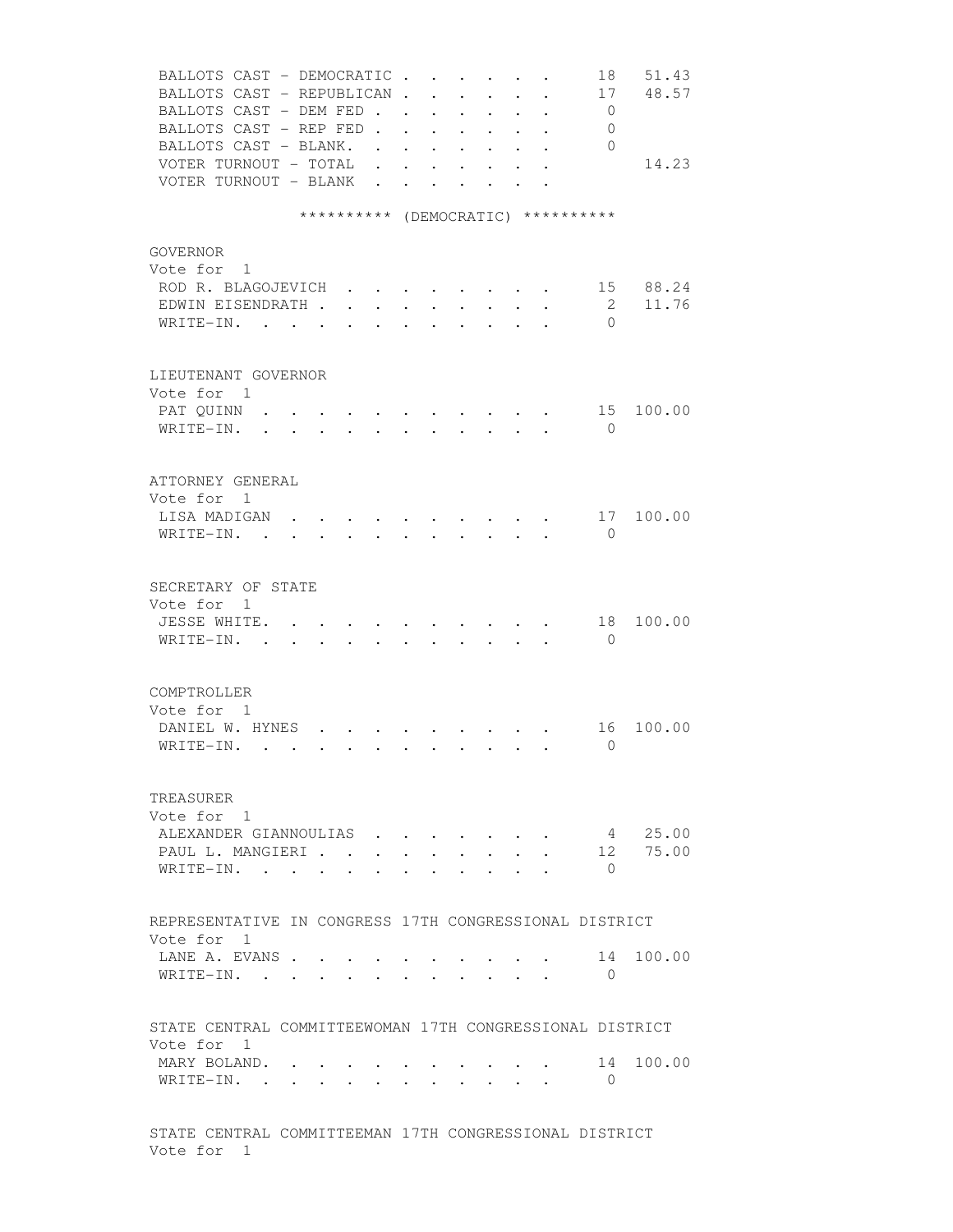| | | |
|---|---|---|
| BALLOTS CAST - DEMOCRATIC | 18 | 51.43 |
| BALLOTS CAST - REPUBLICAN | 17 | 48.57 |
| BALLOTS CAST - DEM FED | 0 | |
| BALLOTS CAST - REP FED | 0 | |
| BALLOTS CAST - BLANK. | 0 | |
| VOTER TURNOUT - TOTAL | | 14.23 |
| VOTER TURNOUT - BLANK | | |

********** (DEMOCRATIC) **********

GOVERNOR
Vote for 1

| | | |
|---|---|---|
| ROD R. BLAGOJEVICH | 15 | 88.24 |
| EDWIN EISENDRATH | 2 | 11.76 |
| WRITE-IN. | 0 | |

LIEUTENANT GOVERNOR
Vote for 1

| | | |
|---|---|---|
| PAT QUINN | 15 | 100.00 |
| WRITE-IN. | 0 | |

ATTORNEY GENERAL
Vote for 1

| | | |
|---|---|---|
| LISA MADIGAN | 17 | 100.00 |
| WRITE-IN. | 0 | |

SECRETARY OF STATE
Vote for 1

| | | |
|---|---|---|
| JESSE WHITE. | 18 | 100.00 |
| WRITE-IN. | 0 | |

COMPTROLLER
Vote for 1

| | | |
|---|---|---|
| DANIEL W. HYNES | 16 | 100.00 |
| WRITE-IN. | 0 | |

TREASURER
Vote for 1

| | | |
|---|---|---|
| ALEXANDER GIANNOULIAS | 4 | 25.00 |
| PAUL L. MANGIERI | 12 | 75.00 |
| WRITE-IN. | 0 | |

REPRESENTATIVE IN CONGRESS 17TH CONGRESSIONAL DISTRICT
Vote for 1

| | | |
|---|---|---|
| LANE A. EVANS | 14 | 100.00 |
| WRITE-IN. | 0 | |

STATE CENTRAL COMMITTEEWOMAN 17TH CONGRESSIONAL DISTRICT
Vote for 1

| | | |
|---|---|---|
| MARY BOLAND. | 14 | 100.00 |
| WRITE-IN. | 0 | |

STATE CENTRAL COMMITTEEMAN 17TH CONGRESSIONAL DISTRICT
Vote for 1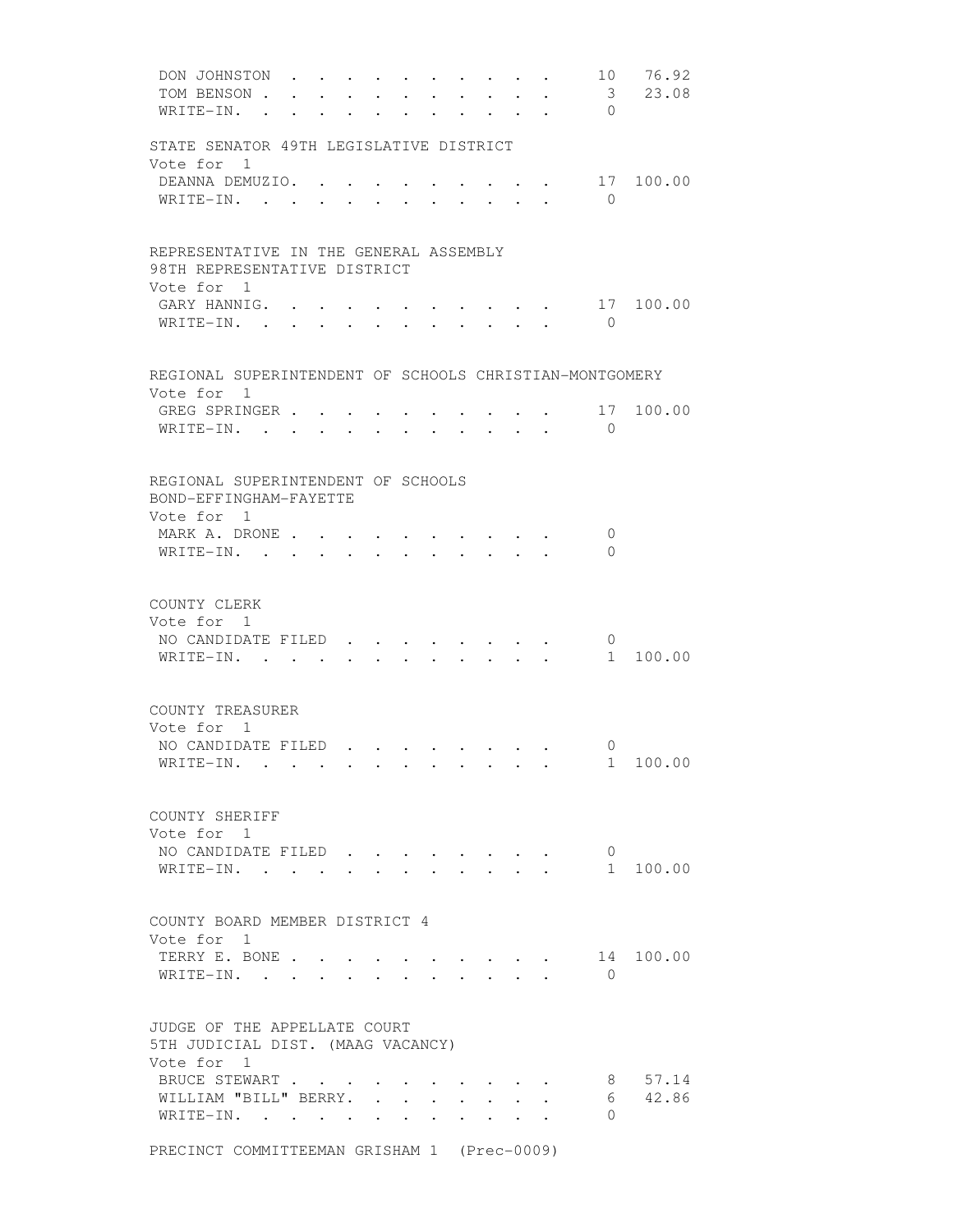| | | |
|---|---|---|
| DON JOHNSTON | 10 | 76.92 |
| TOM BENSON | 3 | 23.08 |
| WRITE-IN. | 0 | |

STATE SENATOR 49TH LEGISLATIVE DISTRICT
Vote for 1

| | | |
|---|---|---|
| DEANNA DEMUZIO. | 17 | 100.00 |
| WRITE-IN. | 0 | |

REPRESENTATIVE IN THE GENERAL ASSEMBLY
98TH REPRESENTATIVE DISTRICT
Vote for 1

| | | |
|---|---|---|
| GARY HANNIG. | 17 | 100.00 |
| WRITE-IN. | 0 | |

REGIONAL SUPERINTENDENT OF SCHOOLS CHRISTIAN-MONTGOMERY
Vote for 1

| | | |
|---|---|---|
| GREG SPRINGER | 17 | 100.00 |
| WRITE-IN. | 0 | |

REGIONAL SUPERINTENDENT OF SCHOOLS
BOND-EFFINGHAM-FAYETTE
Vote for 1

| | | |
|---|---|---|
| MARK A. DRONE | 0 | |
| WRITE-IN. | 0 | |

COUNTY CLERK
Vote for 1

| | | |
|---|---|---|
| NO CANDIDATE FILED | 0 | |
| WRITE-IN. | 1 | 100.00 |

COUNTY TREASURER
Vote for 1

| | | |
|---|---|---|
| NO CANDIDATE FILED | 0 | |
| WRITE-IN. | 1 | 100.00 |

COUNTY SHERIFF
Vote for 1

| | | |
|---|---|---|
| NO CANDIDATE FILED | 0 | |
| WRITE-IN. | 1 | 100.00 |

COUNTY BOARD MEMBER DISTRICT 4
Vote for 1

| | | |
|---|---|---|
| TERRY E. BONE | 14 | 100.00 |
| WRITE-IN. | 0 | |

JUDGE OF THE APPELLATE COURT
5TH JUDICIAL DIST. (MAAG VACANCY)
Vote for 1

| | | |
|---|---|---|
| BRUCE STEWART | 8 | 57.14 |
| WILLIAM "BILL" BERRY. | 6 | 42.86 |
| WRITE-IN. | 0 | |

PRECINCT COMMITTEEMAN GRISHAM 1 (Prec-0009)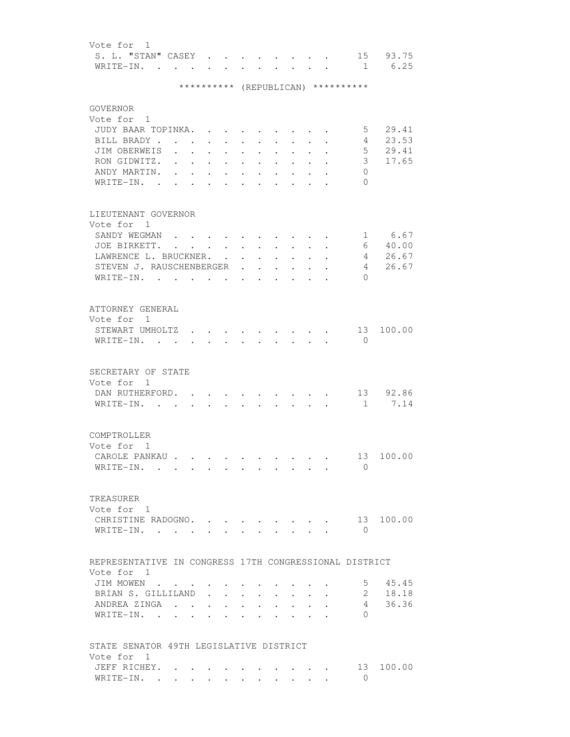Vote for 1

| | | |
|---|---|---|
| S. L. "STAN" CASEY | 15 | 93.75 |
| WRITE-IN. | 1 | 6.25 |

********** (REPUBLICAN) **********

GOVERNOR

Vote for 1

| | | |
|---|---|---|
| JUDY BAAR TOPINKA. | 5 | 29.41 |
| BILL BRADY | 4 | 23.53 |
| JIM OBERWEIS | 5 | 29.41 |
| RON GIDWITZ. | 3 | 17.65 |
| ANDY MARTIN. | 0 | |
| WRITE-IN. | 0 | |

LIEUTENANT GOVERNOR

Vote for 1

| | | |
|---|---|---|
| SANDY WEGMAN | 1 | 6.67 |
| JOE BIRKETT. | 6 | 40.00 |
| LAWRENCE L. BRUCKNER. | 4 | 26.67 |
| STEVEN J. RAUSCHENBERGER | 4 | 26.67 |
| WRITE-IN. | 0 | |

ATTORNEY GENERAL

Vote for 1

| | | |
|---|---|---|
| STEWART UMHOLTZ | 13 | 100.00 |
| WRITE-IN. | 0 | |

SECRETARY OF STATE

Vote for 1

| | | |
|---|---|---|
| DAN RUTHERFORD. | 13 | 92.86 |
| WRITE-IN. | 1 | 7.14 |

COMPTROLLER

Vote for 1

| | | |
|---|---|---|
| CAROLE PANKAU | 13 | 100.00 |
| WRITE-IN. | 0 | |

TREASURER

Vote for 1

| | | |
|---|---|---|
| CHRISTINE RADOGNO. | 13 | 100.00 |
| WRITE-IN. | 0 | |

REPRESENTATIVE IN CONGRESS 17TH CONGRESSIONAL DISTRICT

Vote for 1

| | | |
|---|---|---|
| JIM MOWEN | 5 | 45.45 |
| BRIAN S. GILLILAND | 2 | 18.18 |
| ANDREA ZINGA | 4 | 36.36 |
| WRITE-IN. | 0 | |

STATE SENATOR 49TH LEGISLATIVE DISTRICT

Vote for 1

| | | |
|---|---|---|
| JEFF RICHEY. | 13 | 100.00 |
| WRITE-IN. | 0 | |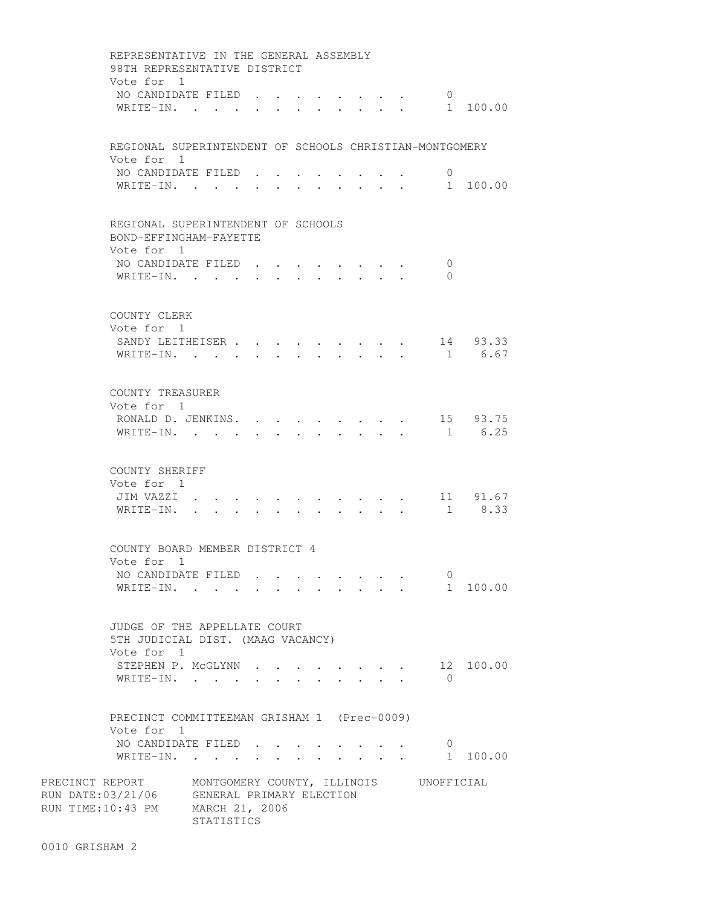REPRESENTATIVE IN THE GENERAL ASSEMBLY
98TH REPRESENTATIVE DISTRICT
Vote for 1

| | Votes | Percent |
|---|---|---|
| NO CANDIDATE FILED | 0 | |
| WRITE-IN. | 1 | 100.00 |

REGIONAL SUPERINTENDENT OF SCHOOLS CHRISTIAN-MONTGOMERY
Vote for 1

| | Votes | Percent |
|---|---|---|
| NO CANDIDATE FILED | 0 | |
| WRITE-IN. | 1 | 100.00 |

REGIONAL SUPERINTENDENT OF SCHOOLS
BOND-EFFINGHAM-FAYETTE
Vote for 1

| | Votes | Percent |
|---|---|---|
| NO CANDIDATE FILED | 0 | |
| WRITE-IN. | 0 | |

COUNTY CLERK
Vote for 1

| | Votes | Percent |
|---|---|---|
| SANDY LEITHEISER | 14 | 93.33 |
| WRITE-IN. | 1 | 6.67 |

COUNTY TREASURER
Vote for 1

| | Votes | Percent |
|---|---|---|
| RONALD D. JENKINS. | 15 | 93.75 |
| WRITE-IN. | 1 | 6.25 |

COUNTY SHERIFF
Vote for 1

| | Votes | Percent |
|---|---|---|
| JIM VAZZI | 11 | 91.67 |
| WRITE-IN. | 1 | 8.33 |

COUNTY BOARD MEMBER DISTRICT 4
Vote for 1

| | Votes | Percent |
|---|---|---|
| NO CANDIDATE FILED | 0 | |
| WRITE-IN. | 1 | 100.00 |

JUDGE OF THE APPELLATE COURT
5TH JUDICIAL DIST. (MAAG VACANCY)
Vote for 1

| | Votes | Percent |
|---|---|---|
| STEPHEN P. McGLYNN | 12 | 100.00 |
| WRITE-IN. | 0 | |

PRECINCT COMMITTEEMAN GRISHAM 1 (Prec-0009)
Vote for 1

| | Votes | Percent |
|---|---|---|
| NO CANDIDATE FILED | 0 | |
| WRITE-IN. | 1 | 100.00 |

PRECINCT REPORT — MONTGOMERY COUNTY, ILLINOIS — UNOFFICIAL
RUN DATE:03/21/06 — GENERAL PRIMARY ELECTION
RUN TIME:10:43 PM — MARCH 21, 2006
STATISTICS

0010 GRISHAM 2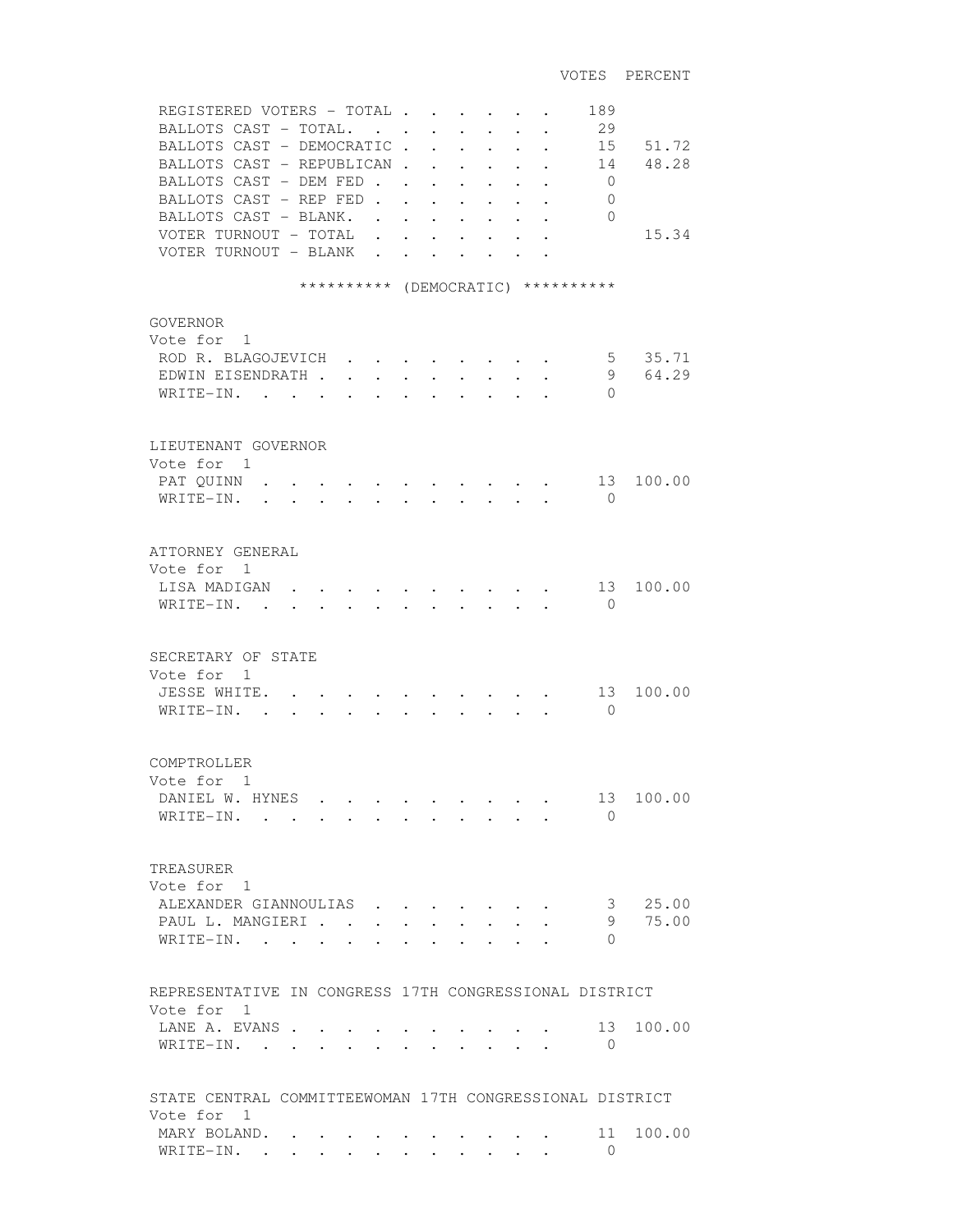| | VOTES | PERCENT |
|---|---|---|
| REGISTERED VOTERS - TOTAL | 189 | |
| BALLOTS CAST - TOTAL. | 29 | |
| BALLOTS CAST - DEMOCRATIC | 15 | 51.72 |
| BALLOTS CAST - REPUBLICAN | 14 | 48.28 |
| BALLOTS CAST - DEM FED | 0 | |
| BALLOTS CAST - REP FED | 0 | |
| BALLOTS CAST - BLANK. | 0 | |
| VOTER TURNOUT - TOTAL | | 15.34 |
| VOTER TURNOUT - BLANK | | |

********** (DEMOCRATIC) **********

## GOVERNOR

Vote for 1

| | VOTES | PERCENT |
|---|---|---|
| ROD R. BLAGOJEVICH | 5 | 35.71 |
| EDWIN EISENDRATH | 9 | 64.29 |
| WRITE-IN. | 0 | |

## LIEUTENANT GOVERNOR

Vote for 1

| | VOTES | PERCENT |
|---|---|---|
| PAT QUINN | 13 | 100.00 |
| WRITE-IN. | 0 | |

## ATTORNEY GENERAL

Vote for 1

| | VOTES | PERCENT |
|---|---|---|
| LISA MADIGAN | 13 | 100.00 |
| WRITE-IN. | 0 | |

## SECRETARY OF STATE

Vote for 1

| | VOTES | PERCENT |
|---|---|---|
| JESSE WHITE. | 13 | 100.00 |
| WRITE-IN. | 0 | |

## COMPTROLLER

Vote for 1

| | VOTES | PERCENT |
|---|---|---|
| DANIEL W. HYNES | 13 | 100.00 |
| WRITE-IN. | 0 | |

## TREASURER

Vote for 1

| | VOTES | PERCENT |
|---|---|---|
| ALEXANDER GIANNOULIAS | 3 | 25.00 |
| PAUL L. MANGIERI | 9 | 75.00 |
| WRITE-IN. | 0 | |

## REPRESENTATIVE IN CONGRESS 17TH CONGRESSIONAL DISTRICT

Vote for 1

| | VOTES | PERCENT |
|---|---|---|
| LANE A. EVANS | 13 | 100.00 |
| WRITE-IN. | 0 | |

## STATE CENTRAL COMMITTEEWOMAN 17TH CONGRESSIONAL DISTRICT

Vote for 1

| | VOTES | PERCENT |
|---|---|---|
| MARY BOLAND. | 11 | 100.00 |
| WRITE-IN. | 0 | |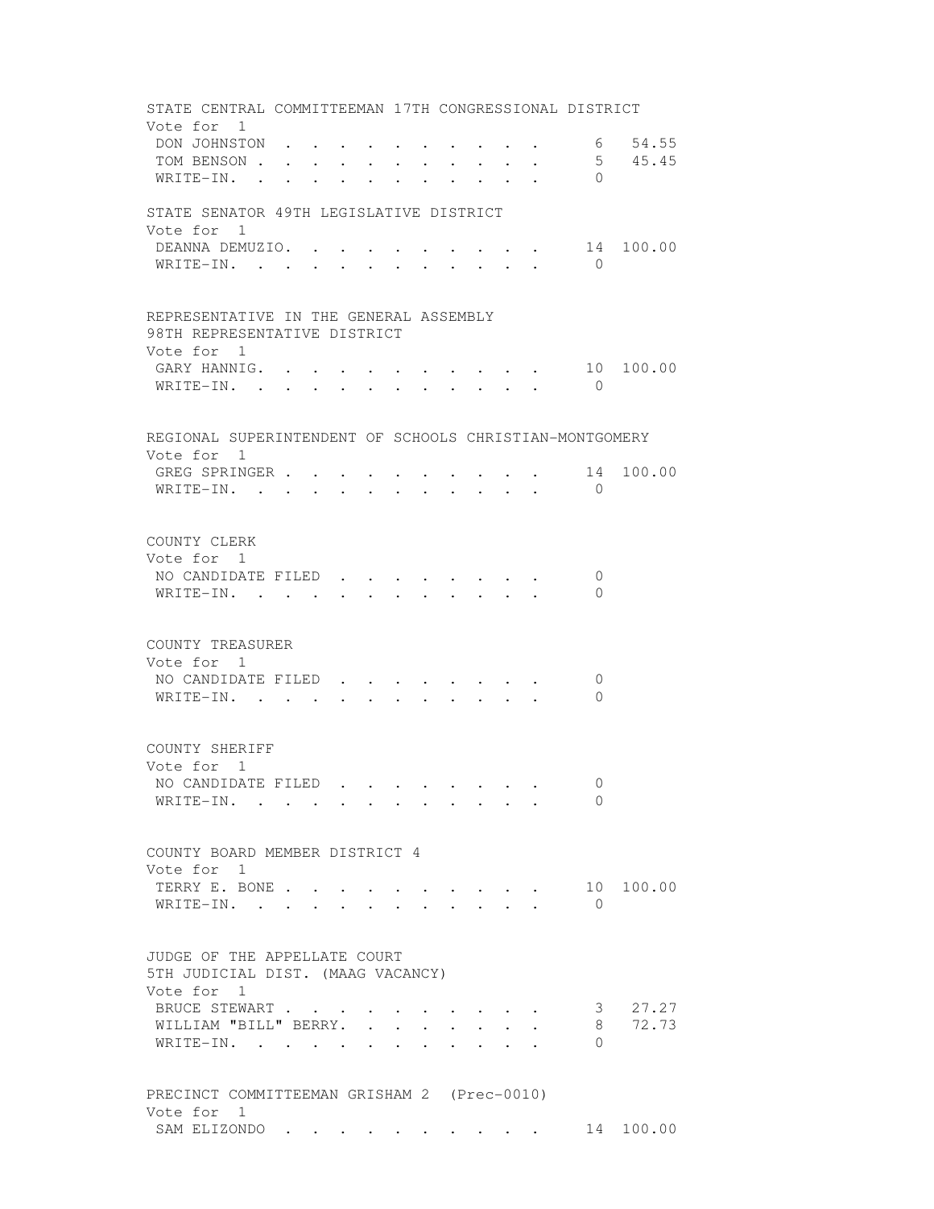STATE CENTRAL COMMITTEEMAN 17TH CONGRESSIONAL DISTRICT
Vote for 1

| Candidate | Votes | Percent |
|---|---|---|
| DON JOHNSTON | 6 | 54.55 |
| TOM BENSON | 5 | 45.45 |
| WRITE-IN. | 0 | |

STATE SENATOR 49TH LEGISLATIVE DISTRICT
Vote for 1

| Candidate | Votes | Percent |
|---|---|---|
| DEANNA DEMUZIO. | 14 | 100.00 |
| WRITE-IN. | 0 | |

REPRESENTATIVE IN THE GENERAL ASSEMBLY
98TH REPRESENTATIVE DISTRICT
Vote for 1

| Candidate | Votes | Percent |
|---|---|---|
| GARY HANNIG. | 10 | 100.00 |
| WRITE-IN. | 0 | |

REGIONAL SUPERINTENDENT OF SCHOOLS CHRISTIAN-MONTGOMERY
Vote for 1

| Candidate | Votes | Percent |
|---|---|---|
| GREG SPRINGER | 14 | 100.00 |
| WRITE-IN. | 0 | |

COUNTY CLERK
Vote for 1

| Candidate | Votes | Percent |
|---|---|---|
| NO CANDIDATE FILED | 0 | |
| WRITE-IN. | 0 | |

COUNTY TREASURER
Vote for 1

| Candidate | Votes | Percent |
|---|---|---|
| NO CANDIDATE FILED | 0 | |
| WRITE-IN. | 0 | |

COUNTY SHERIFF
Vote for 1

| Candidate | Votes | Percent |
|---|---|---|
| NO CANDIDATE FILED | 0 | |
| WRITE-IN. | 0 | |

COUNTY BOARD MEMBER DISTRICT 4
Vote for 1

| Candidate | Votes | Percent |
|---|---|---|
| TERRY E. BONE | 10 | 100.00 |
| WRITE-IN. | 0 | |

JUDGE OF THE APPELLATE COURT
5TH JUDICIAL DIST. (MAAG VACANCY)
Vote for 1

| Candidate | Votes | Percent |
|---|---|---|
| BRUCE STEWART | 3 | 27.27 |
| WILLIAM "BILL" BERRY. | 8 | 72.73 |
| WRITE-IN. | 0 | |

PRECINCT COMMITTEEMAN GRISHAM 2 (Prec-0010)
Vote for 1

| Candidate | Votes | Percent |
|---|---|---|
| SAM ELIZONDO | 14 | 100.00 |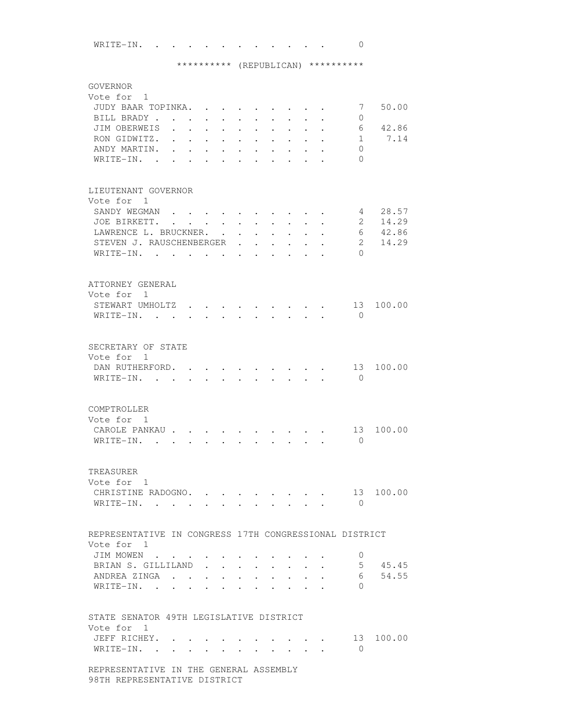| | | |
|---|---|---|
| WRITE-IN. | 0 | |

********** (REPUBLICAN) **********

GOVERNOR
Vote for 1

| | | |
|---|---|---|
| JUDY BAAR TOPINKA | 7 | 50.00 |
| BILL BRADY | 0 | |
| JIM OBERWEIS | 6 | 42.86 |
| RON GIDWITZ | 1 | 7.14 |
| ANDY MARTIN | 0 | |
| WRITE-IN | 0 | |

LIEUTENANT GOVERNOR
Vote for 1

| | | |
|---|---|---|
| SANDY WEGMAN | 4 | 28.57 |
| JOE BIRKETT | 2 | 14.29 |
| LAWRENCE L. BRUCKNER | 6 | 42.86 |
| STEVEN J. RAUSCHENBERGER | 2 | 14.29 |
| WRITE-IN | 0 | |

ATTORNEY GENERAL
Vote for 1

| | | |
|---|---|---|
| STEWART UMHOLTZ | 13 | 100.00 |
| WRITE-IN | 0 | |

SECRETARY OF STATE
Vote for 1

| | | |
|---|---|---|
| DAN RUTHERFORD | 13 | 100.00 |
| WRITE-IN | 0 | |

COMPTROLLER
Vote for 1

| | | |
|---|---|---|
| CAROLE PANKAU | 13 | 100.00 |
| WRITE-IN | 0 | |

TREASURER
Vote for 1

| | | |
|---|---|---|
| CHRISTINE RADOGNO | 13 | 100.00 |
| WRITE-IN | 0 | |

REPRESENTATIVE IN CONGRESS 17TH CONGRESSIONAL DISTRICT
Vote for 1

| | | |
|---|---|---|
| JIM MOWEN | 0 | |
| BRIAN S. GILLILAND | 5 | 45.45 |
| ANDREA ZINGA | 6 | 54.55 |
| WRITE-IN | 0 | |

STATE SENATOR 49TH LEGISLATIVE DISTRICT
Vote for 1

| | | |
|---|---|---|
| JEFF RICHEY | 13 | 100.00 |
| WRITE-IN | 0 | |

REPRESENTATIVE IN THE GENERAL ASSEMBLY
98TH REPRESENTATIVE DISTRICT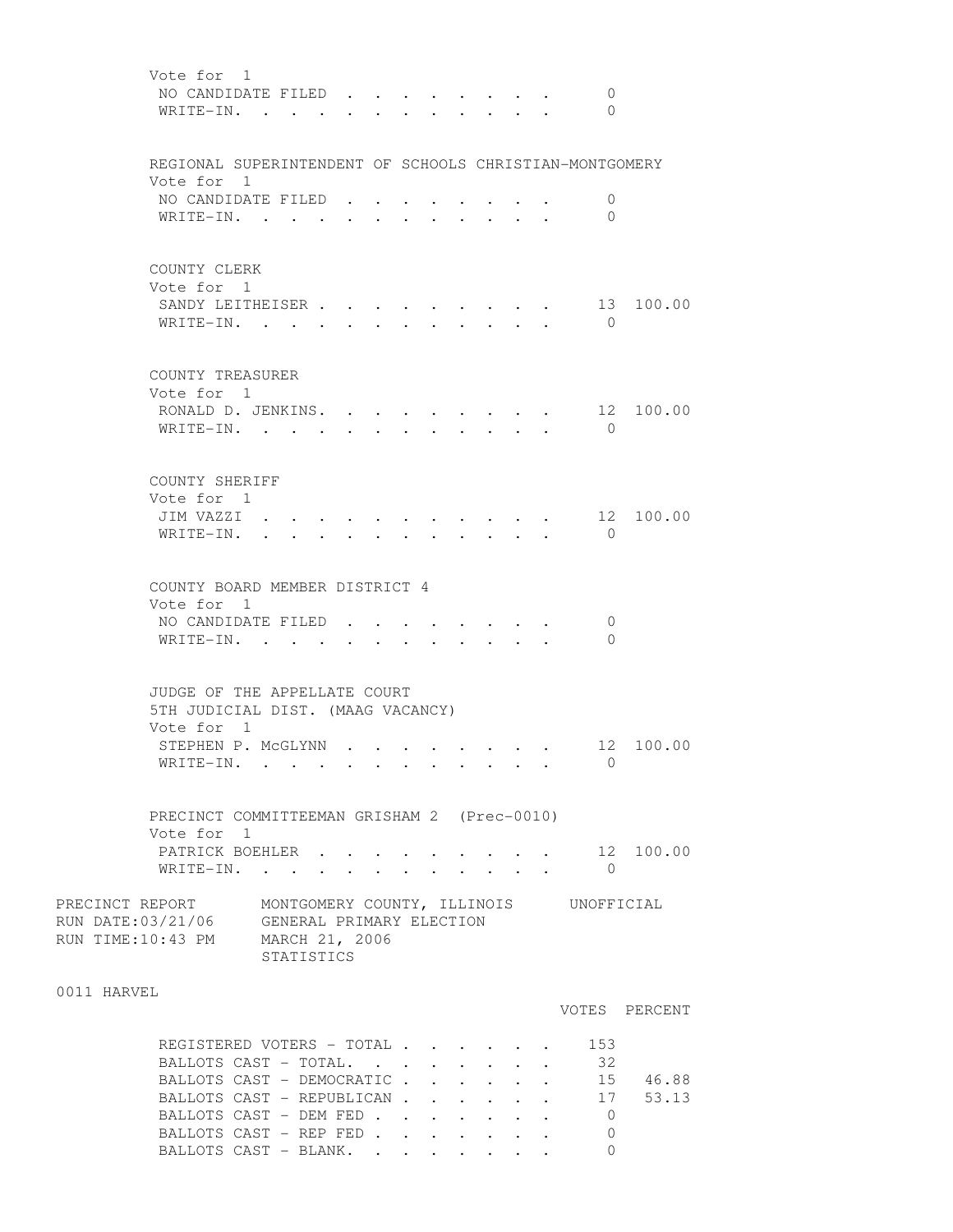Vote for 1

| | | |
|---|---|---|
| NO CANDIDATE FILED | 0 | |
| WRITE-IN. | 0 | |

REGIONAL SUPERINTENDENT OF SCHOOLS CHRISTIAN-MONTGOMERY
Vote for 1

| | | |
|---|---|---|
| NO CANDIDATE FILED | 0 | |
| WRITE-IN. | 0 | |

COUNTY CLERK
Vote for 1

| | | |
|---|---|---|
| SANDY LEITHEISER | 13 | 100.00 |
| WRITE-IN. | 0 | |

COUNTY TREASURER
Vote for 1

| | | |
|---|---|---|
| RONALD D. JENKINS. | 12 | 100.00 |
| WRITE-IN. | 0 | |

COUNTY SHERIFF
Vote for 1

| | | |
|---|---|---|
| JIM VAZZI | 12 | 100.00 |
| WRITE-IN. | 0 | |

COUNTY BOARD MEMBER DISTRICT 4
Vote for 1

| | | |
|---|---|---|
| NO CANDIDATE FILED | 0 | |
| WRITE-IN. | 0 | |

JUDGE OF THE APPELLATE COURT
5TH JUDICIAL DIST. (MAAG VACANCY)
Vote for 1

| | | |
|---|---|---|
| STEPHEN P. McGLYNN | 12 | 100.00 |
| WRITE-IN. | 0 | |

PRECINCT COMMITTEEMAN GRISHAM 2 (Prec-0010)
Vote for 1

| | | |
|---|---|---|
| PATRICK BOEHLER | 12 | 100.00 |
| WRITE-IN. | 0 | |

PRECINCT REPORT MONTGOMERY COUNTY, ILLINOIS UNOFFICIAL
RUN DATE:03/21/06 GENERAL PRIMARY ELECTION
RUN TIME:10:43 PM MARCH 21, 2006
STATISTICS

0011 HARVEL

| | VOTES | PERCENT |
|---|---|---|
| REGISTERED VOTERS - TOTAL | 153 | |
| BALLOTS CAST - TOTAL. | 32 | |
| BALLOTS CAST - DEMOCRATIC | 15 | 46.88 |
| BALLOTS CAST - REPUBLICAN | 17 | 53.13 |
| BALLOTS CAST - DEM FED | 0 | |
| BALLOTS CAST - REP FED | 0 | |
| BALLOTS CAST - BLANK. | 0 | |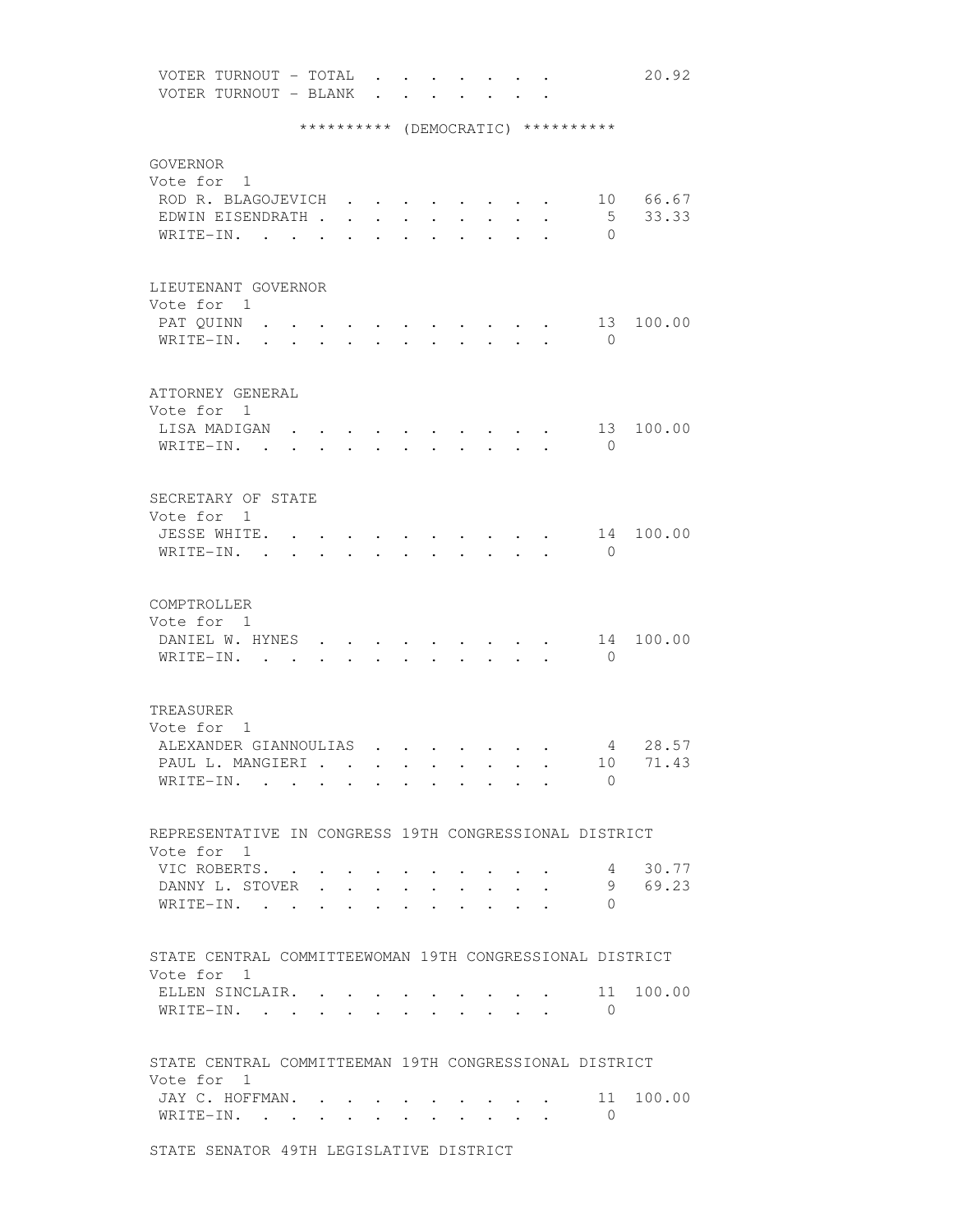VOTER TURNOUT - TOTAL . . . . . . . . 20.92
VOTER TURNOUT - BLANK . . . . . . . .

********** (DEMOCRATIC) **********

GOVERNOR
Vote for 1

| | | |
|---|---|---|
| ROD R. BLAGOJEVICH | 10 | 66.67 |
| EDWIN EISENDRATH | 5 | 33.33 |
| WRITE-IN. | 0 | |

LIEUTENANT GOVERNOR
Vote for 1

| | | |
|---|---|---|
| PAT QUINN | 13 | 100.00 |
| WRITE-IN. | 0 | |

ATTORNEY GENERAL
Vote for 1

| | | |
|---|---|---|
| LISA MADIGAN | 13 | 100.00 |
| WRITE-IN. | 0 | |

SECRETARY OF STATE
Vote for 1

| | | |
|---|---|---|
| JESSE WHITE. | 14 | 100.00 |
| WRITE-IN. | 0 | |

COMPTROLLER
Vote for 1

| | | |
|---|---|---|
| DANIEL W. HYNES | 14 | 100.00 |
| WRITE-IN. | 0 | |

TREASURER
Vote for 1

| | | |
|---|---|---|
| ALEXANDER GIANNOULIAS | 4 | 28.57 |
| PAUL L. MANGIERI | 10 | 71.43 |
| WRITE-IN. | 0 | |

REPRESENTATIVE IN CONGRESS 19TH CONGRESSIONAL DISTRICT
Vote for 1

| | | |
|---|---|---|
| VIC ROBERTS. | 4 | 30.77 |
| DANNY L. STOVER | 9 | 69.23 |
| WRITE-IN. | 0 | |

STATE CENTRAL COMMITTEEWOMAN 19TH CONGRESSIONAL DISTRICT
Vote for 1

| | | |
|---|---|---|
| ELLEN SINCLAIR. | 11 | 100.00 |
| WRITE-IN. | 0 | |

STATE CENTRAL COMMITTEEMAN 19TH CONGRESSIONAL DISTRICT
Vote for 1

| | | |
|---|---|---|
| JAY C. HOFFMAN. | 11 | 100.00 |
| WRITE-IN. | 0 | |

STATE SENATOR 49TH LEGISLATIVE DISTRICT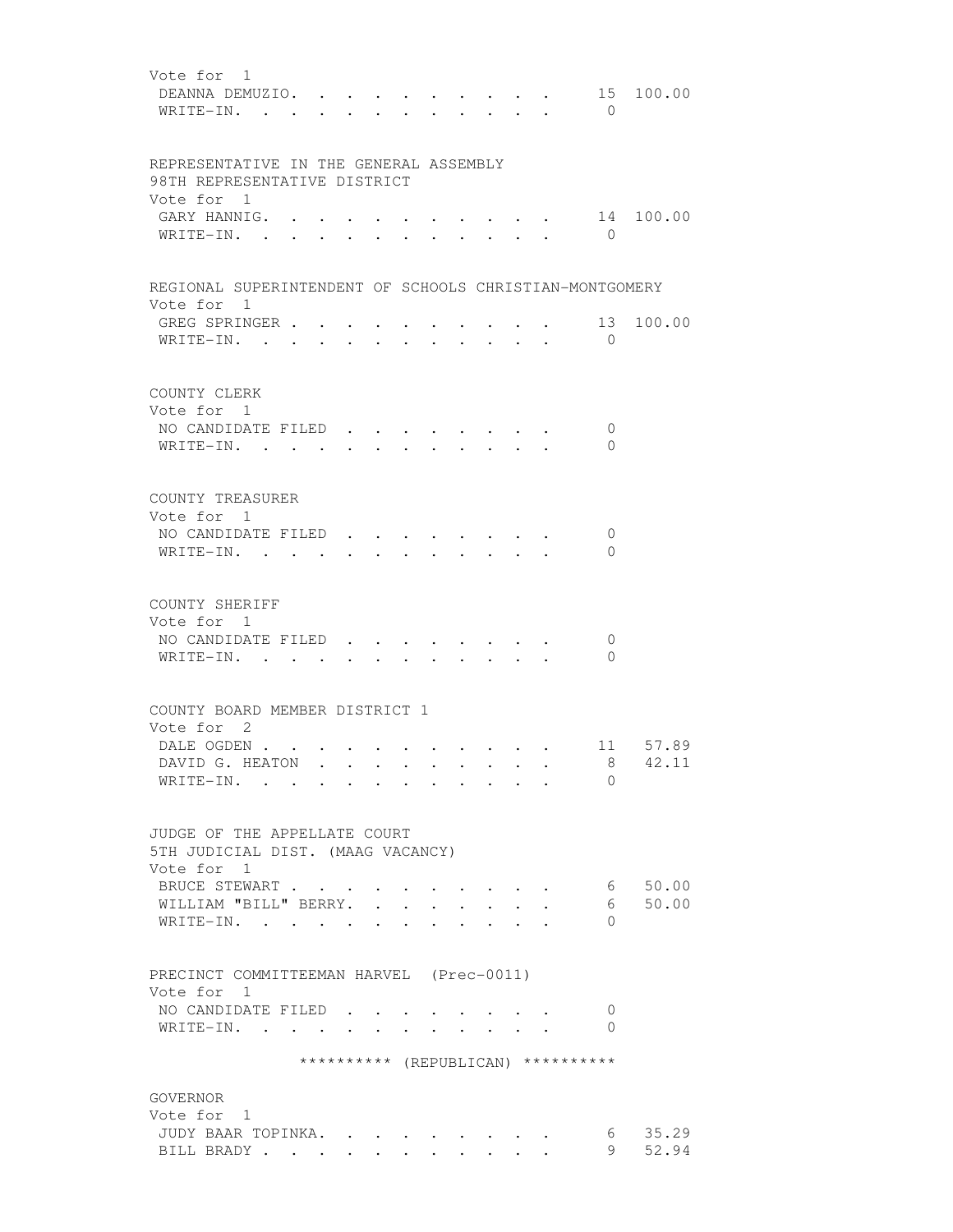Vote for 1

| | | |
|---|---|---|
| DEANNA DEMUZIO | 15 | 100.00 |
| WRITE-IN. | 0 | |

REPRESENTATIVE IN THE GENERAL ASSEMBLY
98TH REPRESENTATIVE DISTRICT
Vote for 1

| | | |
|---|---|---|
| GARY HANNIG | 14 | 100.00 |
| WRITE-IN. | 0 | |

REGIONAL SUPERINTENDENT OF SCHOOLS CHRISTIAN-MONTGOMERY
Vote for 1

| | | |
|---|---|---|
| GREG SPRINGER | 13 | 100.00 |
| WRITE-IN. | 0 | |

COUNTY CLERK
Vote for 1

| | | |
|---|---|---|
| NO CANDIDATE FILED | 0 | |
| WRITE-IN. | 0 | |

COUNTY TREASURER
Vote for 1

| | | |
|---|---|---|
| NO CANDIDATE FILED | 0 | |
| WRITE-IN. | 0 | |

COUNTY SHERIFF
Vote for 1

| | | |
|---|---|---|
| NO CANDIDATE FILED | 0 | |
| WRITE-IN. | 0 | |

COUNTY BOARD MEMBER DISTRICT 1
Vote for 2

| | | |
|---|---|---|
| DALE OGDEN | 11 | 57.89 |
| DAVID G. HEATON | 8 | 42.11 |
| WRITE-IN. | 0 | |

JUDGE OF THE APPELLATE COURT
5TH JUDICIAL DIST. (MAAG VACANCY)
Vote for 1

| | | |
|---|---|---|
| BRUCE STEWART | 6 | 50.00 |
| WILLIAM "BILL" BERRY. | 6 | 50.00 |
| WRITE-IN. | 0 | |

PRECINCT COMMITTEEMAN HARVEL (Prec-0011)
Vote for 1

| | | |
|---|---|---|
| NO CANDIDATE FILED | 0 | |
| WRITE-IN. | 0 | |

********** (REPUBLICAN) **********

GOVERNOR
Vote for 1

| | | |
|---|---|---|
| JUDY BAAR TOPINKA. | 6 | 35.29 |
| BILL BRADY | 9 | 52.94 |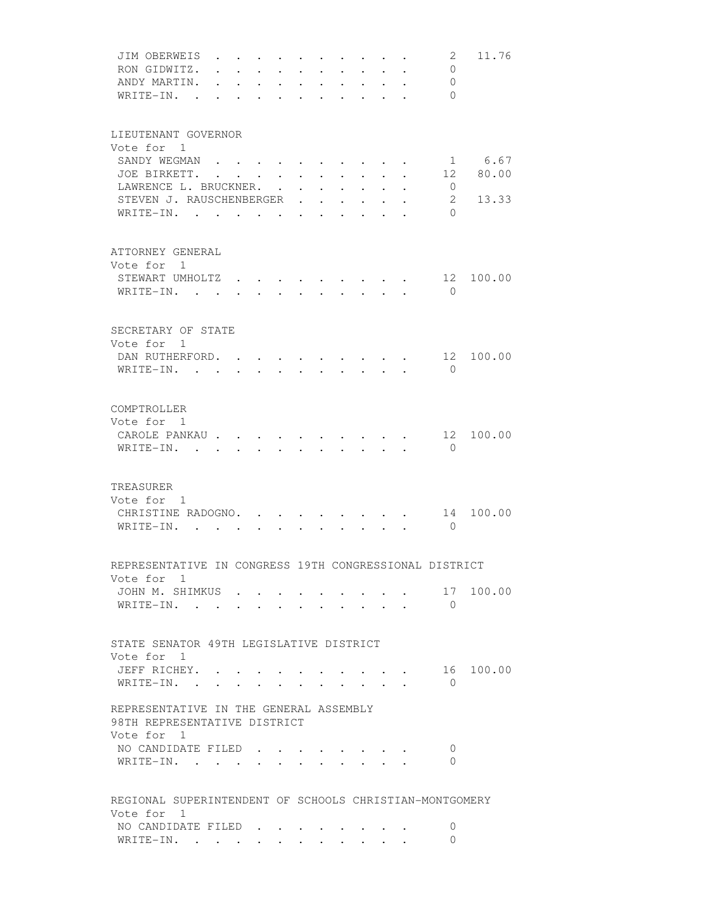| | | |
|---|---|---|
| JIM OBERWEIS | 2 | 11.76 |
| RON GIDWITZ. | 0 | |
| ANDY MARTIN. | 0 | |
| WRITE-IN. | 0 | |

LIEUTENANT GOVERNOR
Vote for 1

| | | |
|---|---|---|
| SANDY WEGMAN | 1 | 6.67 |
| JOE BIRKETT. | 12 | 80.00 |
| LAWRENCE L. BRUCKNER. | 0 | |
| STEVEN J. RAUSCHENBERGER | 2 | 13.33 |
| WRITE-IN. | 0 | |

ATTORNEY GENERAL
Vote for 1

| | | |
|---|---|---|
| STEWART UMHOLTZ | 12 | 100.00 |
| WRITE-IN. | 0 | |

SECRETARY OF STATE
Vote for 1

| | | |
|---|---|---|
| DAN RUTHERFORD. | 12 | 100.00 |
| WRITE-IN. | 0 | |

COMPTROLLER
Vote for 1

| | | |
|---|---|---|
| CAROLE PANKAU | 12 | 100.00 |
| WRITE-IN. | 0 | |

TREASURER
Vote for 1

| | | |
|---|---|---|
| CHRISTINE RADOGNO. | 14 | 100.00 |
| WRITE-IN. | 0 | |

REPRESENTATIVE IN CONGRESS 19TH CONGRESSIONAL DISTRICT
Vote for 1

| | | |
|---|---|---|
| JOHN M. SHIMKUS | 17 | 100.00 |
| WRITE-IN. | 0 | |

STATE SENATOR 49TH LEGISLATIVE DISTRICT
Vote for 1

| | | |
|---|---|---|
| JEFF RICHEY. | 16 | 100.00 |
| WRITE-IN. | 0 | |

REPRESENTATIVE IN THE GENERAL ASSEMBLY
98TH REPRESENTATIVE DISTRICT
Vote for 1

| | |
|---|---|
| NO CANDIDATE FILED | 0 |
| WRITE-IN. | 0 |

REGIONAL SUPERINTENDENT OF SCHOOLS CHRISTIAN-MONTGOMERY
Vote for 1

| | |
|---|---|
| NO CANDIDATE FILED | 0 |
| WRITE-IN. | 0 |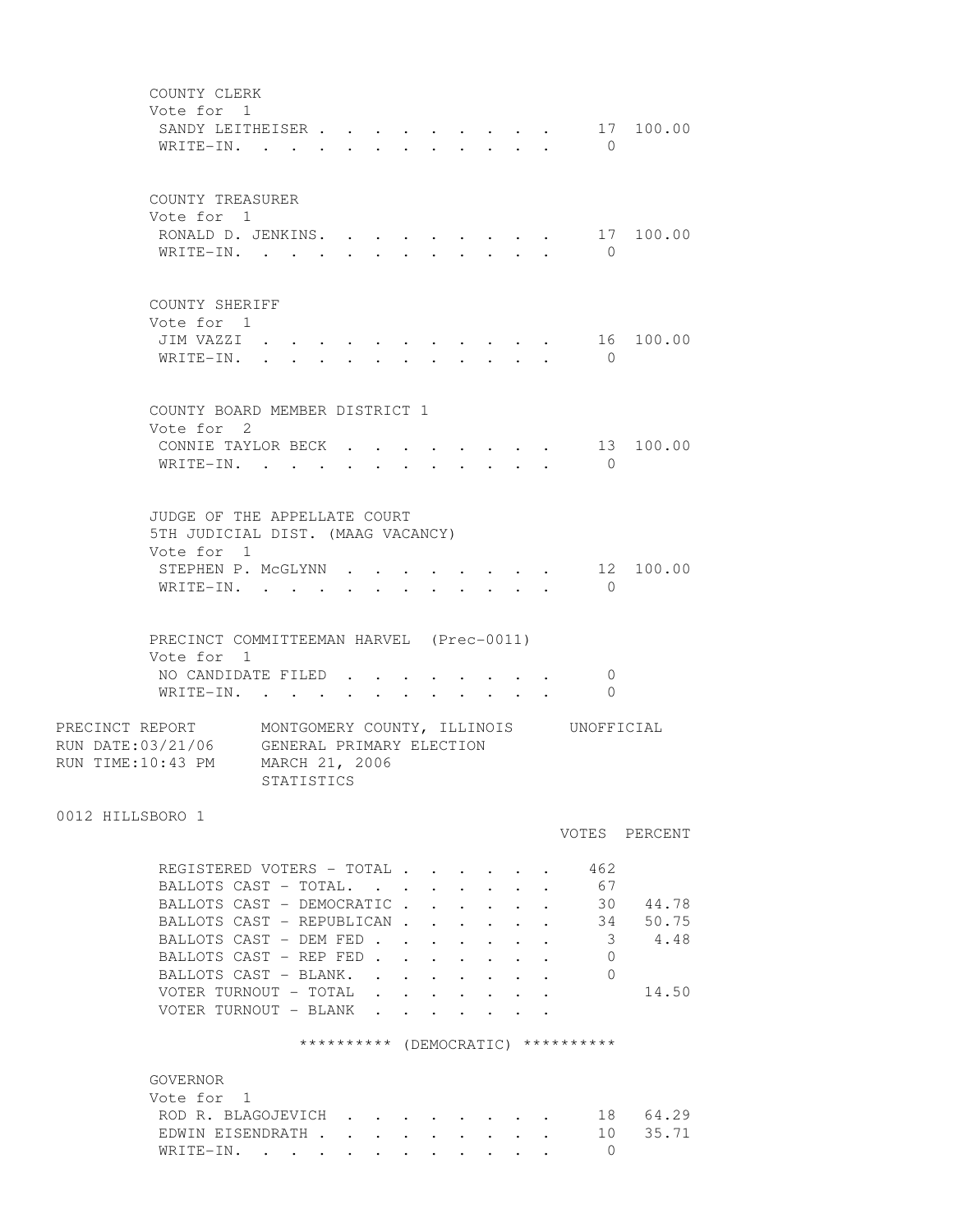COUNTY CLERK
Vote for 1

| | | |
|---|---|---|
| SANDY LEITHEISER | 17 | 100.00 |
| WRITE-IN. | 0 | |

COUNTY TREASURER
Vote for 1

| | | |
|---|---|---|
| RONALD D. JENKINS. | 17 | 100.00 |
| WRITE-IN. | 0 | |

COUNTY SHERIFF
Vote for 1

| | | |
|---|---|---|
| JIM VAZZI | 16 | 100.00 |
| WRITE-IN. | 0 | |

COUNTY BOARD MEMBER DISTRICT 1
Vote for 2

| | | |
|---|---|---|
| CONNIE TAYLOR BECK | 13 | 100.00 |
| WRITE-IN. | 0 | |

JUDGE OF THE APPELLATE COURT
5TH JUDICIAL DIST. (MAAG VACANCY)
Vote for 1

| | | |
|---|---|---|
| STEPHEN P. McGLYNN | 12 | 100.00 |
| WRITE-IN. | 0 | |

PRECINCT COMMITTEEMAN HARVEL (Prec-0011)
Vote for 1

| | | |
|---|---|---|
| NO CANDIDATE FILED | 0 | |
| WRITE-IN. | 0 | |

PRECINCT REPORT MONTGOMERY COUNTY, ILLINOIS UNOFFICIAL
RUN DATE:03/21/06 GENERAL PRIMARY ELECTION
RUN TIME:10:43 PM MARCH 21, 2006
STATISTICS

0012 HILLSBORO 1

| | VOTES | PERCENT |
|---|---|---|
| REGISTERED VOTERS - TOTAL | 462 | |
| BALLOTS CAST - TOTAL. | 67 | |
| BALLOTS CAST - DEMOCRATIC | 30 | 44.78 |
| BALLOTS CAST - REPUBLICAN | 34 | 50.75 |
| BALLOTS CAST - DEM FED | 3 | 4.48 |
| BALLOTS CAST - REP FED | 0 | |
| BALLOTS CAST - BLANK. | 0 | |
| VOTER TURNOUT - TOTAL | | 14.50 |
| VOTER TURNOUT - BLANK | | |

********** (DEMOCRATIC) **********

GOVERNOR
Vote for 1

| | | |
|---|---|---|
| ROD R. BLAGOJEVICH | 18 | 64.29 |
| EDWIN EISENDRATH | 10 | 35.71 |
| WRITE-IN. | 0 | |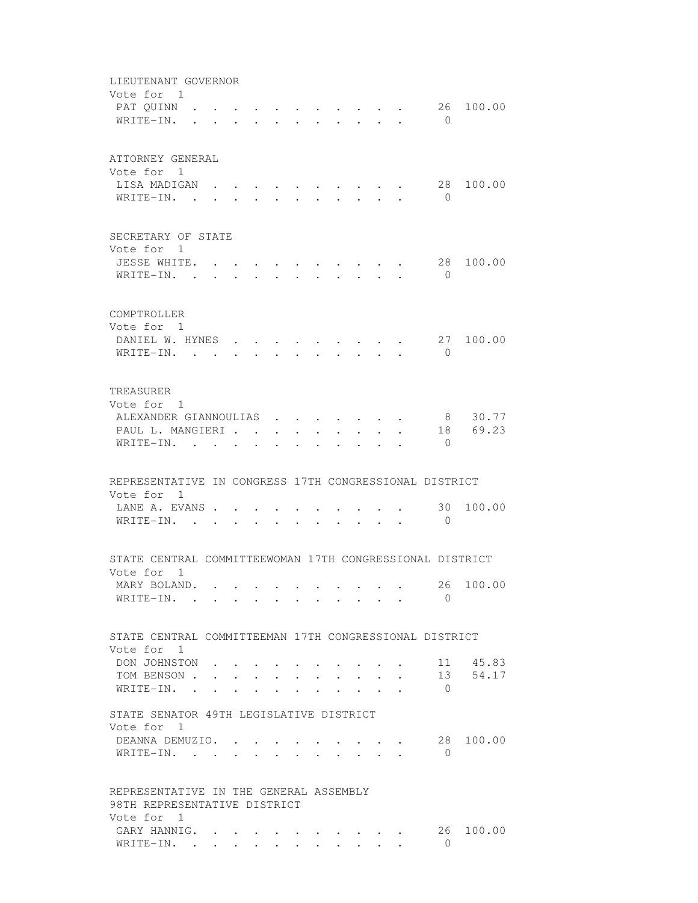LIEUTENANT GOVERNOR
Vote for 1

| | | |
|---|---|---|
| PAT QUINN | 26 | 100.00 |
| WRITE-IN. | 0 | |

ATTORNEY GENERAL
Vote for 1

| | | |
|---|---|---|
| LISA MADIGAN | 28 | 100.00 |
| WRITE-IN. | 0 | |

SECRETARY OF STATE
Vote for 1

| | | |
|---|---|---|
| JESSE WHITE. | 28 | 100.00 |
| WRITE-IN. | 0 | |

COMPTROLLER
Vote for 1

| | | |
|---|---|---|
| DANIEL W. HYNES | 27 | 100.00 |
| WRITE-IN. | 0 | |

TREASURER
Vote for 1

| | | |
|---|---|---|
| ALEXANDER GIANNOULIAS | 8 | 30.77 |
| PAUL L. MANGIERI | 18 | 69.23 |
| WRITE-IN. | 0 | |

REPRESENTATIVE IN CONGRESS 17TH CONGRESSIONAL DISTRICT
Vote for 1

| | | |
|---|---|---|
| LANE A. EVANS | 30 | 100.00 |
| WRITE-IN. | 0 | |

STATE CENTRAL COMMITTEEWOMAN 17TH CONGRESSIONAL DISTRICT
Vote for 1

| | | |
|---|---|---|
| MARY BOLAND. | 26 | 100.00 |
| WRITE-IN. | 0 | |

STATE CENTRAL COMMITTEEMAN 17TH CONGRESSIONAL DISTRICT
Vote for 1

| | | |
|---|---|---|
| DON JOHNSTON | 11 | 45.83 |
| TOM BENSON | 13 | 54.17 |
| WRITE-IN. | 0 | |

STATE SENATOR 49TH LEGISLATIVE DISTRICT
Vote for 1

| | | |
|---|---|---|
| DEANNA DEMUZIO. | 28 | 100.00 |
| WRITE-IN. | 0 | |

REPRESENTATIVE IN THE GENERAL ASSEMBLY
98TH REPRESENTATIVE DISTRICT
Vote for 1

| | | |
|---|---|---|
| GARY HANNIG. | 26 | 100.00 |
| WRITE-IN. | 0 | |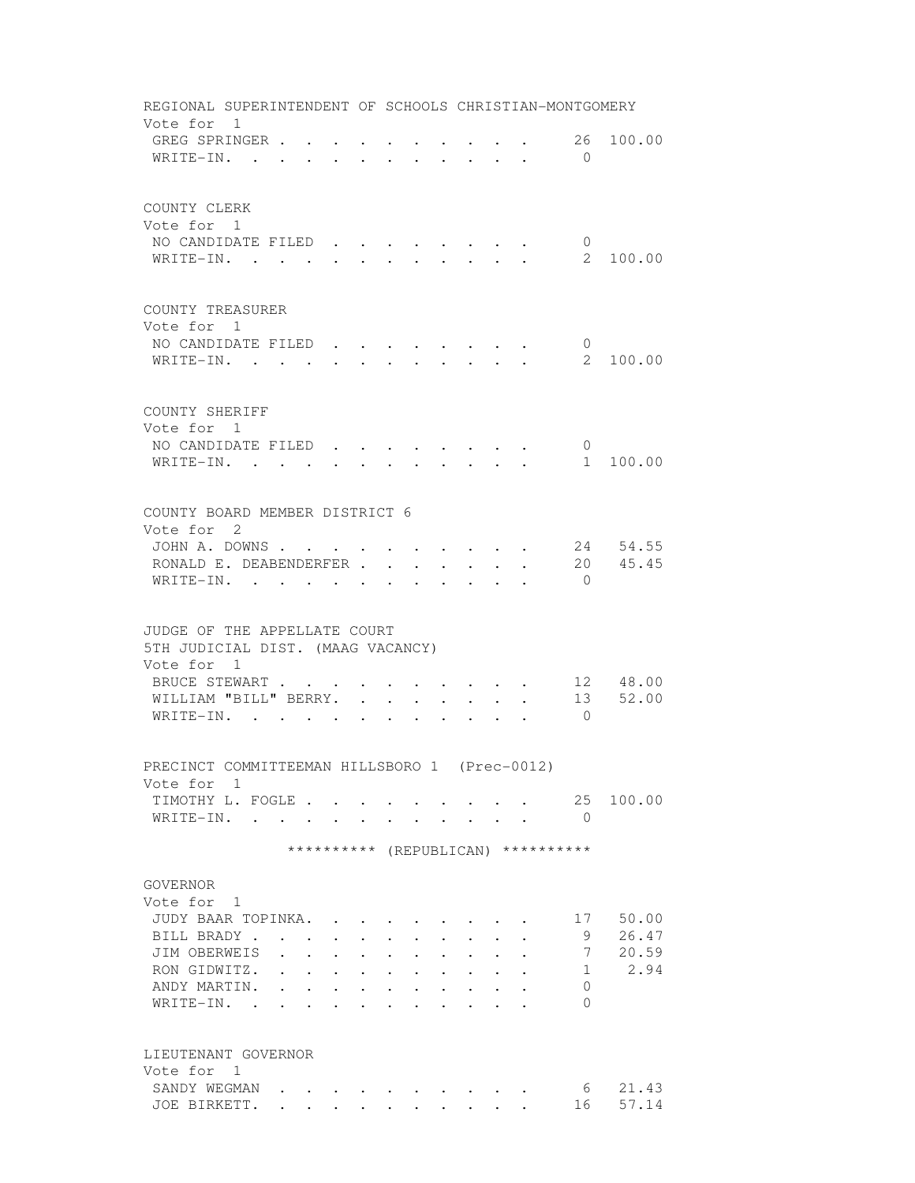REGIONAL SUPERINTENDENT OF SCHOOLS CHRISTIAN-MONTGOMERY
Vote for 1

| | | |
|---|---|---|
| GREG SPRINGER | 26 | 100.00 |
| WRITE-IN. | 0 | |

COUNTY CLERK
Vote for 1

| | | |
|---|---|---|
| NO CANDIDATE FILED | 0 | |
| WRITE-IN. | 2 | 100.00 |

COUNTY TREASURER
Vote for 1

| | | |
|---|---|---|
| NO CANDIDATE FILED | 0 | |
| WRITE-IN. | 2 | 100.00 |

COUNTY SHERIFF
Vote for 1

| | | |
|---|---|---|
| NO CANDIDATE FILED | 0 | |
| WRITE-IN. | 1 | 100.00 |

COUNTY BOARD MEMBER DISTRICT 6
Vote for 2

| | | |
|---|---|---|
| JOHN A. DOWNS | 24 | 54.55 |
| RONALD E. DEABENDERFER | 20 | 45.45 |
| WRITE-IN. | 0 | |

JUDGE OF THE APPELLATE COURT
5TH JUDICIAL DIST. (MAAG VACANCY)
Vote for 1

| | | |
|---|---|---|
| BRUCE STEWART | 12 | 48.00 |
| WILLIAM "BILL" BERRY. | 13 | 52.00 |
| WRITE-IN. | 0 | |

PRECINCT COMMITTEEMAN HILLSBORO 1 (Prec-0012)
Vote for 1

| | | |
|---|---|---|
| TIMOTHY L. FOGLE | 25 | 100.00 |
| WRITE-IN. | 0 | |

********** (REPUBLICAN) **********

GOVERNOR
Vote for 1

| | | |
|---|---|---|
| JUDY BAAR TOPINKA. | 17 | 50.00 |
| BILL BRADY | 9 | 26.47 |
| JIM OBERWEIS | 7 | 20.59 |
| RON GIDWITZ. | 1 | 2.94 |
| ANDY MARTIN. | 0 | |
| WRITE-IN. | 0 | |

LIEUTENANT GOVERNOR
Vote for 1

| | | |
|---|---|---|
| SANDY WEGMAN | 6 | 21.43 |
| JOE BIRKETT. | 16 | 57.14 |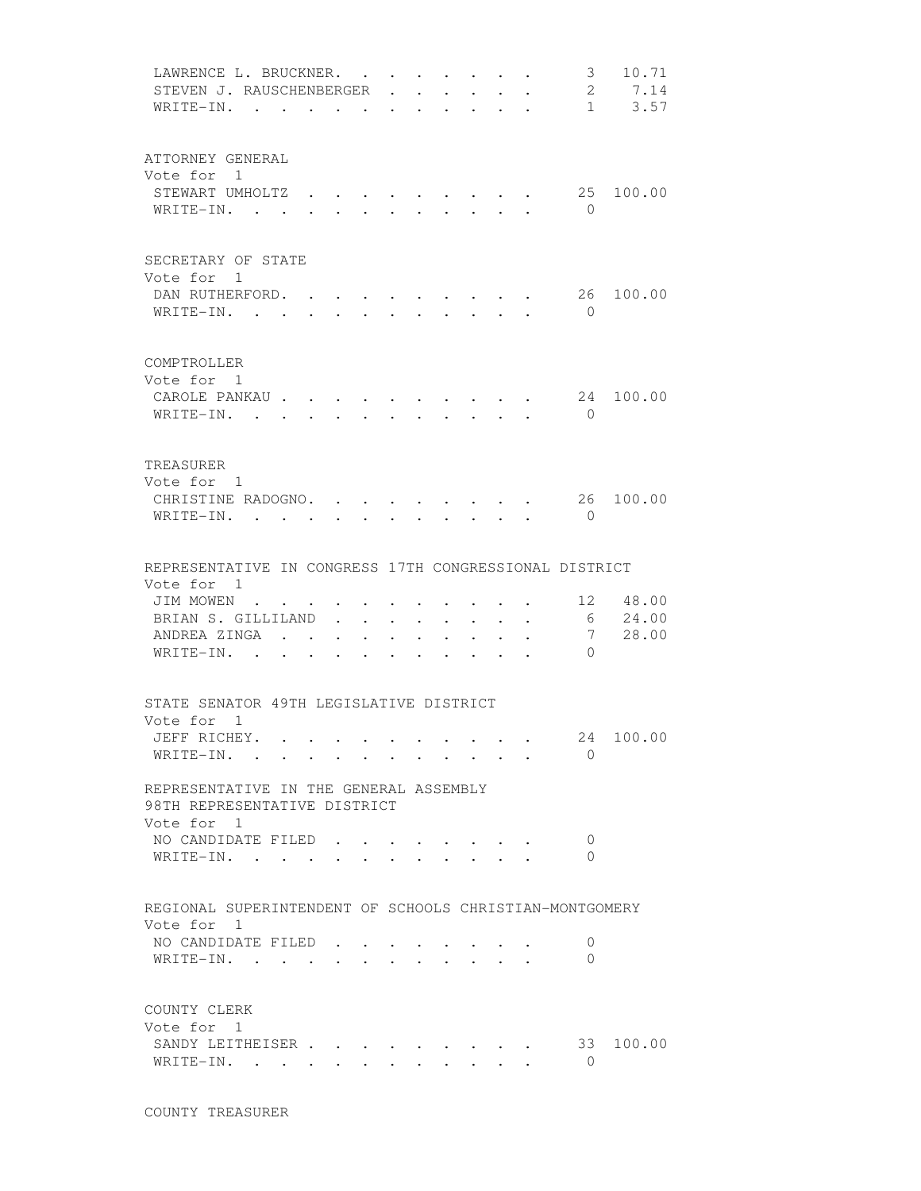| | | |
|---|---|---|
| LAWRENCE L. BRUCKNER | 3 | 10.71 |
| STEVEN J. RAUSCHENBERGER | 2 | 7.14 |
| WRITE-IN. | 1 | 3.57 |

ATTORNEY GENERAL
Vote for 1

| | | |
|---|---|---|
| STEWART UMHOLTZ | 25 | 100.00 |
| WRITE-IN. | 0 | |

SECRETARY OF STATE
Vote for 1

| | | |
|---|---|---|
| DAN RUTHERFORD. | 26 | 100.00 |
| WRITE-IN. | 0 | |

COMPTROLLER
Vote for 1

| | | |
|---|---|---|
| CAROLE PANKAU | 24 | 100.00 |
| WRITE-IN. | 0 | |

TREASURER
Vote for 1

| | | |
|---|---|---|
| CHRISTINE RADOGNO. | 26 | 100.00 |
| WRITE-IN. | 0 | |

REPRESENTATIVE IN CONGRESS 17TH CONGRESSIONAL DISTRICT
Vote for 1

| | | |
|---|---|---|
| JIM MOWEN | 12 | 48.00 |
| BRIAN S. GILLILAND | 6 | 24.00 |
| ANDREA ZINGA | 7 | 28.00 |
| WRITE-IN. | 0 | |

STATE SENATOR 49TH LEGISLATIVE DISTRICT
Vote for 1

| | | |
|---|---|---|
| JEFF RICHEY. | 24 | 100.00 |
| WRITE-IN. | 0 | |

REPRESENTATIVE IN THE GENERAL ASSEMBLY
98TH REPRESENTATIVE DISTRICT
Vote for 1

| | |
|---|---|
| NO CANDIDATE FILED | 0 |
| WRITE-IN. | 0 |

REGIONAL SUPERINTENDENT OF SCHOOLS CHRISTIAN-MONTGOMERY
Vote for 1

| | |
|---|---|
| NO CANDIDATE FILED | 0 |
| WRITE-IN. | 0 |

COUNTY CLERK
Vote for 1

| | | |
|---|---|---|
| SANDY LEITHEISER | 33 | 100.00 |
| WRITE-IN. | 0 | |

COUNTY TREASURER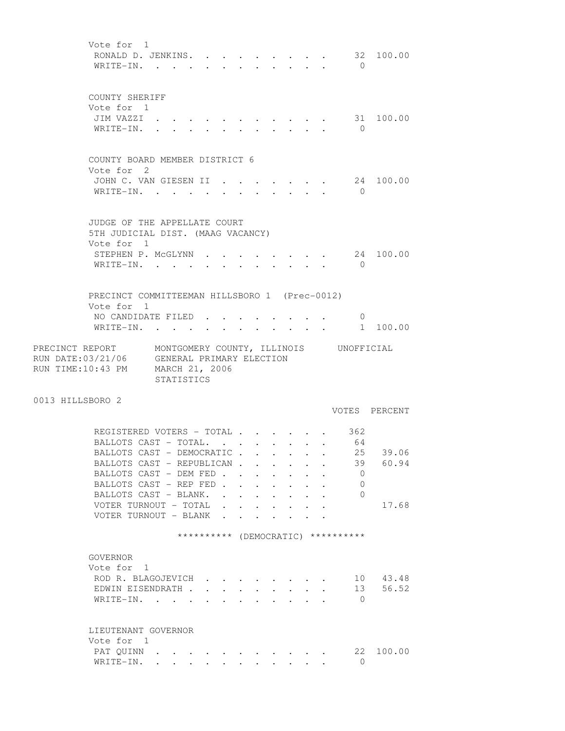Vote for 1

| | VOTES | PERCENT |
|---|---|---|
| RONALD D. JENKINS | 32 | 100.00 |
| WRITE-IN | 0 | |

COUNTY SHERIFF
Vote for 1

| | VOTES | PERCENT |
|---|---|---|
| JIM VAZZI | 31 | 100.00 |
| WRITE-IN | 0 | |

COUNTY BOARD MEMBER DISTRICT 6
Vote for 2

| | VOTES | PERCENT |
|---|---|---|
| JOHN C. VAN GIESEN II | 24 | 100.00 |
| WRITE-IN | 0 | |

JUDGE OF THE APPELLATE COURT
5TH JUDICIAL DIST. (MAAG VACANCY)
Vote for 1

| | VOTES | PERCENT |
|---|---|---|
| STEPHEN P. McGLYNN | 24 | 100.00 |
| WRITE-IN | 0 | |

PRECINCT COMMITTEEMAN HILLSBORO 1 (Prec-0012)
Vote for 1

| | VOTES | PERCENT |
|---|---|---|
| NO CANDIDATE FILED | 0 | |
| WRITE-IN | 1 | 100.00 |

PRECINCT REPORT MONTGOMERY COUNTY, ILLINOIS UNOFFICIAL
RUN DATE:03/21/06 GENERAL PRIMARY ELECTION
RUN TIME:10:43 PM MARCH 21, 2006
STATISTICS

0013 HILLSBORO 2

| | VOTES | PERCENT |
|---|---|---|
| REGISTERED VOTERS - TOTAL | 362 | |
| BALLOTS CAST - TOTAL | 64 | |
| BALLOTS CAST - DEMOCRATIC | 25 | 39.06 |
| BALLOTS CAST - REPUBLICAN | 39 | 60.94 |
| BALLOTS CAST - DEM FED | 0 | |
| BALLOTS CAST - REP FED | 0 | |
| BALLOTS CAST - BLANK | 0 | |
| VOTER TURNOUT - TOTAL | | 17.68 |
| VOTER TURNOUT - BLANK | | |

********** (DEMOCRATIC) **********

GOVERNOR
Vote for 1

| | VOTES | PERCENT |
|---|---|---|
| ROD R. BLAGOJEVICH | 10 | 43.48 |
| EDWIN EISENDRATH | 13 | 56.52 |
| WRITE-IN | 0 | |

LIEUTENANT GOVERNOR
Vote for 1

| | VOTES | PERCENT |
|---|---|---|
| PAT QUINN | 22 | 100.00 |
| WRITE-IN | 0 | |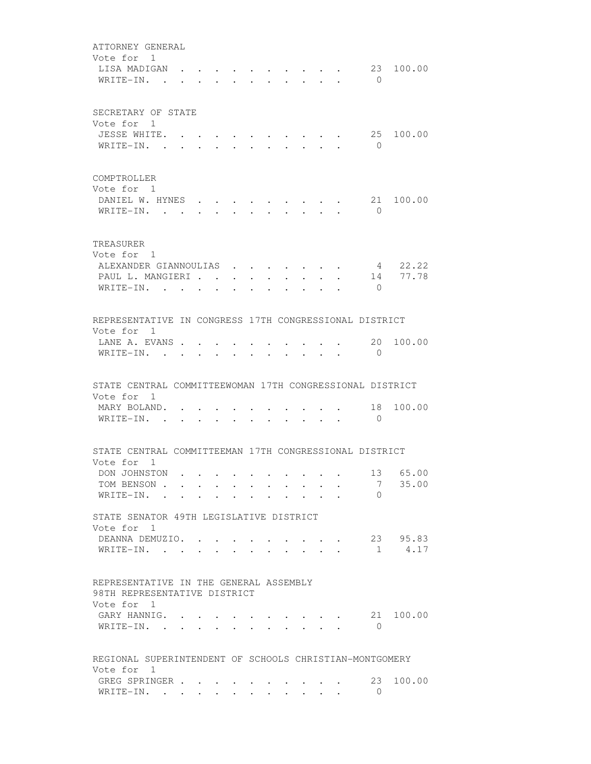ATTORNEY GENERAL
Vote for 1

| Candidate | Votes | Percent |
|---|---|---|
| LISA MADIGAN | 23 | 100.00 |
| WRITE-IN. | 0 | |

SECRETARY OF STATE
Vote for 1

| Candidate | Votes | Percent |
|---|---|---|
| JESSE WHITE. | 25 | 100.00 |
| WRITE-IN. | 0 | |

COMPTROLLER
Vote for 1

| Candidate | Votes | Percent |
|---|---|---|
| DANIEL W. HYNES | 21 | 100.00 |
| WRITE-IN. | 0 | |

TREASURER
Vote for 1

| Candidate | Votes | Percent |
|---|---|---|
| ALEXANDER GIANNOULIAS | 4 | 22.22 |
| PAUL L. MANGIERI | 14 | 77.78 |
| WRITE-IN. | 0 | |

REPRESENTATIVE IN CONGRESS 17TH CONGRESSIONAL DISTRICT
Vote for 1

| Candidate | Votes | Percent |
|---|---|---|
| LANE A. EVANS | 20 | 100.00 |
| WRITE-IN. | 0 | |

STATE CENTRAL COMMITTEEWOMAN 17TH CONGRESSIONAL DISTRICT
Vote for 1

| Candidate | Votes | Percent |
|---|---|---|
| MARY BOLAND. | 18 | 100.00 |
| WRITE-IN. | 0 | |

STATE CENTRAL COMMITTEEMAN 17TH CONGRESSIONAL DISTRICT
Vote for 1

| Candidate | Votes | Percent |
|---|---|---|
| DON JOHNSTON | 13 | 65.00 |
| TOM BENSON | 7 | 35.00 |
| WRITE-IN. | 0 | |

STATE SENATOR 49TH LEGISLATIVE DISTRICT
Vote for 1

| Candidate | Votes | Percent |
|---|---|---|
| DEANNA DEMUZIO. | 23 | 95.83 |
| WRITE-IN. | 1 | 4.17 |

REPRESENTATIVE IN THE GENERAL ASSEMBLY
98TH REPRESENTATIVE DISTRICT
Vote for 1

| Candidate | Votes | Percent |
|---|---|---|
| GARY HANNIG. | 21 | 100.00 |
| WRITE-IN. | 0 | |

REGIONAL SUPERINTENDENT OF SCHOOLS CHRISTIAN-MONTGOMERY
Vote for 1

| Candidate | Votes | Percent |
|---|---|---|
| GREG SPRINGER | 23 | 100.00 |
| WRITE-IN. | 0 | |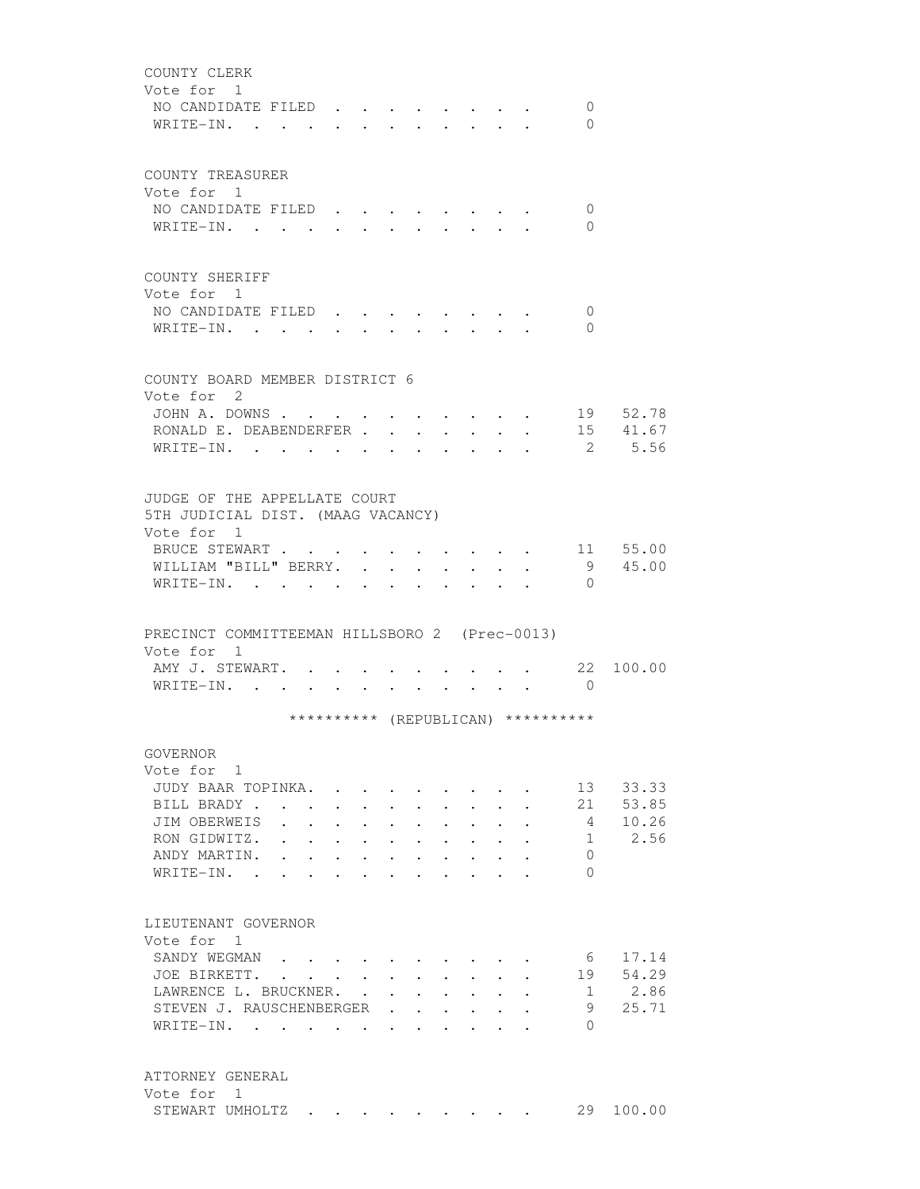COUNTY CLERK
Vote for 1

| | | |
|---|---|---|
| NO CANDIDATE FILED | 0 | |
| WRITE-IN. | 0 | |

COUNTY TREASURER
Vote for 1

| | | |
|---|---|---|
| NO CANDIDATE FILED | 0 | |
| WRITE-IN. | 0 | |

COUNTY SHERIFF
Vote for 1

| | | |
|---|---|---|
| NO CANDIDATE FILED | 0 | |
| WRITE-IN. | 0 | |

COUNTY BOARD MEMBER DISTRICT 6
Vote for 2

| | | |
|---|---|---|
| JOHN A. DOWNS | 19 | 52.78 |
| RONALD E. DEABENDERFER | 15 | 41.67 |
| WRITE-IN. | 2 | 5.56 |

JUDGE OF THE APPELLATE COURT
5TH JUDICIAL DIST. (MAAG VACANCY)
Vote for 1

| | | |
|---|---|---|
| BRUCE STEWART | 11 | 55.00 |
| WILLIAM "BILL" BERRY. | 9 | 45.00 |
| WRITE-IN. | 0 | |

PRECINCT COMMITTEEMAN HILLSBORO 2 (Prec-0013)
Vote for 1

| | | |
|---|---|---|
| AMY J. STEWART. | 22 | 100.00 |
| WRITE-IN. | 0 | |

********** (REPUBLICAN) **********

GOVERNOR
Vote for 1

| | | |
|---|---|---|
| JUDY BAAR TOPINKA. | 13 | 33.33 |
| BILL BRADY | 21 | 53.85 |
| JIM OBERWEIS | 4 | 10.26 |
| RON GIDWITZ. | 1 | 2.56 |
| ANDY MARTIN. | 0 | |
| WRITE-IN. | 0 | |

LIEUTENANT GOVERNOR
Vote for 1

| | | |
|---|---|---|
| SANDY WEGMAN | 6 | 17.14 |
| JOE BIRKETT. | 19 | 54.29 |
| LAWRENCE L. BRUCKNER. | 1 | 2.86 |
| STEVEN J. RAUSCHENBERGER | 9 | 25.71 |
| WRITE-IN. | 0 | |

ATTORNEY GENERAL
Vote for 1

| | | |
|---|---|---|
| STEWART UMHOLTZ | 29 | 100.00 |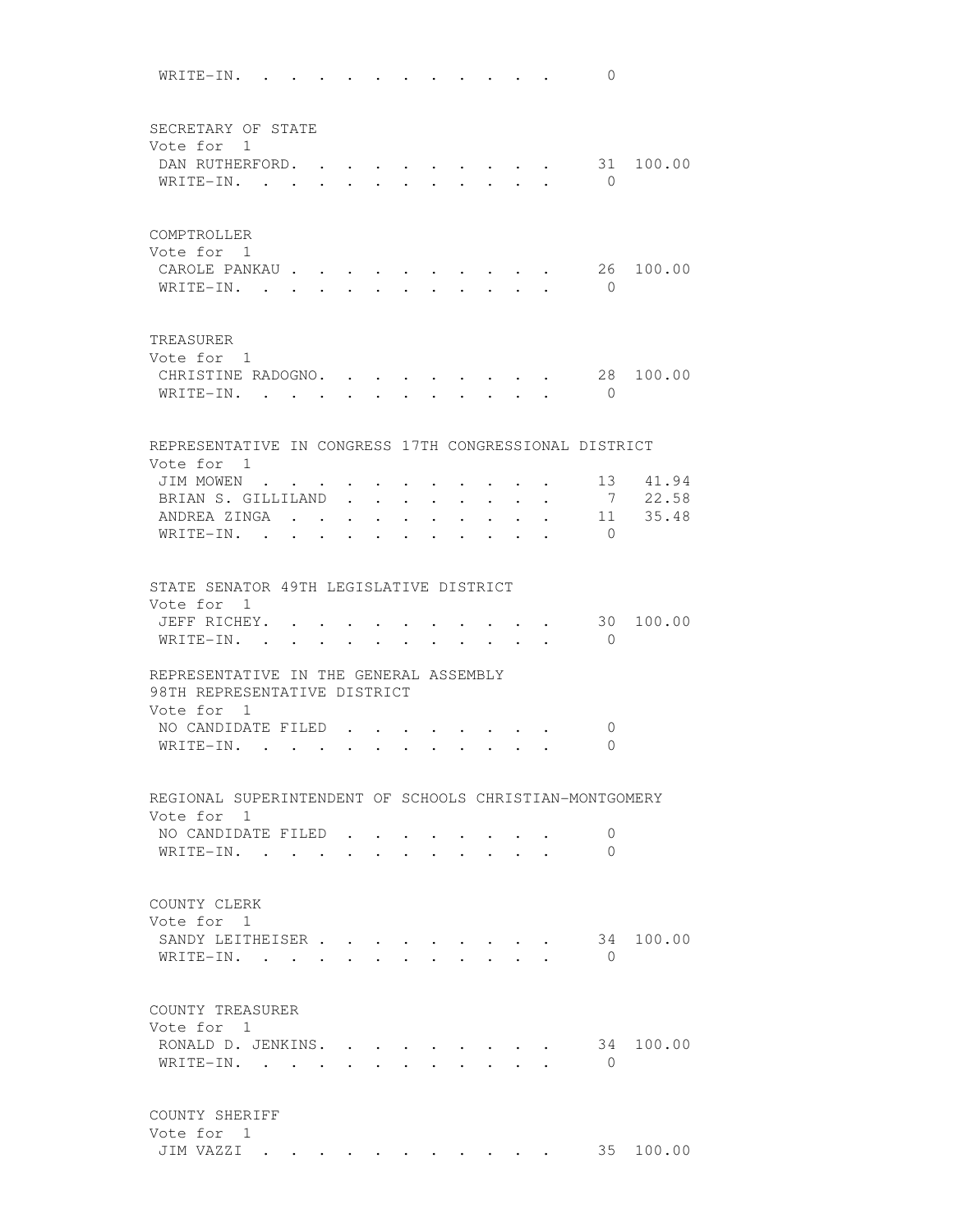WRITE-IN. . . . . . . . . . . . . 0

SECRETARY OF STATE
Vote for 1

| | | |
|---|---|---|
| DAN RUTHERFORD. . . . . . . . . . | 31 | 100.00 |
| WRITE-IN. . . . . . . . . . . . | 0 | |

COMPTROLLER
Vote for 1

| | | |
|---|---|---|
| CAROLE PANKAU . . . . . . . . . . | 26 | 100.00 |
| WRITE-IN. . . . . . . . . . . . | 0 | |

TREASURER
Vote for 1

| | | |
|---|---|---|
| CHRISTINE RADOGNO. . . . . . . . . | 28 | 100.00 |
| WRITE-IN. . . . . . . . . . . . | 0 | |

REPRESENTATIVE IN CONGRESS 17TH CONGRESSIONAL DISTRICT
Vote for 1

| | | |
|---|---|---|
| JIM MOWEN . . . . . . . . . . . | 13 | 41.94 |
| BRIAN S. GILLILAND . . . . . . . . | 7 | 22.58 |
| ANDREA ZINGA . . . . . . . . . . | 11 | 35.48 |
| WRITE-IN. . . . . . . . . . . . | 0 | |

STATE SENATOR 49TH LEGISLATIVE DISTRICT
Vote for 1

| | | |
|---|---|---|
| JEFF RICHEY. . . . . . . . . . . | 30 | 100.00 |
| WRITE-IN. . . . . . . . . . . . | 0 | |

REPRESENTATIVE IN THE GENERAL ASSEMBLY
98TH REPRESENTATIVE DISTRICT
Vote for 1

| | | |
|---|---|---|
| NO CANDIDATE FILED . . . . . . . . | 0 | |
| WRITE-IN. . . . . . . . . . . . | 0 | |

REGIONAL SUPERINTENDENT OF SCHOOLS CHRISTIAN-MONTGOMERY
Vote for 1

| | | |
|---|---|---|
| NO CANDIDATE FILED . . . . . . . . | 0 | |
| WRITE-IN. . . . . . . . . . . . | 0 | |

COUNTY CLERK
Vote for 1

| | | |
|---|---|---|
| SANDY LEITHEISER . . . . . . . . . | 34 | 100.00 |
| WRITE-IN. . . . . . . . . . . . | 0 | |

COUNTY TREASURER
Vote for 1

| | | |
|---|---|---|
| RONALD D. JENKINS. . . . . . . . . | 34 | 100.00 |
| WRITE-IN. . . . . . . . . . . . | 0 | |

COUNTY SHERIFF
Vote for 1

| | | |
|---|---|---|
| JIM VAZZI . . . . . . . . . . . | 35 | 100.00 |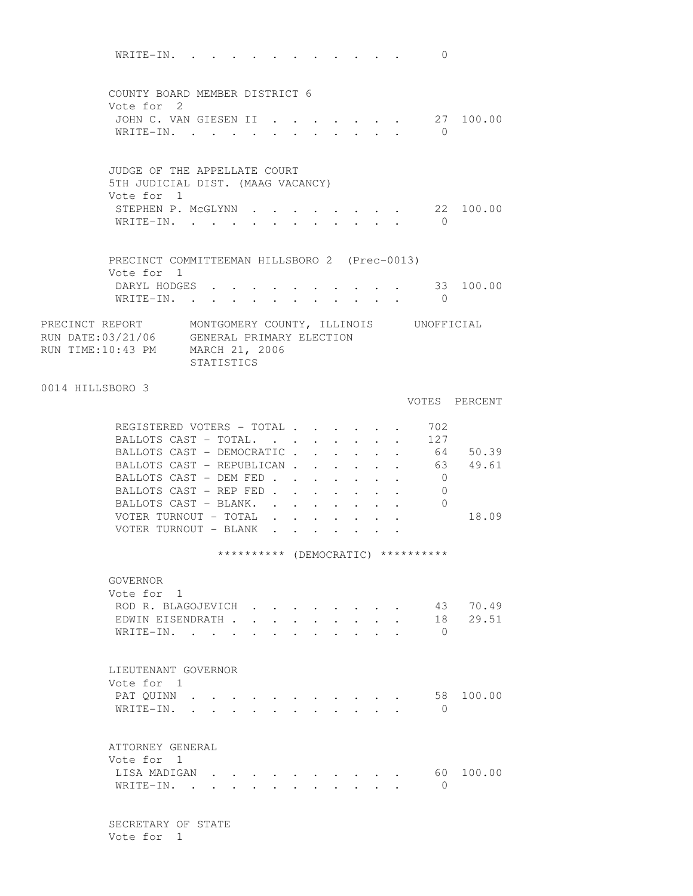| | | |
|---|---|---|
| WRITE-IN. | 0 | |

COUNTY BOARD MEMBER DISTRICT 6
Vote for 2

| | | |
|---|---|---|
| JOHN C. VAN GIESEN II | 27 | 100.00 |
| WRITE-IN. | 0 | |

JUDGE OF THE APPELLATE COURT
5TH JUDICIAL DIST. (MAAG VACANCY)
Vote for 1

| | | |
|---|---|---|
| STEPHEN P. McGLYNN | 22 | 100.00 |
| WRITE-IN. | 0 | |

PRECINCT COMMITTEEMAN HILLSBORO 2 (Prec-0013)
Vote for 1

| | | |
|---|---|---|
| DARYL HODGES | 33 | 100.00 |
| WRITE-IN. | 0 | |

PRECINCT REPORT MONTGOMERY COUNTY, ILLINOIS UNOFFICIAL
RUN DATE:03/21/06 GENERAL PRIMARY ELECTION
RUN TIME:10:43 PM MARCH 21, 2006
STATISTICS

0014 HILLSBORO 3

| | VOTES | PERCENT |
|---|---|---|
| REGISTERED VOTERS - TOTAL | 702 | |
| BALLOTS CAST - TOTAL. | 127 | |
| BALLOTS CAST - DEMOCRATIC | 64 | 50.39 |
| BALLOTS CAST - REPUBLICAN | 63 | 49.61 |
| BALLOTS CAST - DEM FED | 0 | |
| BALLOTS CAST - REP FED | 0 | |
| BALLOTS CAST - BLANK. | 0 | |
| VOTER TURNOUT - TOTAL | | 18.09 |
| VOTER TURNOUT - BLANK | | |

********** (DEMOCRATIC) **********

GOVERNOR
Vote for 1

| | | |
|---|---|---|
| ROD R. BLAGOJEVICH | 43 | 70.49 |
| EDWIN EISENDRATH | 18 | 29.51 |
| WRITE-IN. | 0 | |

LIEUTENANT GOVERNOR
Vote for 1

| | | |
|---|---|---|
| PAT QUINN | 58 | 100.00 |
| WRITE-IN. | 0 | |

ATTORNEY GENERAL
Vote for 1

| | | |
|---|---|---|
| LISA MADIGAN | 60 | 100.00 |
| WRITE-IN. | 0 | |

SECRETARY OF STATE
Vote for 1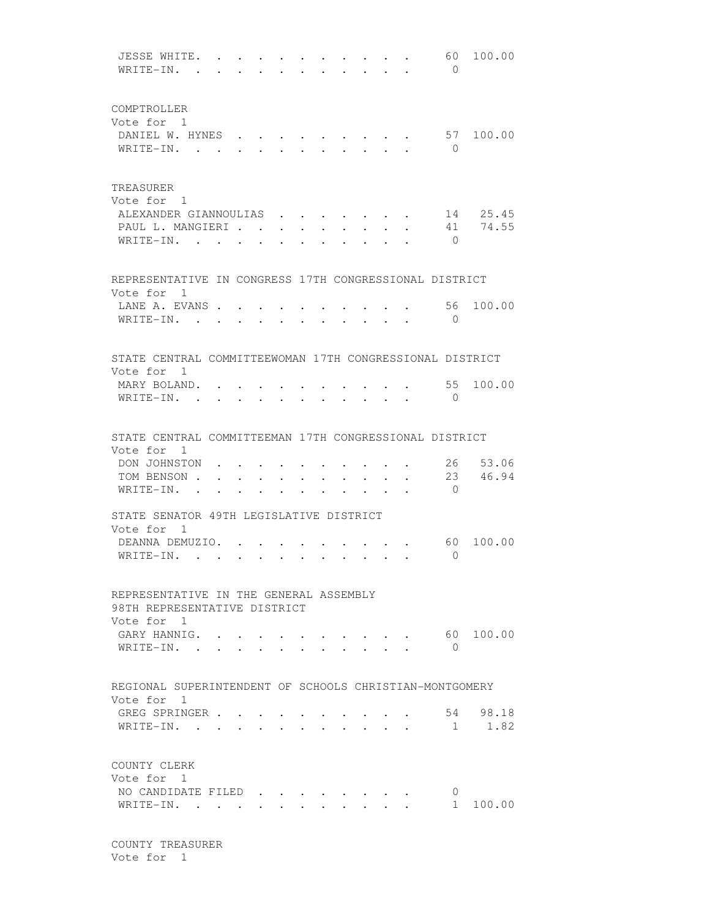JESSE WHITE. . . . . . . . . . . . 60 100.00
WRITE-IN. . . . . . . . . . . . . 0

COMPTROLLER
Vote for 1

| | | |
|---|---|---|
| DANIEL W. HYNES | 57 | 100.00 |
| WRITE-IN. | 0 | |

TREASURER
Vote for 1

| | | |
|---|---|---|
| ALEXANDER GIANNOULIAS | 14 | 25.45 |
| PAUL L. MANGIERI | 41 | 74.55 |
| WRITE-IN. | 0 | |

REPRESENTATIVE IN CONGRESS 17TH CONGRESSIONAL DISTRICT
Vote for 1

| | | |
|---|---|---|
| LANE A. EVANS | 56 | 100.00 |
| WRITE-IN. | 0 | |

STATE CENTRAL COMMITTEEWOMAN 17TH CONGRESSIONAL DISTRICT
Vote for 1

| | | |
|---|---|---|
| MARY BOLAND. | 55 | 100.00 |
| WRITE-IN. | 0 | |

STATE CENTRAL COMMITTEEMAN 17TH CONGRESSIONAL DISTRICT
Vote for 1

| | | |
|---|---|---|
| DON JOHNSTON | 26 | 53.06 |
| TOM BENSON | 23 | 46.94 |
| WRITE-IN. | 0 | |

STATE SENATOR 49TH LEGISLATIVE DISTRICT
Vote for 1

| | | |
|---|---|---|
| DEANNA DEMUZIO. | 60 | 100.00 |
| WRITE-IN. | 0 | |

REPRESENTATIVE IN THE GENERAL ASSEMBLY
98TH REPRESENTATIVE DISTRICT
Vote for 1

| | | |
|---|---|---|
| GARY HANNIG. | 60 | 100.00 |
| WRITE-IN. | 0 | |

REGIONAL SUPERINTENDENT OF SCHOOLS CHRISTIAN-MONTGOMERY
Vote for 1

| | | |
|---|---|---|
| GREG SPRINGER | 54 | 98.18 |
| WRITE-IN. | 1 | 1.82 |

COUNTY CLERK
Vote for 1

| | | |
|---|---|---|
| NO CANDIDATE FILED | 0 | |
| WRITE-IN. | 1 | 100.00 |

COUNTY TREASURER
Vote for 1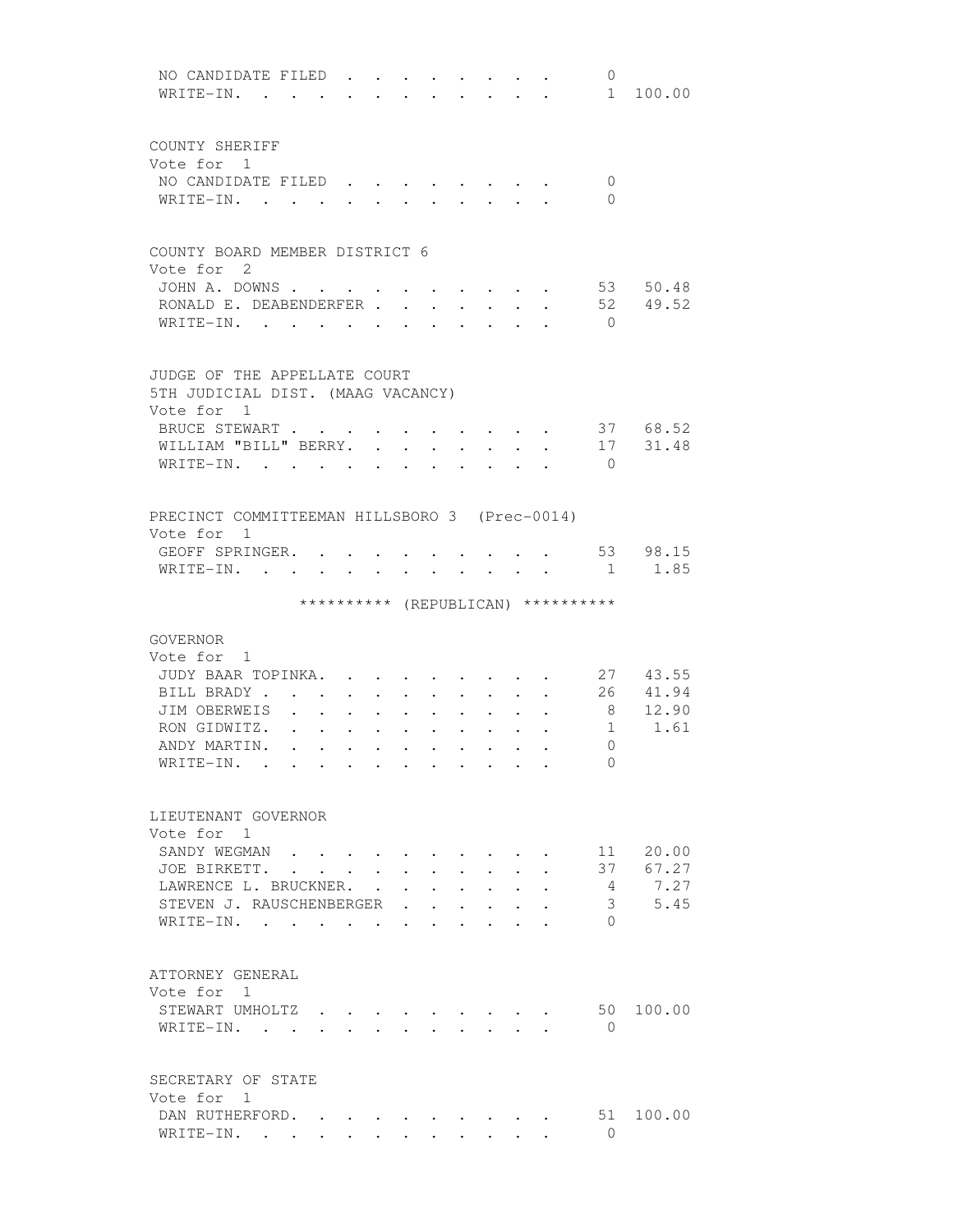| | | |
|---|---|---|
| NO CANDIDATE FILED | 0 | |
| WRITE-IN. | 1 | 100.00 |

COUNTY SHERIFF
Vote for 1

| | | |
|---|---|---|
| NO CANDIDATE FILED | 0 | |
| WRITE-IN. | 0 | |

COUNTY BOARD MEMBER DISTRICT 6
Vote for 2

| | | |
|---|---|---|
| JOHN A. DOWNS | 53 | 50.48 |
| RONALD E. DEABENDERFER | 52 | 49.52 |
| WRITE-IN. | 0 | |

JUDGE OF THE APPELLATE COURT
5TH JUDICIAL DIST. (MAAG VACANCY)
Vote for 1

| | | |
|---|---|---|
| BRUCE STEWART | 37 | 68.52 |
| WILLIAM "BILL" BERRY. | 17 | 31.48 |
| WRITE-IN. | 0 | |

PRECINCT COMMITTEEMAN HILLSBORO 3 (Prec-0014)
Vote for 1

| | | |
|---|---|---|
| GEOFF SPRINGER. | 53 | 98.15 |
| WRITE-IN. | 1 | 1.85 |

********** (REPUBLICAN) **********

GOVERNOR
Vote for 1

| | | |
|---|---|---|
| JUDY BAAR TOPINKA. | 27 | 43.55 |
| BILL BRADY | 26 | 41.94 |
| JIM OBERWEIS | 8 | 12.90 |
| RON GIDWITZ. | 1 | 1.61 |
| ANDY MARTIN. | 0 | |
| WRITE-IN. | 0 | |

LIEUTENANT GOVERNOR
Vote for 1

| | | |
|---|---|---|
| SANDY WEGMAN | 11 | 20.00 |
| JOE BIRKETT. | 37 | 67.27 |
| LAWRENCE L. BRUCKNER. | 4 | 7.27 |
| STEVEN J. RAUSCHENBERGER | 3 | 5.45 |
| WRITE-IN. | 0 | |

ATTORNEY GENERAL
Vote for 1

| | | |
|---|---|---|
| STEWART UMHOLTZ | 50 | 100.00 |
| WRITE-IN. | 0 | |

SECRETARY OF STATE
Vote for 1

| | | |
|---|---|---|
| DAN RUTHERFORD. | 51 | 100.00 |
| WRITE-IN. | 0 | |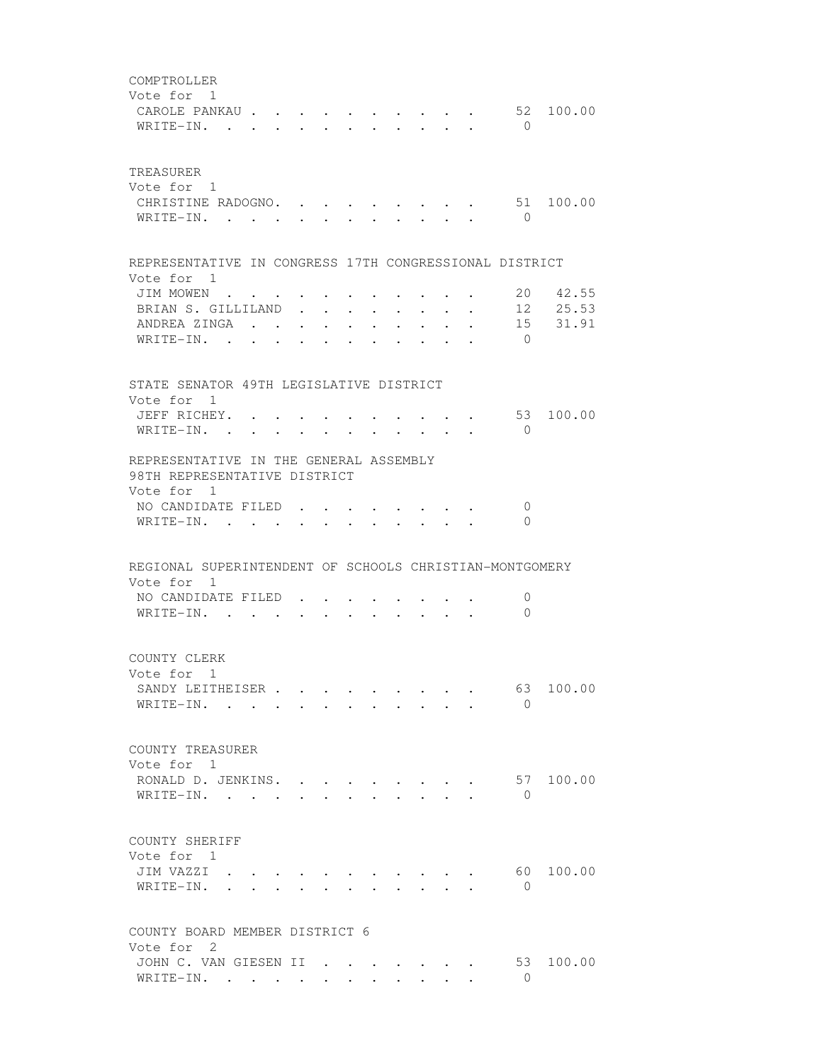COMPTROLLER
Vote for 1

| | | |
|---|---|---|
| CAROLE PANKAU | 52 | 100.00 |
| WRITE-IN. | 0 | |

TREASURER
Vote for 1

| | | |
|---|---|---|
| CHRISTINE RADOGNO. | 51 | 100.00 |
| WRITE-IN. | 0 | |

REPRESENTATIVE IN CONGRESS 17TH CONGRESSIONAL DISTRICT
Vote for 1

| | | |
|---|---|---|
| JIM MOWEN | 20 | 42.55 |
| BRIAN S. GILLILAND | 12 | 25.53 |
| ANDREA ZINGA | 15 | 31.91 |
| WRITE-IN. | 0 | |

STATE SENATOR 49TH LEGISLATIVE DISTRICT
Vote for 1

| | | |
|---|---|---|
| JEFF RICHEY. | 53 | 100.00 |
| WRITE-IN. | 0 | |

REPRESENTATIVE IN THE GENERAL ASSEMBLY
98TH REPRESENTATIVE DISTRICT
Vote for 1

| | | |
|---|---|---|
| NO CANDIDATE FILED | 0 | |
| WRITE-IN. | 0 | |

REGIONAL SUPERINTENDENT OF SCHOOLS CHRISTIAN-MONTGOMERY
Vote for 1

| | | |
|---|---|---|
| NO CANDIDATE FILED | 0 | |
| WRITE-IN. | 0 | |

COUNTY CLERK
Vote for 1

| | | |
|---|---|---|
| SANDY LEITHEISER | 63 | 100.00 |
| WRITE-IN. | 0 | |

COUNTY TREASURER
Vote for 1

| | | |
|---|---|---|
| RONALD D. JENKINS. | 57 | 100.00 |
| WRITE-IN. | 0 | |

COUNTY SHERIFF
Vote for 1

| | | |
|---|---|---|
| JIM VAZZI | 60 | 100.00 |
| WRITE-IN. | 0 | |

COUNTY BOARD MEMBER DISTRICT 6
Vote for 2

| | | |
|---|---|---|
| JOHN C. VAN GIESEN II | 53 | 100.00 |
| WRITE-IN. | 0 | |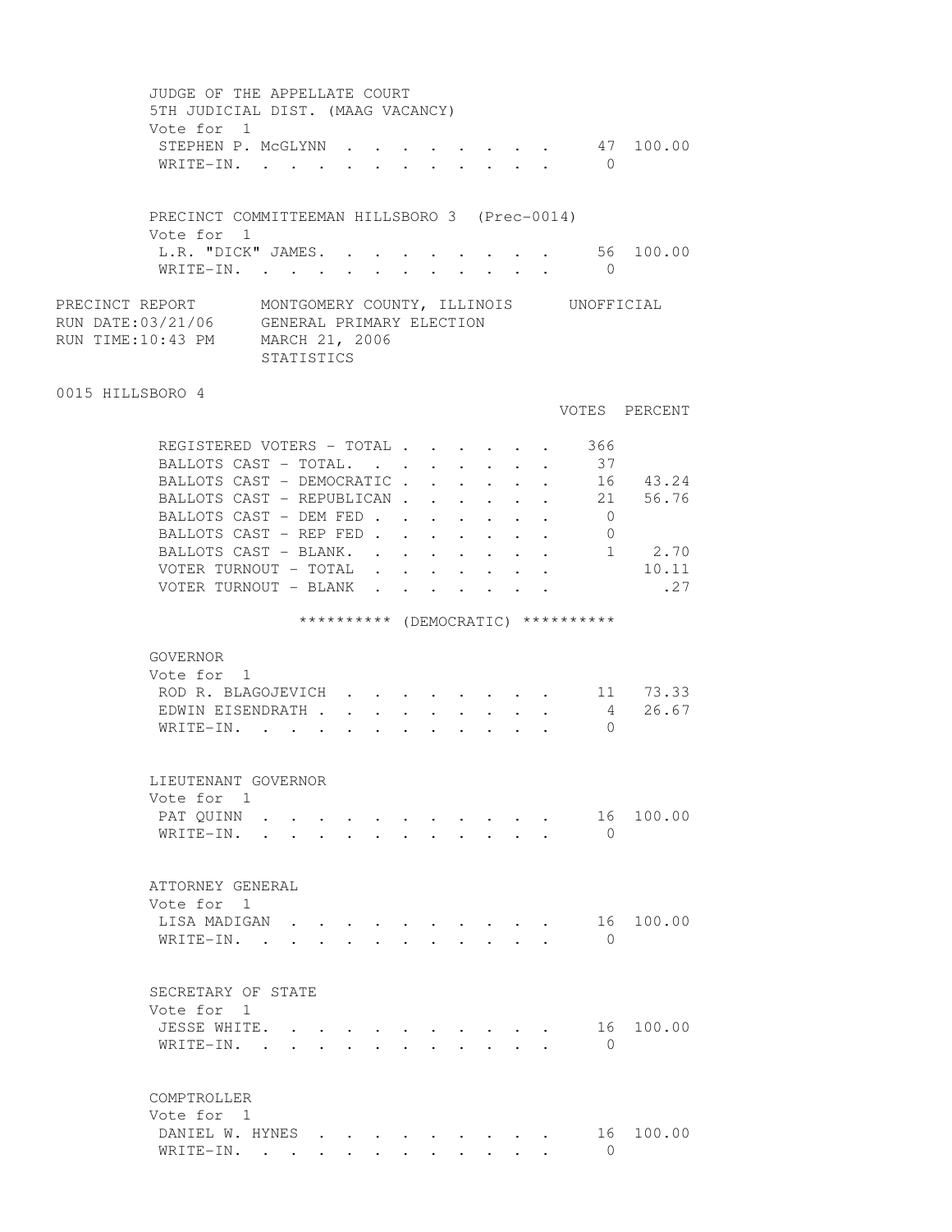JUDGE OF THE APPELLATE COURT
5TH JUDICIAL DIST. (MAAG VACANCY)
Vote for 1

| | | |
|---|---|---|
| STEPHEN P. McGLYNN | 47 | 100.00 |
| WRITE-IN. | 0 | |

PRECINCT COMMITTEEMAN HILLSBORO 3 (Prec-0014)
Vote for 1

| | | |
|---|---|---|
| L.R. "DICK" JAMES. | 56 | 100.00 |
| WRITE-IN. | 0 | |

PRECINCT REPORT MONTGOMERY COUNTY, ILLINOIS UNOFFICIAL
RUN DATE:03/21/06 GENERAL PRIMARY ELECTION
RUN TIME:10:43 PM MARCH 21, 2006
STATISTICS

0015 HILLSBORO 4

| | VOTES | PERCENT |
|---|---|---|
| REGISTERED VOTERS - TOTAL | 366 | |
| BALLOTS CAST - TOTAL. | 37 | |
| BALLOTS CAST - DEMOCRATIC | 16 | 43.24 |
| BALLOTS CAST - REPUBLICAN | 21 | 56.76 |
| BALLOTS CAST - DEM FED | 0 | |
| BALLOTS CAST - REP FED | 0 | |
| BALLOTS CAST - BLANK. | 1 | 2.70 |
| VOTER TURNOUT - TOTAL | | 10.11 |
| VOTER TURNOUT - BLANK | | .27 |

********** (DEMOCRATIC) **********

GOVERNOR
Vote for 1

| | | |
|---|---|---|
| ROD R. BLAGOJEVICH | 11 | 73.33 |
| EDWIN EISENDRATH | 4 | 26.67 |
| WRITE-IN. | 0 | |

LIEUTENANT GOVERNOR
Vote for 1

| | | |
|---|---|---|
| PAT QUINN | 16 | 100.00 |
| WRITE-IN. | 0 | |

ATTORNEY GENERAL
Vote for 1

| | | |
|---|---|---|
| LISA MADIGAN | 16 | 100.00 |
| WRITE-IN. | 0 | |

SECRETARY OF STATE
Vote for 1

| | | |
|---|---|---|
| JESSE WHITE. | 16 | 100.00 |
| WRITE-IN. | 0 | |

COMPTROLLER
Vote for 1

| | | |
|---|---|---|
| DANIEL W. HYNES | 16 | 100.00 |
| WRITE-IN. | 0 | |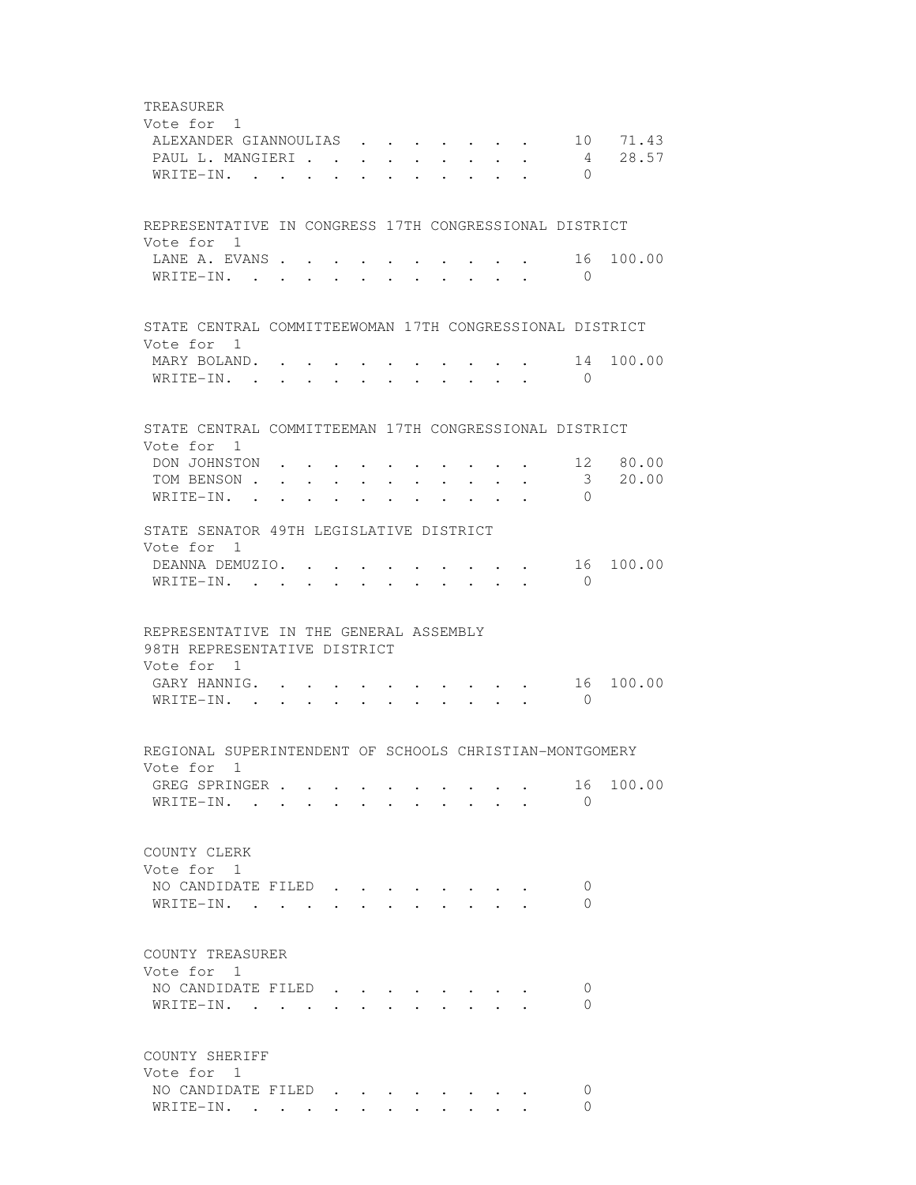TREASURER
Vote for 1

| Candidate | Votes | Percent |
|---|---|---|
| ALEXANDER GIANNOULIAS | 10 | 71.43 |
| PAUL L. MANGIERI | 4 | 28.57 |
| WRITE-IN. | 0 | |

REPRESENTATIVE IN CONGRESS 17TH CONGRESSIONAL DISTRICT
Vote for 1

| Candidate | Votes | Percent |
|---|---|---|
| LANE A. EVANS | 16 | 100.00 |
| WRITE-IN. | 0 | |

STATE CENTRAL COMMITTEEWOMAN 17TH CONGRESSIONAL DISTRICT
Vote for 1

| Candidate | Votes | Percent |
|---|---|---|
| MARY BOLAND. | 14 | 100.00 |
| WRITE-IN. | 0 | |

STATE CENTRAL COMMITTEEMAN 17TH CONGRESSIONAL DISTRICT
Vote for 1

| Candidate | Votes | Percent |
|---|---|---|
| DON JOHNSTON | 12 | 80.00 |
| TOM BENSON | 3 | 20.00 |
| WRITE-IN. | 0 | |

STATE SENATOR 49TH LEGISLATIVE DISTRICT
Vote for 1

| Candidate | Votes | Percent |
|---|---|---|
| DEANNA DEMUZIO. | 16 | 100.00 |
| WRITE-IN. | 0 | |

REPRESENTATIVE IN THE GENERAL ASSEMBLY
98TH REPRESENTATIVE DISTRICT
Vote for 1

| Candidate | Votes | Percent |
|---|---|---|
| GARY HANNIG. | 16 | 100.00 |
| WRITE-IN. | 0 | |

REGIONAL SUPERINTENDENT OF SCHOOLS CHRISTIAN-MONTGOMERY
Vote for 1

| Candidate | Votes | Percent |
|---|---|---|
| GREG SPRINGER | 16 | 100.00 |
| WRITE-IN. | 0 | |

COUNTY CLERK
Vote for 1

| Candidate | Votes | Percent |
|---|---|---|
| NO CANDIDATE FILED | 0 | |
| WRITE-IN. | 0 | |

COUNTY TREASURER
Vote for 1

| Candidate | Votes | Percent |
|---|---|---|
| NO CANDIDATE FILED | 0 | |
| WRITE-IN. | 0 | |

COUNTY SHERIFF
Vote for 1

| Candidate | Votes | Percent |
|---|---|---|
| NO CANDIDATE FILED | 0 | |
| WRITE-IN. | 0 | |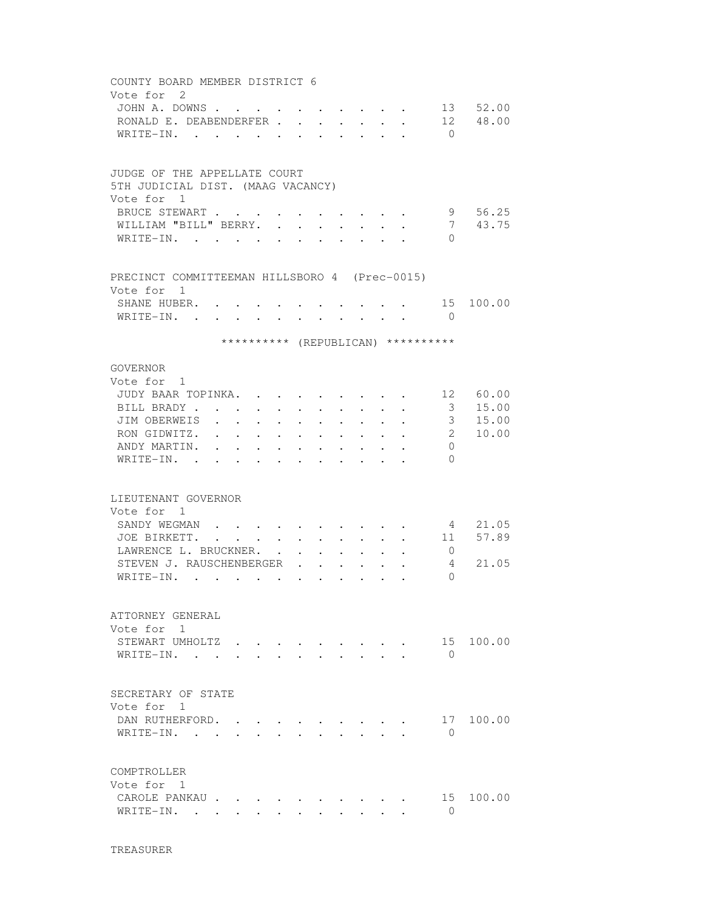COUNTY BOARD MEMBER DISTRICT 6
Vote for 2

| | | |
|---|---|---|
| JOHN A. DOWNS | 13 | 52.00 |
| RONALD E. DEABENDERFER | 12 | 48.00 |
| WRITE-IN. | 0 | |

JUDGE OF THE APPELLATE COURT
5TH JUDICIAL DIST. (MAAG VACANCY)
Vote for 1

| | | |
|---|---|---|
| BRUCE STEWART | 9 | 56.25 |
| WILLIAM "BILL" BERRY. | 7 | 43.75 |
| WRITE-IN. | 0 | |

PRECINCT COMMITTEEMAN HILLSBORO 4 (Prec-0015)
Vote for 1

| | | |
|---|---|---|
| SHANE HUBER. | 15 | 100.00 |
| WRITE-IN. | 0 | |

********** (REPUBLICAN) **********

GOVERNOR
Vote for 1

| | | |
|---|---|---|
| JUDY BAAR TOPINKA. | 12 | 60.00 |
| BILL BRADY | 3 | 15.00 |
| JIM OBERWEIS | 3 | 15.00 |
| RON GIDWITZ. | 2 | 10.00 |
| ANDY MARTIN. | 0 | |
| WRITE-IN. | 0 | |

LIEUTENANT GOVERNOR
Vote for 1

| | | |
|---|---|---|
| SANDY WEGMAN | 4 | 21.05 |
| JOE BIRKETT. | 11 | 57.89 |
| LAWRENCE L. BRUCKNER. | 0 | |
| STEVEN J. RAUSCHENBERGER | 4 | 21.05 |
| WRITE-IN. | 0 | |

ATTORNEY GENERAL
Vote for 1

| | | |
|---|---|---|
| STEWART UMHOLTZ | 15 | 100.00 |
| WRITE-IN. | 0 | |

SECRETARY OF STATE
Vote for 1

| | | |
|---|---|---|
| DAN RUTHERFORD. | 17 | 100.00 |
| WRITE-IN. | 0 | |

COMPTROLLER
Vote for 1

| | | |
|---|---|---|
| CAROLE PANKAU | 15 | 100.00 |
| WRITE-IN. | 0 | |

TREASURER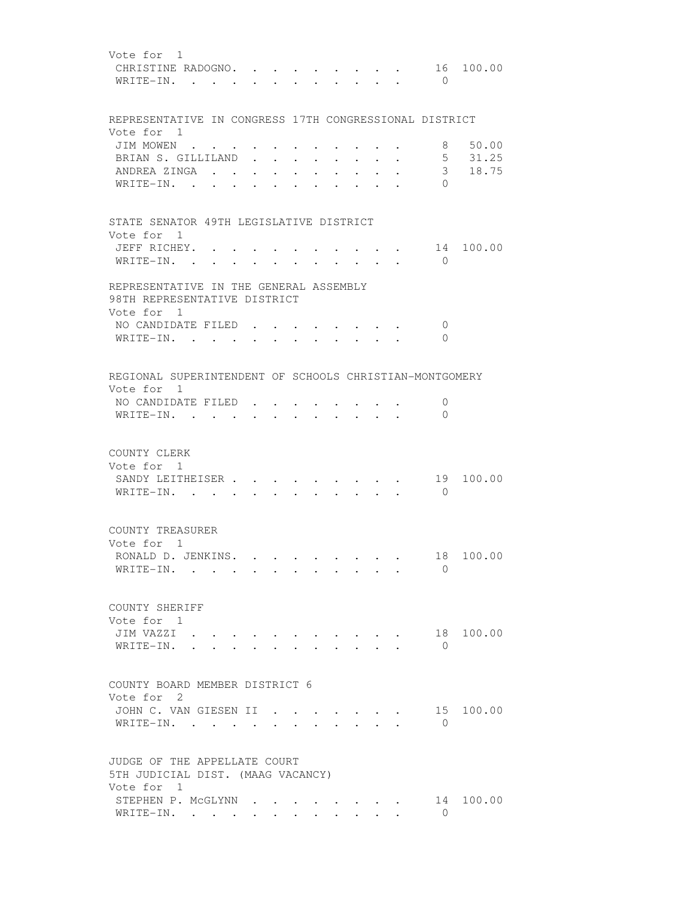Vote for 1

| | | |
|---|---|---|
| CHRISTINE RADOGNO | 16 | 100.00 |
| WRITE-IN | 0 | |

REPRESENTATIVE IN CONGRESS 17TH CONGRESSIONAL DISTRICT
Vote for 1

| | | |
|---|---|---|
| JIM MOWEN | 8 | 50.00 |
| BRIAN S. GILLILAND | 5 | 31.25 |
| ANDREA ZINGA | 3 | 18.75 |
| WRITE-IN | 0 | |

STATE SENATOR 49TH LEGISLATIVE DISTRICT
Vote for 1

| | | |
|---|---|---|
| JEFF RICHEY | 14 | 100.00 |
| WRITE-IN | 0 | |

REPRESENTATIVE IN THE GENERAL ASSEMBLY
98TH REPRESENTATIVE DISTRICT
Vote for 1

| | | |
|---|---|---|
| NO CANDIDATE FILED | 0 | |
| WRITE-IN | 0 | |

REGIONAL SUPERINTENDENT OF SCHOOLS CHRISTIAN-MONTGOMERY
Vote for 1

| | | |
|---|---|---|
| NO CANDIDATE FILED | 0 | |
| WRITE-IN | 0 | |

COUNTY CLERK
Vote for 1

| | | |
|---|---|---|
| SANDY LEITHEISER | 19 | 100.00 |
| WRITE-IN | 0 | |

COUNTY TREASURER
Vote for 1

| | | |
|---|---|---|
| RONALD D. JENKINS | 18 | 100.00 |
| WRITE-IN | 0 | |

COUNTY SHERIFF
Vote for 1

| | | |
|---|---|---|
| JIM VAZZI | 18 | 100.00 |
| WRITE-IN | 0 | |

COUNTY BOARD MEMBER DISTRICT 6
Vote for 2

| | | |
|---|---|---|
| JOHN C. VAN GIESEN II | 15 | 100.00 |
| WRITE-IN | 0 | |

JUDGE OF THE APPELLATE COURT
5TH JUDICIAL DIST. (MAAG VACANCY)
Vote for 1

| | | |
|---|---|---|
| STEPHEN P. McGLYNN | 14 | 100.00 |
| WRITE-IN | 0 | |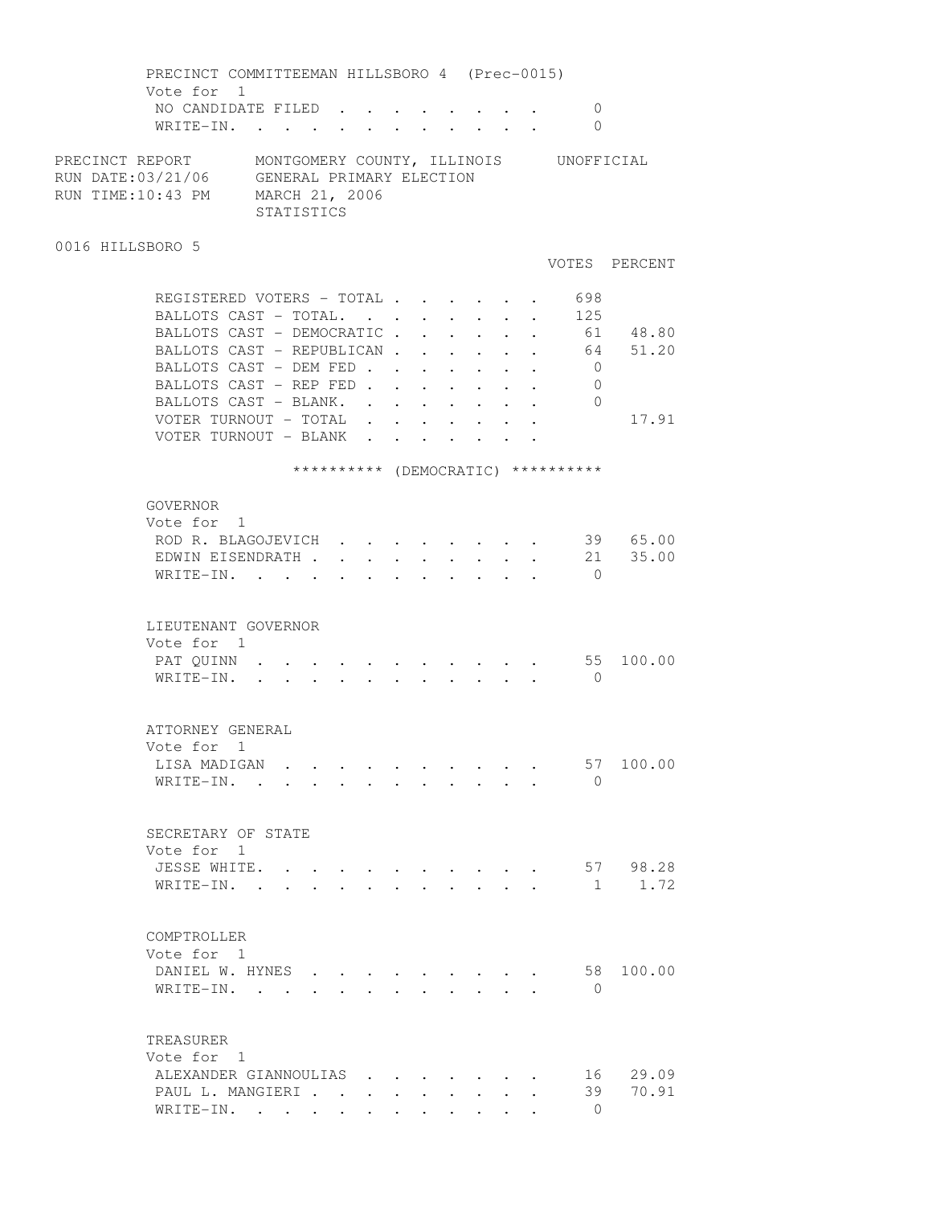PRECINCT COMMITTEEMAN HILLSBORO 4 (Prec-0015)
Vote for 1

| | VOTES |
|---|---|
| NO CANDIDATE FILED | 0 |
| WRITE-IN. | 0 |

PRECINCT REPORT — MONTGOMERY COUNTY, ILLINOIS — UNOFFICIAL
RUN DATE:03/21/06 — GENERAL PRIMARY ELECTION
RUN TIME:10:43 PM — MARCH 21, 2006
STATISTICS

## 0016 HILLSBORO 5

| | VOTES | PERCENT |
|---|---|---|
| REGISTERED VOTERS - TOTAL | 698 | |
| BALLOTS CAST - TOTAL. | 125 | |
| BALLOTS CAST - DEMOCRATIC | 61 | 48.80 |
| BALLOTS CAST - REPUBLICAN | 64 | 51.20 |
| BALLOTS CAST - DEM FED | 0 | |
| BALLOTS CAST - REP FED | 0 | |
| BALLOTS CAST - BLANK. | 0 | |
| VOTER TURNOUT - TOTAL | | 17.91 |
| VOTER TURNOUT - BLANK | | |

********** (DEMOCRATIC) **********

GOVERNOR
Vote for 1

| | VOTES | PERCENT |
|---|---|---|
| ROD R. BLAGOJEVICH | 39 | 65.00 |
| EDWIN EISENDRATH | 21 | 35.00 |
| WRITE-IN. | 0 | |

LIEUTENANT GOVERNOR
Vote for 1

| | VOTES | PERCENT |
|---|---|---|
| PAT QUINN | 55 | 100.00 |
| WRITE-IN. | 0 | |

ATTORNEY GENERAL
Vote for 1

| | VOTES | PERCENT |
|---|---|---|
| LISA MADIGAN | 57 | 100.00 |
| WRITE-IN. | 0 | |

SECRETARY OF STATE
Vote for 1

| | VOTES | PERCENT |
|---|---|---|
| JESSE WHITE. | 57 | 98.28 |
| WRITE-IN. | 1 | 1.72 |

COMPTROLLER
Vote for 1

| | VOTES | PERCENT |
|---|---|---|
| DANIEL W. HYNES | 58 | 100.00 |
| WRITE-IN. | 0 | |

TREASURER
Vote for 1

| | VOTES | PERCENT |
|---|---|---|
| ALEXANDER GIANNOULIAS | 16 | 29.09 |
| PAUL L. MANGIERI | 39 | 70.91 |
| WRITE-IN. | 0 | |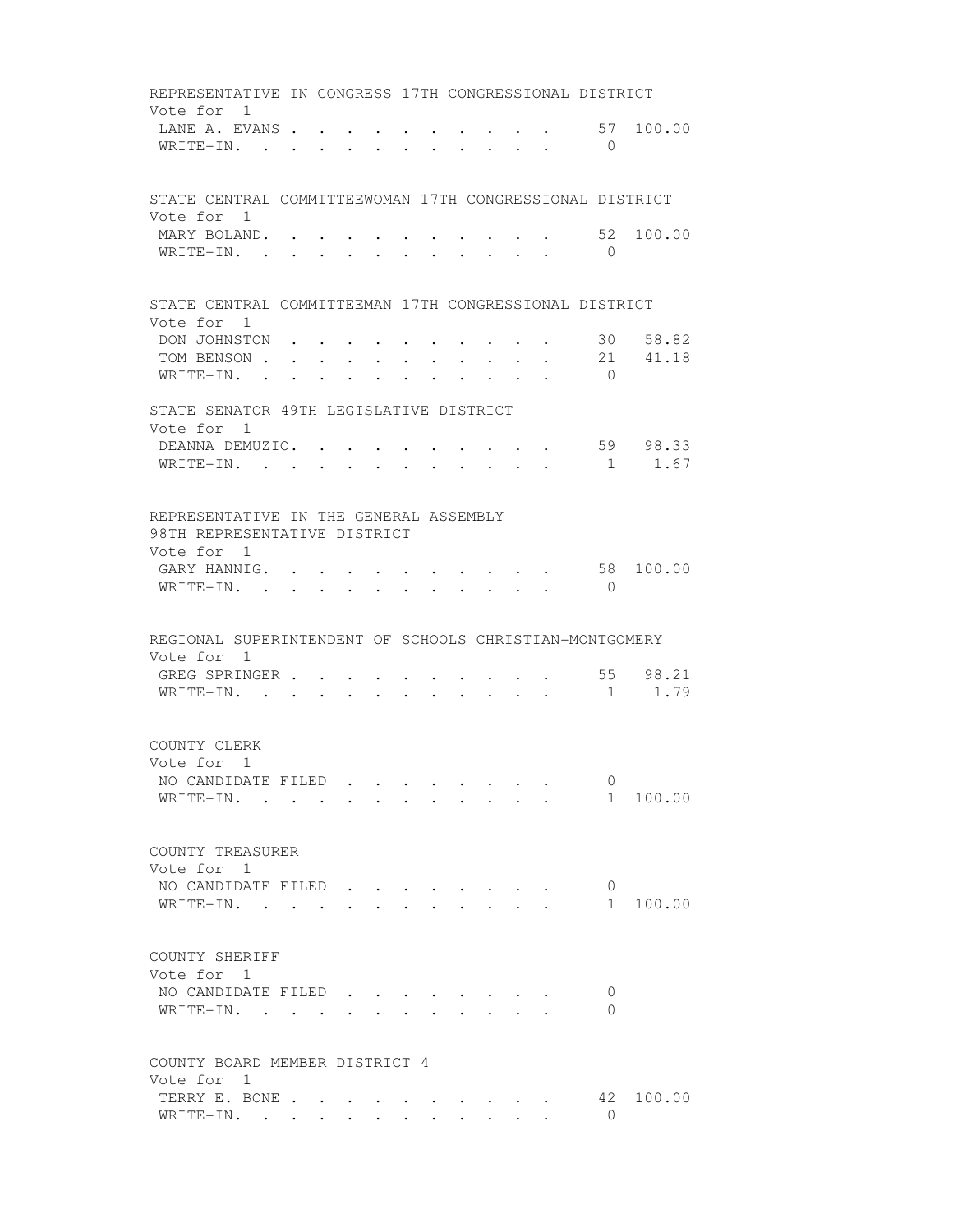REPRESENTATIVE IN CONGRESS 17TH CONGRESSIONAL DISTRICT
Vote for 1

| Candidate | Votes | Percent |
|---|---|---|
| LANE A. EVANS | 57 | 100.00 |
| WRITE-IN. | 0 | |

STATE CENTRAL COMMITTEEWOMAN 17TH CONGRESSIONAL DISTRICT
Vote for 1

| Candidate | Votes | Percent |
|---|---|---|
| MARY BOLAND. | 52 | 100.00 |
| WRITE-IN. | 0 | |

STATE CENTRAL COMMITTEEMAN 17TH CONGRESSIONAL DISTRICT
Vote for 1

| Candidate | Votes | Percent |
|---|---|---|
| DON JOHNSTON | 30 | 58.82 |
| TOM BENSON | 21 | 41.18 |
| WRITE-IN. | 0 | |

STATE SENATOR 49TH LEGISLATIVE DISTRICT
Vote for 1

| Candidate | Votes | Percent |
|---|---|---|
| DEANNA DEMUZIO. | 59 | 98.33 |
| WRITE-IN. | 1 | 1.67 |

REPRESENTATIVE IN THE GENERAL ASSEMBLY
98TH REPRESENTATIVE DISTRICT
Vote for 1

| Candidate | Votes | Percent |
|---|---|---|
| GARY HANNIG. | 58 | 100.00 |
| WRITE-IN. | 0 | |

REGIONAL SUPERINTENDENT OF SCHOOLS CHRISTIAN-MONTGOMERY
Vote for 1

| Candidate | Votes | Percent |
|---|---|---|
| GREG SPRINGER | 55 | 98.21 |
| WRITE-IN. | 1 | 1.79 |

COUNTY CLERK
Vote for 1

| Candidate | Votes | Percent |
|---|---|---|
| NO CANDIDATE FILED | 0 | |
| WRITE-IN. | 1 | 100.00 |

COUNTY TREASURER
Vote for 1

| Candidate | Votes | Percent |
|---|---|---|
| NO CANDIDATE FILED | 0 | |
| WRITE-IN. | 1 | 100.00 |

COUNTY SHERIFF
Vote for 1

| Candidate | Votes | Percent |
|---|---|---|
| NO CANDIDATE FILED | 0 | |
| WRITE-IN. | 0 | |

COUNTY BOARD MEMBER DISTRICT 4
Vote for 1

| Candidate | Votes | Percent |
|---|---|---|
| TERRY E. BONE | 42 | 100.00 |
| WRITE-IN. | 0 | |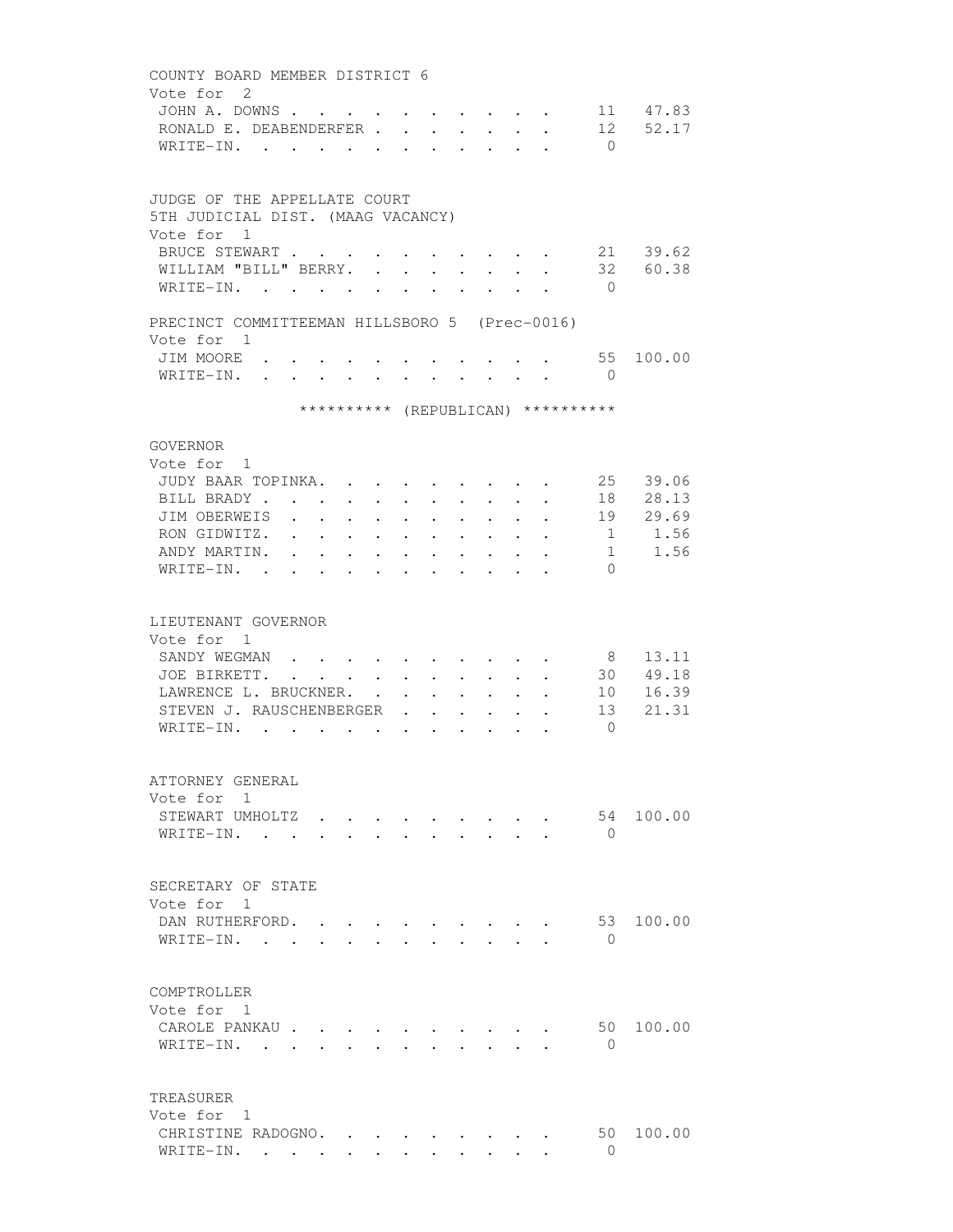COUNTY BOARD MEMBER DISTRICT 6
Vote for 2

| Candidate | Votes | Percent |
|---|---|---|
| JOHN A. DOWNS | 11 | 47.83 |
| RONALD E. DEABENDERFER | 12 | 52.17 |
| WRITE-IN. | 0 | |

JUDGE OF THE APPELLATE COURT
5TH JUDICIAL DIST. (MAAG VACANCY)
Vote for 1

| Candidate | Votes | Percent |
|---|---|---|
| BRUCE STEWART | 21 | 39.62 |
| WILLIAM "BILL" BERRY. | 32 | 60.38 |
| WRITE-IN. | 0 | |

PRECINCT COMMITTEEMAN HILLSBORO 5 (Prec-0016)
Vote for 1

| Candidate | Votes | Percent |
|---|---|---|
| JIM MOORE | 55 | 100.00 |
| WRITE-IN. | 0 | |

********** (REPUBLICAN) **********

GOVERNOR
Vote for 1

| Candidate | Votes | Percent |
|---|---|---|
| JUDY BAAR TOPINKA. | 25 | 39.06 |
| BILL BRADY | 18 | 28.13 |
| JIM OBERWEIS | 19 | 29.69 |
| RON GIDWITZ. | 1 | 1.56 |
| ANDY MARTIN. | 1 | 1.56 |
| WRITE-IN. | 0 | |

LIEUTENANT GOVERNOR
Vote for 1

| Candidate | Votes | Percent |
|---|---|---|
| SANDY WEGMAN | 8 | 13.11 |
| JOE BIRKETT. | 30 | 49.18 |
| LAWRENCE L. BRUCKNER. | 10 | 16.39 |
| STEVEN J. RAUSCHENBERGER | 13 | 21.31 |
| WRITE-IN. | 0 | |

ATTORNEY GENERAL
Vote for 1

| Candidate | Votes | Percent |
|---|---|---|
| STEWART UMHOLTZ | 54 | 100.00 |
| WRITE-IN. | 0 | |

SECRETARY OF STATE
Vote for 1

| Candidate | Votes | Percent |
|---|---|---|
| DAN RUTHERFORD. | 53 | 100.00 |
| WRITE-IN. | 0 | |

COMPTROLLER
Vote for 1

| Candidate | Votes | Percent |
|---|---|---|
| CAROLE PANKAU | 50 | 100.00 |
| WRITE-IN. | 0 | |

TREASURER
Vote for 1

| Candidate | Votes | Percent |
|---|---|---|
| CHRISTINE RADOGNO. | 50 | 100.00 |
| WRITE-IN. | 0 | |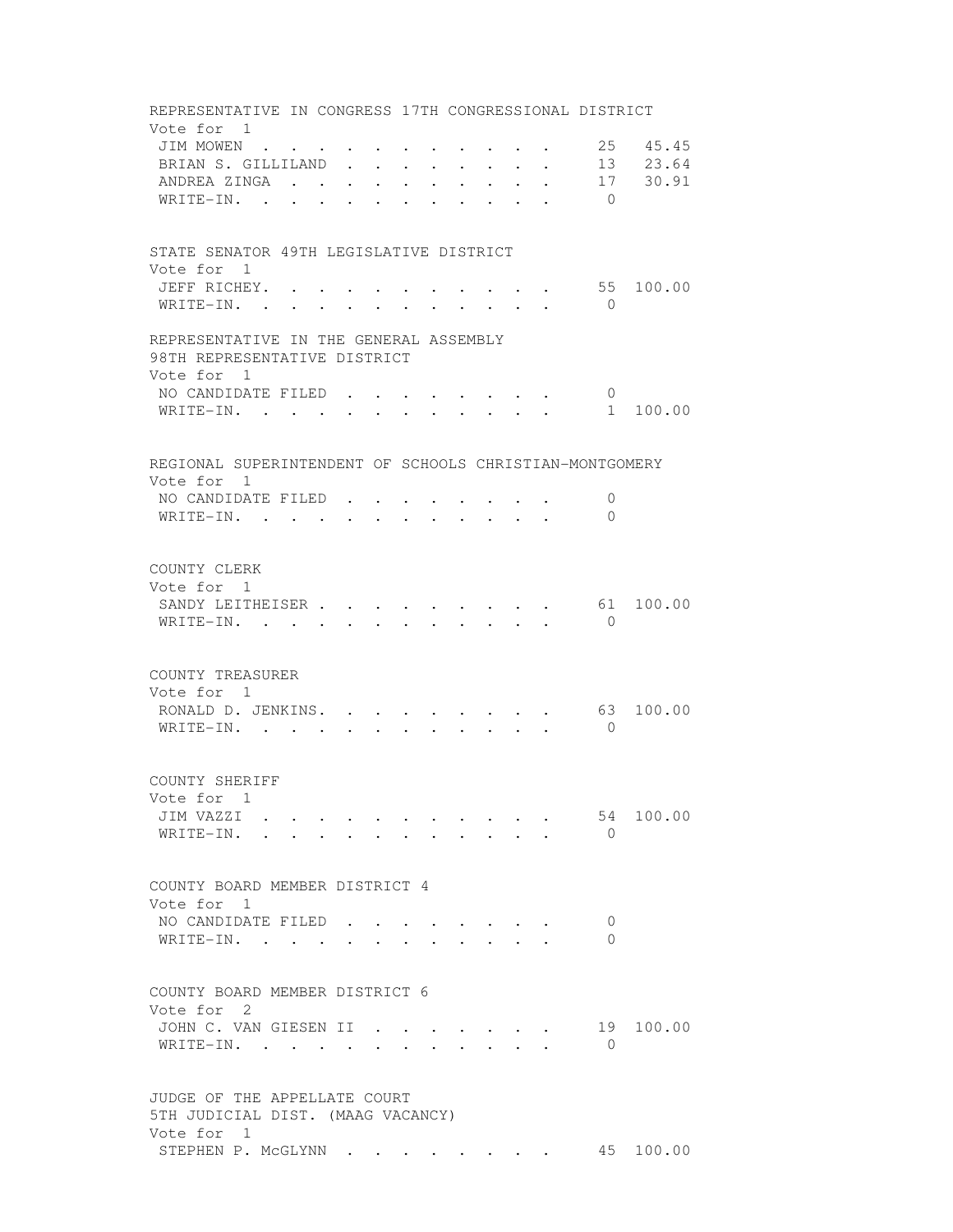REPRESENTATIVE IN CONGRESS 17TH CONGRESSIONAL DISTRICT
Vote for 1

| Candidate | Votes | Percent |
|---|---|---|
| JIM MOWEN | 25 | 45.45 |
| BRIAN S. GILLILAND | 13 | 23.64 |
| ANDREA ZINGA | 17 | 30.91 |
| WRITE-IN. | 0 | |

STATE SENATOR 49TH LEGISLATIVE DISTRICT
Vote for 1

| Candidate | Votes | Percent |
|---|---|---|
| JEFF RICHEY. | 55 | 100.00 |
| WRITE-IN. | 0 | |

REPRESENTATIVE IN THE GENERAL ASSEMBLY
98TH REPRESENTATIVE DISTRICT
Vote for 1

| Candidate | Votes | Percent |
|---|---|---|
| NO CANDIDATE FILED | 0 | |
| WRITE-IN. | 1 | 100.00 |

REGIONAL SUPERINTENDENT OF SCHOOLS CHRISTIAN-MONTGOMERY
Vote for 1

| Candidate | Votes | Percent |
|---|---|---|
| NO CANDIDATE FILED | 0 | |
| WRITE-IN. | 0 | |

COUNTY CLERK
Vote for 1

| Candidate | Votes | Percent |
|---|---|---|
| SANDY LEITHEISER | 61 | 100.00 |
| WRITE-IN. | 0 | |

COUNTY TREASURER
Vote for 1

| Candidate | Votes | Percent |
|---|---|---|
| RONALD D. JENKINS. | 63 | 100.00 |
| WRITE-IN. | 0 | |

COUNTY SHERIFF
Vote for 1

| Candidate | Votes | Percent |
|---|---|---|
| JIM VAZZI | 54 | 100.00 |
| WRITE-IN. | 0 | |

COUNTY BOARD MEMBER DISTRICT 4
Vote for 1

| Candidate | Votes | Percent |
|---|---|---|
| NO CANDIDATE FILED | 0 | |
| WRITE-IN. | 0 | |

COUNTY BOARD MEMBER DISTRICT 6
Vote for 2

| Candidate | Votes | Percent |
|---|---|---|
| JOHN C. VAN GIESEN II | 19 | 100.00 |
| WRITE-IN. | 0 | |

JUDGE OF THE APPELLATE COURT
5TH JUDICIAL DIST. (MAAG VACANCY)
Vote for 1

| Candidate | Votes | Percent |
|---|---|---|
| STEPHEN P. McGLYNN | 45 | 100.00 |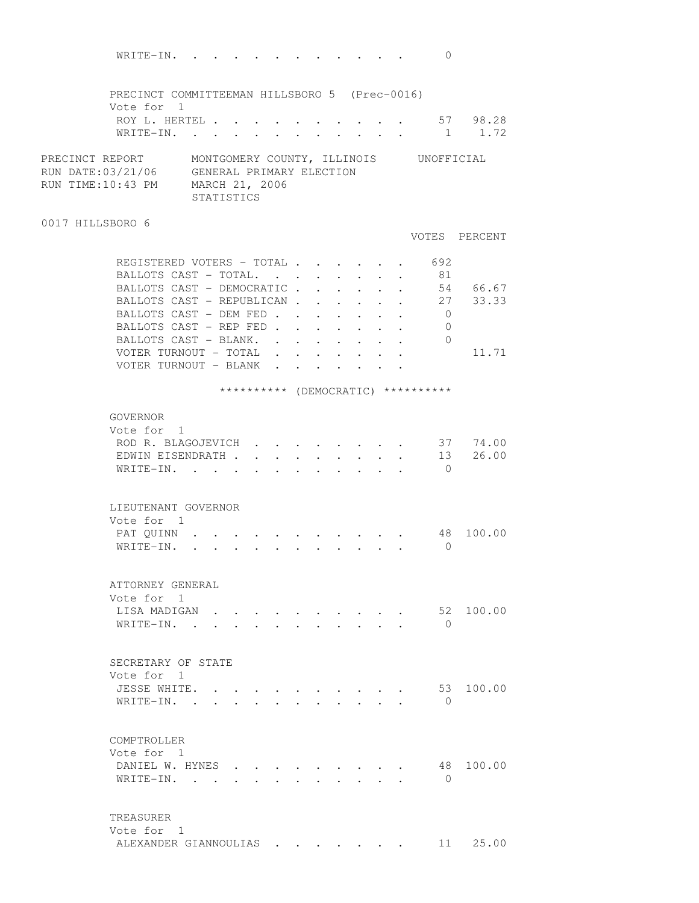| | | |
|---|---|---|
| WRITE-IN. . . . . . . . . . . . . | 0 | |

PRECINCT COMMITTEEMAN HILLSBORO 5 (Prec-0016)
Vote for 1

| | | |
|---|---|---|
| ROY L. HERTEL . . . . . . . . . . . | 57 | 98.28 |
| WRITE-IN. . . . . . . . . . . . . | 1 | 1.72 |

PRECINCT REPORT MONTGOMERY COUNTY, ILLINOIS UNOFFICIAL
RUN DATE:03/21/06 GENERAL PRIMARY ELECTION
RUN TIME:10:43 PM MARCH 21, 2006
STATISTICS

## 0017 HILLSBORO 6

| | VOTES | PERCENT |
|---|---|---|
| REGISTERED VOTERS - TOTAL . . . . . . . | 692 | |
| BALLOTS CAST - TOTAL. . . . . . . . | 81 | |
| BALLOTS CAST - DEMOCRATIC . . . . . . . | 54 | 66.67 |
| BALLOTS CAST - REPUBLICAN . . . . . . . | 27 | 33.33 |
| BALLOTS CAST - DEM FED . . . . . . . . | 0 | |
| BALLOTS CAST - REP FED . . . . . . . . | 0 | |
| BALLOTS CAST - BLANK. . . . . . . . | 0 | |
| VOTER TURNOUT - TOTAL . . . . . . . . | | 11.71 |
| VOTER TURNOUT - BLANK . . . . . . . . | | |

********** (DEMOCRATIC) **********

GOVERNOR
Vote for 1

| | | |
|---|---|---|
| ROD R. BLAGOJEVICH . . . . . . . . . | 37 | 74.00 |
| EDWIN EISENDRATH . . . . . . . . . . | 13 | 26.00 |
| WRITE-IN. . . . . . . . . . . . . | 0 | |

LIEUTENANT GOVERNOR
Vote for 1

| | | |
|---|---|---|
| PAT QUINN . . . . . . . . . . . . | 48 | 100.00 |
| WRITE-IN. . . . . . . . . . . . . | 0 | |

ATTORNEY GENERAL
Vote for 1

| | | |
|---|---|---|
| LISA MADIGAN . . . . . . . . . . . | 52 | 100.00 |
| WRITE-IN. . . . . . . . . . . . . | 0 | |

SECRETARY OF STATE
Vote for 1

| | | |
|---|---|---|
| JESSE WHITE. . . . . . . . . . . . | 53 | 100.00 |
| WRITE-IN. . . . . . . . . . . . . | 0 | |

COMPTROLLER
Vote for 1

| | | |
|---|---|---|
| DANIEL W. HYNES . . . . . . . . . . | 48 | 100.00 |
| WRITE-IN. . . . . . . . . . . . . | 0 | |

TREASURER
Vote for 1

| | | |
|---|---|---|
| ALEXANDER GIANNOULIAS . . . . . . . . | 11 | 25.00 |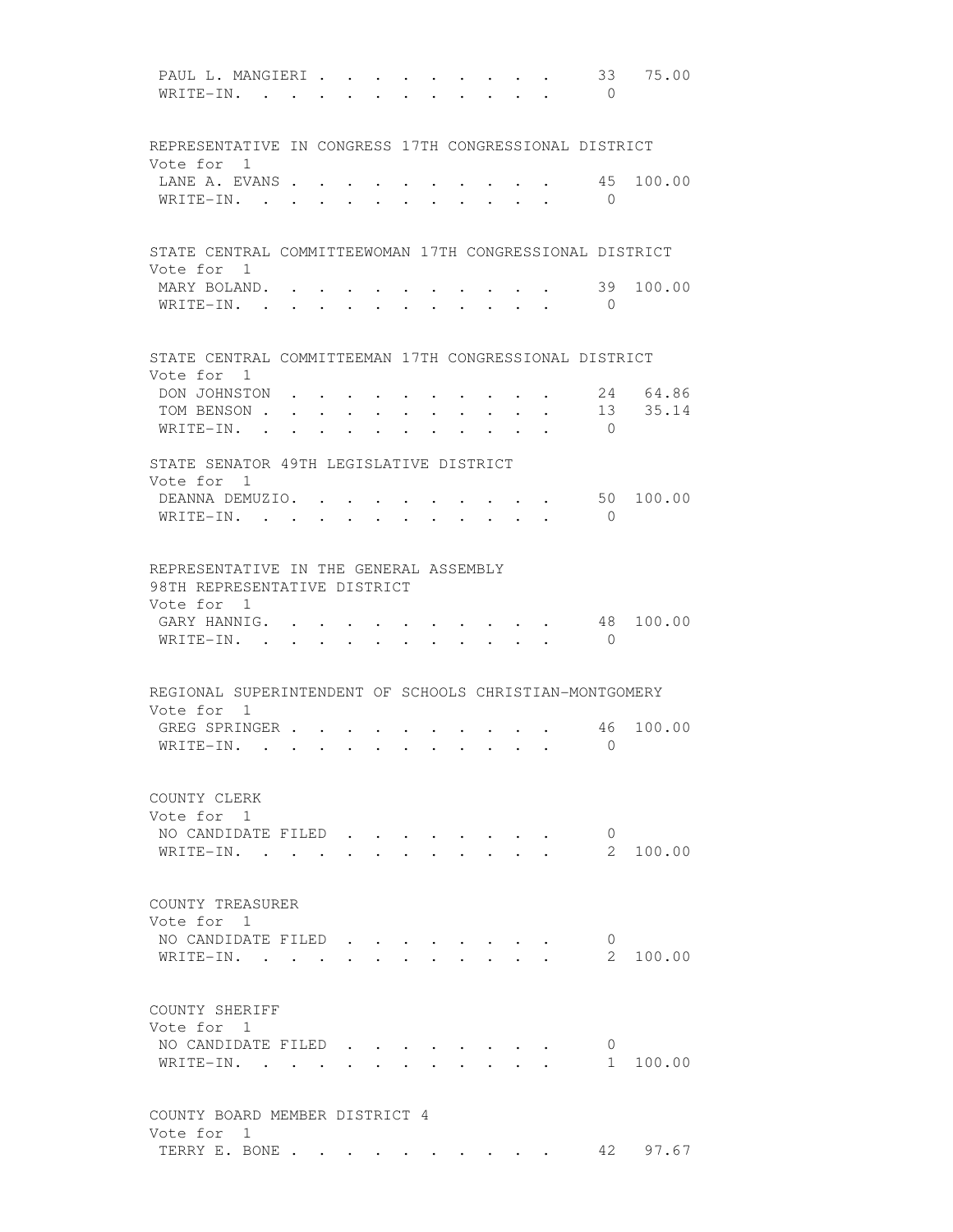PAUL L. MANGIERI . . . . . . . . . . . 33 75.00
WRITE-IN. . . . . . . . . . . . . 0

REPRESENTATIVE IN CONGRESS 17TH CONGRESSIONAL DISTRICT
Vote for 1

| | | |
|---|---|---|
| LANE A. EVANS . . . . . . . . . . . | 45 | 100.00 |
| WRITE-IN. . . . . . . . . . . . . | 0 | |

STATE CENTRAL COMMITTEEWOMAN 17TH CONGRESSIONAL DISTRICT
Vote for 1

| | | |
|---|---|---|
| MARY BOLAND. . . . . . . . . . . . | 39 | 100.00 |
| WRITE-IN. . . . . . . . . . . . . | 0 | |

STATE CENTRAL COMMITTEEMAN 17TH CONGRESSIONAL DISTRICT
Vote for 1

| | | |
|---|---|---|
| DON JOHNSTON . . . . . . . . . . . | 24 | 64.86 |
| TOM BENSON . . . . . . . . . . . . | 13 | 35.14 |
| WRITE-IN. . . . . . . . . . . . . | 0 | |

STATE SENATOR 49TH LEGISLATIVE DISTRICT
Vote for 1

| | | |
|---|---|---|
| DEANNA DEMUZIO. . . . . . . . . . . | 50 | 100.00 |
| WRITE-IN. . . . . . . . . . . . . | 0 | |

REPRESENTATIVE IN THE GENERAL ASSEMBLY
98TH REPRESENTATIVE DISTRICT
Vote for 1

| | | |
|---|---|---|
| GARY HANNIG. . . . . . . . . . . . | 48 | 100.00 |
| WRITE-IN. . . . . . . . . . . . . | 0 | |

REGIONAL SUPERINTENDENT OF SCHOOLS CHRISTIAN-MONTGOMERY
Vote for 1

| | | |
|---|---|---|
| GREG SPRINGER . . . . . . . . . . . | 46 | 100.00 |
| WRITE-IN. . . . . . . . . . . . . | 0 | |

COUNTY CLERK
Vote for 1

| | | |
|---|---|---|
| NO CANDIDATE FILED . . . . . . . . . | 0 | |
| WRITE-IN. . . . . . . . . . . . . | 2 | 100.00 |

COUNTY TREASURER
Vote for 1

| | | |
|---|---|---|
| NO CANDIDATE FILED . . . . . . . . . | 0 | |
| WRITE-IN. . . . . . . . . . . . . | 2 | 100.00 |

COUNTY SHERIFF
Vote for 1

| | | |
|---|---|---|
| NO CANDIDATE FILED . . . . . . . . . | 0 | |
| WRITE-IN. . . . . . . . . . . . . | 1 | 100.00 |

COUNTY BOARD MEMBER DISTRICT 4
Vote for 1

| | | |
|---|---|---|
| TERRY E. BONE . . . . . . . . . . . | 42 | 97.67 |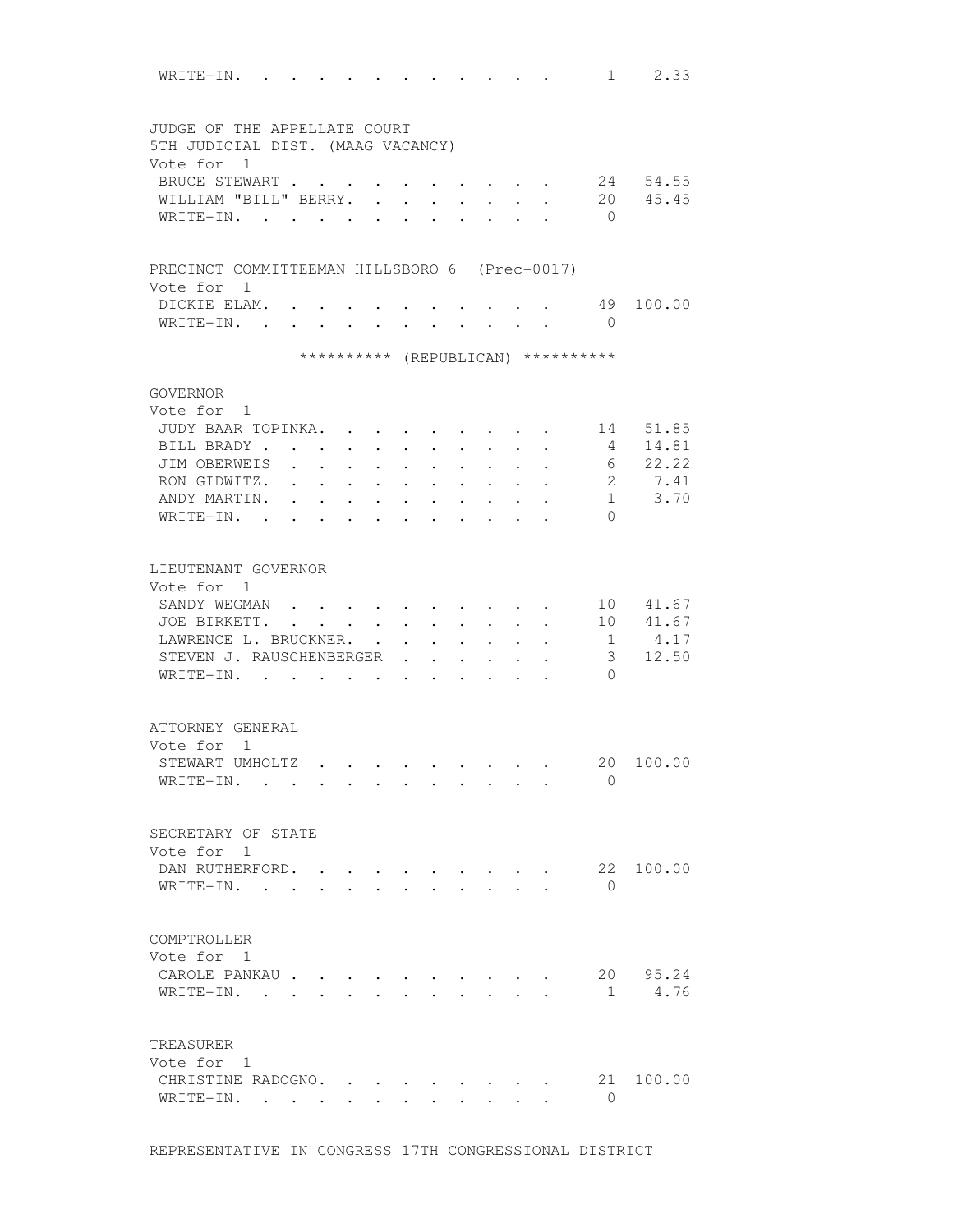| | | |
|---|---|---|
| WRITE-IN. | 1 | 2.33 |

JUDGE OF THE APPELLATE COURT
5TH JUDICIAL DIST. (MAAG VACANCY)
Vote for 1

| | | |
|---|---|---|
| BRUCE STEWART | 24 | 54.55 |
| WILLIAM "BILL" BERRY. | 20 | 45.45 |
| WRITE-IN. | 0 | |

PRECINCT COMMITTEEMAN HILLSBORO 6 (Prec-0017)
Vote for 1

| | | |
|---|---|---|
| DICKIE ELAM. | 49 | 100.00 |
| WRITE-IN. | 0 | |

********** (REPUBLICAN) **********

GOVERNOR
Vote for 1

| | | |
|---|---|---|
| JUDY BAAR TOPINKA. | 14 | 51.85 |
| BILL BRADY | 4 | 14.81 |
| JIM OBERWEIS | 6 | 22.22 |
| RON GIDWITZ. | 2 | 7.41 |
| ANDY MARTIN. | 1 | 3.70 |
| WRITE-IN. | 0 | |

LIEUTENANT GOVERNOR
Vote for 1

| | | |
|---|---|---|
| SANDY WEGMAN | 10 | 41.67 |
| JOE BIRKETT. | 10 | 41.67 |
| LAWRENCE L. BRUCKNER. | 1 | 4.17 |
| STEVEN J. RAUSCHENBERGER | 3 | 12.50 |
| WRITE-IN. | 0 | |

ATTORNEY GENERAL
Vote for 1

| | | |
|---|---|---|
| STEWART UMHOLTZ | 20 | 100.00 |
| WRITE-IN. | 0 | |

SECRETARY OF STATE
Vote for 1

| | | |
|---|---|---|
| DAN RUTHERFORD. | 22 | 100.00 |
| WRITE-IN. | 0 | |

COMPTROLLER
Vote for 1

| | | |
|---|---|---|
| CAROLE PANKAU | 20 | 95.24 |
| WRITE-IN. | 1 | 4.76 |

TREASURER
Vote for 1

| | | |
|---|---|---|
| CHRISTINE RADOGNO. | 21 | 100.00 |
| WRITE-IN. | 0 | |

REPRESENTATIVE IN CONGRESS 17TH CONGRESSIONAL DISTRICT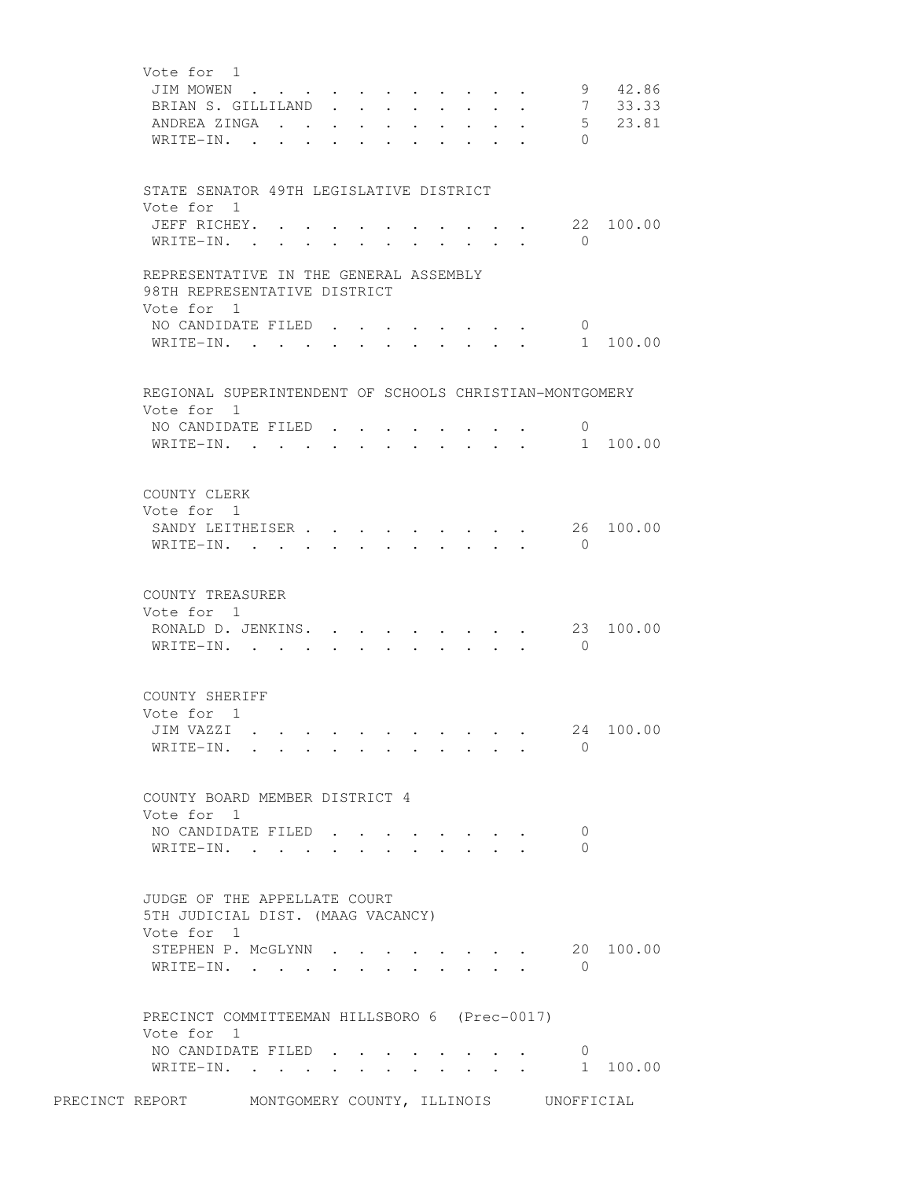Vote for 1

| | | |
|---|---|---|
| JIM MOWEN | 9 | 42.86 |
| BRIAN S. GILLILAND | 7 | 33.33 |
| ANDREA ZINGA | 5 | 23.81 |
| WRITE-IN. | 0 | |

STATE SENATOR 49TH LEGISLATIVE DISTRICT
Vote for 1

| | | |
|---|---|---|
| JEFF RICHEY. | 22 | 100.00 |
| WRITE-IN. | 0 | |

REPRESENTATIVE IN THE GENERAL ASSEMBLY
98TH REPRESENTATIVE DISTRICT
Vote for 1

| | | |
|---|---|---|
| NO CANDIDATE FILED | 0 | |
| WRITE-IN. | 1 | 100.00 |

REGIONAL SUPERINTENDENT OF SCHOOLS CHRISTIAN-MONTGOMERY
Vote for 1

| | | |
|---|---|---|
| NO CANDIDATE FILED | 0 | |
| WRITE-IN. | 1 | 100.00 |

COUNTY CLERK
Vote for 1

| | | |
|---|---|---|
| SANDY LEITHEISER | 26 | 100.00 |
| WRITE-IN. | 0 | |

COUNTY TREASURER
Vote for 1

| | | |
|---|---|---|
| RONALD D. JENKINS. | 23 | 100.00 |
| WRITE-IN. | 0 | |

COUNTY SHERIFF
Vote for 1

| | | |
|---|---|---|
| JIM VAZZI | 24 | 100.00 |
| WRITE-IN. | 0 | |

COUNTY BOARD MEMBER DISTRICT 4
Vote for 1

| | | |
|---|---|---|
| NO CANDIDATE FILED | 0 | |
| WRITE-IN. | 0 | |

JUDGE OF THE APPELLATE COURT
5TH JUDICIAL DIST. (MAAG VACANCY)
Vote for 1

| | | |
|---|---|---|
| STEPHEN P. McGLYNN | 20 | 100.00 |
| WRITE-IN. | 0 | |

PRECINCT COMMITTEEMAN HILLSBORO 6 (Prec-0017)
Vote for 1

| | | |
|---|---|---|
| NO CANDIDATE FILED | 0 | |
| WRITE-IN. | 1 | 100.00 |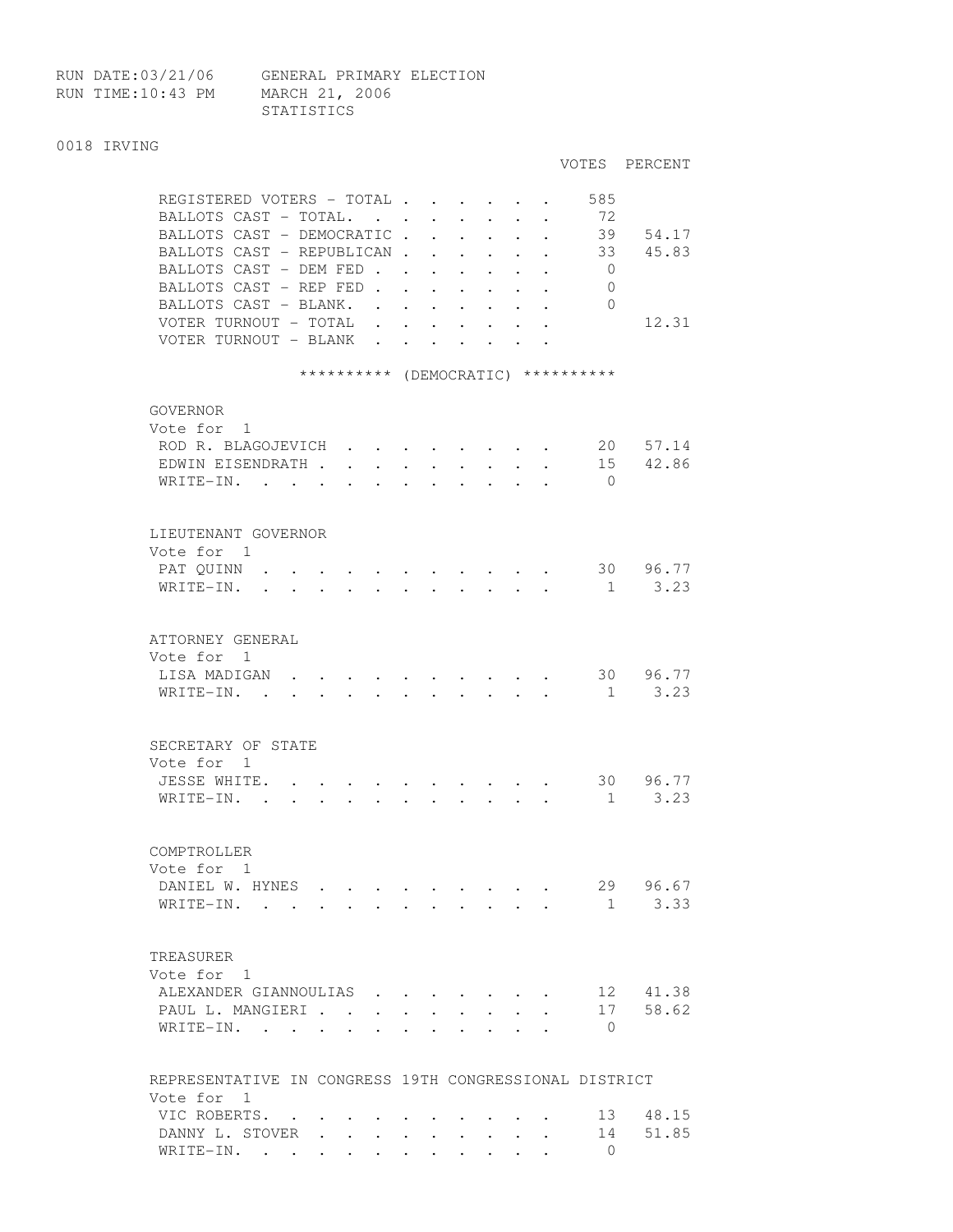RUN DATE:03/21/06 GENERAL PRIMARY ELECTION
RUN TIME:10:43 PM MARCH 21, 2006
STATISTICS

0018 IRVING

| | VOTES | PERCENT |
|---|---|---|
| REGISTERED VOTERS - TOTAL | 585 | |
| BALLOTS CAST - TOTAL. | 72 | |
| BALLOTS CAST - DEMOCRATIC | 39 | 54.17 |
| BALLOTS CAST - REPUBLICAN | 33 | 45.83 |
| BALLOTS CAST - DEM FED | 0 | |
| BALLOTS CAST - REP FED | 0 | |
| BALLOTS CAST - BLANK. | 0 | |
| VOTER TURNOUT - TOTAL | | 12.31 |
| VOTER TURNOUT - BLANK | | |

********** (DEMOCRATIC) **********

GOVERNOR
Vote for 1

| | VOTES | PERCENT |
|---|---|---|
| ROD R. BLAGOJEVICH | 20 | 57.14 |
| EDWIN EISENDRATH | 15 | 42.86 |
| WRITE-IN. | 0 | |

LIEUTENANT GOVERNOR
Vote for 1

| | VOTES | PERCENT |
|---|---|---|
| PAT QUINN | 30 | 96.77 |
| WRITE-IN. | 1 | 3.23 |

ATTORNEY GENERAL
Vote for 1

| | VOTES | PERCENT |
|---|---|---|
| LISA MADIGAN | 30 | 96.77 |
| WRITE-IN. | 1 | 3.23 |

SECRETARY OF STATE
Vote for 1

| | VOTES | PERCENT |
|---|---|---|
| JESSE WHITE. | 30 | 96.77 |
| WRITE-IN. | 1 | 3.23 |

COMPTROLLER
Vote for 1

| | VOTES | PERCENT |
|---|---|---|
| DANIEL W. HYNES | 29 | 96.67 |
| WRITE-IN. | 1 | 3.33 |

TREASURER
Vote for 1

| | VOTES | PERCENT |
|---|---|---|
| ALEXANDER GIANNOULIAS | 12 | 41.38 |
| PAUL L. MANGIERI | 17 | 58.62 |
| WRITE-IN. | 0 | |

REPRESENTATIVE IN CONGRESS 19TH CONGRESSIONAL DISTRICT
Vote for 1

| | VOTES | PERCENT |
|---|---|---|
| VIC ROBERTS. | 13 | 48.15 |
| DANNY L. STOVER | 14 | 51.85 |
| WRITE-IN. | 0 | |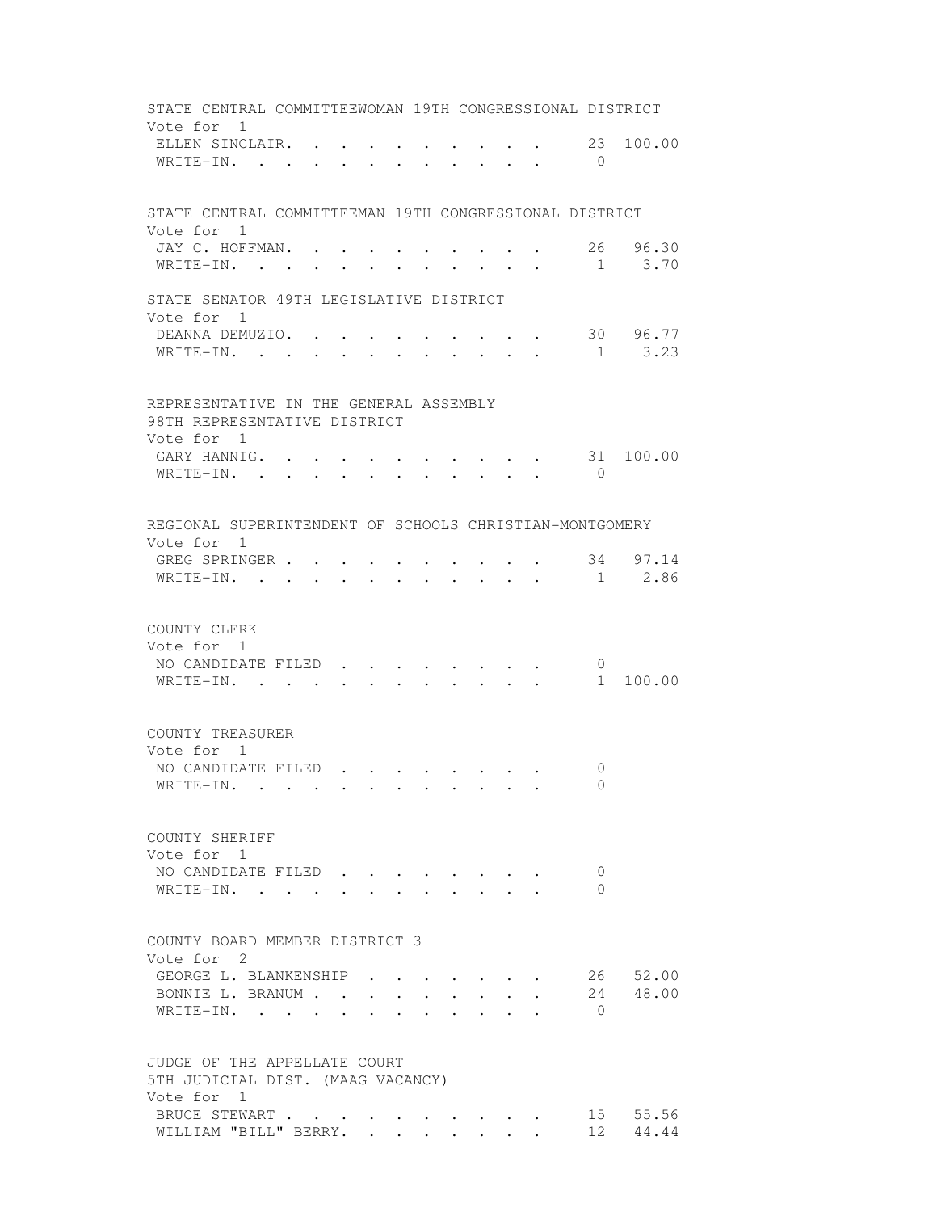STATE CENTRAL COMMITTEEWOMAN 19TH CONGRESSIONAL DISTRICT
Vote for 1

| Candidate | Votes | Percent |
|---|---|---|
| ELLEN SINCLAIR | 23 | 100.00 |
| WRITE-IN | 0 | |

STATE CENTRAL COMMITTEEMAN 19TH CONGRESSIONAL DISTRICT
Vote for 1

| Candidate | Votes | Percent |
|---|---|---|
| JAY C. HOFFMAN | 26 | 96.30 |
| WRITE-IN | 1 | 3.70 |

STATE SENATOR 49TH LEGISLATIVE DISTRICT
Vote for 1

| Candidate | Votes | Percent |
|---|---|---|
| DEANNA DEMUZIO | 30 | 96.77 |
| WRITE-IN | 1 | 3.23 |

REPRESENTATIVE IN THE GENERAL ASSEMBLY
98TH REPRESENTATIVE DISTRICT
Vote for 1

| Candidate | Votes | Percent |
|---|---|---|
| GARY HANNIG | 31 | 100.00 |
| WRITE-IN | 0 | |

REGIONAL SUPERINTENDENT OF SCHOOLS CHRISTIAN-MONTGOMERY
Vote for 1

| Candidate | Votes | Percent |
|---|---|---|
| GREG SPRINGER | 34 | 97.14 |
| WRITE-IN | 1 | 2.86 |

COUNTY CLERK
Vote for 1

| Candidate | Votes | Percent |
|---|---|---|
| NO CANDIDATE FILED | 0 | |
| WRITE-IN | 1 | 100.00 |

COUNTY TREASURER
Vote for 1

| Candidate | Votes | Percent |
|---|---|---|
| NO CANDIDATE FILED | 0 | |
| WRITE-IN | 0 | |

COUNTY SHERIFF
Vote for 1

| Candidate | Votes | Percent |
|---|---|---|
| NO CANDIDATE FILED | 0 | |
| WRITE-IN | 0 | |

COUNTY BOARD MEMBER DISTRICT 3
Vote for 2

| Candidate | Votes | Percent |
|---|---|---|
| GEORGE L. BLANKENSHIP | 26 | 52.00 |
| BONNIE L. BRANUM | 24 | 48.00 |
| WRITE-IN | 0 | |

JUDGE OF THE APPELLATE COURT
5TH JUDICIAL DIST. (MAAG VACANCY)
Vote for 1

| Candidate | Votes | Percent |
|---|---|---|
| BRUCE STEWART | 15 | 55.56 |
| WILLIAM "BILL" BERRY | 12 | 44.44 |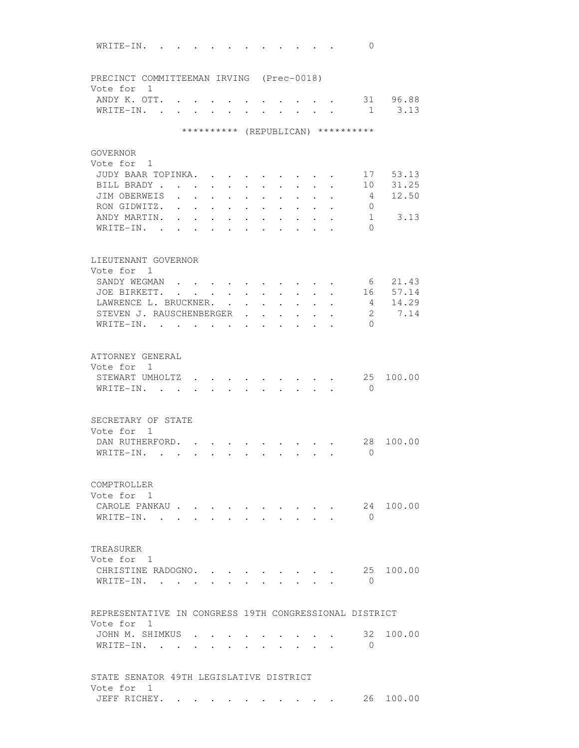WRITE-IN. . . . . . . . . . . . . 0

PRECINCT COMMITTEEMAN IRVING (Prec-0018)
Vote for 1

| Candidate | Votes | Percent |
|---|---|---|
| ANDY K. OTT. | 31 | 96.88 |
| WRITE-IN. | 1 | 3.13 |

********** (REPUBLICAN) **********

GOVERNOR
Vote for 1

| Candidate | Votes | Percent |
|---|---|---|
| JUDY BAAR TOPINKA. | 17 | 53.13 |
| BILL BRADY | 10 | 31.25 |
| JIM OBERWEIS | 4 | 12.50 |
| RON GIDWITZ. | 0 | |
| ANDY MARTIN. | 1 | 3.13 |
| WRITE-IN. | 0 | |

LIEUTENANT GOVERNOR
Vote for 1

| Candidate | Votes | Percent |
|---|---|---|
| SANDY WEGMAN | 6 | 21.43 |
| JOE BIRKETT. | 16 | 57.14 |
| LAWRENCE L. BRUCKNER. | 4 | 14.29 |
| STEVEN J. RAUSCHENBERGER | 2 | 7.14 |
| WRITE-IN. | 0 | |

ATTORNEY GENERAL
Vote for 1

| Candidate | Votes | Percent |
|---|---|---|
| STEWART UMHOLTZ | 25 | 100.00 |
| WRITE-IN. | 0 | |

SECRETARY OF STATE
Vote for 1

| Candidate | Votes | Percent |
|---|---|---|
| DAN RUTHERFORD. | 28 | 100.00 |
| WRITE-IN. | 0 | |

COMPTROLLER
Vote for 1

| Candidate | Votes | Percent |
|---|---|---|
| CAROLE PANKAU | 24 | 100.00 |
| WRITE-IN. | 0 | |

TREASURER
Vote for 1

| Candidate | Votes | Percent |
|---|---|---|
| CHRISTINE RADOGNO. | 25 | 100.00 |
| WRITE-IN. | 0 | |

REPRESENTATIVE IN CONGRESS 19TH CONGRESSIONAL DISTRICT
Vote for 1

| Candidate | Votes | Percent |
|---|---|---|
| JOHN M. SHIMKUS | 32 | 100.00 |
| WRITE-IN. | 0 | |

STATE SENATOR 49TH LEGISLATIVE DISTRICT
Vote for 1

| Candidate | Votes | Percent |
|---|---|---|
| JEFF RICHEY. | 26 | 100.00 |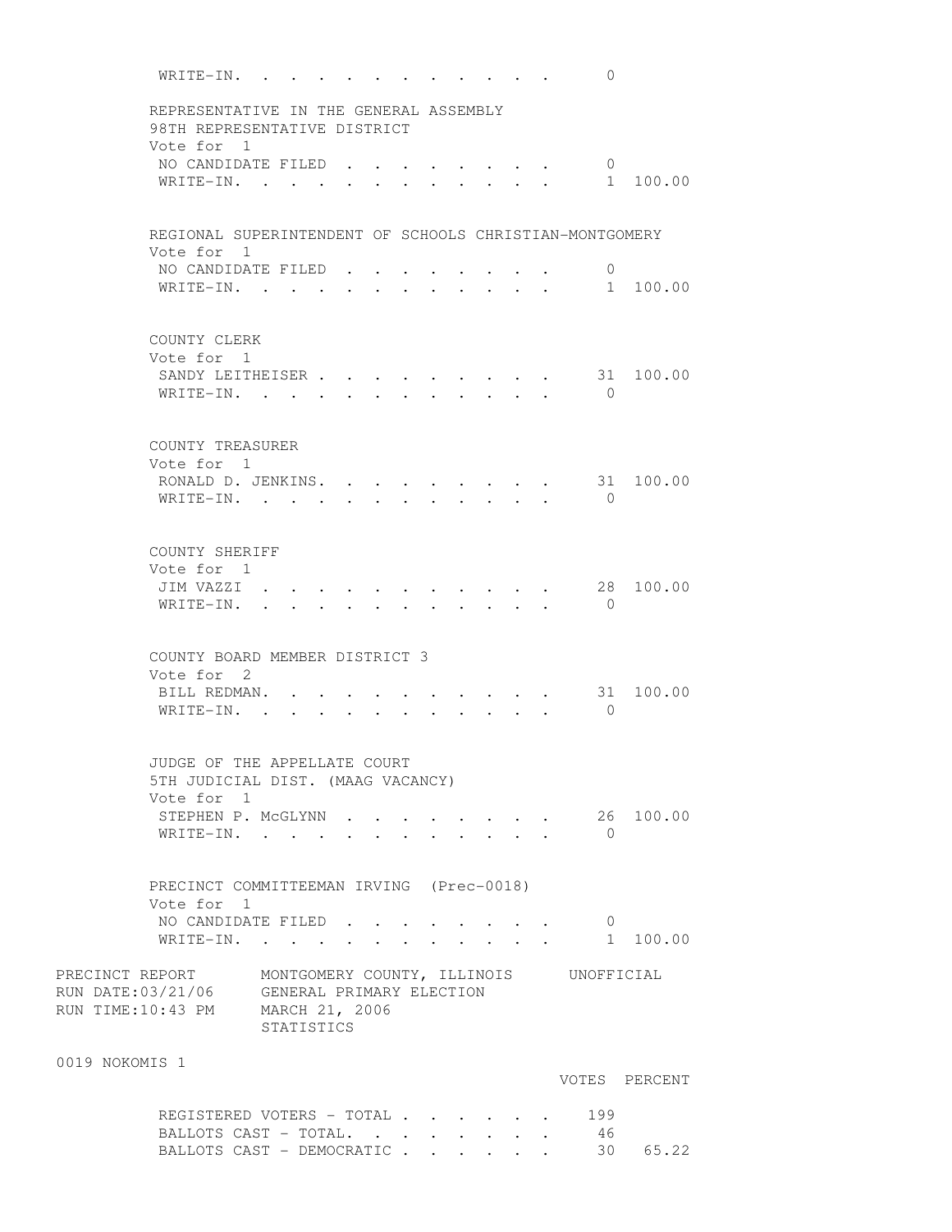WRITE-IN. . . . . . . . . . . . . . 0

REPRESENTATIVE IN THE GENERAL ASSEMBLY
98TH REPRESENTATIVE DISTRICT
Vote for 1

| | VOTES | PERCENT |
|---|---|---|
| NO CANDIDATE FILED | 0 | |
| WRITE-IN. | 1 | 100.00 |

REGIONAL SUPERINTENDENT OF SCHOOLS CHRISTIAN-MONTGOMERY
Vote for 1

| | VOTES | PERCENT |
|---|---|---|
| NO CANDIDATE FILED | 0 | |
| WRITE-IN. | 1 | 100.00 |

COUNTY CLERK
Vote for 1

| | VOTES | PERCENT |
|---|---|---|
| SANDY LEITHEISER | 31 | 100.00 |
| WRITE-IN. | 0 | |

COUNTY TREASURER
Vote for 1

| | VOTES | PERCENT |
|---|---|---|
| RONALD D. JENKINS. | 31 | 100.00 |
| WRITE-IN. | 0 | |

COUNTY SHERIFF
Vote for 1

| | VOTES | PERCENT |
|---|---|---|
| JIM VAZZI | 28 | 100.00 |
| WRITE-IN. | 0 | |

COUNTY BOARD MEMBER DISTRICT 3
Vote for 2

| | VOTES | PERCENT |
|---|---|---|
| BILL REDMAN. | 31 | 100.00 |
| WRITE-IN. | 0 | |

JUDGE OF THE APPELLATE COURT
5TH JUDICIAL DIST. (MAAG VACANCY)
Vote for 1

| | VOTES | PERCENT |
|---|---|---|
| STEPHEN P. McGLYNN | 26 | 100.00 |
| WRITE-IN. | 0 | |

PRECINCT COMMITTEEMAN IRVING (Prec-0018)
Vote for 1

| | VOTES | PERCENT |
|---|---|---|
| NO CANDIDATE FILED | 0 | |
| WRITE-IN. | 1 | 100.00 |

PRECINCT REPORT — MONTGOMERY COUNTY, ILLINOIS — UNOFFICIAL
RUN DATE:03/21/06 — GENERAL PRIMARY ELECTION
RUN TIME:10:43 PM — MARCH 21, 2006
STATISTICS

0019 NOKOMIS 1

| | VOTES | PERCENT |
|---|---|---|
| REGISTERED VOTERS - TOTAL | 199 | |
| BALLOTS CAST - TOTAL. | 46 | |
| BALLOTS CAST - DEMOCRATIC | 30 | 65.22 |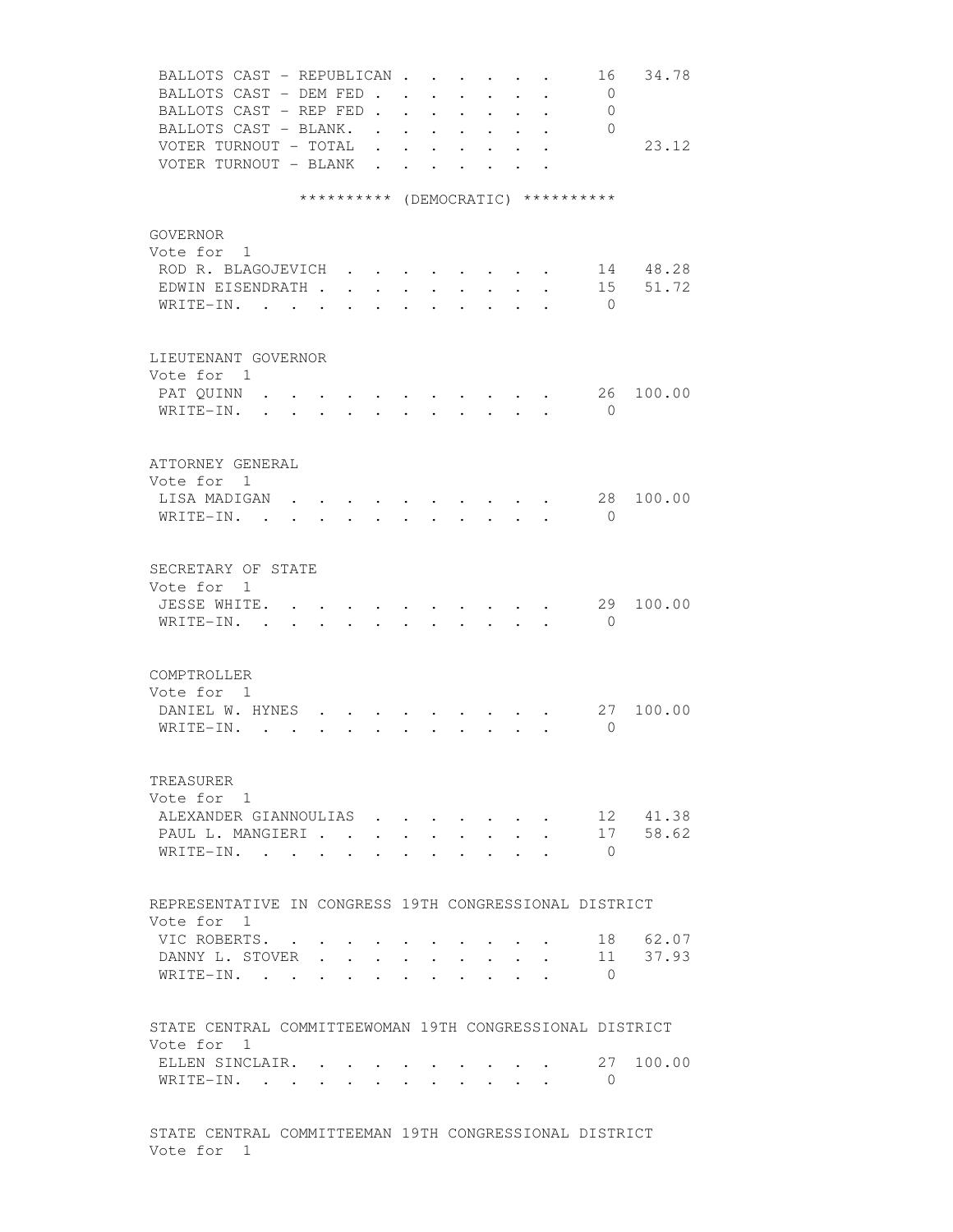| | | |
|---|---|---|
| BALLOTS CAST - REPUBLICAN | 16 | 34.78 |
| BALLOTS CAST - DEM FED | 0 | |
| BALLOTS CAST - REP FED | 0 | |
| BALLOTS CAST - BLANK | 0 | |
| VOTER TURNOUT - TOTAL | | 23.12 |
| VOTER TURNOUT - BLANK | | |

********** (DEMOCRATIC) **********

GOVERNOR
Vote for 1

| | | |
|---|---|---|
| ROD R. BLAGOJEVICH | 14 | 48.28 |
| EDWIN EISENDRATH | 15 | 51.72 |
| WRITE-IN. | 0 | |

LIEUTENANT GOVERNOR
Vote for 1

| | | |
|---|---|---|
| PAT QUINN | 26 | 100.00 |
| WRITE-IN. | 0 | |

ATTORNEY GENERAL
Vote for 1

| | | |
|---|---|---|
| LISA MADIGAN | 28 | 100.00 |
| WRITE-IN. | 0 | |

SECRETARY OF STATE
Vote for 1

| | | |
|---|---|---|
| JESSE WHITE. | 29 | 100.00 |
| WRITE-IN. | 0 | |

COMPTROLLER
Vote for 1

| | | |
|---|---|---|
| DANIEL W. HYNES | 27 | 100.00 |
| WRITE-IN. | 0 | |

TREASURER
Vote for 1

| | | |
|---|---|---|
| ALEXANDER GIANNOULIAS | 12 | 41.38 |
| PAUL L. MANGIERI | 17 | 58.62 |
| WRITE-IN. | 0 | |

REPRESENTATIVE IN CONGRESS 19TH CONGRESSIONAL DISTRICT
Vote for 1

| | | |
|---|---|---|
| VIC ROBERTS. | 18 | 62.07 |
| DANNY L. STOVER | 11 | 37.93 |
| WRITE-IN. | 0 | |

STATE CENTRAL COMMITTEEWOMAN 19TH CONGRESSIONAL DISTRICT
Vote for 1

| | | |
|---|---|---|
| ELLEN SINCLAIR. | 27 | 100.00 |
| WRITE-IN. | 0 | |

STATE CENTRAL COMMITTEEMAN 19TH CONGRESSIONAL DISTRICT
Vote for 1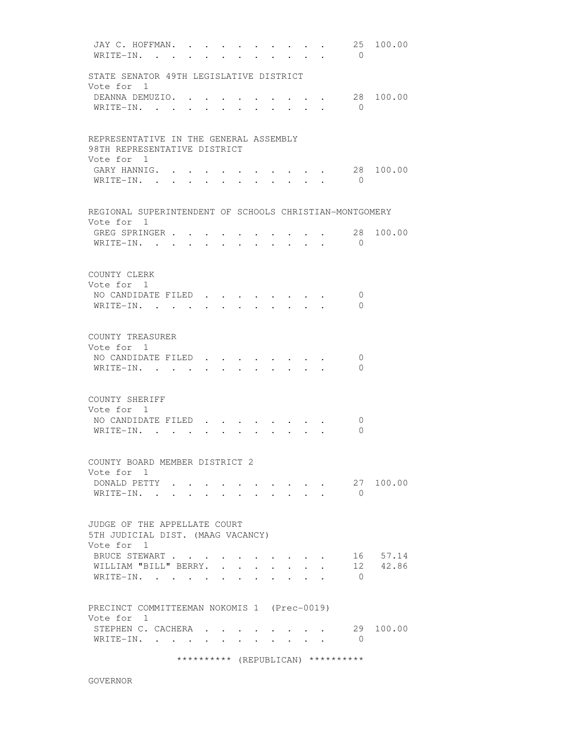| | | |
|---|---|---|
| JAY C. HOFFMAN | 25 | 100.00 |
| WRITE-IN. | 0 | |

STATE SENATOR 49TH LEGISLATIVE DISTRICT
Vote for 1

| | | |
|---|---|---|
| DEANNA DEMUZIO | 28 | 100.00 |
| WRITE-IN. | 0 | |

REPRESENTATIVE IN THE GENERAL ASSEMBLY
98TH REPRESENTATIVE DISTRICT
Vote for 1

| | | |
|---|---|---|
| GARY HANNIG | 28 | 100.00 |
| WRITE-IN. | 0 | |

REGIONAL SUPERINTENDENT OF SCHOOLS CHRISTIAN-MONTGOMERY
Vote for 1

| | | |
|---|---|---|
| GREG SPRINGER | 28 | 100.00 |
| WRITE-IN. | 0 | |

COUNTY CLERK
Vote for 1

| | |
|---|---|
| NO CANDIDATE FILED | 0 |
| WRITE-IN. | 0 |

COUNTY TREASURER
Vote for 1

| | |
|---|---|
| NO CANDIDATE FILED | 0 |
| WRITE-IN. | 0 |

COUNTY SHERIFF
Vote for 1

| | |
|---|---|
| NO CANDIDATE FILED | 0 |
| WRITE-IN. | 0 |

COUNTY BOARD MEMBER DISTRICT 2
Vote for 1

| | | |
|---|---|---|
| DONALD PETTY | 27 | 100.00 |
| WRITE-IN. | 0 | |

JUDGE OF THE APPELLATE COURT
5TH JUDICIAL DIST. (MAAG VACANCY)
Vote for 1

| | | |
|---|---|---|
| BRUCE STEWART | 16 | 57.14 |
| WILLIAM "BILL" BERRY | 12 | 42.86 |
| WRITE-IN. | 0 | |

PRECINCT COMMITTEEMAN NOKOMIS 1 (Prec-0019)
Vote for 1

| | | |
|---|---|---|
| STEPHEN C. CACHERA | 29 | 100.00 |
| WRITE-IN. | 0 | |

********** (REPUBLICAN) **********

GOVERNOR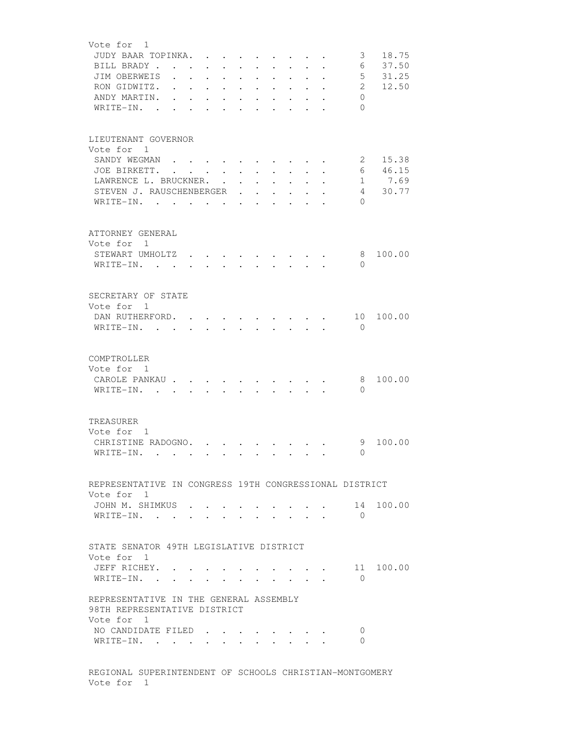Vote for 1

| | | |
|---|---|---|
| JUDY BAAR TOPINKA | 3 | 18.75 |
| BILL BRADY | 6 | 37.50 |
| JIM OBERWEIS | 5 | 31.25 |
| RON GIDWITZ | 2 | 12.50 |
| ANDY MARTIN | 0 | |
| WRITE-IN | 0 | |

LIEUTENANT GOVERNOR
Vote for 1

| | | |
|---|---|---|
| SANDY WEGMAN | 2 | 15.38 |
| JOE BIRKETT | 6 | 46.15 |
| LAWRENCE L. BRUCKNER | 1 | 7.69 |
| STEVEN J. RAUSCHENBERGER | 4 | 30.77 |
| WRITE-IN | 0 | |

ATTORNEY GENERAL
Vote for 1

| | | |
|---|---|---|
| STEWART UMHOLTZ | 8 | 100.00 |
| WRITE-IN | 0 | |

SECRETARY OF STATE
Vote for 1

| | | |
|---|---|---|
| DAN RUTHERFORD | 10 | 100.00 |
| WRITE-IN | 0 | |

COMPTROLLER
Vote for 1

| | | |
|---|---|---|
| CAROLE PANKAU | 8 | 100.00 |
| WRITE-IN | 0 | |

TREASURER
Vote for 1

| | | |
|---|---|---|
| CHRISTINE RADOGNO | 9 | 100.00 |
| WRITE-IN | 0 | |

REPRESENTATIVE IN CONGRESS 19TH CONGRESSIONAL DISTRICT
Vote for 1

| | | |
|---|---|---|
| JOHN M. SHIMKUS | 14 | 100.00 |
| WRITE-IN | 0 | |

STATE SENATOR 49TH LEGISLATIVE DISTRICT
Vote for 1

| | | |
|---|---|---|
| JEFF RICHEY | 11 | 100.00 |
| WRITE-IN | 0 | |

REPRESENTATIVE IN THE GENERAL ASSEMBLY
98TH REPRESENTATIVE DISTRICT
Vote for 1

| | | |
|---|---|---|
| NO CANDIDATE FILED | 0 | |
| WRITE-IN | 0 | |

REGIONAL SUPERINTENDENT OF SCHOOLS CHRISTIAN-MONTGOMERY
Vote for 1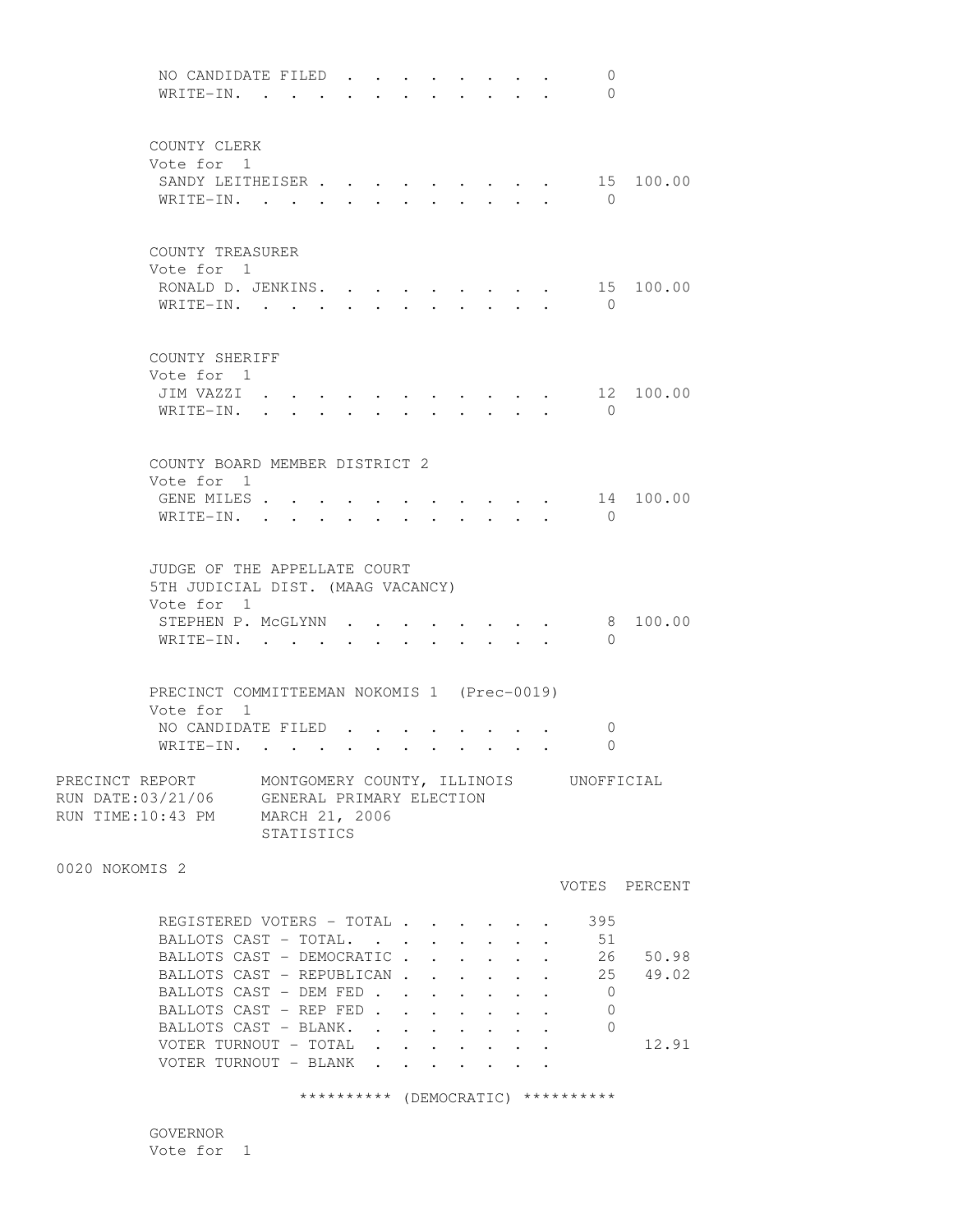NO CANDIDATE FILED . . . . . . . . . 0
WRITE-IN. . . . . . . . . . . . . 0

COUNTY CLERK
Vote for 1

| | VOTES | PERCENT |
|---|---|---|
| SANDY LEITHEISER . . . . . . . . . | 15 | 100.00 |
| WRITE-IN. . . . . . . . . . . . . | 0 | |

COUNTY TREASURER
Vote for 1

| | VOTES | PERCENT |
|---|---|---|
| RONALD D. JENKINS. . . . . . . . . | 15 | 100.00 |
| WRITE-IN. . . . . . . . . . . . . | 0 | |

COUNTY SHERIFF
Vote for 1

| | VOTES | PERCENT |
|---|---|---|
| JIM VAZZI . . . . . . . . . . . . | 12 | 100.00 |
| WRITE-IN. . . . . . . . . . . . . | 0 | |

COUNTY BOARD MEMBER DISTRICT 2
Vote for 1

| | VOTES | PERCENT |
|---|---|---|
| GENE MILES . . . . . . . . . . . . | 14 | 100.00 |
| WRITE-IN. . . . . . . . . . . . . | 0 | |

JUDGE OF THE APPELLATE COURT
5TH JUDICIAL DIST. (MAAG VACANCY)
Vote for 1

| | VOTES | PERCENT |
|---|---|---|
| STEPHEN P. McGLYNN . . . . . . . . | 8 | 100.00 |
| WRITE-IN. . . . . . . . . . . . . | 0 | |

PRECINCT COMMITTEEMAN NOKOMIS 1 (Prec-0019)
Vote for 1

| | VOTES | PERCENT |
|---|---|---|
| NO CANDIDATE FILED . . . . . . . . | 0 | |
| WRITE-IN. . . . . . . . . . . . . | 0 | |

PRECINCT REPORT MONTGOMERY COUNTY, ILLINOIS UNOFFICIAL
RUN DATE:03/21/06 GENERAL PRIMARY ELECTION
RUN TIME:10:43 PM MARCH 21, 2006
STATISTICS

0020 NOKOMIS 2

| | VOTES | PERCENT |
|---|---|---|
| REGISTERED VOTERS - TOTAL . . . . . . | 395 | |
| BALLOTS CAST - TOTAL. . . . . . . . | 51 | |
| BALLOTS CAST - DEMOCRATIC . . . . . . | 26 | 50.98 |
| BALLOTS CAST - REPUBLICAN . . . . . . | 25 | 49.02 |
| BALLOTS CAST - DEM FED . . . . . . . | 0 | |
| BALLOTS CAST - REP FED . . . . . . . | 0 | |
| BALLOTS CAST - BLANK. . . . . . . . | 0 | |
| VOTER TURNOUT - TOTAL . . . . . . . | | 12.91 |
| VOTER TURNOUT - BLANK . . . . . . . | | |

********** (DEMOCRATIC) **********

GOVERNOR
Vote for 1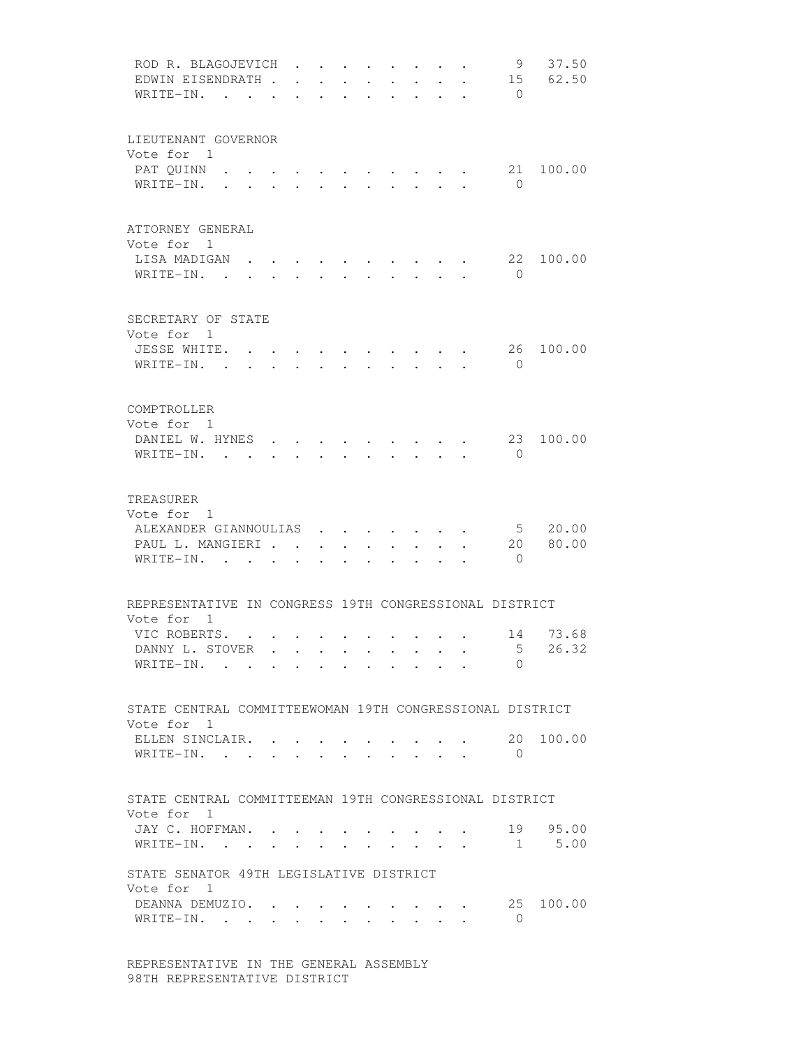| | | |
|---|---|---|
| ROD R. BLAGOJEVICH | 9 | 37.50 |
| EDWIN EISENDRATH | 15 | 62.50 |
| WRITE-IN. | 0 | |

LIEUTENANT GOVERNOR
Vote for 1

| | | |
|---|---|---|
| PAT QUINN | 21 | 100.00 |
| WRITE-IN. | 0 | |

ATTORNEY GENERAL
Vote for 1

| | | |
|---|---|---|
| LISA MADIGAN | 22 | 100.00 |
| WRITE-IN. | 0 | |

SECRETARY OF STATE
Vote for 1

| | | |
|---|---|---|
| JESSE WHITE. | 26 | 100.00 |
| WRITE-IN. | 0 | |

COMPTROLLER
Vote for 1

| | | |
|---|---|---|
| DANIEL W. HYNES | 23 | 100.00 |
| WRITE-IN. | 0 | |

TREASURER
Vote for 1

| | | |
|---|---|---|
| ALEXANDER GIANNOULIAS | 5 | 20.00 |
| PAUL L. MANGIERI | 20 | 80.00 |
| WRITE-IN. | 0 | |

REPRESENTATIVE IN CONGRESS 19TH CONGRESSIONAL DISTRICT
Vote for 1

| | | |
|---|---|---|
| VIC ROBERTS. | 14 | 73.68 |
| DANNY L. STOVER | 5 | 26.32 |
| WRITE-IN. | 0 | |

STATE CENTRAL COMMITTEEWOMAN 19TH CONGRESSIONAL DISTRICT
Vote for 1

| | | |
|---|---|---|
| ELLEN SINCLAIR. | 20 | 100.00 |
| WRITE-IN. | 0 | |

STATE CENTRAL COMMITTEEMAN 19TH CONGRESSIONAL DISTRICT
Vote for 1

| | | |
|---|---|---|
| JAY C. HOFFMAN. | 19 | 95.00 |
| WRITE-IN. | 1 | 5.00 |

STATE SENATOR 49TH LEGISLATIVE DISTRICT
Vote for 1

| | | |
|---|---|---|
| DEANNA DEMUZIO. | 25 | 100.00 |
| WRITE-IN. | 0 | |

REPRESENTATIVE IN THE GENERAL ASSEMBLY
98TH REPRESENTATIVE DISTRICT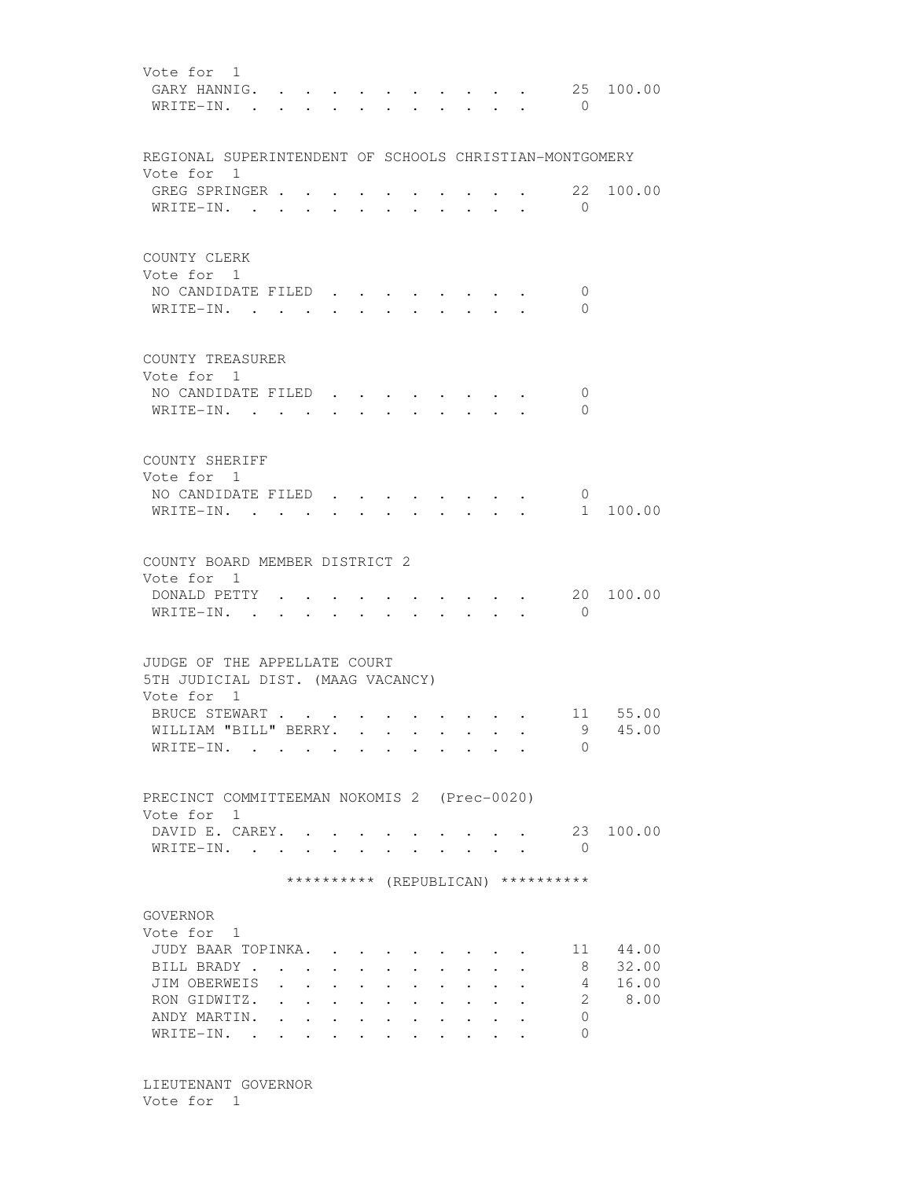Vote for 1

| | | |
|---|---|---|
| GARY HANNIG | 25 | 100.00 |
| WRITE-IN. | 0 | |

REGIONAL SUPERINTENDENT OF SCHOOLS CHRISTIAN-MONTGOMERY

Vote for 1

| | | |
|---|---|---|
| GREG SPRINGER | 22 | 100.00 |
| WRITE-IN. | 0 | |

COUNTY CLERK

Vote for 1

| | | |
|---|---|---|
| NO CANDIDATE FILED | 0 | |
| WRITE-IN. | 0 | |

COUNTY TREASURER

Vote for 1

| | | |
|---|---|---|
| NO CANDIDATE FILED | 0 | |
| WRITE-IN. | 0 | |

COUNTY SHERIFF

Vote for 1

| | | |
|---|---|---|
| NO CANDIDATE FILED | 0 | |
| WRITE-IN. | 1 | 100.00 |

COUNTY BOARD MEMBER DISTRICT 2

Vote for 1

| | | |
|---|---|---|
| DONALD PETTY | 20 | 100.00 |
| WRITE-IN. | 0 | |

JUDGE OF THE APPELLATE COURT
5TH JUDICIAL DIST. (MAAG VACANCY)

Vote for 1

| | | |
|---|---|---|
| BRUCE STEWART | 11 | 55.00 |
| WILLIAM "BILL" BERRY. | 9 | 45.00 |
| WRITE-IN. | 0 | |

PRECINCT COMMITTEEMAN NOKOMIS 2 (Prec-0020)

Vote for 1

| | | |
|---|---|---|
| DAVID E. CAREY. | 23 | 100.00 |
| WRITE-IN. | 0 | |

********** (REPUBLICAN) **********

GOVERNOR

Vote for 1

| | | |
|---|---|---|
| JUDY BAAR TOPINKA. | 11 | 44.00 |
| BILL BRADY | 8 | 32.00 |
| JIM OBERWEIS | 4 | 16.00 |
| RON GIDWITZ. | 2 | 8.00 |
| ANDY MARTIN. | 0 | |
| WRITE-IN. | 0 | |

LIEUTENANT GOVERNOR

Vote for 1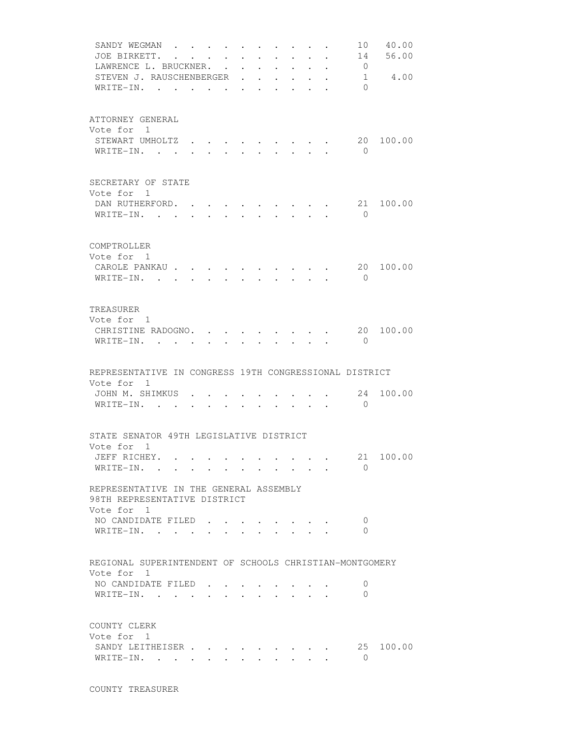| | | |
|---|---|---|
| SANDY WEGMAN | 10 | 40.00 |
| JOE BIRKETT. | 14 | 56.00 |
| LAWRENCE L. BRUCKNER. | 0 | |
| STEVEN J. RAUSCHENBERGER | 1 | 4.00 |
| WRITE-IN. | 0 | |

ATTORNEY GENERAL
Vote for 1

| | | |
|---|---|---|
| STEWART UMHOLTZ | 20 | 100.00 |
| WRITE-IN. | 0 | |

SECRETARY OF STATE
Vote for 1

| | | |
|---|---|---|
| DAN RUTHERFORD. | 21 | 100.00 |
| WRITE-IN. | 0 | |

COMPTROLLER
Vote for 1

| | | |
|---|---|---|
| CAROLE PANKAU | 20 | 100.00 |
| WRITE-IN. | 0 | |

TREASURER
Vote for 1

| | | |
|---|---|---|
| CHRISTINE RADOGNO. | 20 | 100.00 |
| WRITE-IN. | 0 | |

REPRESENTATIVE IN CONGRESS 19TH CONGRESSIONAL DISTRICT
Vote for 1

| | | |
|---|---|---|
| JOHN M. SHIMKUS | 24 | 100.00 |
| WRITE-IN. | 0 | |

STATE SENATOR 49TH LEGISLATIVE DISTRICT
Vote for 1

| | | |
|---|---|---|
| JEFF RICHEY. | 21 | 100.00 |
| WRITE-IN. | 0 | |

REPRESENTATIVE IN THE GENERAL ASSEMBLY
98TH REPRESENTATIVE DISTRICT
Vote for 1

| | |
|---|---|
| NO CANDIDATE FILED | 0 |
| WRITE-IN. | 0 |

REGIONAL SUPERINTENDENT OF SCHOOLS CHRISTIAN-MONTGOMERY
Vote for 1

| | |
|---|---|
| NO CANDIDATE FILED | 0 |
| WRITE-IN. | 0 |

COUNTY CLERK
Vote for 1

| | | |
|---|---|---|
| SANDY LEITHEISER | 25 | 100.00 |
| WRITE-IN. | 0 | |

COUNTY TREASURER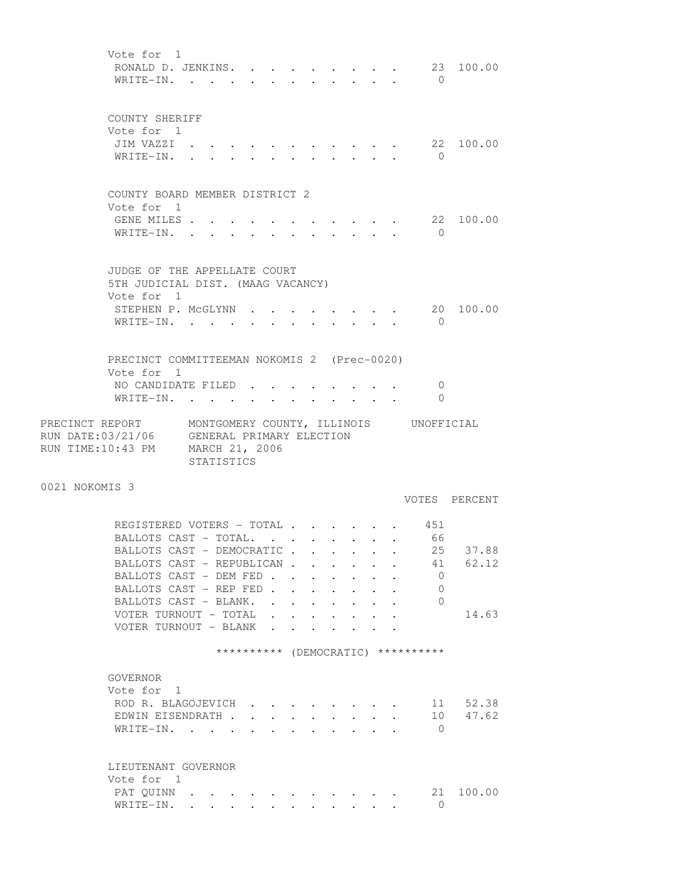Vote for 1

| | VOTES | PERCENT |
|---|---|---|
| RONALD D. JENKINS | 23 | 100.00 |
| WRITE-IN | 0 | |

COUNTY SHERIFF

Vote for 1

| | VOTES | PERCENT |
|---|---|---|
| JIM VAZZI | 22 | 100.00 |
| WRITE-IN | 0 | |

COUNTY BOARD MEMBER DISTRICT 2

Vote for 1

| | VOTES | PERCENT |
|---|---|---|
| GENE MILES | 22 | 100.00 |
| WRITE-IN | 0 | |

JUDGE OF THE APPELLATE COURT
5TH JUDICIAL DIST. (MAAG VACANCY)

Vote for 1

| | VOTES | PERCENT |
|---|---|---|
| STEPHEN P. McGLYNN | 20 | 100.00 |
| WRITE-IN | 0 | |

PRECINCT COMMITTEEMAN NOKOMIS 2 (Prec-0020)

Vote for 1

| | VOTES | PERCENT |
|---|---|---|
| NO CANDIDATE FILED | 0 | |
| WRITE-IN | 0 | |

PRECINCT REPORT — MONTGOMERY COUNTY, ILLINOIS — UNOFFICIAL
RUN DATE:03/21/06 — GENERAL PRIMARY ELECTION
RUN TIME:10:43 PM — MARCH 21, 2006
STATISTICS

## 0021 NOKOMIS 3

| | VOTES | PERCENT |
|---|---|---|
| REGISTERED VOTERS - TOTAL | 451 | |
| BALLOTS CAST - TOTAL | 66 | |
| BALLOTS CAST - DEMOCRATIC | 25 | 37.88 |
| BALLOTS CAST - REPUBLICAN | 41 | 62.12 |
| BALLOTS CAST - DEM FED | 0 | |
| BALLOTS CAST - REP FED | 0 | |
| BALLOTS CAST - BLANK | 0 | |
| VOTER TURNOUT - TOTAL | | 14.63 |
| VOTER TURNOUT - BLANK | | |

********** (DEMOCRATIC) **********

GOVERNOR

Vote for 1

| | VOTES | PERCENT |
|---|---|---|
| ROD R. BLAGOJEVICH | 11 | 52.38 |
| EDWIN EISENDRATH | 10 | 47.62 |
| WRITE-IN | 0 | |

LIEUTENANT GOVERNOR

Vote for 1

| | VOTES | PERCENT |
|---|---|---|
| PAT QUINN | 21 | 100.00 |
| WRITE-IN | 0 | |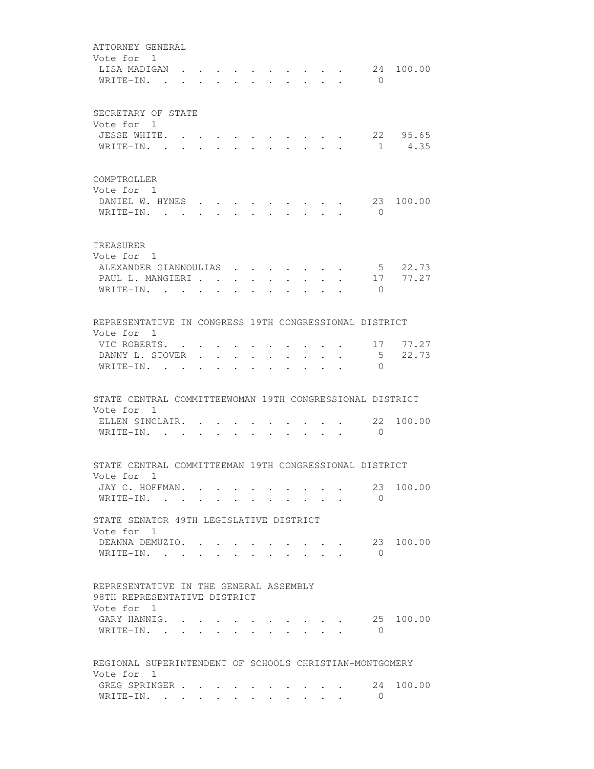ATTORNEY GENERAL
Vote for 1

| Candidate | Votes | Percent |
|---|---|---|
| LISA MADIGAN | 24 | 100.00 |
| WRITE-IN. | 0 | |

SECRETARY OF STATE
Vote for 1

| Candidate | Votes | Percent |
|---|---|---|
| JESSE WHITE. | 22 | 95.65 |
| WRITE-IN. | 1 | 4.35 |

COMPTROLLER
Vote for 1

| Candidate | Votes | Percent |
|---|---|---|
| DANIEL W. HYNES | 23 | 100.00 |
| WRITE-IN. | 0 | |

TREASURER
Vote for 1

| Candidate | Votes | Percent |
|---|---|---|
| ALEXANDER GIANNOULIAS | 5 | 22.73 |
| PAUL L. MANGIERI | 17 | 77.27 |
| WRITE-IN. | 0 | |

REPRESENTATIVE IN CONGRESS 19TH CONGRESSIONAL DISTRICT
Vote for 1

| Candidate | Votes | Percent |
|---|---|---|
| VIC ROBERTS. | 17 | 77.27 |
| DANNY L. STOVER | 5 | 22.73 |
| WRITE-IN. | 0 | |

STATE CENTRAL COMMITTEEWOMAN 19TH CONGRESSIONAL DISTRICT
Vote for 1

| Candidate | Votes | Percent |
|---|---|---|
| ELLEN SINCLAIR. | 22 | 100.00 |
| WRITE-IN. | 0 | |

STATE CENTRAL COMMITTEEMAN 19TH CONGRESSIONAL DISTRICT
Vote for 1

| Candidate | Votes | Percent |
|---|---|---|
| JAY C. HOFFMAN. | 23 | 100.00 |
| WRITE-IN. | 0 | |

STATE SENATOR 49TH LEGISLATIVE DISTRICT
Vote for 1

| Candidate | Votes | Percent |
|---|---|---|
| DEANNA DEMUZIO. | 23 | 100.00 |
| WRITE-IN. | 0 | |

REPRESENTATIVE IN THE GENERAL ASSEMBLY
98TH REPRESENTATIVE DISTRICT
Vote for 1

| Candidate | Votes | Percent |
|---|---|---|
| GARY HANNIG. | 25 | 100.00 |
| WRITE-IN. | 0 | |

REGIONAL SUPERINTENDENT OF SCHOOLS CHRISTIAN-MONTGOMERY
Vote for 1

| Candidate | Votes | Percent |
|---|---|---|
| GREG SPRINGER | 24 | 100.00 |
| WRITE-IN. | 0 | |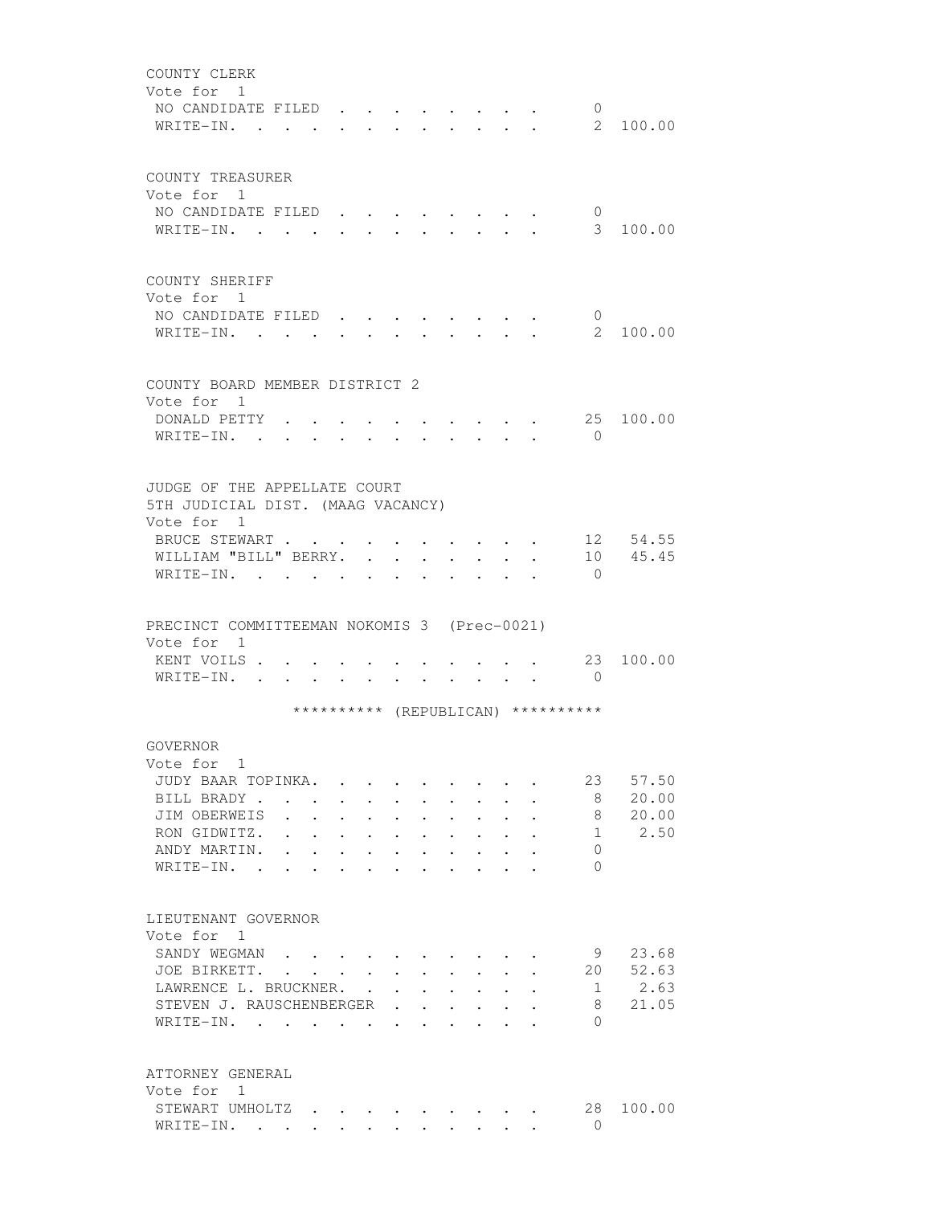COUNTY CLERK
Vote for 1

| | | |
|---|---|---|
| NO CANDIDATE FILED | 0 | |
| WRITE-IN. | 2 | 100.00 |

COUNTY TREASURER
Vote for 1

| | | |
|---|---|---|
| NO CANDIDATE FILED | 0 | |
| WRITE-IN. | 3 | 100.00 |

COUNTY SHERIFF
Vote for 1

| | | |
|---|---|---|
| NO CANDIDATE FILED | 0 | |
| WRITE-IN. | 2 | 100.00 |

COUNTY BOARD MEMBER DISTRICT 2
Vote for 1

| | | |
|---|---|---|
| DONALD PETTY | 25 | 100.00 |
| WRITE-IN. | 0 | |

JUDGE OF THE APPELLATE COURT
5TH JUDICIAL DIST. (MAAG VACANCY)
Vote for 1

| | | |
|---|---|---|
| BRUCE STEWART | 12 | 54.55 |
| WILLIAM "BILL" BERRY. | 10 | 45.45 |
| WRITE-IN. | 0 | |

PRECINCT COMMITTEEMAN NOKOMIS 3 (Prec-0021)
Vote for 1

| | | |
|---|---|---|
| KENT VOILS | 23 | 100.00 |
| WRITE-IN. | 0 | |

********** (REPUBLICAN) **********

GOVERNOR
Vote for 1

| | | |
|---|---|---|
| JUDY BAAR TOPINKA. | 23 | 57.50 |
| BILL BRADY | 8 | 20.00 |
| JIM OBERWEIS | 8 | 20.00 |
| RON GIDWITZ. | 1 | 2.50 |
| ANDY MARTIN. | 0 | |
| WRITE-IN. | 0 | |

LIEUTENANT GOVERNOR
Vote for 1

| | | |
|---|---|---|
| SANDY WEGMAN | 9 | 23.68 |
| JOE BIRKETT. | 20 | 52.63 |
| LAWRENCE L. BRUCKNER. | 1 | 2.63 |
| STEVEN J. RAUSCHENBERGER | 8 | 21.05 |
| WRITE-IN. | 0 | |

ATTORNEY GENERAL
Vote for 1

| | | |
|---|---|---|
| STEWART UMHOLTZ | 28 | 100.00 |
| WRITE-IN. | 0 | |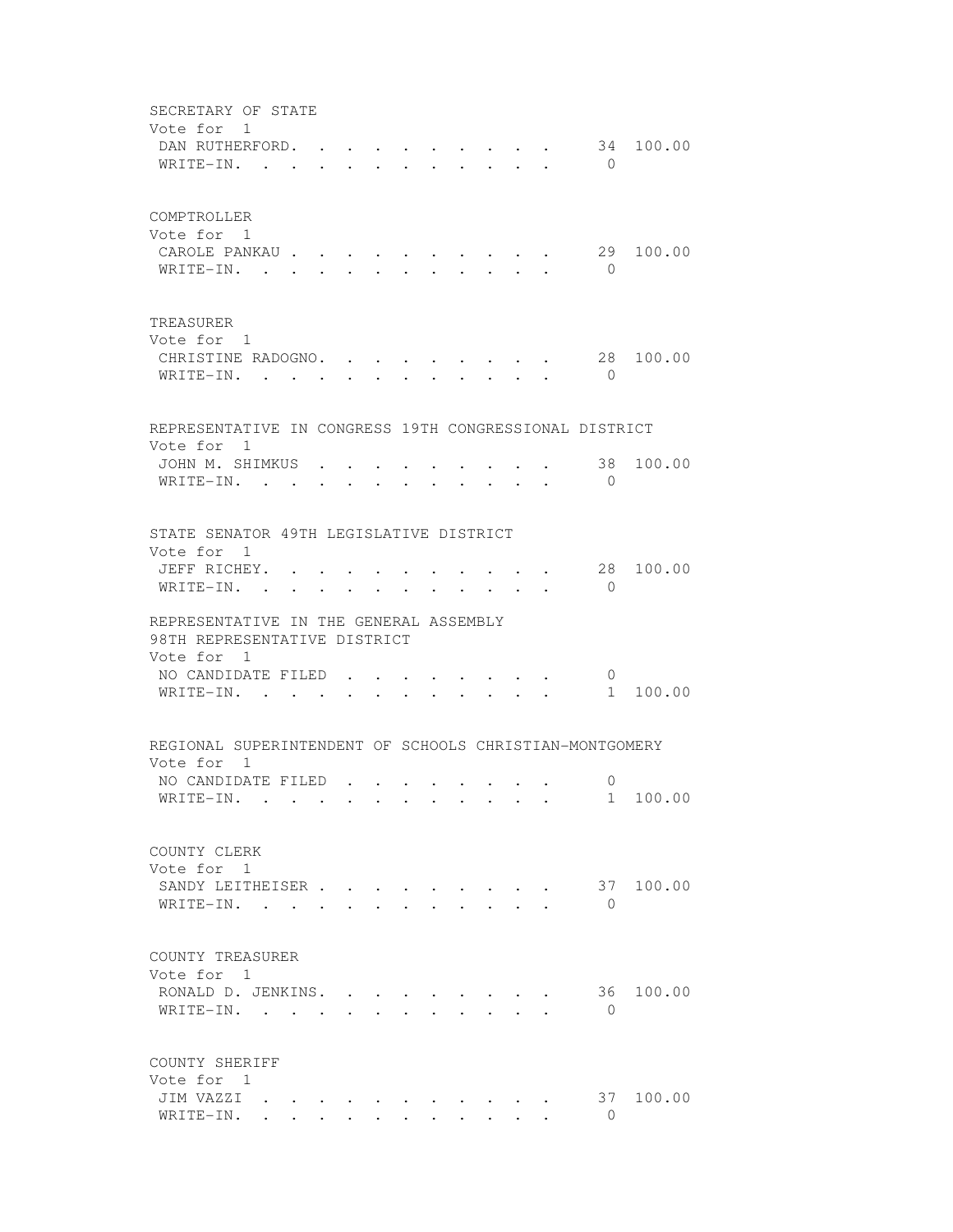SECRETARY OF STATE
Vote for 1

| | | |
|---|---|---|
| DAN RUTHERFORD | 34 | 100.00 |
| WRITE-IN | 0 | |

COMPTROLLER
Vote for 1

| | | |
|---|---|---|
| CAROLE PANKAU | 29 | 100.00 |
| WRITE-IN | 0 | |

TREASURER
Vote for 1

| | | |
|---|---|---|
| CHRISTINE RADOGNO | 28 | 100.00 |
| WRITE-IN | 0 | |

REPRESENTATIVE IN CONGRESS 19TH CONGRESSIONAL DISTRICT
Vote for 1

| | | |
|---|---|---|
| JOHN M. SHIMKUS | 38 | 100.00 |
| WRITE-IN | 0 | |

STATE SENATOR 49TH LEGISLATIVE DISTRICT
Vote for 1

| | | |
|---|---|---|
| JEFF RICHEY | 28 | 100.00 |
| WRITE-IN | 0 | |

REPRESENTATIVE IN THE GENERAL ASSEMBLY
98TH REPRESENTATIVE DISTRICT
Vote for 1

| | | |
|---|---|---|
| NO CANDIDATE FILED | 0 | |
| WRITE-IN | 1 | 100.00 |

REGIONAL SUPERINTENDENT OF SCHOOLS CHRISTIAN-MONTGOMERY
Vote for 1

| | | |
|---|---|---|
| NO CANDIDATE FILED | 0 | |
| WRITE-IN | 1 | 100.00 |

COUNTY CLERK
Vote for 1

| | | |
|---|---|---|
| SANDY LEITHEISER | 37 | 100.00 |
| WRITE-IN | 0 | |

COUNTY TREASURER
Vote for 1

| | | |
|---|---|---|
| RONALD D. JENKINS | 36 | 100.00 |
| WRITE-IN | 0 | |

COUNTY SHERIFF
Vote for 1

| | | |
|---|---|---|
| JIM VAZZI | 37 | 100.00 |
| WRITE-IN | 0 | |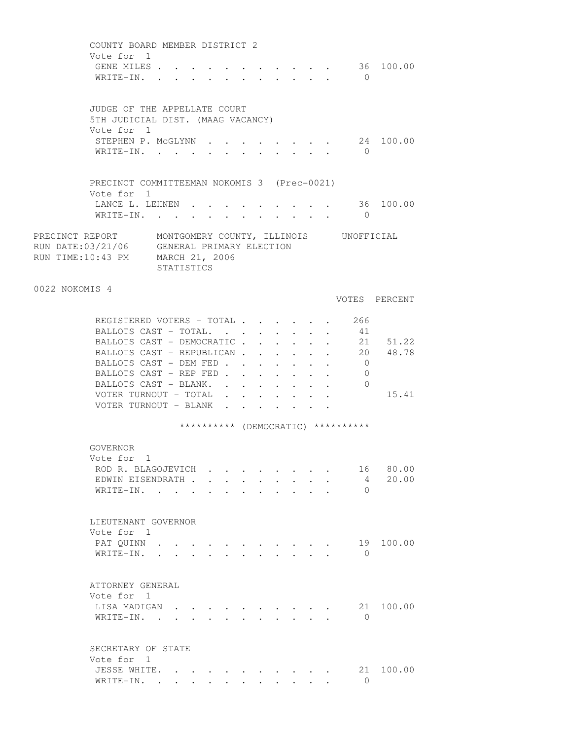COUNTY BOARD MEMBER DISTRICT 2
Vote for 1

| | VOTES | PERCENT |
|---|---|---|
| GENE MILES | 36 | 100.00 |
| WRITE-IN. | 0 | |

JUDGE OF THE APPELLATE COURT
5TH JUDICIAL DIST. (MAAG VACANCY)
Vote for 1

| | VOTES | PERCENT |
|---|---|---|
| STEPHEN P. McGLYNN | 24 | 100.00 |
| WRITE-IN. | 0 | |

PRECINCT COMMITTEEMAN NOKOMIS 3 (Prec-0021)
Vote for 1

| | VOTES | PERCENT |
|---|---|---|
| LANCE L. LEHNEN | 36 | 100.00 |
| WRITE-IN. | 0 | |

PRECINCT REPORT MONTGOMERY COUNTY, ILLINOIS UNOFFICIAL
RUN DATE:03/21/06 GENERAL PRIMARY ELECTION
RUN TIME:10:43 PM MARCH 21, 2006
STATISTICS

## 0022 NOKOMIS 4

| | VOTES | PERCENT |
|---|---|---|
| REGISTERED VOTERS - TOTAL | 266 | |
| BALLOTS CAST - TOTAL. | 41 | |
| BALLOTS CAST - DEMOCRATIC | 21 | 51.22 |
| BALLOTS CAST - REPUBLICAN | 20 | 48.78 |
| BALLOTS CAST - DEM FED | 0 | |
| BALLOTS CAST - REP FED | 0 | |
| BALLOTS CAST - BLANK. | 0 | |
| VOTER TURNOUT - TOTAL | | 15.41 |
| VOTER TURNOUT - BLANK | | |

********** (DEMOCRATIC) **********

GOVERNOR
Vote for 1

| | VOTES | PERCENT |
|---|---|---|
| ROD R. BLAGOJEVICH | 16 | 80.00 |
| EDWIN EISENDRATH | 4 | 20.00 |
| WRITE-IN. | 0 | |

LIEUTENANT GOVERNOR
Vote for 1

| | VOTES | PERCENT |
|---|---|---|
| PAT QUINN | 19 | 100.00 |
| WRITE-IN. | 0 | |

ATTORNEY GENERAL
Vote for 1

| | VOTES | PERCENT |
|---|---|---|
| LISA MADIGAN | 21 | 100.00 |
| WRITE-IN. | 0 | |

SECRETARY OF STATE
Vote for 1

| | VOTES | PERCENT |
|---|---|---|
| JESSE WHITE. | 21 | 100.00 |
| WRITE-IN. | 0 | |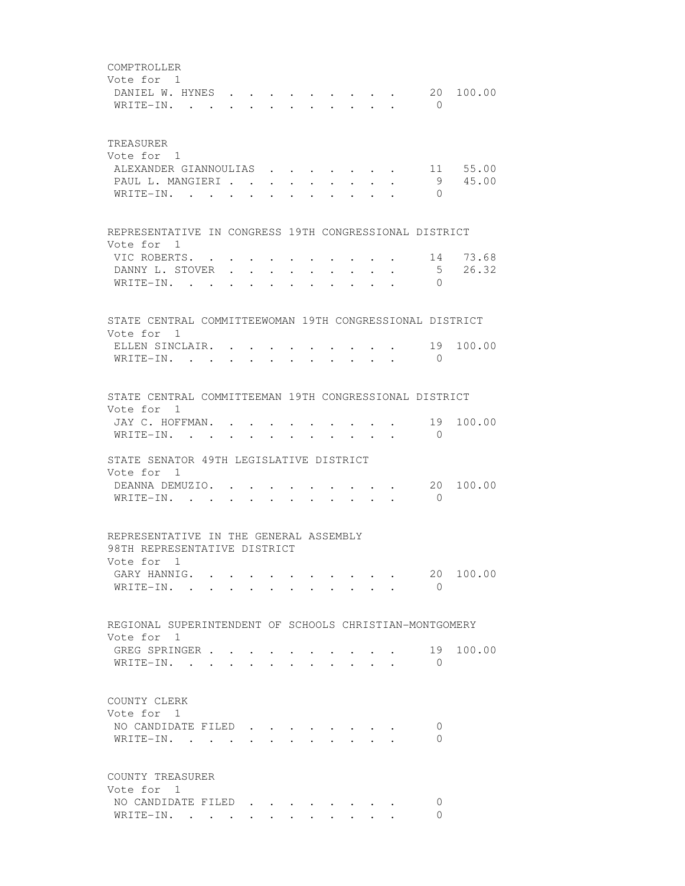COMPTROLLER
Vote for 1

| | | |
|---|---|---|
| DANIEL W. HYNES | 20 | 100.00 |
| WRITE-IN. | 0 | |

TREASURER
Vote for 1

| | | |
|---|---|---|
| ALEXANDER GIANNOULIAS | 11 | 55.00 |
| PAUL L. MANGIERI | 9 | 45.00 |
| WRITE-IN. | 0 | |

REPRESENTATIVE IN CONGRESS 19TH CONGRESSIONAL DISTRICT
Vote for 1

| | | |
|---|---|---|
| VIC ROBERTS. | 14 | 73.68 |
| DANNY L. STOVER | 5 | 26.32 |
| WRITE-IN. | 0 | |

STATE CENTRAL COMMITTEEWOMAN 19TH CONGRESSIONAL DISTRICT
Vote for 1

| | | |
|---|---|---|
| ELLEN SINCLAIR. | 19 | 100.00 |
| WRITE-IN. | 0 | |

STATE CENTRAL COMMITTEEMAN 19TH CONGRESSIONAL DISTRICT
Vote for 1

| | | |
|---|---|---|
| JAY C. HOFFMAN. | 19 | 100.00 |
| WRITE-IN. | 0 | |

STATE SENATOR 49TH LEGISLATIVE DISTRICT
Vote for 1

| | | |
|---|---|---|
| DEANNA DEMUZIO. | 20 | 100.00 |
| WRITE-IN. | 0 | |

REPRESENTATIVE IN THE GENERAL ASSEMBLY
98TH REPRESENTATIVE DISTRICT
Vote for 1

| | | |
|---|---|---|
| GARY HANNIG. | 20 | 100.00 |
| WRITE-IN. | 0 | |

REGIONAL SUPERINTENDENT OF SCHOOLS CHRISTIAN-MONTGOMERY
Vote for 1

| | | |
|---|---|---|
| GREG SPRINGER | 19 | 100.00 |
| WRITE-IN. | 0 | |

COUNTY CLERK
Vote for 1

| | |
|---|---|
| NO CANDIDATE FILED | 0 |
| WRITE-IN. | 0 |

COUNTY TREASURER
Vote for 1

| | |
|---|---|
| NO CANDIDATE FILED | 0 |
| WRITE-IN. | 0 |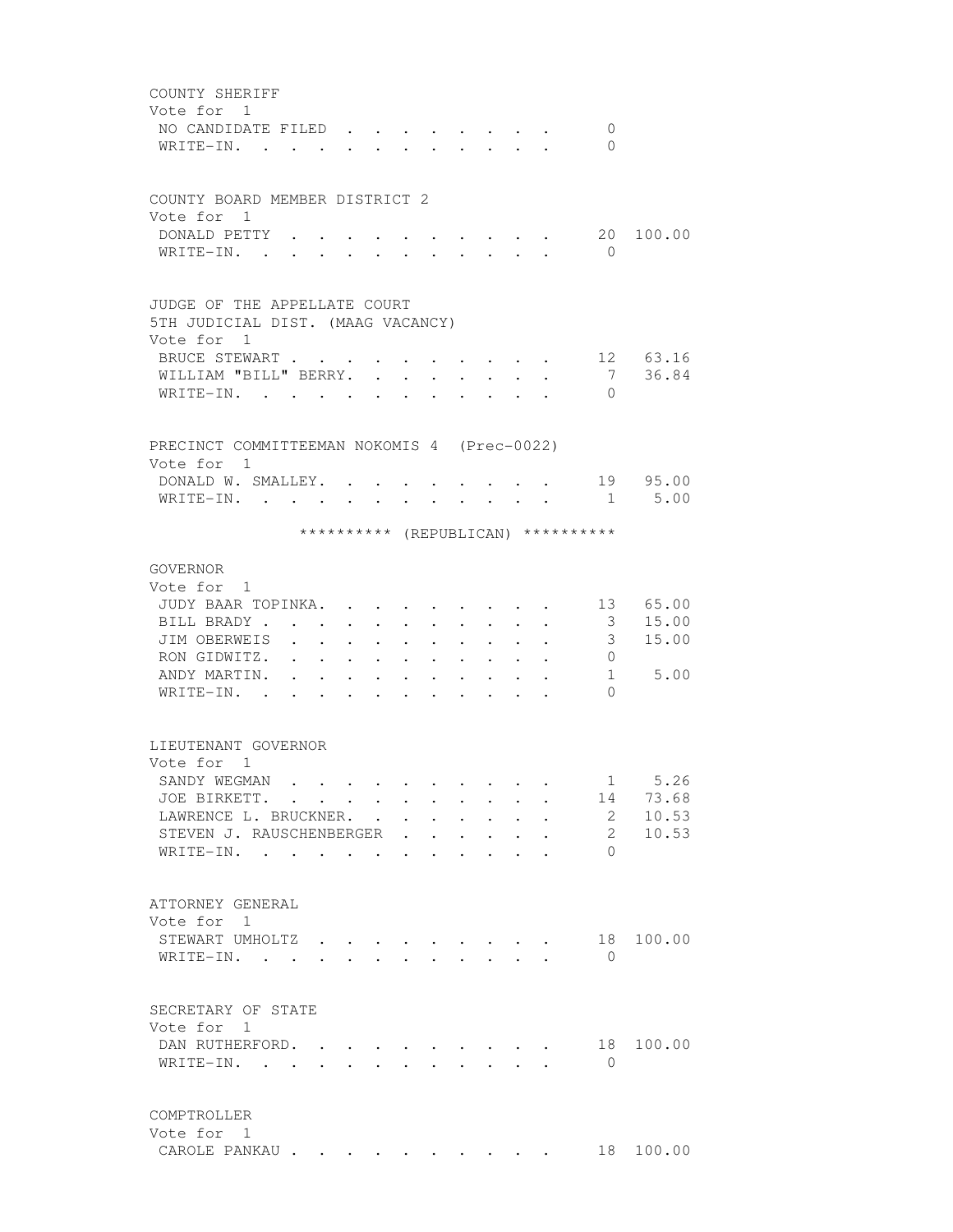COUNTY SHERIFF
Vote for 1

| | | |
|---|---|---|
| NO CANDIDATE FILED | 0 | |
| WRITE-IN. | 0 | |

COUNTY BOARD MEMBER DISTRICT 2
Vote for 1

| | | |
|---|---|---|
| DONALD PETTY | 20 | 100.00 |
| WRITE-IN. | 0 | |

JUDGE OF THE APPELLATE COURT
5TH JUDICIAL DIST. (MAAG VACANCY)
Vote for 1

| | | |
|---|---|---|
| BRUCE STEWART | 12 | 63.16 |
| WILLIAM "BILL" BERRY. | 7 | 36.84 |
| WRITE-IN. | 0 | |

PRECINCT COMMITTEEMAN NOKOMIS 4 (Prec-0022)
Vote for 1

| | | |
|---|---|---|
| DONALD W. SMALLEY. | 19 | 95.00 |
| WRITE-IN. | 1 | 5.00 |

********** (REPUBLICAN) **********

GOVERNOR
Vote for 1

| | | |
|---|---|---|
| JUDY BAAR TOPINKA. | 13 | 65.00 |
| BILL BRADY | 3 | 15.00 |
| JIM OBERWEIS | 3 | 15.00 |
| RON GIDWITZ. | 0 | |
| ANDY MARTIN. | 1 | 5.00 |
| WRITE-IN. | 0 | |

LIEUTENANT GOVERNOR
Vote for 1

| | | |
|---|---|---|
| SANDY WEGMAN | 1 | 5.26 |
| JOE BIRKETT. | 14 | 73.68 |
| LAWRENCE L. BRUCKNER. | 2 | 10.53 |
| STEVEN J. RAUSCHENBERGER | 2 | 10.53 |
| WRITE-IN. | 0 | |

ATTORNEY GENERAL
Vote for 1

| | | |
|---|---|---|
| STEWART UMHOLTZ | 18 | 100.00 |
| WRITE-IN. | 0 | |

SECRETARY OF STATE
Vote for 1

| | | |
|---|---|---|
| DAN RUTHERFORD. | 18 | 100.00 |
| WRITE-IN. | 0 | |

COMPTROLLER
Vote for 1

| | | |
|---|---|---|
| CAROLE PANKAU | 18 | 100.00 |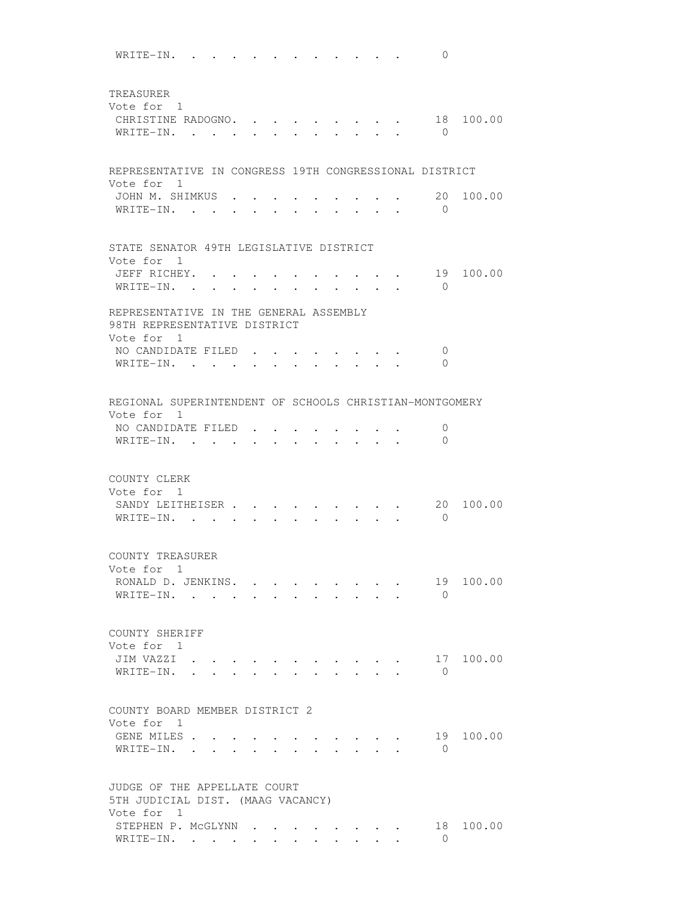WRITE-IN. . . . . . . . . . . . . 0

TREASURER
Vote for 1

| | | |
|---|---|---|
| CHRISTINE RADOGNO. . . . . . . . . . | 18 | 100.00 |
| WRITE-IN. . . . . . . . . . . . . | 0 | |

REPRESENTATIVE IN CONGRESS 19TH CONGRESSIONAL DISTRICT
Vote for 1

| | | |
|---|---|---|
| JOHN M. SHIMKUS . . . . . . . . . . | 20 | 100.00 |
| WRITE-IN. . . . . . . . . . . . . | 0 | |

STATE SENATOR 49TH LEGISLATIVE DISTRICT
Vote for 1

| | | |
|---|---|---|
| JEFF RICHEY. . . . . . . . . . . . | 19 | 100.00 |
| WRITE-IN. . . . . . . . . . . . . | 0 | |

REPRESENTATIVE IN THE GENERAL ASSEMBLY
98TH REPRESENTATIVE DISTRICT
Vote for 1

| | | |
|---|---|---|
| NO CANDIDATE FILED . . . . . . . . . | 0 | |
| WRITE-IN. . . . . . . . . . . . . | 0 | |

REGIONAL SUPERINTENDENT OF SCHOOLS CHRISTIAN-MONTGOMERY
Vote for 1

| | | |
|---|---|---|
| NO CANDIDATE FILED . . . . . . . . . | 0 | |
| WRITE-IN. . . . . . . . . . . . . | 0 | |

COUNTY CLERK
Vote for 1

| | | |
|---|---|---|
| SANDY LEITHEISER . . . . . . . . . . | 20 | 100.00 |
| WRITE-IN. . . . . . . . . . . . . | 0 | |

COUNTY TREASURER
Vote for 1

| | | |
|---|---|---|
| RONALD D. JENKINS. . . . . . . . . . | 19 | 100.00 |
| WRITE-IN. . . . . . . . . . . . . | 0 | |

COUNTY SHERIFF
Vote for 1

| | | |
|---|---|---|
| JIM VAZZI . . . . . . . . . . . . | 17 | 100.00 |
| WRITE-IN. . . . . . . . . . . . . | 0 | |

COUNTY BOARD MEMBER DISTRICT 2
Vote for 1

| | | |
|---|---|---|
| GENE MILES . . . . . . . . . . . . | 19 | 100.00 |
| WRITE-IN. . . . . . . . . . . . . | 0 | |

JUDGE OF THE APPELLATE COURT
5TH JUDICIAL DIST. (MAAG VACANCY)
Vote for 1

| | | |
|---|---|---|
| STEPHEN P. McGLYNN . . . . . . . . . | 18 | 100.00 |
| WRITE-IN. . . . . . . . . . . . . | 0 | |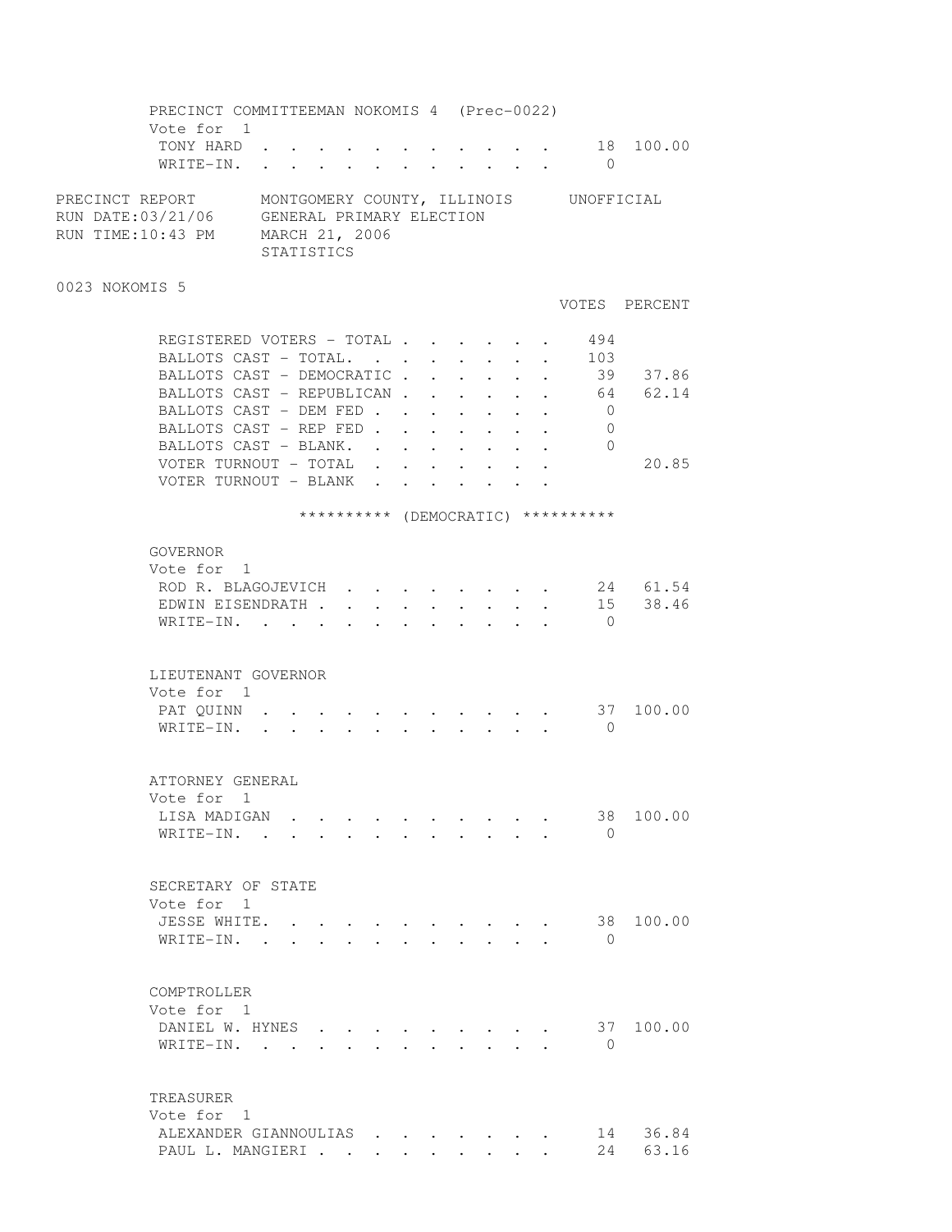PRECINCT COMMITTEEMAN NOKOMIS 4 (Prec-0022)
Vote for 1

| | VOTES | PERCENT |
|---|---|---|
| TONY HARD | 18 | 100.00 |
| WRITE-IN. | 0 | |

PRECINCT REPORT MONTGOMERY COUNTY, ILLINOIS UNOFFICIAL
RUN DATE:03/21/06 GENERAL PRIMARY ELECTION
RUN TIME:10:43 PM MARCH 21, 2006
STATISTICS

0023 NOKOMIS 5

| | VOTES | PERCENT |
|---|---|---|
| REGISTERED VOTERS - TOTAL | 494 | |
| BALLOTS CAST - TOTAL. | 103 | |
| BALLOTS CAST - DEMOCRATIC | 39 | 37.86 |
| BALLOTS CAST - REPUBLICAN | 64 | 62.14 |
| BALLOTS CAST - DEM FED | 0 | |
| BALLOTS CAST - REP FED | 0 | |
| BALLOTS CAST - BLANK. | 0 | |
| VOTER TURNOUT - TOTAL | | 20.85 |
| VOTER TURNOUT - BLANK | | |

********** (DEMOCRATIC) **********

GOVERNOR
Vote for 1

| | VOTES | PERCENT |
|---|---|---|
| ROD R. BLAGOJEVICH | 24 | 61.54 |
| EDWIN EISENDRATH | 15 | 38.46 |
| WRITE-IN. | 0 | |

LIEUTENANT GOVERNOR
Vote for 1

| | VOTES | PERCENT |
|---|---|---|
| PAT QUINN | 37 | 100.00 |
| WRITE-IN. | 0 | |

ATTORNEY GENERAL
Vote for 1

| | VOTES | PERCENT |
|---|---|---|
| LISA MADIGAN | 38 | 100.00 |
| WRITE-IN. | 0 | |

SECRETARY OF STATE
Vote for 1

| | VOTES | PERCENT |
|---|---|---|
| JESSE WHITE. | 38 | 100.00 |
| WRITE-IN. | 0 | |

COMPTROLLER
Vote for 1

| | VOTES | PERCENT |
|---|---|---|
| DANIEL W. HYNES | 37 | 100.00 |
| WRITE-IN. | 0 | |

TREASURER
Vote for 1

| | VOTES | PERCENT |
|---|---|---|
| ALEXANDER GIANNOULIAS | 14 | 36.84 |
| PAUL L. MANGIERI | 24 | 63.16 |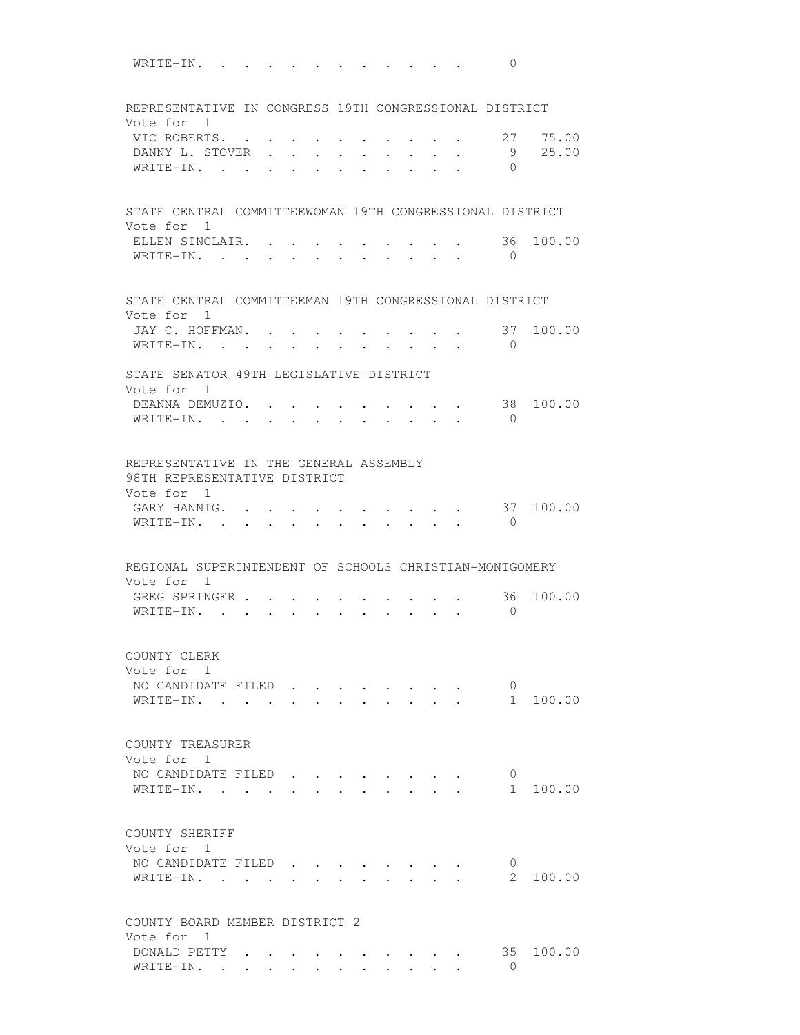WRITE-IN. . . . . . . . . . . . . 0

REPRESENTATIVE IN CONGRESS 19TH CONGRESSIONAL DISTRICT
Vote for 1

| Candidate | Votes | Percent |
|---|---|---|
| VIC ROBERTS. . . . . . . . . . . . | 27 | 75.00 |
| DANNY L. STOVER . . . . . . . . . . | 9 | 25.00 |
| WRITE-IN. . . . . . . . . . . . . | 0 | |

STATE CENTRAL COMMITTEEWOMAN 19TH CONGRESSIONAL DISTRICT
Vote for 1

| Candidate | Votes | Percent |
|---|---|---|
| ELLEN SINCLAIR. . . . . . . . . . . | 36 | 100.00 |
| WRITE-IN. . . . . . . . . . . . . | 0 | |

STATE CENTRAL COMMITTEEMAN 19TH CONGRESSIONAL DISTRICT
Vote for 1

| Candidate | Votes | Percent |
|---|---|---|
| JAY C. HOFFMAN. . . . . . . . . . . | 37 | 100.00 |
| WRITE-IN. . . . . . . . . . . . . | 0 | |

STATE SENATOR 49TH LEGISLATIVE DISTRICT
Vote for 1

| Candidate | Votes | Percent |
|---|---|---|
| DEANNA DEMUZIO. . . . . . . . . . . | 38 | 100.00 |
| WRITE-IN. . . . . . . . . . . . . | 0 | |

REPRESENTATIVE IN THE GENERAL ASSEMBLY
98TH REPRESENTATIVE DISTRICT
Vote for 1

| Candidate | Votes | Percent |
|---|---|---|
| GARY HANNIG. . . . . . . . . . . . | 37 | 100.00 |
| WRITE-IN. . . . . . . . . . . . . | 0 | |

REGIONAL SUPERINTENDENT OF SCHOOLS CHRISTIAN-MONTGOMERY
Vote for 1

| Candidate | Votes | Percent |
|---|---|---|
| GREG SPRINGER . . . . . . . . . . . | 36 | 100.00 |
| WRITE-IN. . . . . . . . . . . . . | 0 | |

COUNTY CLERK
Vote for 1

| Candidate | Votes | Percent |
|---|---|---|
| NO CANDIDATE FILED . . . . . . . . . | 0 | |
| WRITE-IN. . . . . . . . . . . . . | 1 | 100.00 |

COUNTY TREASURER
Vote for 1

| Candidate | Votes | Percent |
|---|---|---|
| NO CANDIDATE FILED . . . . . . . . . | 0 | |
| WRITE-IN. . . . . . . . . . . . . | 1 | 100.00 |

COUNTY SHERIFF
Vote for 1

| Candidate | Votes | Percent |
|---|---|---|
| NO CANDIDATE FILED . . . . . . . . . | 0 | |
| WRITE-IN. . . . . . . . . . . . . | 2 | 100.00 |

COUNTY BOARD MEMBER DISTRICT 2
Vote for 1

| Candidate | Votes | Percent |
|---|---|---|
| DONALD PETTY . . . . . . . . . . . | 35 | 100.00 |
| WRITE-IN. . . . . . . . . . . . . | 0 | |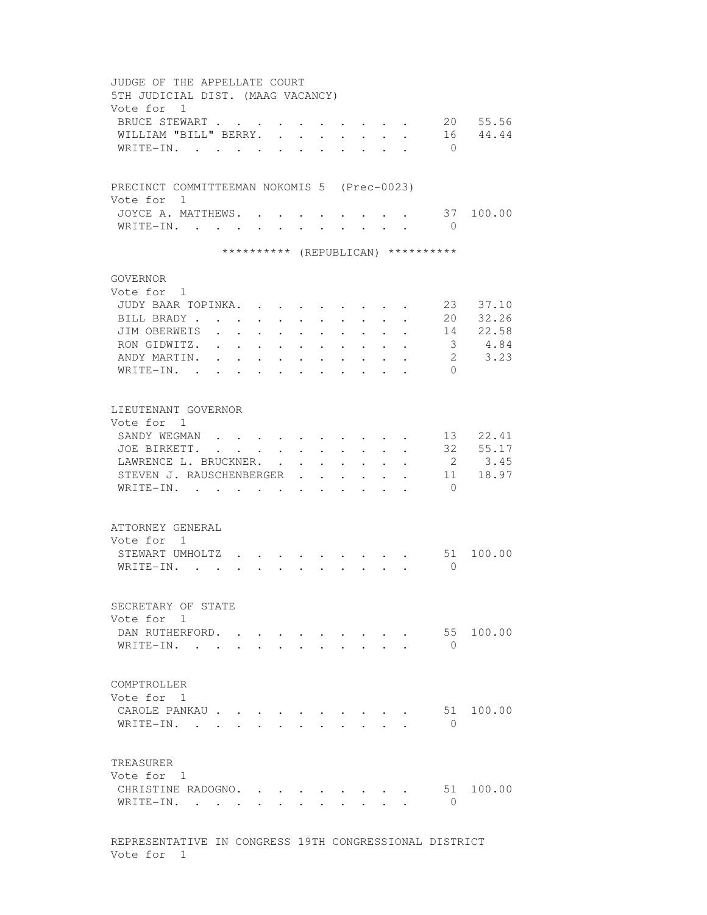JUDGE OF THE APPELLATE COURT
5TH JUDICIAL DIST. (MAAG VACANCY)
Vote for 1

| Candidate | Votes | Percent |
|---|---|---|
| BRUCE STEWART | 20 | 55.56 |
| WILLIAM "BILL" BERRY. | 16 | 44.44 |
| WRITE-IN. | 0 | |

PRECINCT COMMITTEEMAN NOKOMIS 5 (Prec-0023)
Vote for 1

| Candidate | Votes | Percent |
|---|---|---|
| JOYCE A. MATTHEWS. | 37 | 100.00 |
| WRITE-IN. | 0 | |

********** (REPUBLICAN) **********

GOVERNOR
Vote for 1

| Candidate | Votes | Percent |
|---|---|---|
| JUDY BAAR TOPINKA. | 23 | 37.10 |
| BILL BRADY | 20 | 32.26 |
| JIM OBERWEIS | 14 | 22.58 |
| RON GIDWITZ. | 3 | 4.84 |
| ANDY MARTIN. | 2 | 3.23 |
| WRITE-IN. | 0 | |

LIEUTENANT GOVERNOR
Vote for 1

| Candidate | Votes | Percent |
|---|---|---|
| SANDY WEGMAN | 13 | 22.41 |
| JOE BIRKETT. | 32 | 55.17 |
| LAWRENCE L. BRUCKNER. | 2 | 3.45 |
| STEVEN J. RAUSCHENBERGER | 11 | 18.97 |
| WRITE-IN. | 0 | |

ATTORNEY GENERAL
Vote for 1

| Candidate | Votes | Percent |
|---|---|---|
| STEWART UMHOLTZ | 51 | 100.00 |
| WRITE-IN. | 0 | |

SECRETARY OF STATE
Vote for 1

| Candidate | Votes | Percent |
|---|---|---|
| DAN RUTHERFORD. | 55 | 100.00 |
| WRITE-IN. | 0 | |

COMPTROLLER
Vote for 1

| Candidate | Votes | Percent |
|---|---|---|
| CAROLE PANKAU | 51 | 100.00 |
| WRITE-IN. | 0 | |

TREASURER
Vote for 1

| Candidate | Votes | Percent |
|---|---|---|
| CHRISTINE RADOGNO. | 51 | 100.00 |
| WRITE-IN. | 0 | |

REPRESENTATIVE IN CONGRESS 19TH CONGRESSIONAL DISTRICT
Vote for 1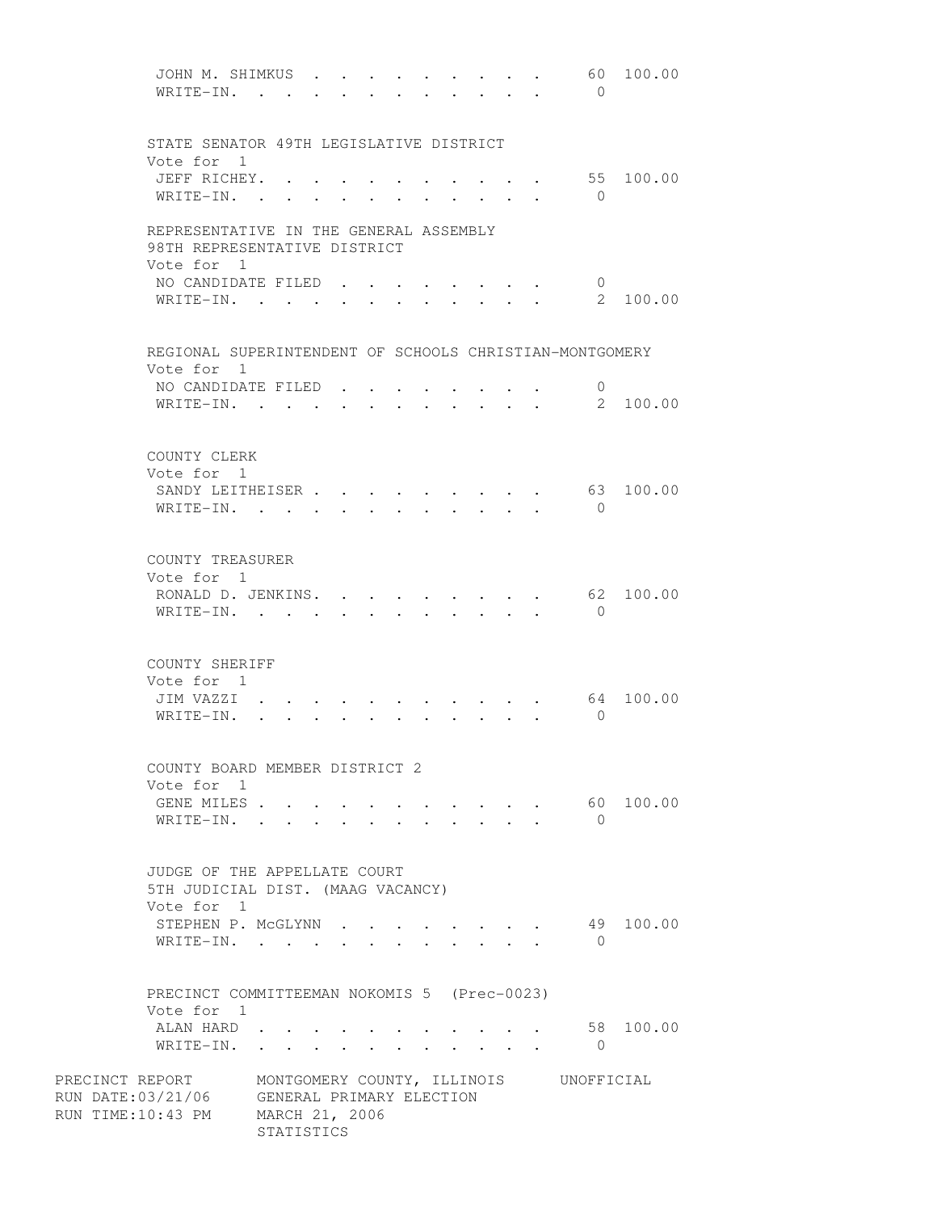| | | |
|---|---|---|
| JOHN M. SHIMKUS | 60 | 100.00 |
| WRITE-IN. | 0 | |

STATE SENATOR 49TH LEGISLATIVE DISTRICT
Vote for 1

| | | |
|---|---|---|
| JEFF RICHEY. | 55 | 100.00 |
| WRITE-IN. | 0 | |

REPRESENTATIVE IN THE GENERAL ASSEMBLY
98TH REPRESENTATIVE DISTRICT
Vote for 1

| | | |
|---|---|---|
| NO CANDIDATE FILED | 0 | |
| WRITE-IN. | 2 | 100.00 |

REGIONAL SUPERINTENDENT OF SCHOOLS CHRISTIAN-MONTGOMERY
Vote for 1

| | | |
|---|---|---|
| NO CANDIDATE FILED | 0 | |
| WRITE-IN. | 2 | 100.00 |

COUNTY CLERK
Vote for 1

| | | |
|---|---|---|
| SANDY LEITHEISER | 63 | 100.00 |
| WRITE-IN. | 0 | |

COUNTY TREASURER
Vote for 1

| | | |
|---|---|---|
| RONALD D. JENKINS. | 62 | 100.00 |
| WRITE-IN. | 0 | |

COUNTY SHERIFF
Vote for 1

| | | |
|---|---|---|
| JIM VAZZI | 64 | 100.00 |
| WRITE-IN. | 0 | |

COUNTY BOARD MEMBER DISTRICT 2
Vote for 1

| | | |
|---|---|---|
| GENE MILES | 60 | 100.00 |
| WRITE-IN. | 0 | |

JUDGE OF THE APPELLATE COURT
5TH JUDICIAL DIST. (MAAG VACANCY)
Vote for 1

| | | |
|---|---|---|
| STEPHEN P. McGLYNN | 49 | 100.00 |
| WRITE-IN. | 0 | |

PRECINCT COMMITTEEMAN NOKOMIS 5 (Prec-0023)
Vote for 1

| | | |
|---|---|---|
| ALAN HARD | 58 | 100.00 |
| WRITE-IN. | 0 | |

PRECINCT REPORT MONTGOMERY COUNTY, ILLINOIS UNOFFICIAL
RUN DATE:03/21/06 GENERAL PRIMARY ELECTION
RUN TIME:10:43 PM MARCH 21, 2006
STATISTICS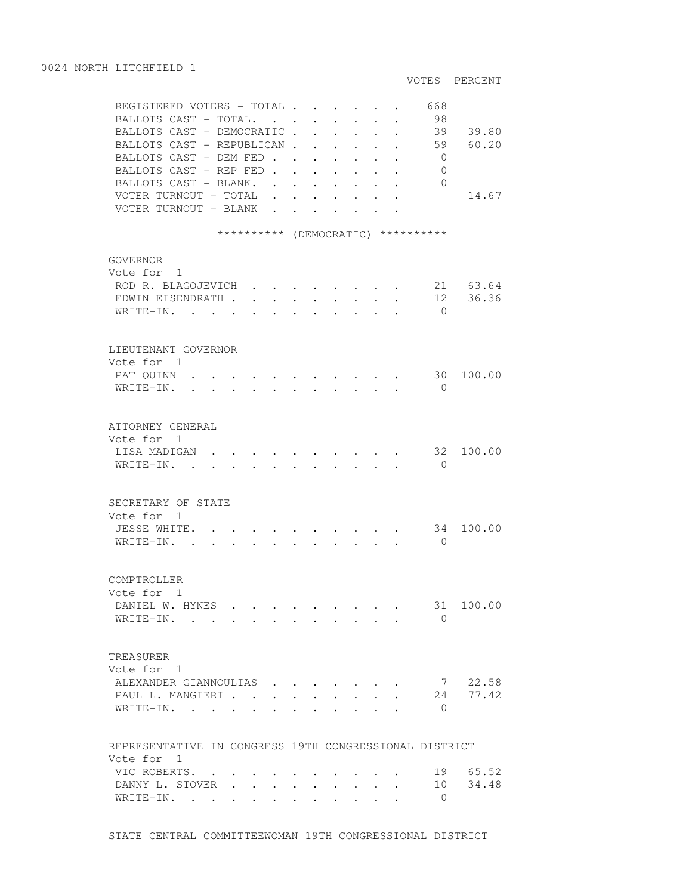## 0024 NORTH LITCHFIELD 1

| | VOTES | PERCENT |
|---|---|---|
| REGISTERED VOTERS - TOTAL | 668 | |
| BALLOTS CAST - TOTAL. | 98 | |
| BALLOTS CAST - DEMOCRATIC | 39 | 39.80 |
| BALLOTS CAST - REPUBLICAN | 59 | 60.20 |
| BALLOTS CAST - DEM FED | 0 | |
| BALLOTS CAST - REP FED | 0 | |
| BALLOTS CAST - BLANK. | 0 | |
| VOTER TURNOUT - TOTAL | | 14.67 |
| VOTER TURNOUT - BLANK | | |

********** (DEMOCRATIC) **********

### GOVERNOR
Vote for 1

| | VOTES | PERCENT |
|---|---|---|
| ROD R. BLAGOJEVICH | 21 | 63.64 |
| EDWIN EISENDRATH | 12 | 36.36 |
| WRITE-IN. | 0 | |

### LIEUTENANT GOVERNOR
Vote for 1

| | VOTES | PERCENT |
|---|---|---|
| PAT QUINN | 30 | 100.00 |
| WRITE-IN. | 0 | |

### ATTORNEY GENERAL
Vote for 1

| | VOTES | PERCENT |
|---|---|---|
| LISA MADIGAN | 32 | 100.00 |
| WRITE-IN. | 0 | |

### SECRETARY OF STATE
Vote for 1

| | VOTES | PERCENT |
|---|---|---|
| JESSE WHITE. | 34 | 100.00 |
| WRITE-IN. | 0 | |

### COMPTROLLER
Vote for 1

| | VOTES | PERCENT |
|---|---|---|
| DANIEL W. HYNES | 31 | 100.00 |
| WRITE-IN. | 0 | |

### TREASURER
Vote for 1

| | VOTES | PERCENT |
|---|---|---|
| ALEXANDER GIANNOULIAS | 7 | 22.58 |
| PAUL L. MANGIERI | 24 | 77.42 |
| WRITE-IN. | 0 | |

### REPRESENTATIVE IN CONGRESS 19TH CONGRESSIONAL DISTRICT
Vote for 1

| | VOTES | PERCENT |
|---|---|---|
| VIC ROBERTS. | 19 | 65.52 |
| DANNY L. STOVER | 10 | 34.48 |
| WRITE-IN. | 0 | |

### STATE CENTRAL COMMITTEEWOMAN 19TH CONGRESSIONAL DISTRICT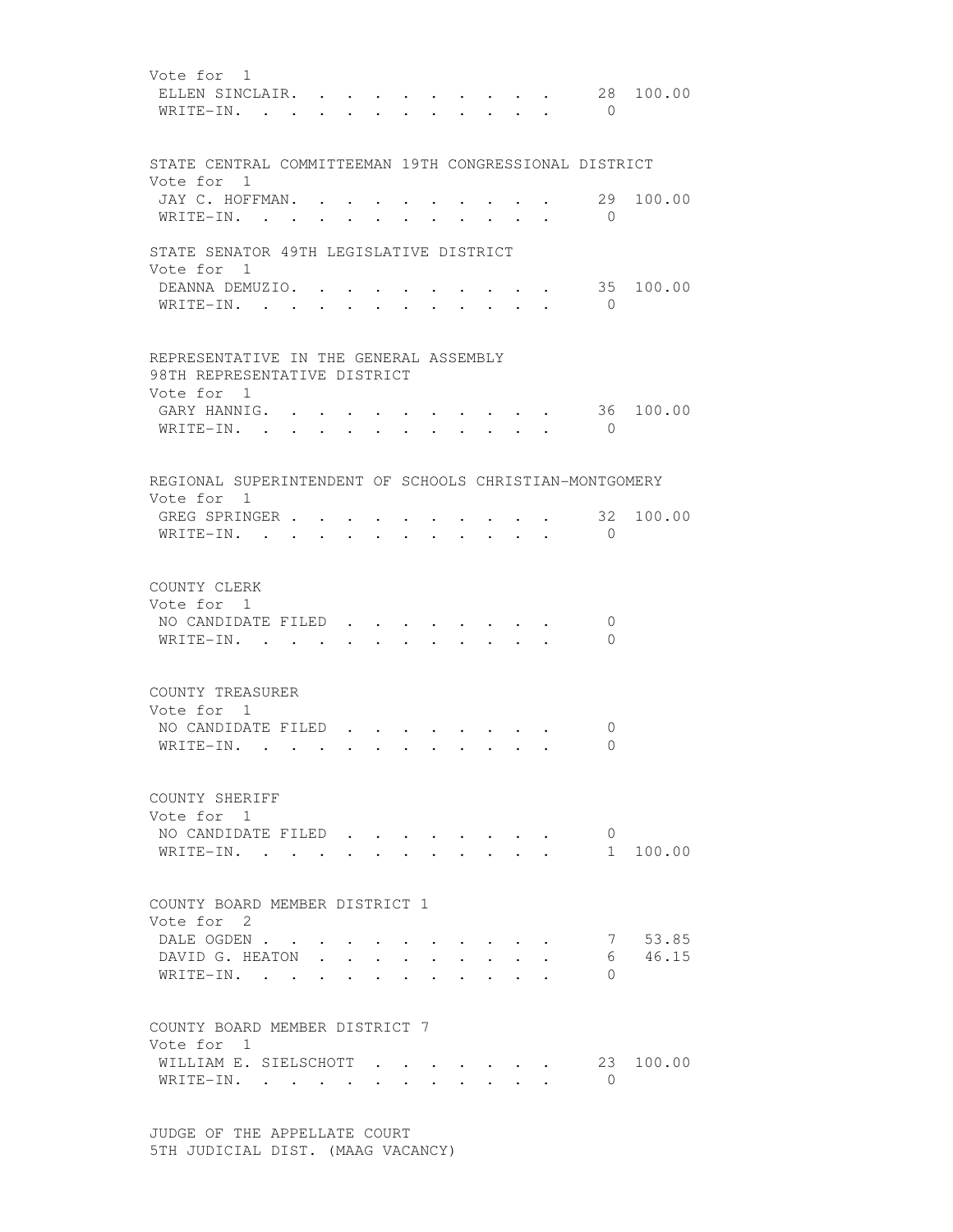Vote for 1

| | | |
|---|---|---|
| ELLEN SINCLAIR. . . . . . . . . . . | 28 | 100.00 |
| WRITE-IN. . . . . . . . . . . . . | 0 | |

STATE CENTRAL COMMITTEEMAN 19TH CONGRESSIONAL DISTRICT
Vote for 1

| | | |
|---|---|---|
| JAY C. HOFFMAN. . . . . . . . . . . | 29 | 100.00 |
| WRITE-IN. . . . . . . . . . . . . | 0 | |

STATE SENATOR 49TH LEGISLATIVE DISTRICT
Vote for 1

| | | |
|---|---|---|
| DEANNA DEMUZIO. . . . . . . . . . . | 35 | 100.00 |
| WRITE-IN. . . . . . . . . . . . . | 0 | |

REPRESENTATIVE IN THE GENERAL ASSEMBLY
98TH REPRESENTATIVE DISTRICT
Vote for 1

| | | |
|---|---|---|
| GARY HANNIG. . . . . . . . . . . . | 36 | 100.00 |
| WRITE-IN. . . . . . . . . . . . . | 0 | |

REGIONAL SUPERINTENDENT OF SCHOOLS CHRISTIAN-MONTGOMERY
Vote for 1

| | | |
|---|---|---|
| GREG SPRINGER . . . . . . . . . . . | 32 | 100.00 |
| WRITE-IN. . . . . . . . . . . . . | 0 | |

COUNTY CLERK
Vote for 1

| | | |
|---|---|---|
| NO CANDIDATE FILED . . . . . . . . . | 0 | |
| WRITE-IN. . . . . . . . . . . . . | 0 | |

COUNTY TREASURER
Vote for 1

| | | |
|---|---|---|
| NO CANDIDATE FILED . . . . . . . . . | 0 | |
| WRITE-IN. . . . . . . . . . . . . | 0 | |

COUNTY SHERIFF
Vote for 1

| | | |
|---|---|---|
| NO CANDIDATE FILED . . . . . . . . . | 0 | |
| WRITE-IN. . . . . . . . . . . . . | 1 | 100.00 |

COUNTY BOARD MEMBER DISTRICT 1
Vote for 2

| | | |
|---|---|---|
| DALE OGDEN . . . . . . . . . . . . | 7 | 53.85 |
| DAVID G. HEATON . . . . . . . . . . | 6 | 46.15 |
| WRITE-IN. . . . . . . . . . . . . | 0 | |

COUNTY BOARD MEMBER DISTRICT 7
Vote for 1

| | | |
|---|---|---|
| WILLIAM E. SIELSCHOTT . . . . . . . . | 23 | 100.00 |
| WRITE-IN. . . . . . . . . . . . . | 0 | |

JUDGE OF THE APPELLATE COURT
5TH JUDICIAL DIST. (MAAG VACANCY)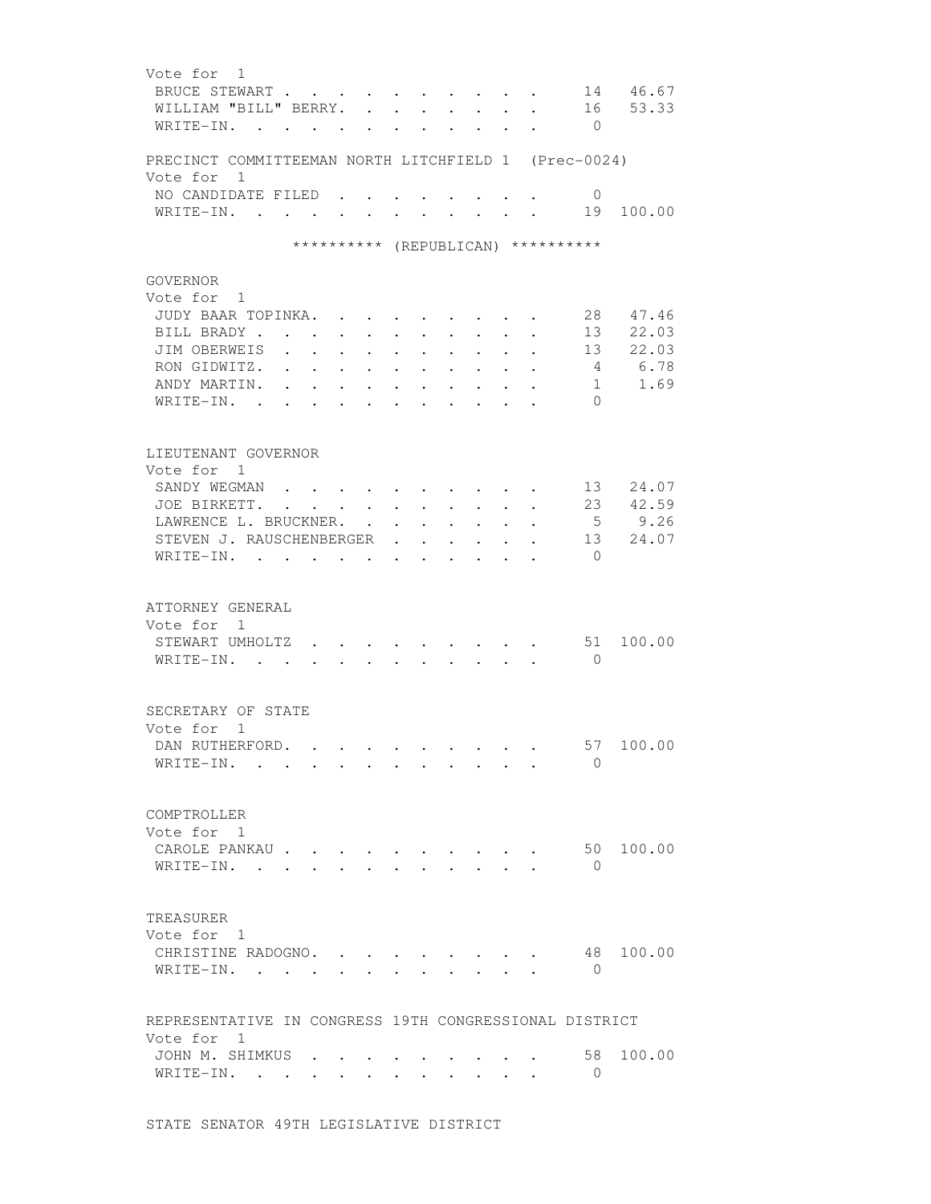Vote for 1

| | | |
|---|---|---|
| BRUCE STEWART | 14 | 46.67 |
| WILLIAM "BILL" BERRY. | 16 | 53.33 |
| WRITE-IN. | 0 | |

PRECINCT COMMITTEEMAN NORTH LITCHFIELD 1 (Prec-0024)
Vote for 1

| | | |
|---|---|---|
| NO CANDIDATE FILED | 0 | |
| WRITE-IN. | 19 | 100.00 |

********** (REPUBLICAN) **********

GOVERNOR
Vote for 1

| | | |
|---|---|---|
| JUDY BAAR TOPINKA. | 28 | 47.46 |
| BILL BRADY | 13 | 22.03 |
| JIM OBERWEIS | 13 | 22.03 |
| RON GIDWITZ. | 4 | 6.78 |
| ANDY MARTIN. | 1 | 1.69 |
| WRITE-IN. | 0 | |

LIEUTENANT GOVERNOR
Vote for 1

| | | |
|---|---|---|
| SANDY WEGMAN | 13 | 24.07 |
| JOE BIRKETT. | 23 | 42.59 |
| LAWRENCE L. BRUCKNER. | 5 | 9.26 |
| STEVEN J. RAUSCHENBERGER | 13 | 24.07 |
| WRITE-IN. | 0 | |

ATTORNEY GENERAL
Vote for 1

| | | |
|---|---|---|
| STEWART UMHOLTZ | 51 | 100.00 |
| WRITE-IN. | 0 | |

SECRETARY OF STATE
Vote for 1

| | | |
|---|---|---|
| DAN RUTHERFORD. | 57 | 100.00 |
| WRITE-IN. | 0 | |

COMPTROLLER
Vote for 1

| | | |
|---|---|---|
| CAROLE PANKAU | 50 | 100.00 |
| WRITE-IN. | 0 | |

TREASURER
Vote for 1

| | | |
|---|---|---|
| CHRISTINE RADOGNO. | 48 | 100.00 |
| WRITE-IN. | 0 | |

REPRESENTATIVE IN CONGRESS 19TH CONGRESSIONAL DISTRICT
Vote for 1

| | | |
|---|---|---|
| JOHN M. SHIMKUS | 58 | 100.00 |
| WRITE-IN. | 0 | |

STATE SENATOR 49TH LEGISLATIVE DISTRICT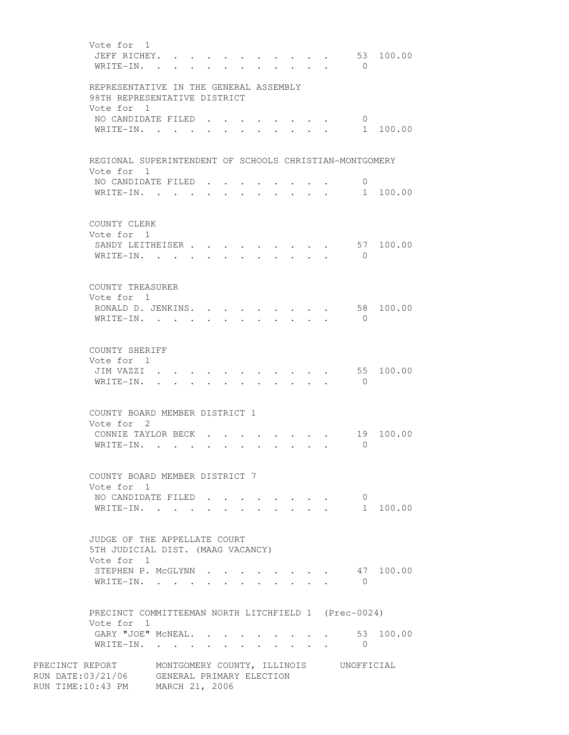Vote for 1

| | | |
|---|---|---|
| JEFF RICHEY | 53 | 100.00 |
| WRITE-IN. | 0 | |

REPRESENTATIVE IN THE GENERAL ASSEMBLY
98TH REPRESENTATIVE DISTRICT
Vote for 1

| | | |
|---|---|---|
| NO CANDIDATE FILED | 0 | |
| WRITE-IN. | 1 | 100.00 |

REGIONAL SUPERINTENDENT OF SCHOOLS CHRISTIAN-MONTGOMERY
Vote for 1

| | | |
|---|---|---|
| NO CANDIDATE FILED | 0 | |
| WRITE-IN. | 1 | 100.00 |

COUNTY CLERK
Vote for 1

| | | |
|---|---|---|
| SANDY LEITHEISER | 57 | 100.00 |
| WRITE-IN. | 0 | |

COUNTY TREASURER
Vote for 1

| | | |
|---|---|---|
| RONALD D. JENKINS. | 58 | 100.00 |
| WRITE-IN. | 0 | |

COUNTY SHERIFF
Vote for 1

| | | |
|---|---|---|
| JIM VAZZI | 55 | 100.00 |
| WRITE-IN. | 0 | |

COUNTY BOARD MEMBER DISTRICT 1
Vote for 2

| | | |
|---|---|---|
| CONNIE TAYLOR BECK | 19 | 100.00 |
| WRITE-IN. | 0 | |

COUNTY BOARD MEMBER DISTRICT 7
Vote for 1

| | | |
|---|---|---|
| NO CANDIDATE FILED | 0 | |
| WRITE-IN. | 1 | 100.00 |

JUDGE OF THE APPELLATE COURT
5TH JUDICIAL DIST. (MAAG VACANCY)
Vote for 1

| | | |
|---|---|---|
| STEPHEN P. McGLYNN | 47 | 100.00 |
| WRITE-IN. | 0 | |

PRECINCT COMMITTEEMAN NORTH LITCHFIELD 1 (Prec-0024)
Vote for 1

| | | |
|---|---|---|
| GARY "JOE" McNEAL. | 53 | 100.00 |
| WRITE-IN. | 0 | |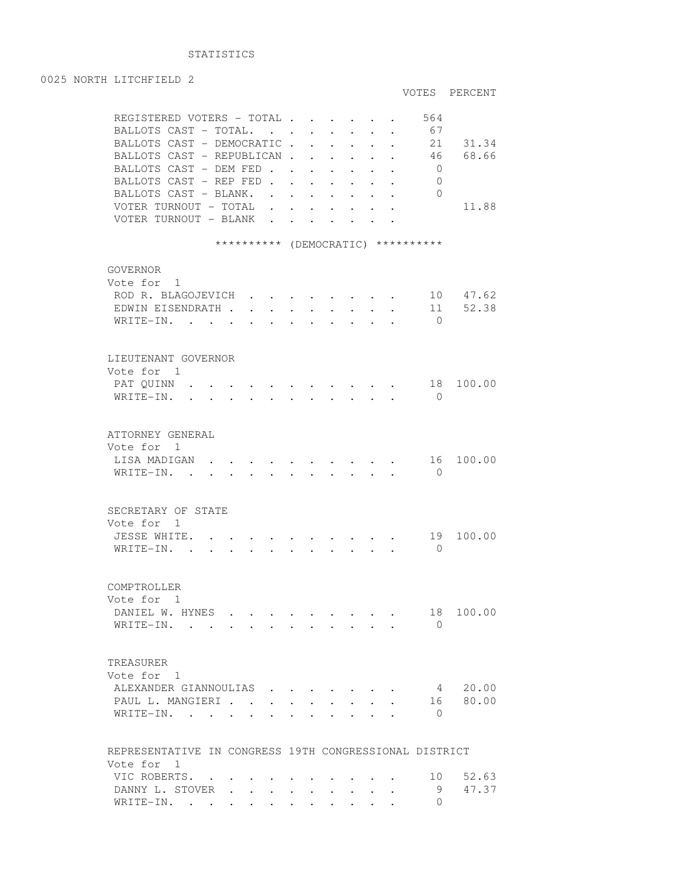STATISTICS

0025 NORTH LITCHFIELD 2

| | VOTES | PERCENT |
|---|---|---|
| REGISTERED VOTERS - TOTAL | 564 | |
| BALLOTS CAST - TOTAL. | 67 | |
| BALLOTS CAST - DEMOCRATIC | 21 | 31.34 |
| BALLOTS CAST - REPUBLICAN | 46 | 68.66 |
| BALLOTS CAST - DEM FED | 0 | |
| BALLOTS CAST - REP FED | 0 | |
| BALLOTS CAST - BLANK. | 0 | |
| VOTER TURNOUT - TOTAL | | 11.88 |
| VOTER TURNOUT - BLANK | | |

********** (DEMOCRATIC) **********

GOVERNOR
Vote for 1

| | VOTES | PERCENT |
|---|---|---|
| ROD R. BLAGOJEVICH | 10 | 47.62 |
| EDWIN EISENDRATH | 11 | 52.38 |
| WRITE-IN. | 0 | |

LIEUTENANT GOVERNOR
Vote for 1

| | VOTES | PERCENT |
|---|---|---|
| PAT QUINN | 18 | 100.00 |
| WRITE-IN. | 0 | |

ATTORNEY GENERAL
Vote for 1

| | VOTES | PERCENT |
|---|---|---|
| LISA MADIGAN | 16 | 100.00 |
| WRITE-IN. | 0 | |

SECRETARY OF STATE
Vote for 1

| | VOTES | PERCENT |
|---|---|---|
| JESSE WHITE. | 19 | 100.00 |
| WRITE-IN. | 0 | |

COMPTROLLER
Vote for 1

| | VOTES | PERCENT |
|---|---|---|
| DANIEL W. HYNES | 18 | 100.00 |
| WRITE-IN. | 0 | |

TREASURER
Vote for 1

| | VOTES | PERCENT |
|---|---|---|
| ALEXANDER GIANNOULIAS | 4 | 20.00 |
| PAUL L. MANGIERI | 16 | 80.00 |
| WRITE-IN. | 0 | |

REPRESENTATIVE IN CONGRESS 19TH CONGRESSIONAL DISTRICT
Vote for 1

| | VOTES | PERCENT |
|---|---|---|
| VIC ROBERTS. | 10 | 52.63 |
| DANNY L. STOVER | 9 | 47.37 |
| WRITE-IN. | 0 | |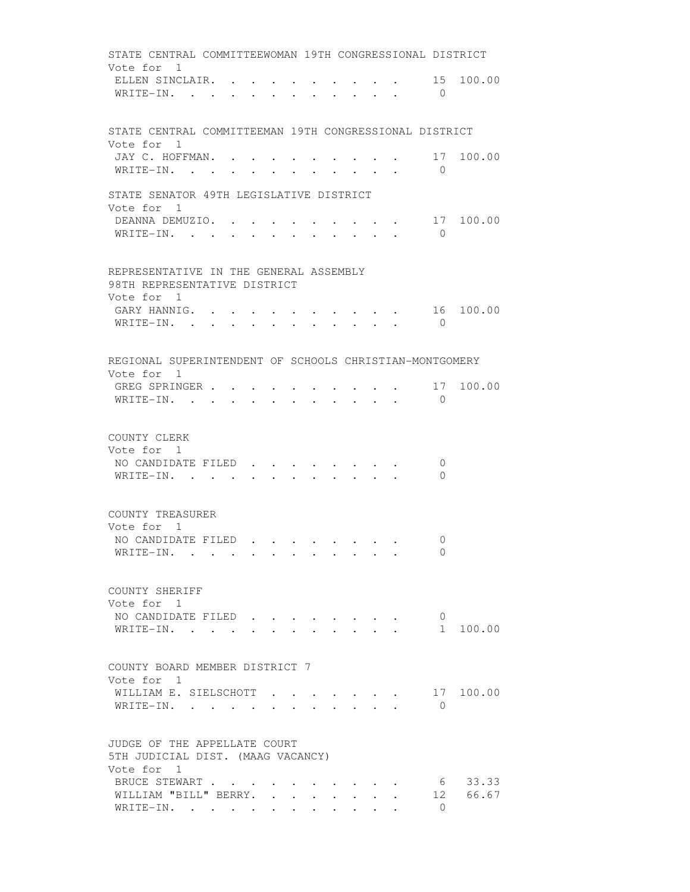STATE CENTRAL COMMITTEEWOMAN 19TH CONGRESSIONAL DISTRICT
Vote for 1

| Candidate | Votes | Percent |
|---|---|---|
| ELLEN SINCLAIR | 15 | 100.00 |
| WRITE-IN | 0 | |

STATE CENTRAL COMMITTEEMAN 19TH CONGRESSIONAL DISTRICT
Vote for 1

| Candidate | Votes | Percent |
|---|---|---|
| JAY C. HOFFMAN | 17 | 100.00 |
| WRITE-IN | 0 | |

STATE SENATOR 49TH LEGISLATIVE DISTRICT
Vote for 1

| Candidate | Votes | Percent |
|---|---|---|
| DEANNA DEMUZIO | 17 | 100.00 |
| WRITE-IN | 0 | |

REPRESENTATIVE IN THE GENERAL ASSEMBLY
98TH REPRESENTATIVE DISTRICT
Vote for 1

| Candidate | Votes | Percent |
|---|---|---|
| GARY HANNIG | 16 | 100.00 |
| WRITE-IN | 0 | |

REGIONAL SUPERINTENDENT OF SCHOOLS CHRISTIAN-MONTGOMERY
Vote for 1

| Candidate | Votes | Percent |
|---|---|---|
| GREG SPRINGER | 17 | 100.00 |
| WRITE-IN | 0 | |

COUNTY CLERK
Vote for 1

| Candidate | Votes | Percent |
|---|---|---|
| NO CANDIDATE FILED | 0 | |
| WRITE-IN | 0 | |

COUNTY TREASURER
Vote for 1

| Candidate | Votes | Percent |
|---|---|---|
| NO CANDIDATE FILED | 0 | |
| WRITE-IN | 0 | |

COUNTY SHERIFF
Vote for 1

| Candidate | Votes | Percent |
|---|---|---|
| NO CANDIDATE FILED | 0 | |
| WRITE-IN | 1 | 100.00 |

COUNTY BOARD MEMBER DISTRICT 7
Vote for 1

| Candidate | Votes | Percent |
|---|---|---|
| WILLIAM E. SIELSCHOTT | 17 | 100.00 |
| WRITE-IN | 0 | |

JUDGE OF THE APPELLATE COURT
5TH JUDICIAL DIST. (MAAG VACANCY)
Vote for 1

| Candidate | Votes | Percent |
|---|---|---|
| BRUCE STEWART | 6 | 33.33 |
| WILLIAM "BILL" BERRY | 12 | 66.67 |
| WRITE-IN | 0 | |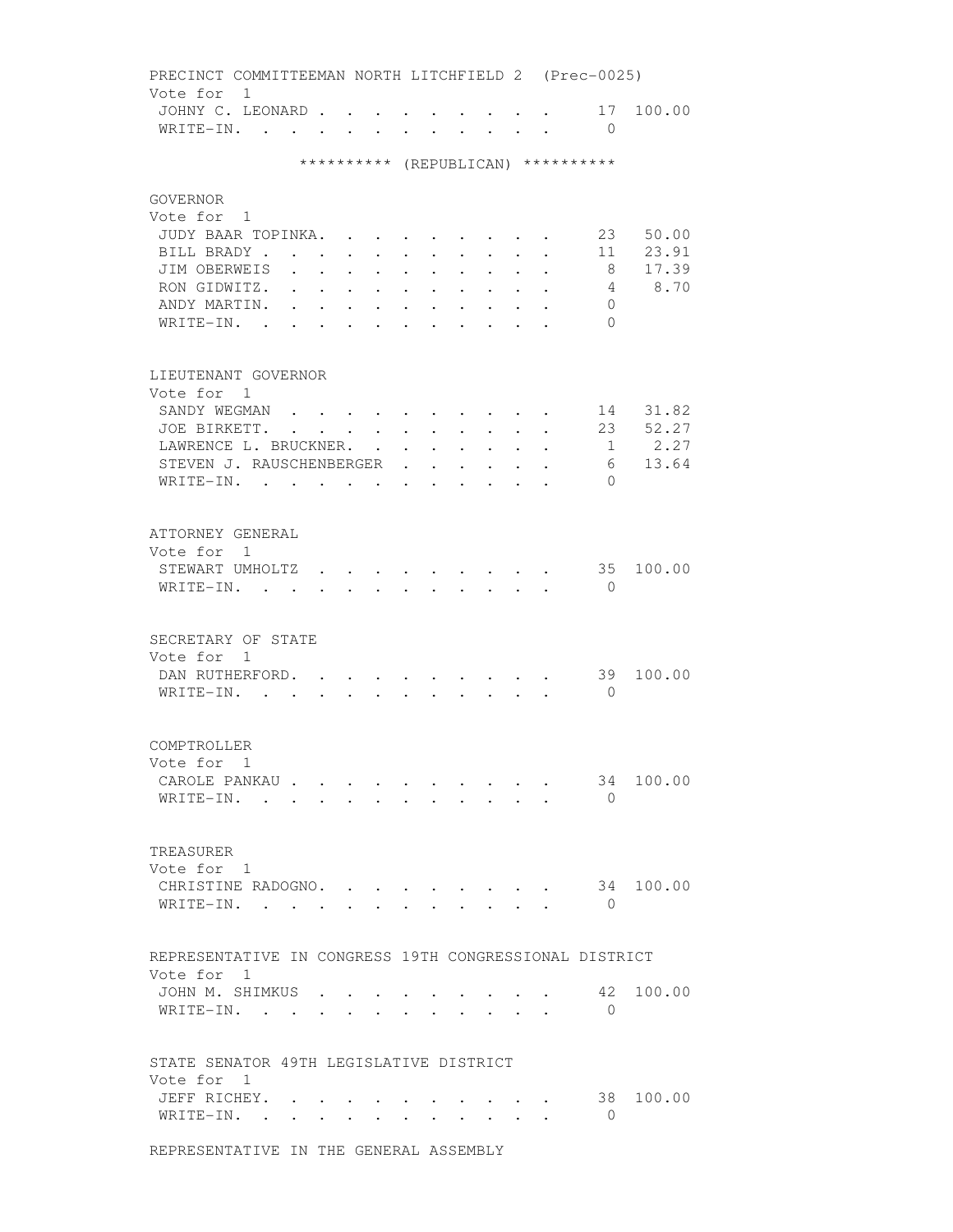PRECINCT COMMITTEEMAN NORTH LITCHFIELD 2 (Prec-0025)
Vote for 1

| Candidate | Votes | Percent |
|---|---|---|
| JOHNY C. LEONARD | 17 | 100.00 |
| WRITE-IN. | 0 | |

********** (REPUBLICAN) **********

GOVERNOR
Vote for 1

| Candidate | Votes | Percent |
|---|---|---|
| JUDY BAAR TOPINKA. | 23 | 50.00 |
| BILL BRADY | 11 | 23.91 |
| JIM OBERWEIS | 8 | 17.39 |
| RON GIDWITZ. | 4 | 8.70 |
| ANDY MARTIN. | 0 | |
| WRITE-IN. | 0 | |

LIEUTENANT GOVERNOR
Vote for 1

| Candidate | Votes | Percent |
|---|---|---|
| SANDY WEGMAN | 14 | 31.82 |
| JOE BIRKETT. | 23 | 52.27 |
| LAWRENCE L. BRUCKNER. | 1 | 2.27 |
| STEVEN J. RAUSCHENBERGER | 6 | 13.64 |
| WRITE-IN. | 0 | |

ATTORNEY GENERAL
Vote for 1

| Candidate | Votes | Percent |
|---|---|---|
| STEWART UMHOLTZ | 35 | 100.00 |
| WRITE-IN. | 0 | |

SECRETARY OF STATE
Vote for 1

| Candidate | Votes | Percent |
|---|---|---|
| DAN RUTHERFORD. | 39 | 100.00 |
| WRITE-IN. | 0 | |

COMPTROLLER
Vote for 1

| Candidate | Votes | Percent |
|---|---|---|
| CAROLE PANKAU | 34 | 100.00 |
| WRITE-IN. | 0 | |

TREASURER
Vote for 1

| Candidate | Votes | Percent |
|---|---|---|
| CHRISTINE RADOGNO. | 34 | 100.00 |
| WRITE-IN. | 0 | |

REPRESENTATIVE IN CONGRESS 19TH CONGRESSIONAL DISTRICT
Vote for 1

| Candidate | Votes | Percent |
|---|---|---|
| JOHN M. SHIMKUS | 42 | 100.00 |
| WRITE-IN. | 0 | |

STATE SENATOR 49TH LEGISLATIVE DISTRICT
Vote for 1

| Candidate | Votes | Percent |
|---|---|---|
| JEFF RICHEY. | 38 | 100.00 |
| WRITE-IN. | 0 | |

REPRESENTATIVE IN THE GENERAL ASSEMBLY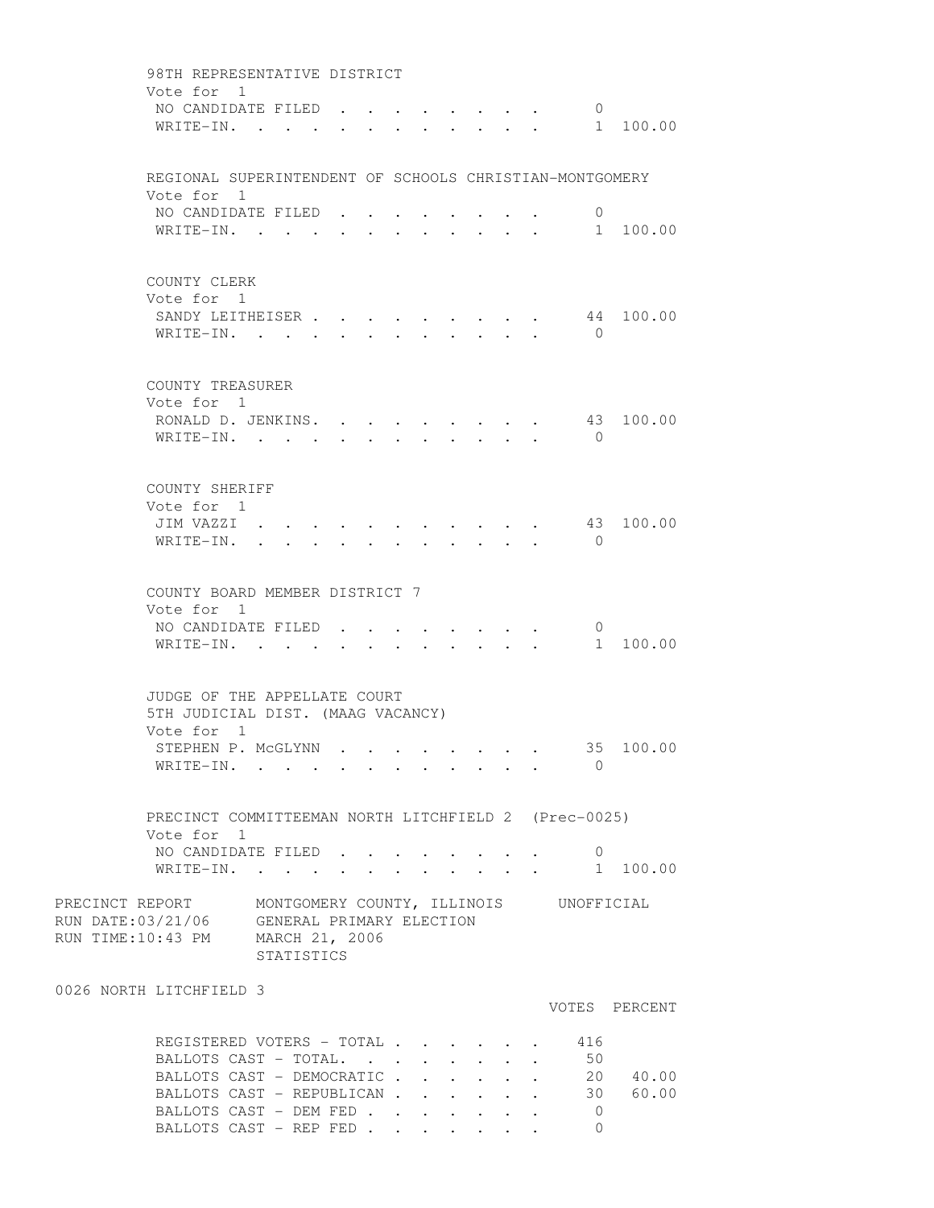98TH REPRESENTATIVE DISTRICT
Vote for 1

| | Votes | Percent |
|---|---|---|
| NO CANDIDATE FILED | 0 | |
| WRITE-IN. | 1 | 100.00 |

REGIONAL SUPERINTENDENT OF SCHOOLS CHRISTIAN-MONTGOMERY
Vote for 1

| | Votes | Percent |
|---|---|---|
| NO CANDIDATE FILED | 0 | |
| WRITE-IN. | 1 | 100.00 |

COUNTY CLERK
Vote for 1

| | Votes | Percent |
|---|---|---|
| SANDY LEITHEISER | 44 | 100.00 |
| WRITE-IN. | 0 | |

COUNTY TREASURER
Vote for 1

| | Votes | Percent |
|---|---|---|
| RONALD D. JENKINS. | 43 | 100.00 |
| WRITE-IN. | 0 | |

COUNTY SHERIFF
Vote for 1

| | Votes | Percent |
|---|---|---|
| JIM VAZZI | 43 | 100.00 |
| WRITE-IN. | 0 | |

COUNTY BOARD MEMBER DISTRICT 7
Vote for 1

| | Votes | Percent |
|---|---|---|
| NO CANDIDATE FILED | 0 | |
| WRITE-IN. | 1 | 100.00 |

JUDGE OF THE APPELLATE COURT
5TH JUDICIAL DIST. (MAAG VACANCY)
Vote for 1

| | Votes | Percent |
|---|---|---|
| STEPHEN P. McGLYNN | 35 | 100.00 |
| WRITE-IN. | 0 | |

PRECINCT COMMITTEEMAN NORTH LITCHFIELD 2 (Prec-0025)
Vote for 1

| | Votes | Percent |
|---|---|---|
| NO CANDIDATE FILED | 0 | |
| WRITE-IN. | 1 | 100.00 |

PRECINCT REPORT MONTGOMERY COUNTY, ILLINOIS UNOFFICIAL
RUN DATE:03/21/06 GENERAL PRIMARY ELECTION
RUN TIME:10:43 PM MARCH 21, 2006
STATISTICS

0026 NORTH LITCHFIELD 3

| | VOTES | PERCENT |
|---|---|---|
| REGISTERED VOTERS - TOTAL | 416 | |
| BALLOTS CAST - TOTAL. | 50 | |
| BALLOTS CAST - DEMOCRATIC | 20 | 40.00 |
| BALLOTS CAST - REPUBLICAN | 30 | 60.00 |
| BALLOTS CAST - DEM FED | 0 | |
| BALLOTS CAST - REP FED | 0 | |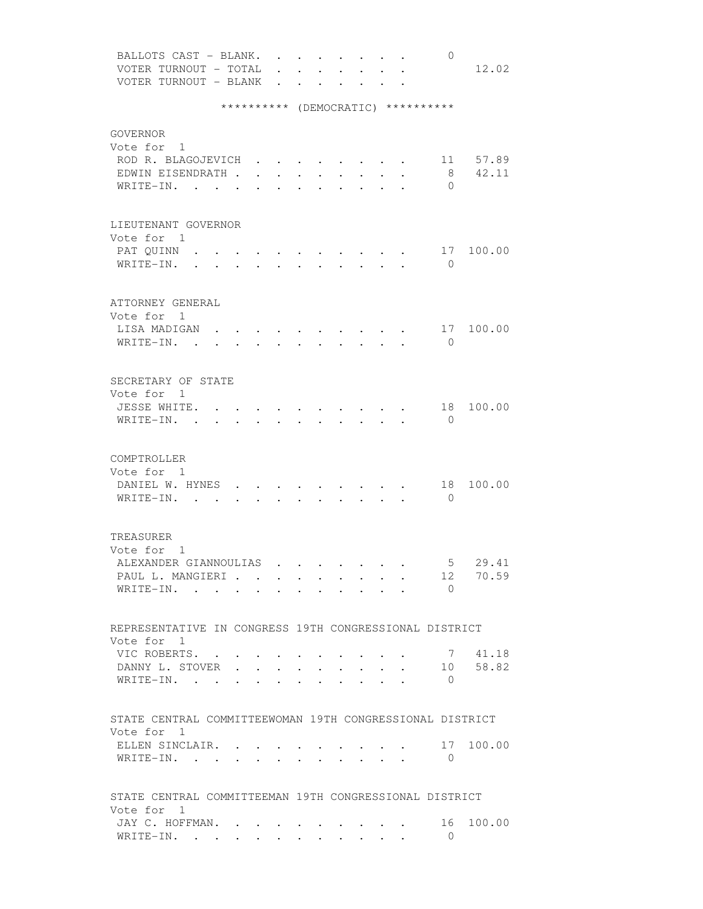| | | |
|---|---|---|
| BALLOTS CAST - BLANK. | 0 | |
| VOTER TURNOUT - TOTAL | | 12.02 |
| VOTER TURNOUT - BLANK | | |

********** (DEMOCRATIC) **********

GOVERNOR
Vote for 1

| | | |
|---|---|---|
| ROD R. BLAGOJEVICH | 11 | 57.89 |
| EDWIN EISENDRATH | 8 | 42.11 |
| WRITE-IN. | 0 | |

LIEUTENANT GOVERNOR
Vote for 1

| | | |
|---|---|---|
| PAT QUINN | 17 | 100.00 |
| WRITE-IN. | 0 | |

ATTORNEY GENERAL
Vote for 1

| | | |
|---|---|---|
| LISA MADIGAN | 17 | 100.00 |
| WRITE-IN. | 0 | |

SECRETARY OF STATE
Vote for 1

| | | |
|---|---|---|
| JESSE WHITE. | 18 | 100.00 |
| WRITE-IN. | 0 | |

COMPTROLLER
Vote for 1

| | | |
|---|---|---|
| DANIEL W. HYNES | 18 | 100.00 |
| WRITE-IN. | 0 | |

TREASURER
Vote for 1

| | | |
|---|---|---|
| ALEXANDER GIANNOULIAS | 5 | 29.41 |
| PAUL L. MANGIERI | 12 | 70.59 |
| WRITE-IN. | 0 | |

REPRESENTATIVE IN CONGRESS 19TH CONGRESSIONAL DISTRICT
Vote for 1

| | | |
|---|---|---|
| VIC ROBERTS. | 7 | 41.18 |
| DANNY L. STOVER | 10 | 58.82 |
| WRITE-IN. | 0 | |

STATE CENTRAL COMMITTEEWOMAN 19TH CONGRESSIONAL DISTRICT
Vote for 1

| | | |
|---|---|---|
| ELLEN SINCLAIR. | 17 | 100.00 |
| WRITE-IN. | 0 | |

STATE CENTRAL COMMITTEEMAN 19TH CONGRESSIONAL DISTRICT
Vote for 1

| | | |
|---|---|---|
| JAY C. HOFFMAN. | 16 | 100.00 |
| WRITE-IN. | 0 | |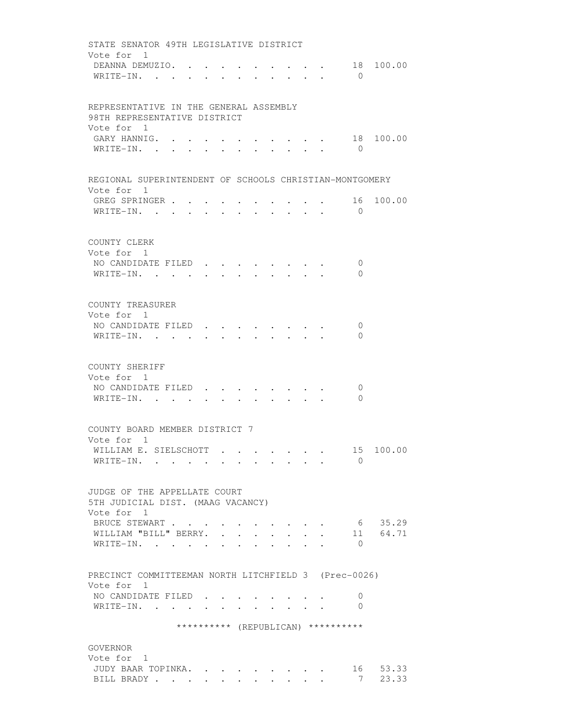STATE SENATOR 49TH LEGISLATIVE DISTRICT
Vote for 1

| | | |
|---|---|---|
| DEANNA DEMUZIO | 18 | 100.00 |
| WRITE-IN | 0 | |

REPRESENTATIVE IN THE GENERAL ASSEMBLY
98TH REPRESENTATIVE DISTRICT
Vote for 1

| | | |
|---|---|---|
| GARY HANNIG | 18 | 100.00 |
| WRITE-IN | 0 | |

REGIONAL SUPERINTENDENT OF SCHOOLS CHRISTIAN-MONTGOMERY
Vote for 1

| | | |
|---|---|---|
| GREG SPRINGER | 16 | 100.00 |
| WRITE-IN | 0 | |

COUNTY CLERK
Vote for 1

| | | |
|---|---|---|
| NO CANDIDATE FILED | 0 | |
| WRITE-IN | 0 | |

COUNTY TREASURER
Vote for 1

| | | |
|---|---|---|
| NO CANDIDATE FILED | 0 | |
| WRITE-IN | 0 | |

COUNTY SHERIFF
Vote for 1

| | | |
|---|---|---|
| NO CANDIDATE FILED | 0 | |
| WRITE-IN | 0 | |

COUNTY BOARD MEMBER DISTRICT 7
Vote for 1

| | | |
|---|---|---|
| WILLIAM E. SIELSCHOTT | 15 | 100.00 |
| WRITE-IN | 0 | |

JUDGE OF THE APPELLATE COURT
5TH JUDICIAL DIST. (MAAG VACANCY)
Vote for 1

| | | |
|---|---|---|
| BRUCE STEWART | 6 | 35.29 |
| WILLIAM "BILL" BERRY | 11 | 64.71 |
| WRITE-IN | 0 | |

PRECINCT COMMITTEEMAN NORTH LITCHFIELD 3 (Prec-0026)
Vote for 1

| | | |
|---|---|---|
| NO CANDIDATE FILED | 0 | |
| WRITE-IN | 0 | |

********** (REPUBLICAN) **********

GOVERNOR
Vote for 1

| | | |
|---|---|---|
| JUDY BAAR TOPINKA | 16 | 53.33 |
| BILL BRADY | 7 | 23.33 |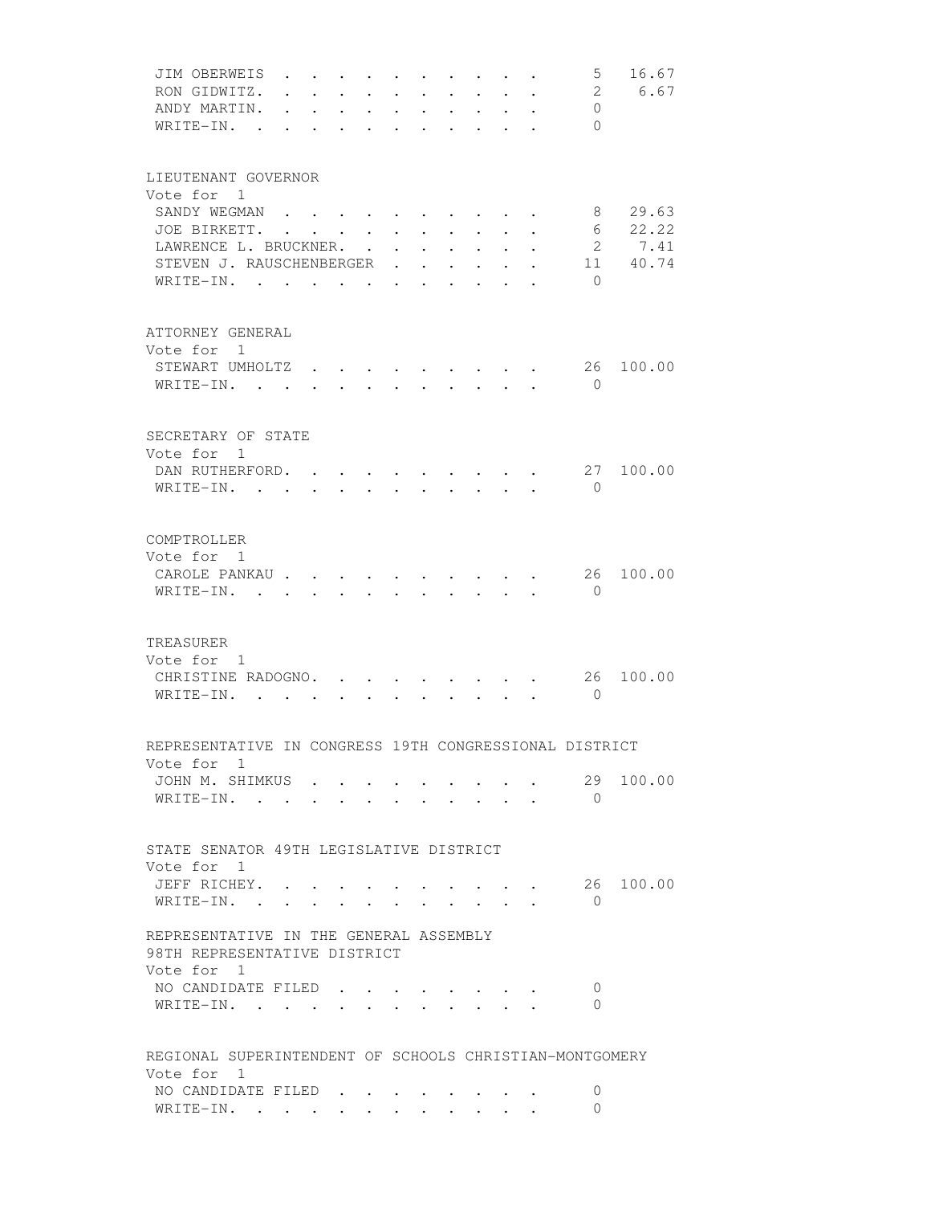| | | |
|---|---|---|
| JIM OBERWEIS | 5 | 16.67 |
| RON GIDWITZ. | 2 | 6.67 |
| ANDY MARTIN. | 0 | |
| WRITE-IN. | 0 | |

LIEUTENANT GOVERNOR
Vote for 1

| | | |
|---|---|---|
| SANDY WEGMAN | 8 | 29.63 |
| JOE BIRKETT. | 6 | 22.22 |
| LAWRENCE L. BRUCKNER. | 2 | 7.41 |
| STEVEN J. RAUSCHENBERGER | 11 | 40.74 |
| WRITE-IN. | 0 | |

ATTORNEY GENERAL
Vote for 1

| | | |
|---|---|---|
| STEWART UMHOLTZ | 26 | 100.00 |
| WRITE-IN. | 0 | |

SECRETARY OF STATE
Vote for 1

| | | |
|---|---|---|
| DAN RUTHERFORD. | 27 | 100.00 |
| WRITE-IN. | 0 | |

COMPTROLLER
Vote for 1

| | | |
|---|---|---|
| CAROLE PANKAU | 26 | 100.00 |
| WRITE-IN. | 0 | |

TREASURER
Vote for 1

| | | |
|---|---|---|
| CHRISTINE RADOGNO. | 26 | 100.00 |
| WRITE-IN. | 0 | |

REPRESENTATIVE IN CONGRESS 19TH CONGRESSIONAL DISTRICT
Vote for 1

| | | |
|---|---|---|
| JOHN M. SHIMKUS | 29 | 100.00 |
| WRITE-IN. | 0 | |

STATE SENATOR 49TH LEGISLATIVE DISTRICT
Vote for 1

| | | |
|---|---|---|
| JEFF RICHEY. | 26 | 100.00 |
| WRITE-IN. | 0 | |

REPRESENTATIVE IN THE GENERAL ASSEMBLY
98TH REPRESENTATIVE DISTRICT
Vote for 1

| | | |
|---|---|---|
| NO CANDIDATE FILED | 0 | |
| WRITE-IN. | 0 | |

REGIONAL SUPERINTENDENT OF SCHOOLS CHRISTIAN-MONTGOMERY
Vote for 1

| | | |
|---|---|---|
| NO CANDIDATE FILED | 0 | |
| WRITE-IN. | 0 | |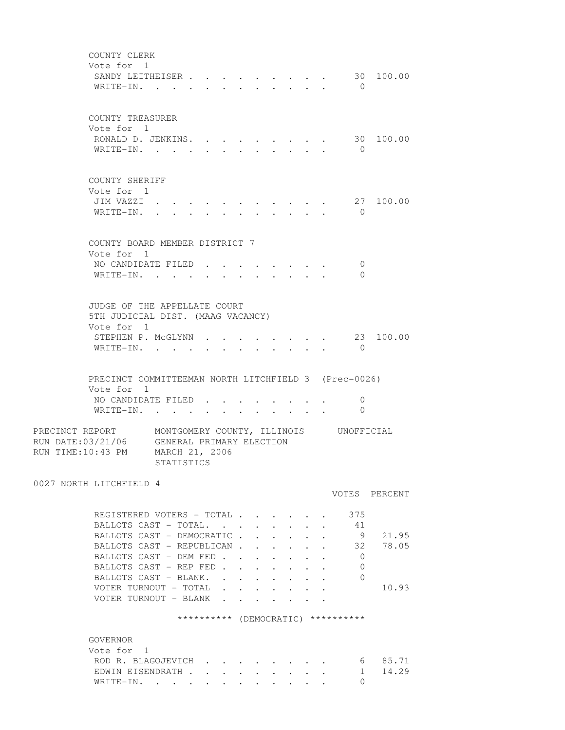COUNTY CLERK
Vote for 1

| | Votes | Percent |
|---|---|---|
| SANDY LEITHEISER | 30 | 100.00 |
| WRITE-IN. | 0 | |

COUNTY TREASURER
Vote for 1

| | Votes | Percent |
|---|---|---|
| RONALD D. JENKINS. | 30 | 100.00 |
| WRITE-IN. | 0 | |

COUNTY SHERIFF
Vote for 1

| | Votes | Percent |
|---|---|---|
| JIM VAZZI | 27 | 100.00 |
| WRITE-IN. | 0 | |

COUNTY BOARD MEMBER DISTRICT 7
Vote for 1

| | Votes | Percent |
|---|---|---|
| NO CANDIDATE FILED | 0 | |
| WRITE-IN. | 0 | |

JUDGE OF THE APPELLATE COURT
5TH JUDICIAL DIST. (MAAG VACANCY)
Vote for 1

| | Votes | Percent |
|---|---|---|
| STEPHEN P. McGLYNN | 23 | 100.00 |
| WRITE-IN. | 0 | |

PRECINCT COMMITTEEMAN NORTH LITCHFIELD 3 (Prec-0026)
Vote for 1

| | Votes | Percent |
|---|---|---|
| NO CANDIDATE FILED | 0 | |
| WRITE-IN. | 0 | |

PRECINCT REPORT — MONTGOMERY COUNTY, ILLINOIS — UNOFFICIAL
RUN DATE:03/21/06 — GENERAL PRIMARY ELECTION
RUN TIME:10:43 PM — MARCH 21, 2006
STATISTICS

0027 NORTH LITCHFIELD 4

| | VOTES | PERCENT |
|---|---|---|
| REGISTERED VOTERS - TOTAL | 375 | |
| BALLOTS CAST - TOTAL. | 41 | |
| BALLOTS CAST - DEMOCRATIC | 9 | 21.95 |
| BALLOTS CAST - REPUBLICAN | 32 | 78.05 |
| BALLOTS CAST - DEM FED | 0 | |
| BALLOTS CAST - REP FED | 0 | |
| BALLOTS CAST - BLANK. | 0 | |
| VOTER TURNOUT - TOTAL | | 10.93 |
| VOTER TURNOUT - BLANK | | |

********** (DEMOCRATIC) **********

GOVERNOR
Vote for 1

| | Votes | Percent |
|---|---|---|
| ROD R. BLAGOJEVICH | 6 | 85.71 |
| EDWIN EISENDRATH | 1 | 14.29 |
| WRITE-IN. | 0 | |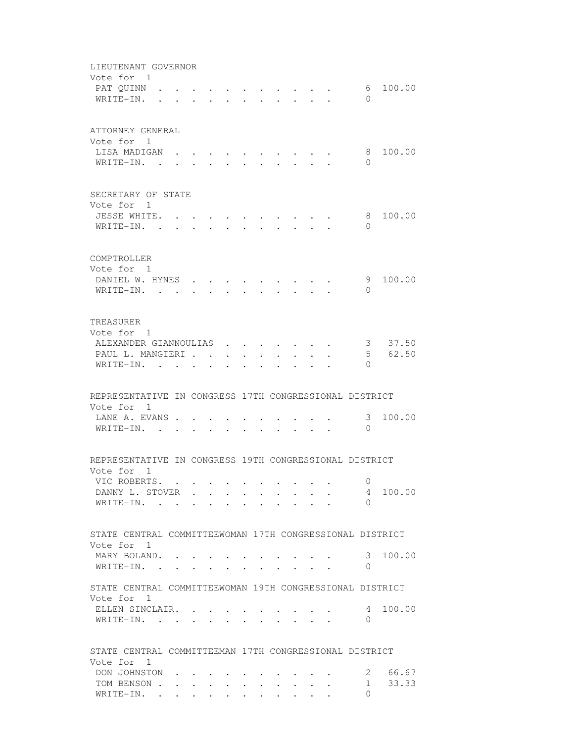LIEUTENANT GOVERNOR
Vote for 1

| | | |
|---|---|---|
| PAT QUINN | 6 | 100.00 |
| WRITE-IN. | 0 | |

ATTORNEY GENERAL
Vote for 1

| | | |
|---|---|---|
| LISA MADIGAN | 8 | 100.00 |
| WRITE-IN. | 0 | |

SECRETARY OF STATE
Vote for 1

| | | |
|---|---|---|
| JESSE WHITE. | 8 | 100.00 |
| WRITE-IN. | 0 | |

COMPTROLLER
Vote for 1

| | | |
|---|---|---|
| DANIEL W. HYNES | 9 | 100.00 |
| WRITE-IN. | 0 | |

TREASURER
Vote for 1

| | | |
|---|---|---|
| ALEXANDER GIANNOULIAS | 3 | 37.50 |
| PAUL L. MANGIERI | 5 | 62.50 |
| WRITE-IN. | 0 | |

REPRESENTATIVE IN CONGRESS 17TH CONGRESSIONAL DISTRICT
Vote for 1

| | | |
|---|---|---|
| LANE A. EVANS | 3 | 100.00 |
| WRITE-IN. | 0 | |

REPRESENTATIVE IN CONGRESS 19TH CONGRESSIONAL DISTRICT
Vote for 1

| | | |
|---|---|---|
| VIC ROBERTS. | 0 | |
| DANNY L. STOVER | 4 | 100.00 |
| WRITE-IN. | 0 | |

STATE CENTRAL COMMITTEEWOMAN 17TH CONGRESSIONAL DISTRICT
Vote for 1

| | | |
|---|---|---|
| MARY BOLAND. | 3 | 100.00 |
| WRITE-IN. | 0 | |

STATE CENTRAL COMMITTEEWOMAN 19TH CONGRESSIONAL DISTRICT
Vote for 1

| | | |
|---|---|---|
| ELLEN SINCLAIR. | 4 | 100.00 |
| WRITE-IN. | 0 | |

STATE CENTRAL COMMITTEEMAN 17TH CONGRESSIONAL DISTRICT
Vote for 1

| | | |
|---|---|---|
| DON JOHNSTON | 2 | 66.67 |
| TOM BENSON | 1 | 33.33 |
| WRITE-IN. | 0 | |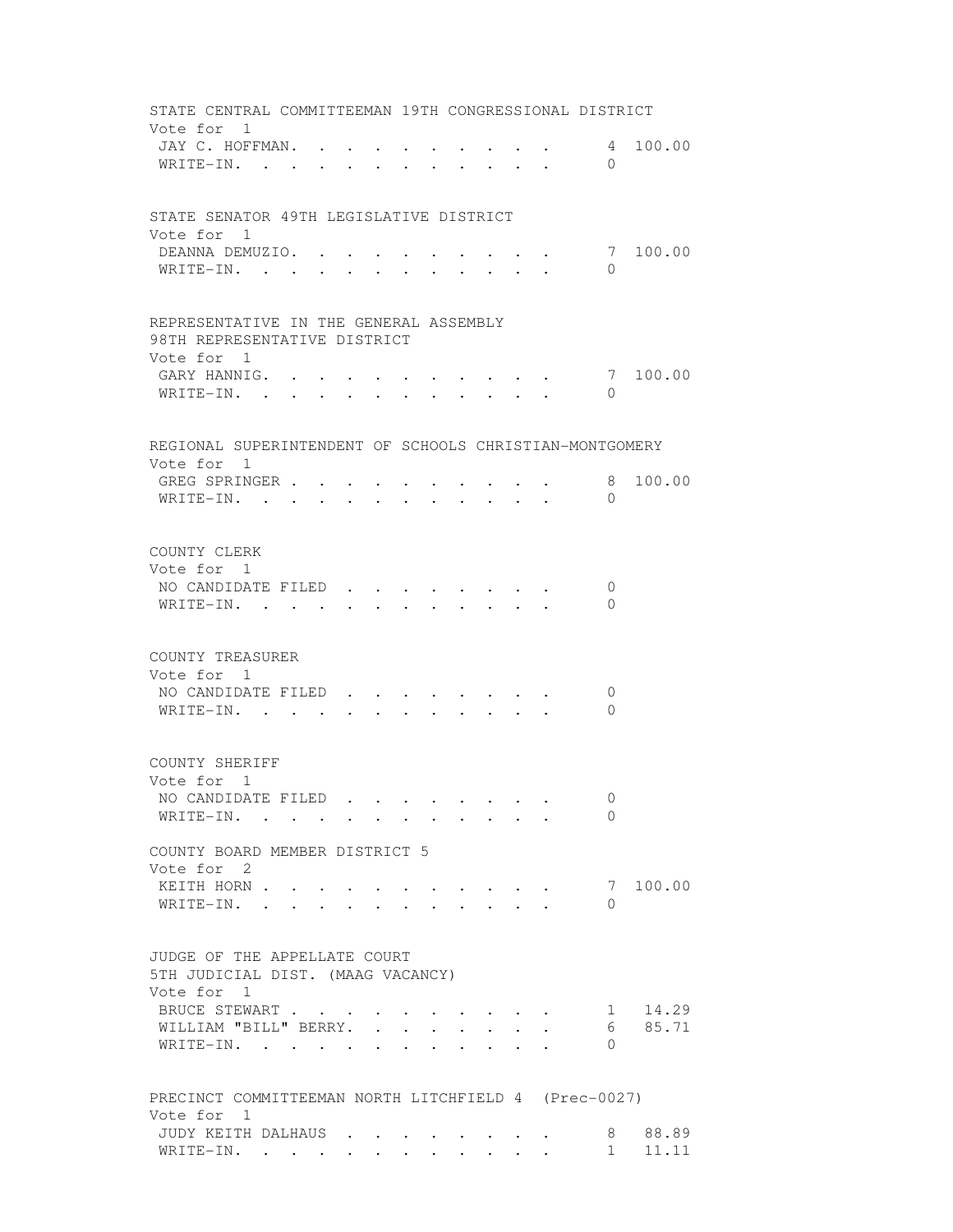STATE CENTRAL COMMITTEEMAN 19TH CONGRESSIONAL DISTRICT
Vote for 1

| Candidate | Votes | Percent |
|---|---|---|
| JAY C. HOFFMAN | 4 | 100.00 |
| WRITE-IN | 0 | |

STATE SENATOR 49TH LEGISLATIVE DISTRICT
Vote for 1

| Candidate | Votes | Percent |
|---|---|---|
| DEANNA DEMUZIO | 7 | 100.00 |
| WRITE-IN | 0 | |

REPRESENTATIVE IN THE GENERAL ASSEMBLY
98TH REPRESENTATIVE DISTRICT
Vote for 1

| Candidate | Votes | Percent |
|---|---|---|
| GARY HANNIG | 7 | 100.00 |
| WRITE-IN | 0 | |

REGIONAL SUPERINTENDENT OF SCHOOLS CHRISTIAN-MONTGOMERY
Vote for 1

| Candidate | Votes | Percent |
|---|---|---|
| GREG SPRINGER | 8 | 100.00 |
| WRITE-IN | 0 | |

COUNTY CLERK
Vote for 1

| Candidate | Votes | Percent |
|---|---|---|
| NO CANDIDATE FILED | 0 | |
| WRITE-IN | 0 | |

COUNTY TREASURER
Vote for 1

| Candidate | Votes | Percent |
|---|---|---|
| NO CANDIDATE FILED | 0 | |
| WRITE-IN | 0 | |

COUNTY SHERIFF
Vote for 1

| Candidate | Votes | Percent |
|---|---|---|
| NO CANDIDATE FILED | 0 | |
| WRITE-IN | 0 | |

COUNTY BOARD MEMBER DISTRICT 5
Vote for 2

| Candidate | Votes | Percent |
|---|---|---|
| KEITH HORN | 7 | 100.00 |
| WRITE-IN | 0 | |

JUDGE OF THE APPELLATE COURT
5TH JUDICIAL DIST. (MAAG VACANCY)
Vote for 1

| Candidate | Votes | Percent |
|---|---|---|
| BRUCE STEWART | 1 | 14.29 |
| WILLIAM "BILL" BERRY | 6 | 85.71 |
| WRITE-IN | 0 | |

PRECINCT COMMITTEEMAN NORTH LITCHFIELD 4 (Prec-0027)
Vote for 1

| Candidate | Votes | Percent |
|---|---|---|
| JUDY KEITH DALHAUS | 8 | 88.89 |
| WRITE-IN | 1 | 11.11 |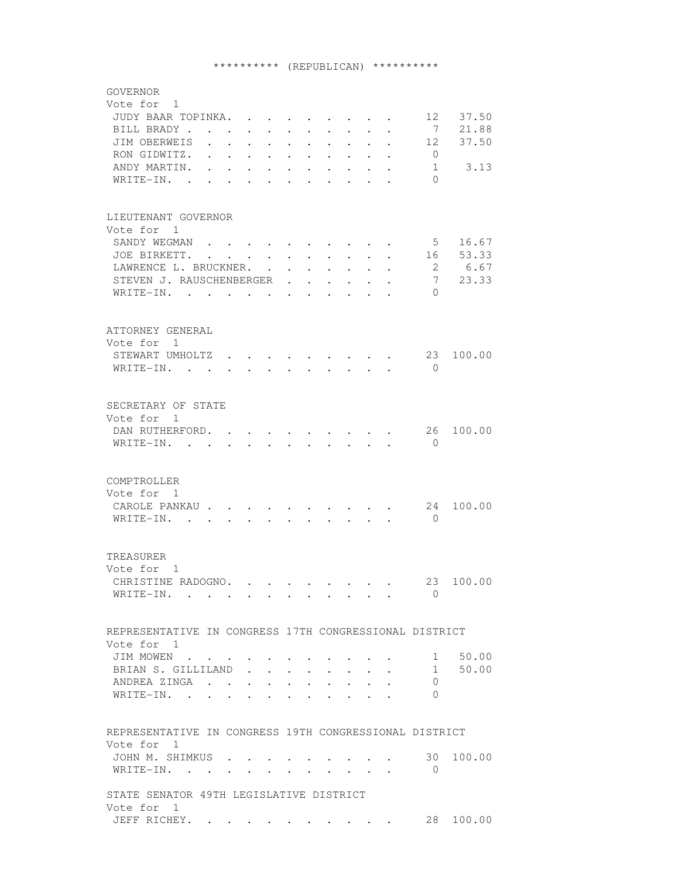********** (REPUBLICAN) **********

GOVERNOR
Vote for 1

| | | |
|---|---|---|
| JUDY BAAR TOPINKA | 12 | 37.50 |
| BILL BRADY | 7 | 21.88 |
| JIM OBERWEIS | 12 | 37.50 |
| RON GIDWITZ | 0 | |
| ANDY MARTIN | 1 | 3.13 |
| WRITE-IN | 0 | |

LIEUTENANT GOVERNOR
Vote for 1

| | | |
|---|---|---|
| SANDY WEGMAN | 5 | 16.67 |
| JOE BIRKETT | 16 | 53.33 |
| LAWRENCE L. BRUCKNER | 2 | 6.67 |
| STEVEN J. RAUSCHENBERGER | 7 | 23.33 |
| WRITE-IN | 0 | |

ATTORNEY GENERAL
Vote for 1

| | | |
|---|---|---|
| STEWART UMHOLTZ | 23 | 100.00 |
| WRITE-IN | 0 | |

SECRETARY OF STATE
Vote for 1

| | | |
|---|---|---|
| DAN RUTHERFORD | 26 | 100.00 |
| WRITE-IN | 0 | |

COMPTROLLER
Vote for 1

| | | |
|---|---|---|
| CAROLE PANKAU | 24 | 100.00 |
| WRITE-IN | 0 | |

TREASURER
Vote for 1

| | | |
|---|---|---|
| CHRISTINE RADOGNO | 23 | 100.00 |
| WRITE-IN | 0 | |

REPRESENTATIVE IN CONGRESS 17TH CONGRESSIONAL DISTRICT
Vote for 1

| | | |
|---|---|---|
| JIM MOWEN | 1 | 50.00 |
| BRIAN S. GILLILAND | 1 | 50.00 |
| ANDREA ZINGA | 0 | |
| WRITE-IN | 0 | |

REPRESENTATIVE IN CONGRESS 19TH CONGRESSIONAL DISTRICT
Vote for 1

| | | |
|---|---|---|
| JOHN M. SHIMKUS | 30 | 100.00 |
| WRITE-IN | 0 | |

STATE SENATOR 49TH LEGISLATIVE DISTRICT
Vote for 1

| | | |
|---|---|---|
| JEFF RICHEY | 28 | 100.00 |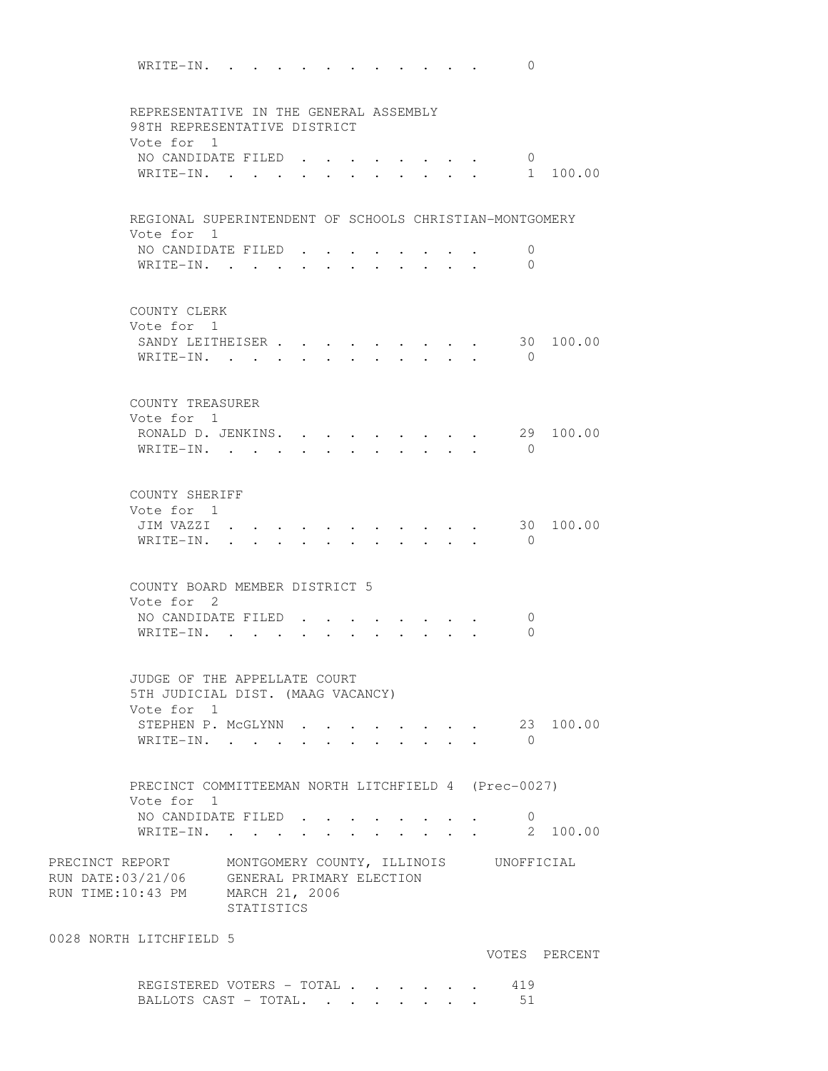WRITE-IN. . . . . . . . . . . . . 0

REPRESENTATIVE IN THE GENERAL ASSEMBLY
98TH REPRESENTATIVE DISTRICT
Vote for 1

| | | |
|---|---|---|
| NO CANDIDATE FILED . . . . . . . . . | 0 | |
| WRITE-IN. . . . . . . . . . . . . | 1 | 100.00 |

REGIONAL SUPERINTENDENT OF SCHOOLS CHRISTIAN-MONTGOMERY
Vote for 1

| | | |
|---|---|---|
| NO CANDIDATE FILED . . . . . . . . . | 0 | |
| WRITE-IN. . . . . . . . . . . . . | 0 | |

COUNTY CLERK
Vote for 1

| | | |
|---|---|---|
| SANDY LEITHEISER . . . . . . . . . . | 30 | 100.00 |
| WRITE-IN. . . . . . . . . . . . . | 0 | |

COUNTY TREASURER
Vote for 1

| | | |
|---|---|---|
| RONALD D. JENKINS. . . . . . . . . . | 29 | 100.00 |
| WRITE-IN. . . . . . . . . . . . . | 0 | |

COUNTY SHERIFF
Vote for 1

| | | |
|---|---|---|
| JIM VAZZI . . . . . . . . . . . . | 30 | 100.00 |
| WRITE-IN. . . . . . . . . . . . . | 0 | |

COUNTY BOARD MEMBER DISTRICT 5
Vote for 2

| | | |
|---|---|---|
| NO CANDIDATE FILED . . . . . . . . . | 0 | |
| WRITE-IN. . . . . . . . . . . . . | 0 | |

JUDGE OF THE APPELLATE COURT
5TH JUDICIAL DIST. (MAAG VACANCY)
Vote for 1

| | | |
|---|---|---|
| STEPHEN P. McGLYNN . . . . . . . . . | 23 | 100.00 |
| WRITE-IN. . . . . . . . . . . . . | 0 | |

PRECINCT COMMITTEEMAN NORTH LITCHFIELD 4 (Prec-0027)
Vote for 1

| | | |
|---|---|---|
| NO CANDIDATE FILED . . . . . . . . . | 0 | |
| WRITE-IN. . . . . . . . . . . . . | 2 | 100.00 |

PRECINCT REPORT MONTGOMERY COUNTY, ILLINOIS UNOFFICIAL
RUN DATE:03/21/06 GENERAL PRIMARY ELECTION
RUN TIME:10:43 PM MARCH 21, 2006
STATISTICS

0028 NORTH LITCHFIELD 5

| | VOTES | PERCENT |
|---|---|---|
| REGISTERED VOTERS - TOTAL . . . . . . . | 419 | |
| BALLOTS CAST - TOTAL. . . . . . . . . | 51 | |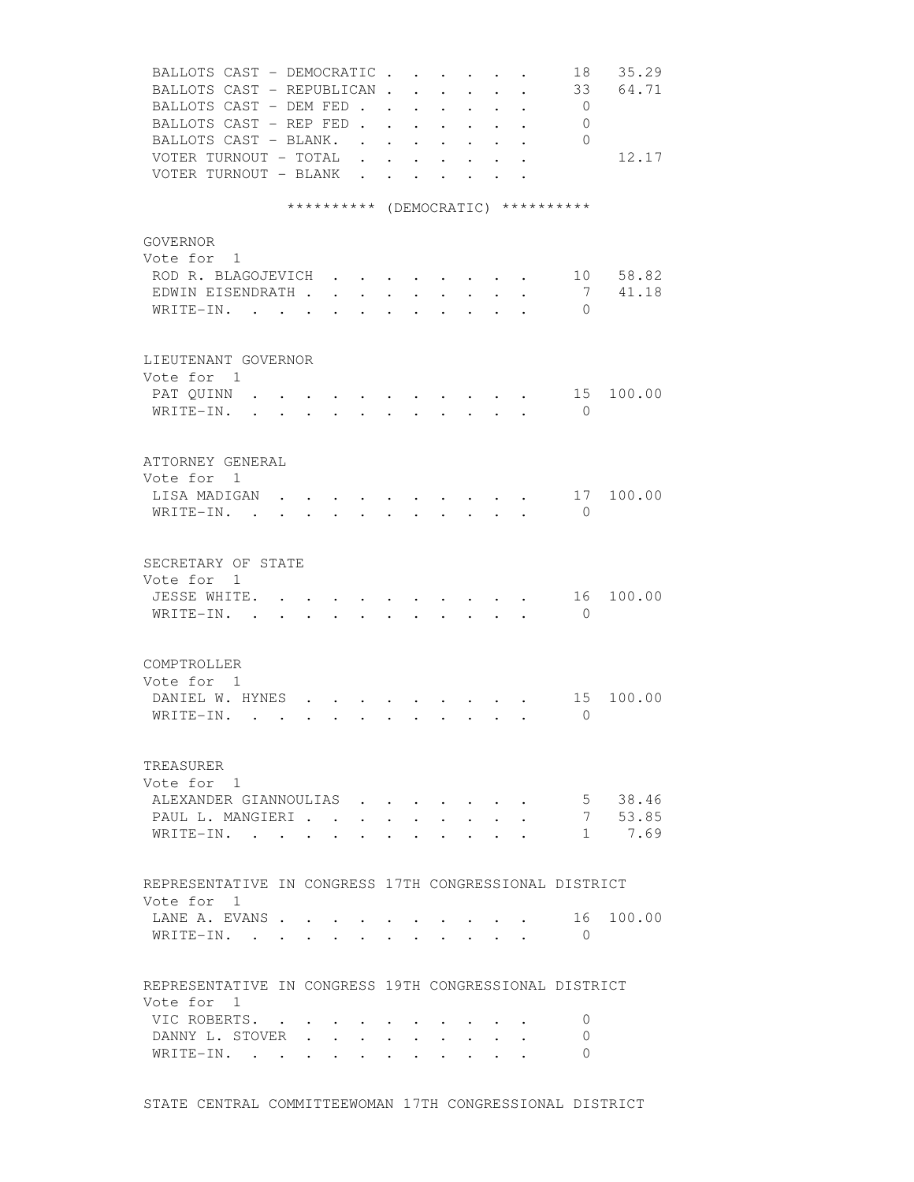| | | |
|---|---|---|
| BALLOTS CAST - DEMOCRATIC | 18 | 35.29 |
| BALLOTS CAST - REPUBLICAN | 33 | 64.71 |
| BALLOTS CAST - DEM FED | 0 | |
| BALLOTS CAST - REP FED | 0 | |
| BALLOTS CAST - BLANK | 0 | |
| VOTER TURNOUT - TOTAL | | 12.17 |
| VOTER TURNOUT - BLANK | | |

********** (DEMOCRATIC) **********

GOVERNOR
Vote for 1

| | | |
|---|---|---|
| ROD R. BLAGOJEVICH | 10 | 58.82 |
| EDWIN EISENDRATH | 7 | 41.18 |
| WRITE-IN. | 0 | |

LIEUTENANT GOVERNOR
Vote for 1

| | | |
|---|---|---|
| PAT QUINN | 15 | 100.00 |
| WRITE-IN. | 0 | |

ATTORNEY GENERAL
Vote for 1

| | | |
|---|---|---|
| LISA MADIGAN | 17 | 100.00 |
| WRITE-IN. | 0 | |

SECRETARY OF STATE
Vote for 1

| | | |
|---|---|---|
| JESSE WHITE. | 16 | 100.00 |
| WRITE-IN. | 0 | |

COMPTROLLER
Vote for 1

| | | |
|---|---|---|
| DANIEL W. HYNES | 15 | 100.00 |
| WRITE-IN. | 0 | |

TREASURER
Vote for 1

| | | |
|---|---|---|
| ALEXANDER GIANNOULIAS | 5 | 38.46 |
| PAUL L. MANGIERI | 7 | 53.85 |
| WRITE-IN. | 1 | 7.69 |

REPRESENTATIVE IN CONGRESS 17TH CONGRESSIONAL DISTRICT
Vote for 1

| | | |
|---|---|---|
| LANE A. EVANS | 16 | 100.00 |
| WRITE-IN. | 0 | |

REPRESENTATIVE IN CONGRESS 19TH CONGRESSIONAL DISTRICT
Vote for 1

| | | |
|---|---|---|
| VIC ROBERTS. | 0 | |
| DANNY L. STOVER | 0 | |
| WRITE-IN. | 0 | |

STATE CENTRAL COMMITTEEWOMAN 17TH CONGRESSIONAL DISTRICT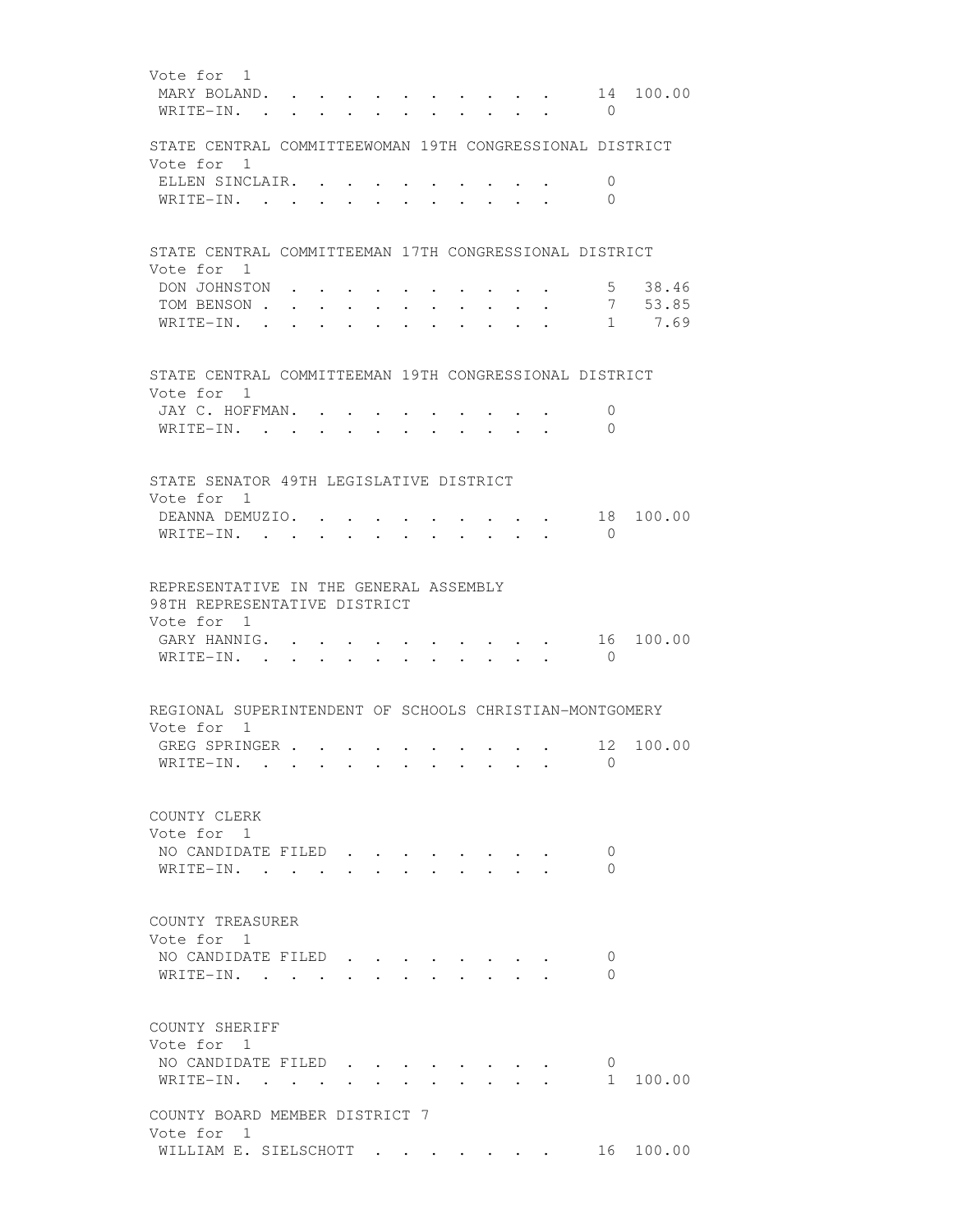Vote for 1

| | | |
|---|---|---|
| MARY BOLAND | 14 | 100.00 |
| WRITE-IN | 0 | |

STATE CENTRAL COMMITTEEWOMAN 19TH CONGRESSIONAL DISTRICT

Vote for 1

| | | |
|---|---|---|
| ELLEN SINCLAIR | 0 | |
| WRITE-IN | 0 | |

STATE CENTRAL COMMITTEEMAN 17TH CONGRESSIONAL DISTRICT

Vote for 1

| | | |
|---|---|---|
| DON JOHNSTON | 5 | 38.46 |
| TOM BENSON | 7 | 53.85 |
| WRITE-IN | 1 | 7.69 |

STATE CENTRAL COMMITTEEMAN 19TH CONGRESSIONAL DISTRICT

Vote for 1

| | | |
|---|---|---|
| JAY C. HOFFMAN | 0 | |
| WRITE-IN | 0 | |

STATE SENATOR 49TH LEGISLATIVE DISTRICT

Vote for 1

| | | |
|---|---|---|
| DEANNA DEMUZIO | 18 | 100.00 |
| WRITE-IN | 0 | |

REPRESENTATIVE IN THE GENERAL ASSEMBLY
98TH REPRESENTATIVE DISTRICT

Vote for 1

| | | |
|---|---|---|
| GARY HANNIG | 16 | 100.00 |
| WRITE-IN | 0 | |

REGIONAL SUPERINTENDENT OF SCHOOLS CHRISTIAN-MONTGOMERY

Vote for 1

| | | |
|---|---|---|
| GREG SPRINGER | 12 | 100.00 |
| WRITE-IN | 0 | |

COUNTY CLERK

Vote for 1

| | | |
|---|---|---|
| NO CANDIDATE FILED | 0 | |
| WRITE-IN | 0 | |

COUNTY TREASURER

Vote for 1

| | | |
|---|---|---|
| NO CANDIDATE FILED | 0 | |
| WRITE-IN | 0 | |

COUNTY SHERIFF

Vote for 1

| | | |
|---|---|---|
| NO CANDIDATE FILED | 0 | |
| WRITE-IN | 1 | 100.00 |

COUNTY BOARD MEMBER DISTRICT 7

Vote for 1

| | | |
|---|---|---|
| WILLIAM E. SIELSCHOTT | 16 | 100.00 |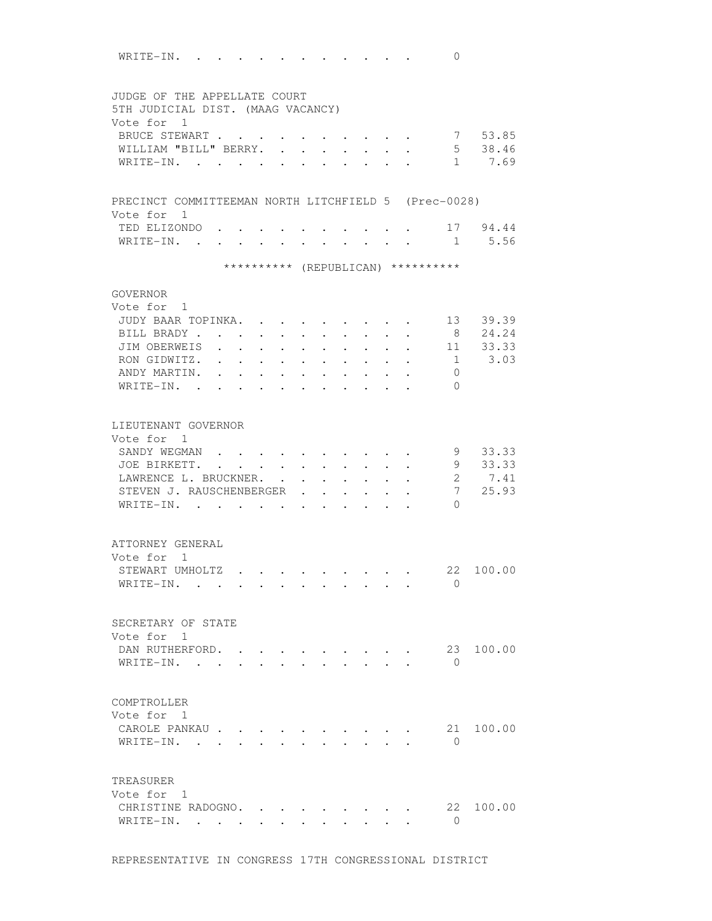WRITE-IN. . . . . . . . . . . . . 0

JUDGE OF THE APPELLATE COURT
5TH JUDICIAL DIST. (MAAG VACANCY)
Vote for 1

| | | |
|---|---|---|
| BRUCE STEWART | 7 | 53.85 |
| WILLIAM "BILL" BERRY. | 5 | 38.46 |
| WRITE-IN. | 1 | 7.69 |

PRECINCT COMMITTEEMAN NORTH LITCHFIELD 5 (Prec-0028)
Vote for 1

| | | |
|---|---|---|
| TED ELIZONDO | 17 | 94.44 |
| WRITE-IN. | 1 | 5.56 |

********** (REPUBLICAN) **********

GOVERNOR
Vote for 1

| | | |
|---|---|---|
| JUDY BAAR TOPINKA. | 13 | 39.39 |
| BILL BRADY | 8 | 24.24 |
| JIM OBERWEIS | 11 | 33.33 |
| RON GIDWITZ. | 1 | 3.03 |
| ANDY MARTIN. | 0 | |
| WRITE-IN. | 0 | |

LIEUTENANT GOVERNOR
Vote for 1

| | | |
|---|---|---|
| SANDY WEGMAN | 9 | 33.33 |
| JOE BIRKETT. | 9 | 33.33 |
| LAWRENCE L. BRUCKNER. | 2 | 7.41 |
| STEVEN J. RAUSCHENBERGER | 7 | 25.93 |
| WRITE-IN. | 0 | |

ATTORNEY GENERAL
Vote for 1

| | | |
|---|---|---|
| STEWART UMHOLTZ | 22 | 100.00 |
| WRITE-IN. | 0 | |

SECRETARY OF STATE
Vote for 1

| | | |
|---|---|---|
| DAN RUTHERFORD. | 23 | 100.00 |
| WRITE-IN. | 0 | |

COMPTROLLER
Vote for 1

| | | |
|---|---|---|
| CAROLE PANKAU | 21 | 100.00 |
| WRITE-IN. | 0 | |

TREASURER
Vote for 1

| | | |
|---|---|---|
| CHRISTINE RADOGNO. | 22 | 100.00 |
| WRITE-IN. | 0 | |

REPRESENTATIVE IN CONGRESS 17TH CONGRESSIONAL DISTRICT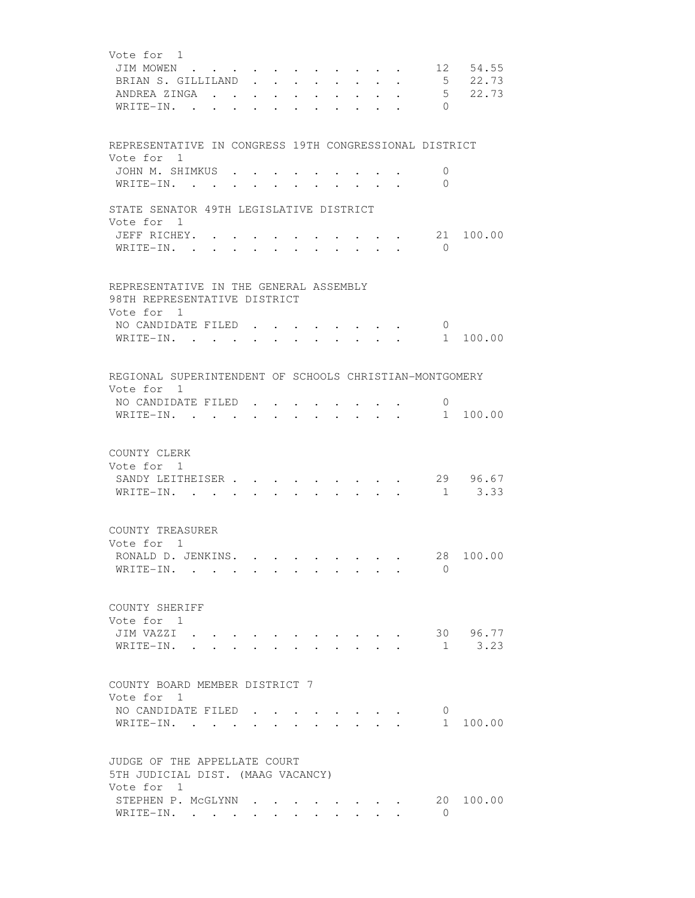Vote for 1

| | | |
|---|---|---|
| JIM MOWEN | 12 | 54.55 |
| BRIAN S. GILLILAND | 5 | 22.73 |
| ANDREA ZINGA | 5 | 22.73 |
| WRITE-IN. | 0 | |

REPRESENTATIVE IN CONGRESS 19TH CONGRESSIONAL DISTRICT
Vote for 1

| | | |
|---|---|---|
| JOHN M. SHIMKUS | 0 | |
| WRITE-IN. | 0 | |

STATE SENATOR 49TH LEGISLATIVE DISTRICT
Vote for 1

| | | |
|---|---|---|
| JEFF RICHEY. | 21 | 100.00 |
| WRITE-IN. | 0 | |

REPRESENTATIVE IN THE GENERAL ASSEMBLY
98TH REPRESENTATIVE DISTRICT
Vote for 1

| | | |
|---|---|---|
| NO CANDIDATE FILED | 0 | |
| WRITE-IN. | 1 | 100.00 |

REGIONAL SUPERINTENDENT OF SCHOOLS CHRISTIAN-MONTGOMERY
Vote for 1

| | | |
|---|---|---|
| NO CANDIDATE FILED | 0 | |
| WRITE-IN. | 1 | 100.00 |

COUNTY CLERK
Vote for 1

| | | |
|---|---|---|
| SANDY LEITHEISER | 29 | 96.67 |
| WRITE-IN. | 1 | 3.33 |

COUNTY TREASURER
Vote for 1

| | | |
|---|---|---|
| RONALD D. JENKINS. | 28 | 100.00 |
| WRITE-IN. | 0 | |

COUNTY SHERIFF
Vote for 1

| | | |
|---|---|---|
| JIM VAZZI | 30 | 96.77 |
| WRITE-IN. | 1 | 3.23 |

COUNTY BOARD MEMBER DISTRICT 7
Vote for 1

| | | |
|---|---|---|
| NO CANDIDATE FILED | 0 | |
| WRITE-IN. | 1 | 100.00 |

JUDGE OF THE APPELLATE COURT
5TH JUDICIAL DIST. (MAAG VACANCY)
Vote for 1

| | | |
|---|---|---|
| STEPHEN P. McGLYNN | 20 | 100.00 |
| WRITE-IN. | 0 | |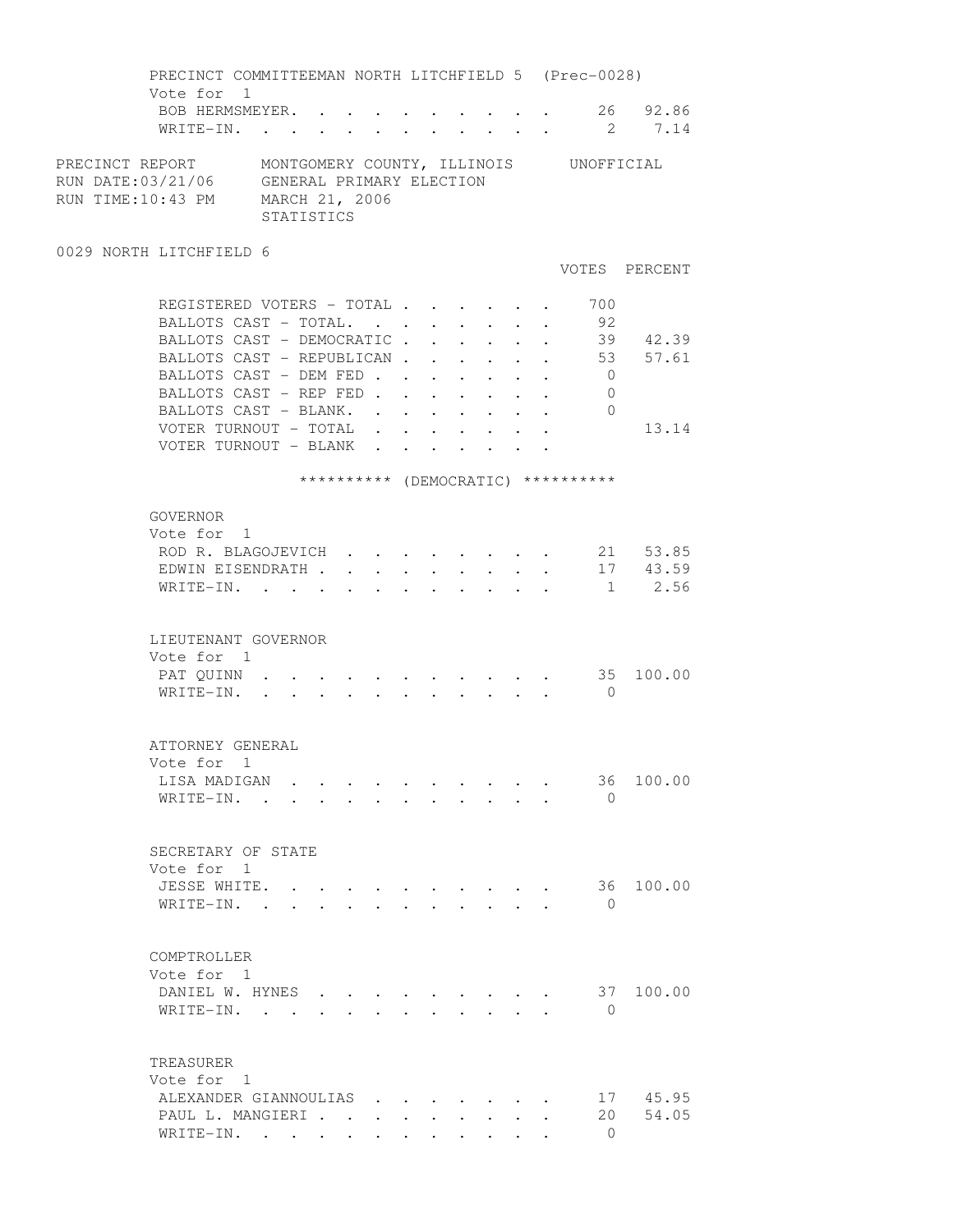PRECINCT COMMITTEEMAN NORTH LITCHFIELD 5 (Prec-0028)
Vote for 1

| | VOTES | PERCENT |
|---|---|---|
| BOB HERMSMEYER | 26 | 92.86 |
| WRITE-IN | 2 | 7.14 |

PRECINCT REPORT MONTGOMERY COUNTY, ILLINOIS UNOFFICIAL
RUN DATE:03/21/06 GENERAL PRIMARY ELECTION
RUN TIME:10:43 PM MARCH 21, 2006
STATISTICS

## 0029 NORTH LITCHFIELD 6

| | VOTES | PERCENT |
|---|---|---|
| REGISTERED VOTERS - TOTAL | 700 | |
| BALLOTS CAST - TOTAL | 92 | |
| BALLOTS CAST - DEMOCRATIC | 39 | 42.39 |
| BALLOTS CAST - REPUBLICAN | 53 | 57.61 |
| BALLOTS CAST - DEM FED | 0 | |
| BALLOTS CAST - REP FED | 0 | |
| BALLOTS CAST - BLANK | 0 | |
| VOTER TURNOUT - TOTAL | | 13.14 |
| VOTER TURNOUT - BLANK | | |

********** (DEMOCRATIC) **********

GOVERNOR
Vote for 1

| | VOTES | PERCENT |
|---|---|---|
| ROD R. BLAGOJEVICH | 21 | 53.85 |
| EDWIN EISENDRATH | 17 | 43.59 |
| WRITE-IN | 1 | 2.56 |

LIEUTENANT GOVERNOR
Vote for 1

| | VOTES | PERCENT |
|---|---|---|
| PAT QUINN | 35 | 100.00 |
| WRITE-IN | 0 | |

ATTORNEY GENERAL
Vote for 1

| | VOTES | PERCENT |
|---|---|---|
| LISA MADIGAN | 36 | 100.00 |
| WRITE-IN | 0 | |

SECRETARY OF STATE
Vote for 1

| | VOTES | PERCENT |
|---|---|---|
| JESSE WHITE | 36 | 100.00 |
| WRITE-IN | 0 | |

COMPTROLLER
Vote for 1

| | VOTES | PERCENT |
|---|---|---|
| DANIEL W. HYNES | 37 | 100.00 |
| WRITE-IN | 0 | |

TREASURER
Vote for 1

| | VOTES | PERCENT |
|---|---|---|
| ALEXANDER GIANNOULIAS | 17 | 45.95 |
| PAUL L. MANGIERI | 20 | 54.05 |
| WRITE-IN | 0 | |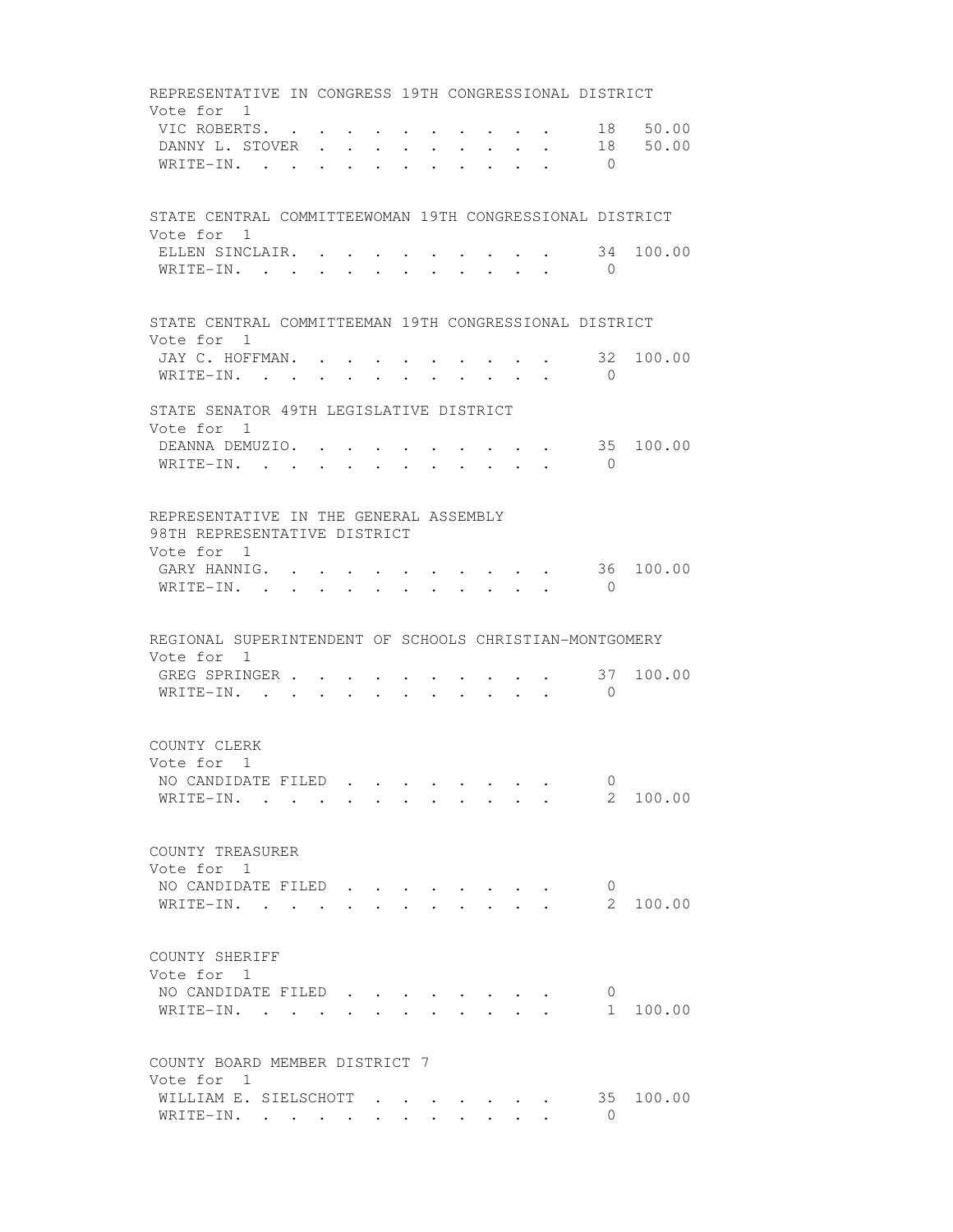REPRESENTATIVE IN CONGRESS 19TH CONGRESSIONAL DISTRICT
Vote for 1

| | | |
|---|---|---|
| VIC ROBERTS | 18 | 50.00 |
| DANNY L. STOVER | 18 | 50.00 |
| WRITE-IN | 0 | |

STATE CENTRAL COMMITTEEWOMAN 19TH CONGRESSIONAL DISTRICT
Vote for 1

| | | |
|---|---|---|
| ELLEN SINCLAIR | 34 | 100.00 |
| WRITE-IN | 0 | |

STATE CENTRAL COMMITTEEMAN 19TH CONGRESSIONAL DISTRICT
Vote for 1

| | | |
|---|---|---|
| JAY C. HOFFMAN | 32 | 100.00 |
| WRITE-IN | 0 | |

STATE SENATOR 49TH LEGISLATIVE DISTRICT
Vote for 1

| | | |
|---|---|---|
| DEANNA DEMUZIO | 35 | 100.00 |
| WRITE-IN | 0 | |

REPRESENTATIVE IN THE GENERAL ASSEMBLY
98TH REPRESENTATIVE DISTRICT
Vote for 1

| | | |
|---|---|---|
| GARY HANNIG | 36 | 100.00 |
| WRITE-IN | 0 | |

REGIONAL SUPERINTENDENT OF SCHOOLS CHRISTIAN-MONTGOMERY
Vote for 1

| | | |
|---|---|---|
| GREG SPRINGER | 37 | 100.00 |
| WRITE-IN | 0 | |

COUNTY CLERK
Vote for 1

| | | |
|---|---|---|
| NO CANDIDATE FILED | 0 | |
| WRITE-IN | 2 | 100.00 |

COUNTY TREASURER
Vote for 1

| | | |
|---|---|---|
| NO CANDIDATE FILED | 0 | |
| WRITE-IN | 2 | 100.00 |

COUNTY SHERIFF
Vote for 1

| | | |
|---|---|---|
| NO CANDIDATE FILED | 0 | |
| WRITE-IN | 1 | 100.00 |

COUNTY BOARD MEMBER DISTRICT 7
Vote for 1

| | | |
|---|---|---|
| WILLIAM E. SIELSCHOTT | 35 | 100.00 |
| WRITE-IN | 0 | |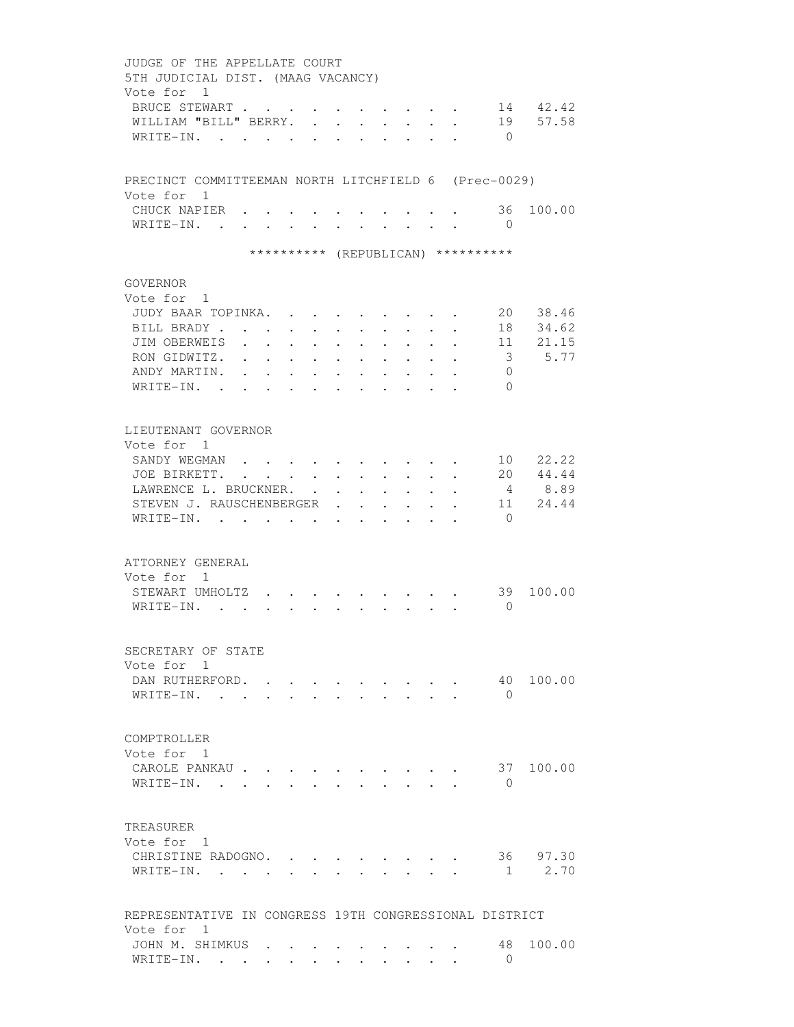JUDGE OF THE APPELLATE COURT
5TH JUDICIAL DIST. (MAAG VACANCY)
Vote for 1

| Candidate | Votes | Percent |
|---|---|---|
| BRUCE STEWART | 14 | 42.42 |
| WILLIAM "BILL" BERRY | 19 | 57.58 |
| WRITE-IN | 0 | |

PRECINCT COMMITTEEMAN NORTH LITCHFIELD 6 (Prec-0029)
Vote for 1

| Candidate | Votes | Percent |
|---|---|---|
| CHUCK NAPIER | 36 | 100.00 |
| WRITE-IN | 0 | |

********** (REPUBLICAN) **********

GOVERNOR
Vote for 1

| Candidate | Votes | Percent |
|---|---|---|
| JUDY BAAR TOPINKA | 20 | 38.46 |
| BILL BRADY | 18 | 34.62 |
| JIM OBERWEIS | 11 | 21.15 |
| RON GIDWITZ | 3 | 5.77 |
| ANDY MARTIN | 0 | |
| WRITE-IN | 0 | |

LIEUTENANT GOVERNOR
Vote for 1

| Candidate | Votes | Percent |
|---|---|---|
| SANDY WEGMAN | 10 | 22.22 |
| JOE BIRKETT | 20 | 44.44 |
| LAWRENCE L. BRUCKNER | 4 | 8.89 |
| STEVEN J. RAUSCHENBERGER | 11 | 24.44 |
| WRITE-IN | 0 | |

ATTORNEY GENERAL
Vote for 1

| Candidate | Votes | Percent |
|---|---|---|
| STEWART UMHOLTZ | 39 | 100.00 |
| WRITE-IN | 0 | |

SECRETARY OF STATE
Vote for 1

| Candidate | Votes | Percent |
|---|---|---|
| DAN RUTHERFORD | 40 | 100.00 |
| WRITE-IN | 0 | |

COMPTROLLER
Vote for 1

| Candidate | Votes | Percent |
|---|---|---|
| CAROLE PANKAU | 37 | 100.00 |
| WRITE-IN | 0 | |

TREASURER
Vote for 1

| Candidate | Votes | Percent |
|---|---|---|
| CHRISTINE RADOGNO | 36 | 97.30 |
| WRITE-IN | 1 | 2.70 |

REPRESENTATIVE IN CONGRESS 19TH CONGRESSIONAL DISTRICT
Vote for 1

| Candidate | Votes | Percent |
|---|---|---|
| JOHN M. SHIMKUS | 48 | 100.00 |
| WRITE-IN | 0 | |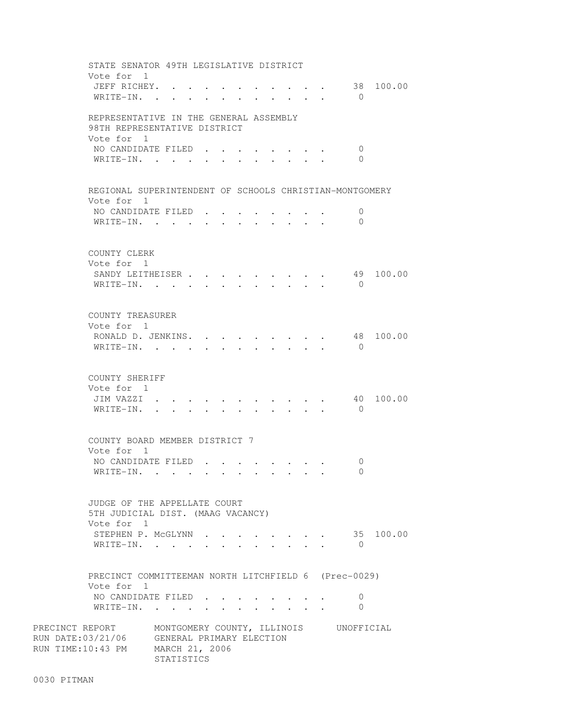STATE SENATOR 49TH LEGISLATIVE DISTRICT
Vote for 1

| | | |
|---|---|---|
| JEFF RICHEY. . . . . . . . . . . . | 38 | 100.00 |
| WRITE-IN. . . . . . . . . . . . . | 0 | |

REPRESENTATIVE IN THE GENERAL ASSEMBLY
98TH REPRESENTATIVE DISTRICT
Vote for 1

| | | |
|---|---|---|
| NO CANDIDATE FILED . . . . . . . . . | 0 | |
| WRITE-IN. . . . . . . . . . . . . | 0 | |

REGIONAL SUPERINTENDENT OF SCHOOLS CHRISTIAN-MONTGOMERY
Vote for 1

| | | |
|---|---|---|
| NO CANDIDATE FILED . . . . . . . . . | 0 | |
| WRITE-IN. . . . . . . . . . . . . | 0 | |

COUNTY CLERK
Vote for 1

| | | |
|---|---|---|
| SANDY LEITHEISER . . . . . . . . . . | 49 | 100.00 |
| WRITE-IN. . . . . . . . . . . . . | 0 | |

COUNTY TREASURER
Vote for 1

| | | |
|---|---|---|
| RONALD D. JENKINS. . . . . . . . . . | 48 | 100.00 |
| WRITE-IN. . . . . . . . . . . . . | 0 | |

COUNTY SHERIFF
Vote for 1

| | | |
|---|---|---|
| JIM VAZZI . . . . . . . . . . . . | 40 | 100.00 |
| WRITE-IN. . . . . . . . . . . . . | 0 | |

COUNTY BOARD MEMBER DISTRICT 7
Vote for 1

| | | |
|---|---|---|
| NO CANDIDATE FILED . . . . . . . . . | 0 | |
| WRITE-IN. . . . . . . . . . . . . | 0 | |

JUDGE OF THE APPELLATE COURT
5TH JUDICIAL DIST. (MAAG VACANCY)
Vote for 1

| | | |
|---|---|---|
| STEPHEN P. McGLYNN . . . . . . . . . | 35 | 100.00 |
| WRITE-IN. . . . . . . . . . . . . | 0 | |

PRECINCT COMMITTEEMAN NORTH LITCHFIELD 6 (Prec-0029)
Vote for 1

| | | |
|---|---|---|
| NO CANDIDATE FILED . . . . . . . . . | 0 | |
| WRITE-IN. . . . . . . . . . . . . | 0 | |

PRECINCT REPORT MONTGOMERY COUNTY, ILLINOIS UNOFFICIAL
RUN DATE:03/21/06 GENERAL PRIMARY ELECTION
RUN TIME:10:43 PM MARCH 21, 2006
STATISTICS

0030 PITMAN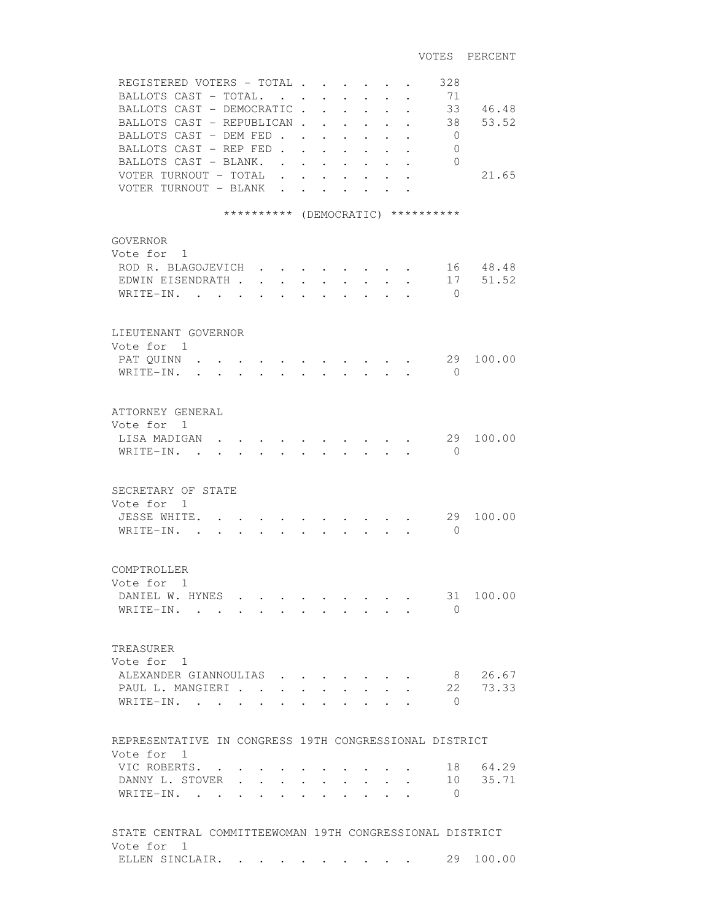| | VOTES | PERCENT |
|---|---|---|
| REGISTERED VOTERS - TOTAL | 328 | |
| BALLOTS CAST - TOTAL. | 71 | |
| BALLOTS CAST - DEMOCRATIC | 33 | 46.48 |
| BALLOTS CAST - REPUBLICAN | 38 | 53.52 |
| BALLOTS CAST - DEM FED | 0 | |
| BALLOTS CAST - REP FED | 0 | |
| BALLOTS CAST - BLANK. | 0 | |
| VOTER TURNOUT - TOTAL | | 21.65 |
| VOTER TURNOUT - BLANK | | |

********** (DEMOCRATIC) **********

GOVERNOR
Vote for 1

| | VOTES | PERCENT |
|---|---|---|
| ROD R. BLAGOJEVICH | 16 | 48.48 |
| EDWIN EISENDRATH | 17 | 51.52 |
| WRITE-IN. | 0 | |

LIEUTENANT GOVERNOR
Vote for 1

| | VOTES | PERCENT |
|---|---|---|
| PAT QUINN | 29 | 100.00 |
| WRITE-IN. | 0 | |

ATTORNEY GENERAL
Vote for 1

| | VOTES | PERCENT |
|---|---|---|
| LISA MADIGAN | 29 | 100.00 |
| WRITE-IN. | 0 | |

SECRETARY OF STATE
Vote for 1

| | VOTES | PERCENT |
|---|---|---|
| JESSE WHITE. | 29 | 100.00 |
| WRITE-IN. | 0 | |

COMPTROLLER
Vote for 1

| | VOTES | PERCENT |
|---|---|---|
| DANIEL W. HYNES | 31 | 100.00 |
| WRITE-IN. | 0 | |

TREASURER
Vote for 1

| | VOTES | PERCENT |
|---|---|---|
| ALEXANDER GIANNOULIAS | 8 | 26.67 |
| PAUL L. MANGIERI | 22 | 73.33 |
| WRITE-IN. | 0 | |

REPRESENTATIVE IN CONGRESS 19TH CONGRESSIONAL DISTRICT
Vote for 1

| | VOTES | PERCENT |
|---|---|---|
| VIC ROBERTS. | 18 | 64.29 |
| DANNY L. STOVER | 10 | 35.71 |
| WRITE-IN. | 0 | |

STATE CENTRAL COMMITTEEWOMAN 19TH CONGRESSIONAL DISTRICT
Vote for 1

| | VOTES | PERCENT |
|---|---|---|
| ELLEN SINCLAIR. | 29 | 100.00 |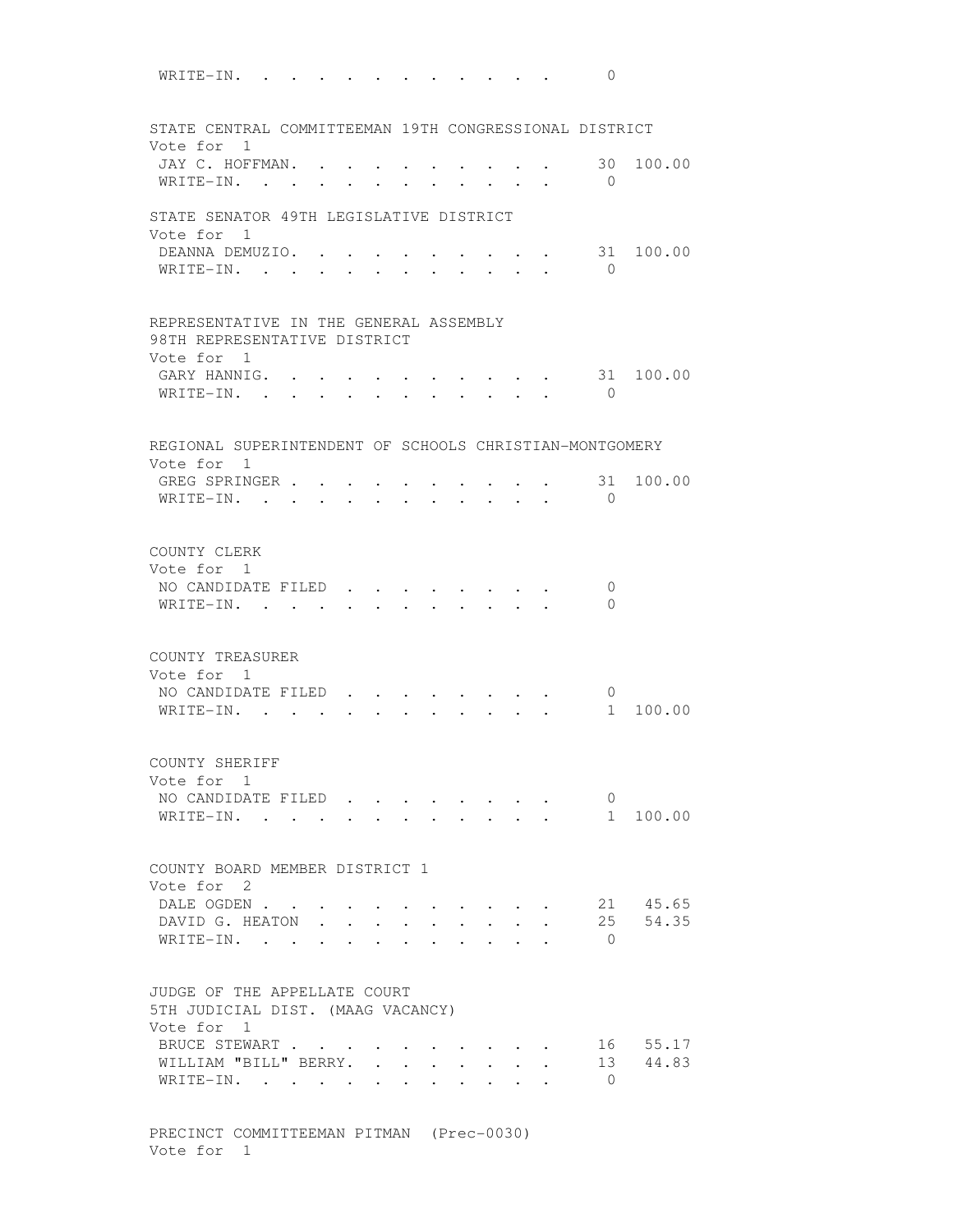WRITE-IN. . . . . . . . . . . . . 0

STATE CENTRAL COMMITTEEMAN 19TH CONGRESSIONAL DISTRICT
Vote for 1

| | | |
|---|---|---|
| JAY C. HOFFMAN. . . . . . . . . . | 30 | 100.00 |
| WRITE-IN. . . . . . . . . . . . | 0 | |

STATE SENATOR 49TH LEGISLATIVE DISTRICT
Vote for 1

| | | |
|---|---|---|
| DEANNA DEMUZIO. . . . . . . . . . | 31 | 100.00 |
| WRITE-IN. . . . . . . . . . . . | 0 | |

REPRESENTATIVE IN THE GENERAL ASSEMBLY
98TH REPRESENTATIVE DISTRICT
Vote for 1

| | | |
|---|---|---|
| GARY HANNIG. . . . . . . . . . . | 31 | 100.00 |
| WRITE-IN. . . . . . . . . . . . | 0 | |

REGIONAL SUPERINTENDENT OF SCHOOLS CHRISTIAN-MONTGOMERY
Vote for 1

| | | |
|---|---|---|
| GREG SPRINGER . . . . . . . . . . | 31 | 100.00 |
| WRITE-IN. . . . . . . . . . . . | 0 | |

COUNTY CLERK
Vote for 1

| | | |
|---|---|---|
| NO CANDIDATE FILED . . . . . . . . | 0 | |
| WRITE-IN. . . . . . . . . . . . | 0 | |

COUNTY TREASURER
Vote for 1

| | | |
|---|---|---|
| NO CANDIDATE FILED . . . . . . . . | 0 | |
| WRITE-IN. . . . . . . . . . . . | 1 | 100.00 |

COUNTY SHERIFF
Vote for 1

| | | |
|---|---|---|
| NO CANDIDATE FILED . . . . . . . . | 0 | |
| WRITE-IN. . . . . . . . . . . . | 1 | 100.00 |

COUNTY BOARD MEMBER DISTRICT 1
Vote for 2

| | | |
|---|---|---|
| DALE OGDEN . . . . . . . . . . . | 21 | 45.65 |
| DAVID G. HEATON . . . . . . . . . | 25 | 54.35 |
| WRITE-IN. . . . . . . . . . . . | 0 | |

JUDGE OF THE APPELLATE COURT
5TH JUDICIAL DIST. (MAAG VACANCY)
Vote for 1

| | | |
|---|---|---|
| BRUCE STEWART . . . . . . . . . . | 16 | 55.17 |
| WILLIAM "BILL" BERRY. . . . . . . . | 13 | 44.83 |
| WRITE-IN. . . . . . . . . . . . | 0 | |

PRECINCT COMMITTEEMAN PITMAN (Prec-0030)
Vote for 1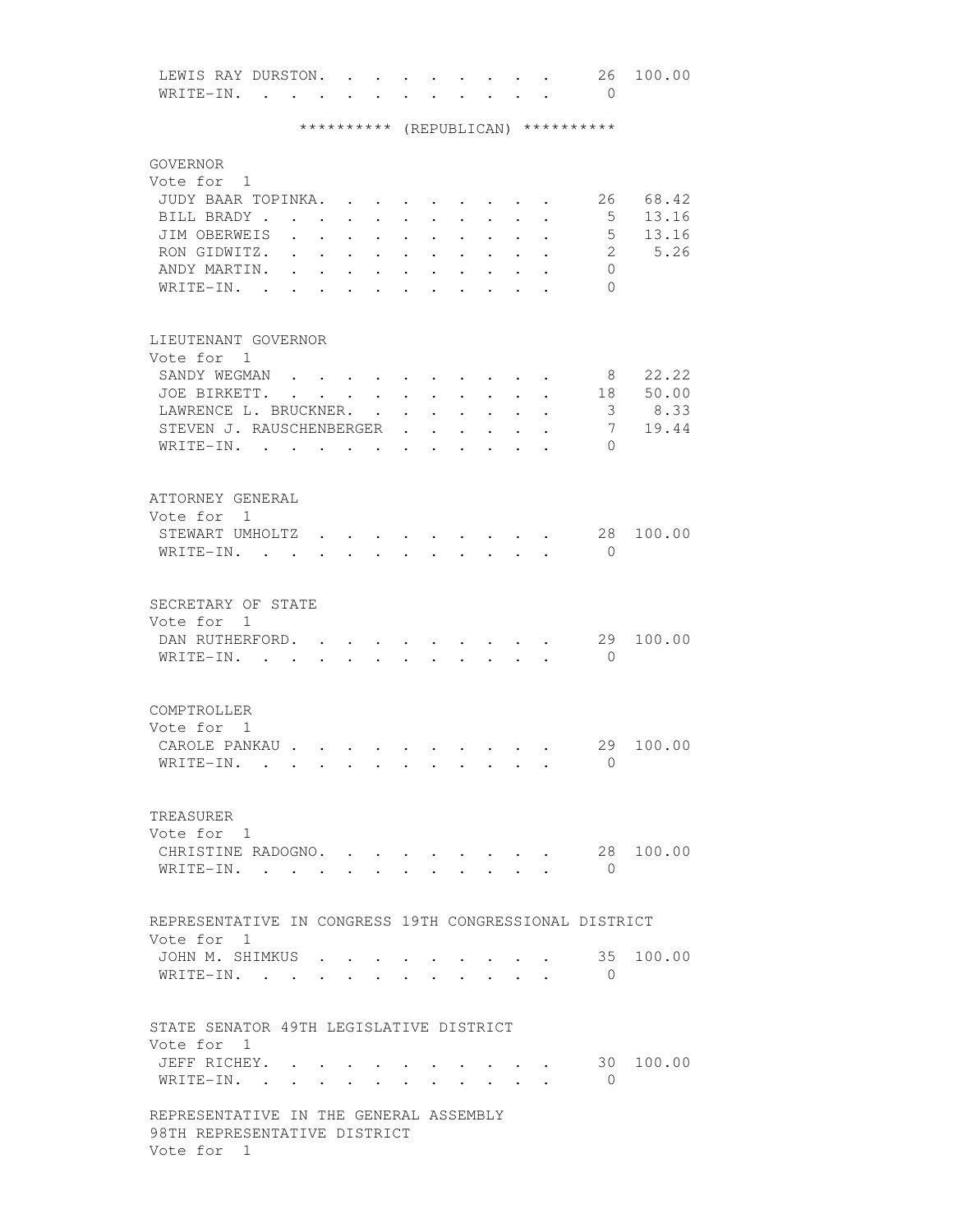| | | |
|---|---|---|
| LEWIS RAY DURSTON | 26 | 100.00 |
| WRITE-IN | 0 | |

********** (REPUBLICAN) **********

GOVERNOR
Vote for 1

| | | |
|---|---|---|
| JUDY BAAR TOPINKA | 26 | 68.42 |
| BILL BRADY | 5 | 13.16 |
| JIM OBERWEIS | 5 | 13.16 |
| RON GIDWITZ | 2 | 5.26 |
| ANDY MARTIN | 0 | |
| WRITE-IN | 0 | |

LIEUTENANT GOVERNOR
Vote for 1

| | | |
|---|---|---|
| SANDY WEGMAN | 8 | 22.22 |
| JOE BIRKETT | 18 | 50.00 |
| LAWRENCE L. BRUCKNER | 3 | 8.33 |
| STEVEN J. RAUSCHENBERGER | 7 | 19.44 |
| WRITE-IN | 0 | |

ATTORNEY GENERAL
Vote for 1

| | | |
|---|---|---|
| STEWART UMHOLTZ | 28 | 100.00 |
| WRITE-IN | 0 | |

SECRETARY OF STATE
Vote for 1

| | | |
|---|---|---|
| DAN RUTHERFORD | 29 | 100.00 |
| WRITE-IN | 0 | |

COMPTROLLER
Vote for 1

| | | |
|---|---|---|
| CAROLE PANKAU | 29 | 100.00 |
| WRITE-IN | 0 | |

TREASURER
Vote for 1

| | | |
|---|---|---|
| CHRISTINE RADOGNO | 28 | 100.00 |
| WRITE-IN | 0 | |

REPRESENTATIVE IN CONGRESS 19TH CONGRESSIONAL DISTRICT
Vote for 1

| | | |
|---|---|---|
| JOHN M. SHIMKUS | 35 | 100.00 |
| WRITE-IN | 0 | |

STATE SENATOR 49TH LEGISLATIVE DISTRICT
Vote for 1

| | | |
|---|---|---|
| JEFF RICHEY | 30 | 100.00 |
| WRITE-IN | 0 | |

REPRESENTATIVE IN THE GENERAL ASSEMBLY
98TH REPRESENTATIVE DISTRICT
Vote for 1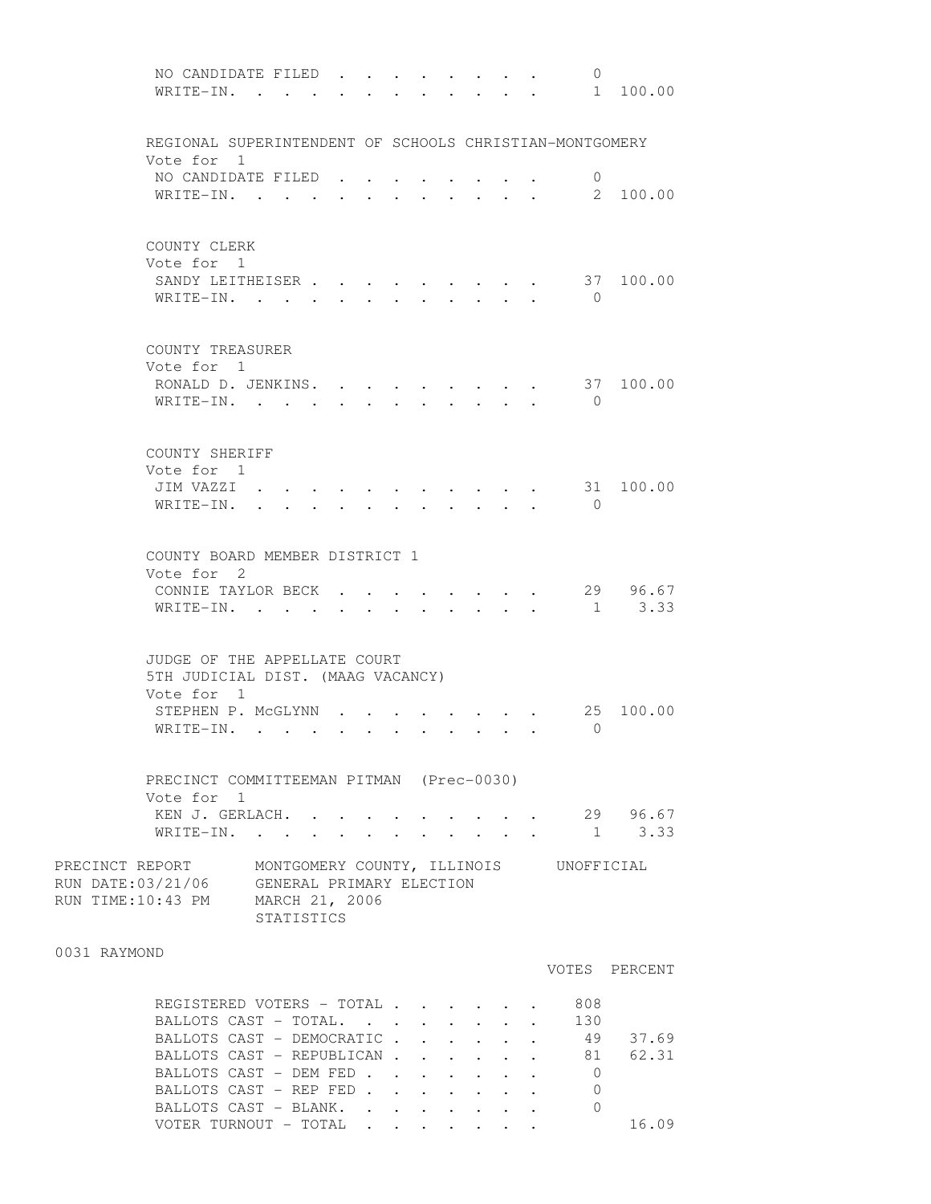| | | |
|---|---|---|
| NO CANDIDATE FILED | 0 | |
| WRITE-IN. | 1 | 100.00 |

REGIONAL SUPERINTENDENT OF SCHOOLS CHRISTIAN-MONTGOMERY
Vote for 1

| | | |
|---|---|---|
| NO CANDIDATE FILED | 0 | |
| WRITE-IN. | 2 | 100.00 |

COUNTY CLERK
Vote for 1

| | | |
|---|---|---|
| SANDY LEITHEISER | 37 | 100.00 |
| WRITE-IN. | 0 | |

COUNTY TREASURER
Vote for 1

| | | |
|---|---|---|
| RONALD D. JENKINS. | 37 | 100.00 |
| WRITE-IN. | 0 | |

COUNTY SHERIFF
Vote for 1

| | | |
|---|---|---|
| JIM VAZZI | 31 | 100.00 |
| WRITE-IN. | 0 | |

COUNTY BOARD MEMBER DISTRICT 1
Vote for 2

| | | |
|---|---|---|
| CONNIE TAYLOR BECK | 29 | 96.67 |
| WRITE-IN. | 1 | 3.33 |

JUDGE OF THE APPELLATE COURT
5TH JUDICIAL DIST. (MAAG VACANCY)
Vote for 1

| | | |
|---|---|---|
| STEPHEN P. McGLYNN | 25 | 100.00 |
| WRITE-IN. | 0 | |

PRECINCT COMMITTEEMAN PITMAN (Prec-0030)
Vote for 1

| | | |
|---|---|---|
| KEN J. GERLACH. | 29 | 96.67 |
| WRITE-IN. | 1 | 3.33 |

PRECINCT REPORT MONTGOMERY COUNTY, ILLINOIS UNOFFICIAL
RUN DATE:03/21/06 GENERAL PRIMARY ELECTION
RUN TIME:10:43 PM MARCH 21, 2006
STATISTICS

0031 RAYMOND

| | VOTES | PERCENT |
|---|---|---|
| REGISTERED VOTERS - TOTAL | 808 | |
| BALLOTS CAST - TOTAL. | 130 | |
| BALLOTS CAST - DEMOCRATIC | 49 | 37.69 |
| BALLOTS CAST - REPUBLICAN | 81 | 62.31 |
| BALLOTS CAST - DEM FED | 0 | |
| BALLOTS CAST - REP FED | 0 | |
| BALLOTS CAST - BLANK. | 0 | |
| VOTER TURNOUT - TOTAL | | 16.09 |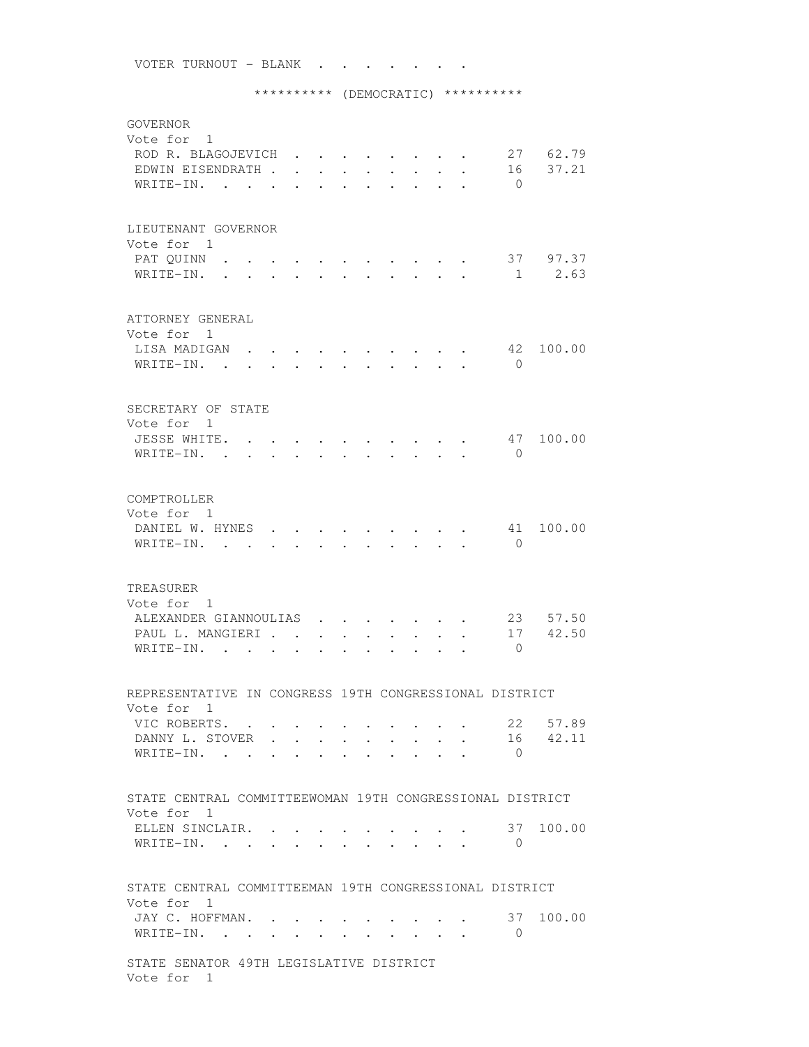VOTER TURNOUT - BLANK . . . . . . . .

********** (DEMOCRATIC) **********

GOVERNOR
Vote for 1

| | | |
|---|---|---|
| ROD R. BLAGOJEVICH | 27 | 62.79 |
| EDWIN EISENDRATH | 16 | 37.21 |
| WRITE-IN. | 0 | |

LIEUTENANT GOVERNOR
Vote for 1

| | | |
|---|---|---|
| PAT QUINN | 37 | 97.37 |
| WRITE-IN. | 1 | 2.63 |

ATTORNEY GENERAL
Vote for 1

| | | |
|---|---|---|
| LISA MADIGAN | 42 | 100.00 |
| WRITE-IN. | 0 | |

SECRETARY OF STATE
Vote for 1

| | | |
|---|---|---|
| JESSE WHITE. | 47 | 100.00 |
| WRITE-IN. | 0 | |

COMPTROLLER
Vote for 1

| | | |
|---|---|---|
| DANIEL W. HYNES | 41 | 100.00 |
| WRITE-IN. | 0 | |

TREASURER
Vote for 1

| | | |
|---|---|---|
| ALEXANDER GIANNOULIAS | 23 | 57.50 |
| PAUL L. MANGIERI | 17 | 42.50 |
| WRITE-IN. | 0 | |

REPRESENTATIVE IN CONGRESS 19TH CONGRESSIONAL DISTRICT
Vote for 1

| | | |
|---|---|---|
| VIC ROBERTS. | 22 | 57.89 |
| DANNY L. STOVER | 16 | 42.11 |
| WRITE-IN. | 0 | |

STATE CENTRAL COMMITTEEWOMAN 19TH CONGRESSIONAL DISTRICT
Vote for 1

| | | |
|---|---|---|
| ELLEN SINCLAIR. | 37 | 100.00 |
| WRITE-IN. | 0 | |

STATE CENTRAL COMMITTEEMAN 19TH CONGRESSIONAL DISTRICT
Vote for 1

| | | |
|---|---|---|
| JAY C. HOFFMAN. | 37 | 100.00 |
| WRITE-IN. | 0 | |

STATE SENATOR 49TH LEGISLATIVE DISTRICT
Vote for 1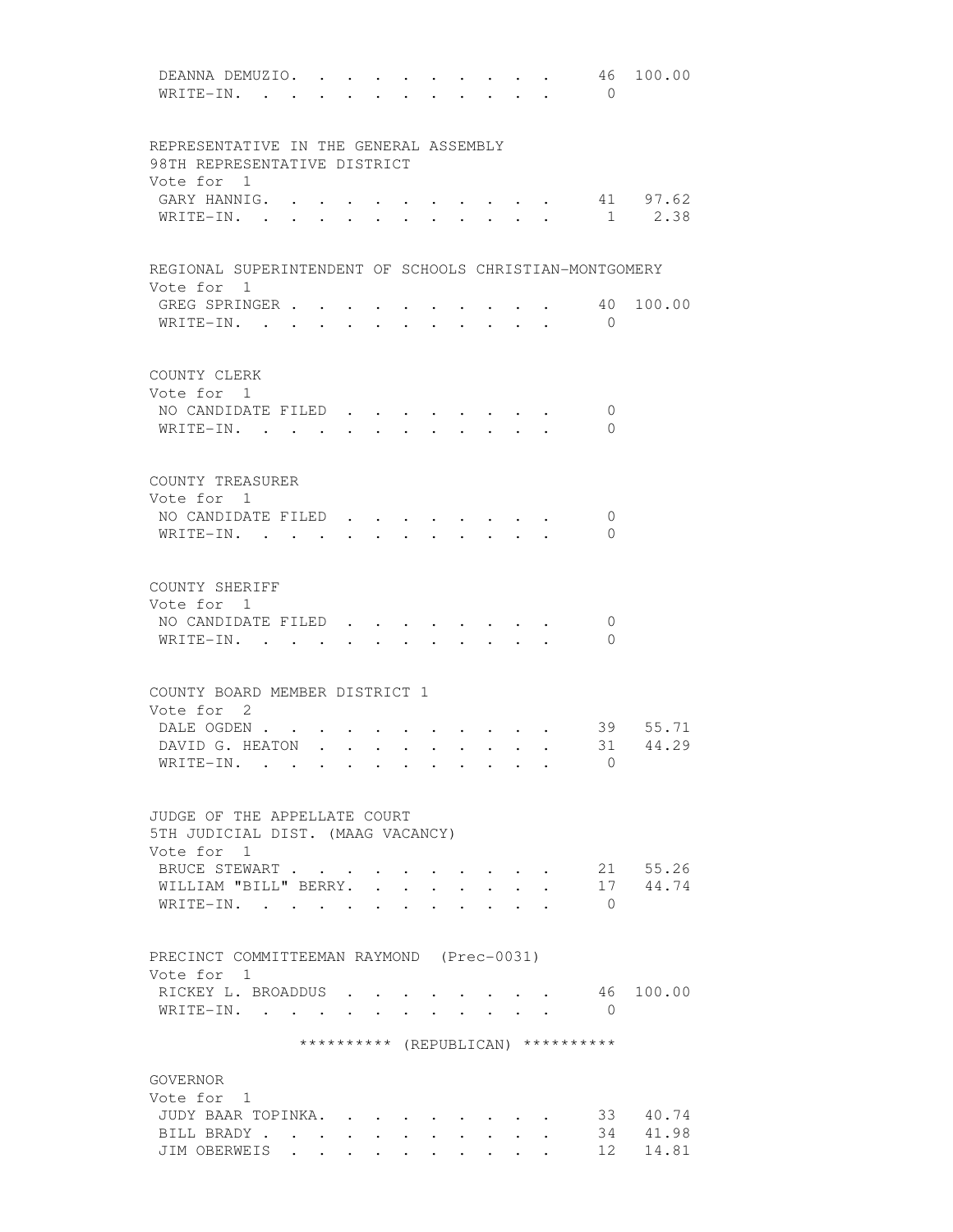| | | |
|---|---|---|
| DEANNA DEMUZIO | 46 | 100.00 |
| WRITE-IN | 0 | |

REPRESENTATIVE IN THE GENERAL ASSEMBLY
98TH REPRESENTATIVE DISTRICT
Vote for 1

| | | |
|---|---|---|
| GARY HANNIG | 41 | 97.62 |
| WRITE-IN | 1 | 2.38 |

REGIONAL SUPERINTENDENT OF SCHOOLS CHRISTIAN-MONTGOMERY
Vote for 1

| | | |
|---|---|---|
| GREG SPRINGER | 40 | 100.00 |
| WRITE-IN | 0 | |

COUNTY CLERK
Vote for 1

| | |
|---|---|
| NO CANDIDATE FILED | 0 |
| WRITE-IN | 0 |

COUNTY TREASURER
Vote for 1

| | |
|---|---|
| NO CANDIDATE FILED | 0 |
| WRITE-IN | 0 |

COUNTY SHERIFF
Vote for 1

| | |
|---|---|
| NO CANDIDATE FILED | 0 |
| WRITE-IN | 0 |

COUNTY BOARD MEMBER DISTRICT 1
Vote for 2

| | | |
|---|---|---|
| DALE OGDEN | 39 | 55.71 |
| DAVID G. HEATON | 31 | 44.29 |
| WRITE-IN | 0 | |

JUDGE OF THE APPELLATE COURT
5TH JUDICIAL DIST. (MAAG VACANCY)
Vote for 1

| | | |
|---|---|---|
| BRUCE STEWART | 21 | 55.26 |
| WILLIAM "BILL" BERRY | 17 | 44.74 |
| WRITE-IN | 0 | |

PRECINCT COMMITTEEMAN RAYMOND (Prec-0031)
Vote for 1

| | | |
|---|---|---|
| RICKEY L. BROADDUS | 46 | 100.00 |
| WRITE-IN | 0 | |

********** (REPUBLICAN) **********

GOVERNOR
Vote for 1

| | | |
|---|---|---|
| JUDY BAAR TOPINKA | 33 | 40.74 |
| BILL BRADY | 34 | 41.98 |
| JIM OBERWEIS | 12 | 14.81 |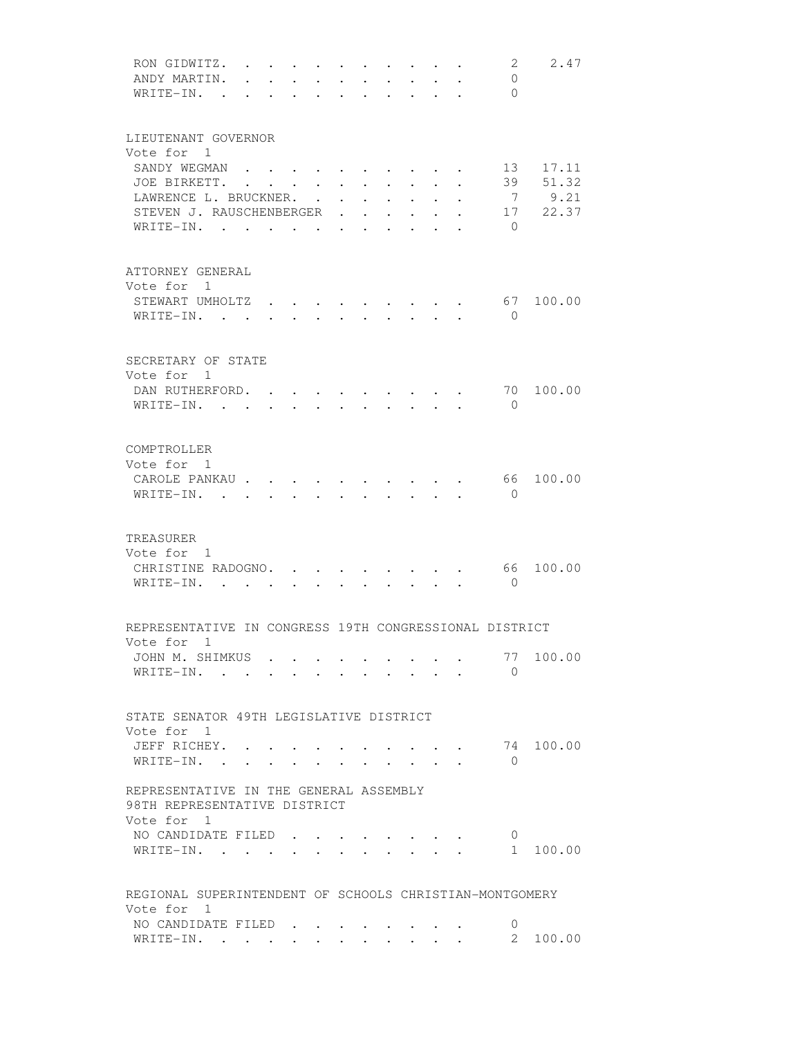| | | |
|---|---|---|
| RON GIDWITZ | 2 | 2.47 |
| ANDY MARTIN | 0 | |
| WRITE-IN | 0 | |

LIEUTENANT GOVERNOR
Vote for 1

| | | |
|---|---|---|
| SANDY WEGMAN | 13 | 17.11 |
| JOE BIRKETT | 39 | 51.32 |
| LAWRENCE L. BRUCKNER | 7 | 9.21 |
| STEVEN J. RAUSCHENBERGER | 17 | 22.37 |
| WRITE-IN | 0 | |

ATTORNEY GENERAL
Vote for 1

| | | |
|---|---|---|
| STEWART UMHOLTZ | 67 | 100.00 |
| WRITE-IN | 0 | |

SECRETARY OF STATE
Vote for 1

| | | |
|---|---|---|
| DAN RUTHERFORD | 70 | 100.00 |
| WRITE-IN | 0 | |

COMPTROLLER
Vote for 1

| | | |
|---|---|---|
| CAROLE PANKAU | 66 | 100.00 |
| WRITE-IN | 0 | |

TREASURER
Vote for 1

| | | |
|---|---|---|
| CHRISTINE RADOGNO | 66 | 100.00 |
| WRITE-IN | 0 | |

REPRESENTATIVE IN CONGRESS 19TH CONGRESSIONAL DISTRICT
Vote for 1

| | | |
|---|---|---|
| JOHN M. SHIMKUS | 77 | 100.00 |
| WRITE-IN | 0 | |

STATE SENATOR 49TH LEGISLATIVE DISTRICT
Vote for 1

| | | |
|---|---|---|
| JEFF RICHEY | 74 | 100.00 |
| WRITE-IN | 0 | |

REPRESENTATIVE IN THE GENERAL ASSEMBLY
98TH REPRESENTATIVE DISTRICT
Vote for 1

| | | |
|---|---|---|
| NO CANDIDATE FILED | 0 | |
| WRITE-IN | 1 | 100.00 |

REGIONAL SUPERINTENDENT OF SCHOOLS CHRISTIAN-MONTGOMERY
Vote for 1

| | | |
|---|---|---|
| NO CANDIDATE FILED | 0 | |
| WRITE-IN | 2 | 100.00 |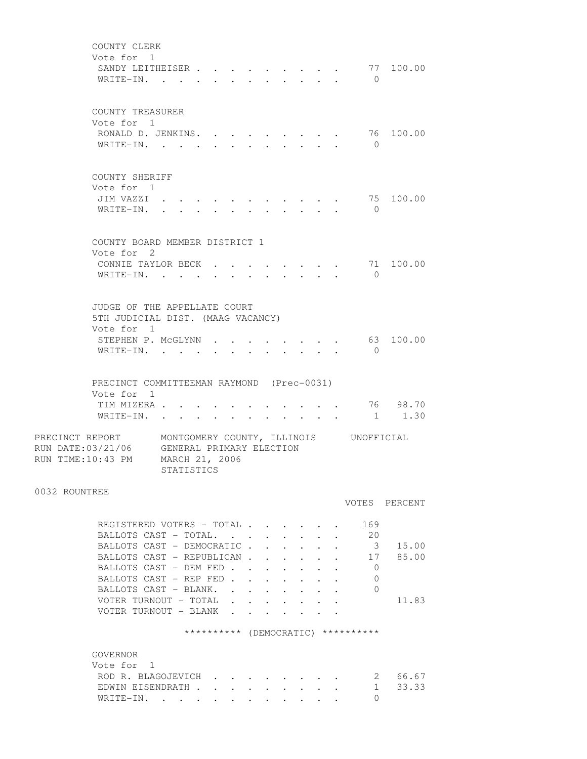COUNTY CLERK
Vote for 1

| Candidate | Votes | Percent |
|---|---|---|
| SANDY LEITHEISER | 77 | 100.00 |
| WRITE-IN. | 0 | |

COUNTY TREASURER
Vote for 1

| Candidate | Votes | Percent |
|---|---|---|
| RONALD D. JENKINS. | 76 | 100.00 |
| WRITE-IN. | 0 | |

COUNTY SHERIFF
Vote for 1

| Candidate | Votes | Percent |
|---|---|---|
| JIM VAZZI | 75 | 100.00 |
| WRITE-IN. | 0 | |

COUNTY BOARD MEMBER DISTRICT 1
Vote for 2

| Candidate | Votes | Percent |
|---|---|---|
| CONNIE TAYLOR BECK | 71 | 100.00 |
| WRITE-IN. | 0 | |

JUDGE OF THE APPELLATE COURT
5TH JUDICIAL DIST. (MAAG VACANCY)
Vote for 1

| Candidate | Votes | Percent |
|---|---|---|
| STEPHEN P. McGLYNN | 63 | 100.00 |
| WRITE-IN. | 0 | |

PRECINCT COMMITTEEMAN RAYMOND (Prec-0031)
Vote for 1

| Candidate | Votes | Percent |
|---|---|---|
| TIM MIZERA | 76 | 98.70 |
| WRITE-IN. | 1 | 1.30 |

PRECINCT REPORT MONTGOMERY COUNTY, ILLINOIS UNOFFICIAL
RUN DATE:03/21/06 GENERAL PRIMARY ELECTION
RUN TIME:10:43 PM MARCH 21, 2006
STATISTICS

0032 ROUNTREE

| | VOTES | PERCENT |
|---|---|---|
| REGISTERED VOTERS - TOTAL | 169 | |
| BALLOTS CAST - TOTAL. | 20 | |
| BALLOTS CAST - DEMOCRATIC | 3 | 15.00 |
| BALLOTS CAST - REPUBLICAN | 17 | 85.00 |
| BALLOTS CAST - DEM FED | 0 | |
| BALLOTS CAST - REP FED | 0 | |
| BALLOTS CAST - BLANK. | 0 | |
| VOTER TURNOUT - TOTAL | | 11.83 |
| VOTER TURNOUT - BLANK | | |

********** (DEMOCRATIC) **********

GOVERNOR
Vote for 1

| Candidate | Votes | Percent |
|---|---|---|
| ROD R. BLAGOJEVICH | 2 | 66.67 |
| EDWIN EISENDRATH | 1 | 33.33 |
| WRITE-IN. | 0 | |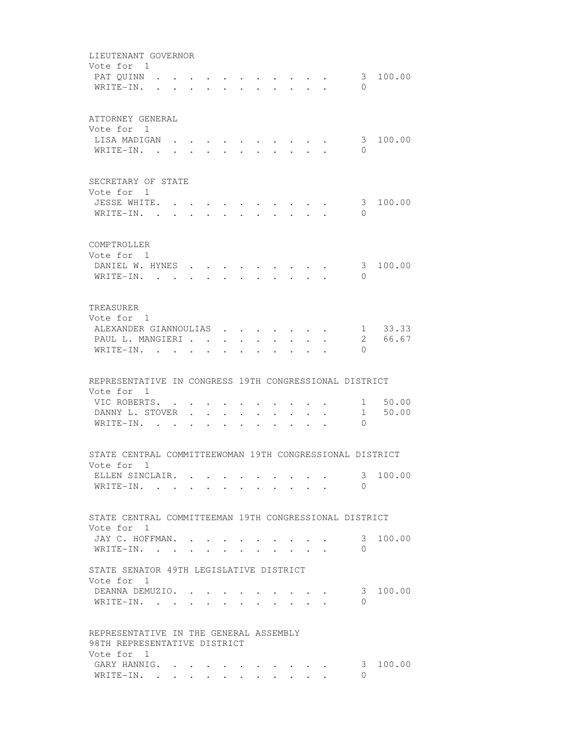LIEUTENANT GOVERNOR
Vote for 1

| Candidate | Votes | Percent |
|---|---|---|
| PAT QUINN | 3 | 100.00 |
| WRITE-IN. | 0 | |

ATTORNEY GENERAL
Vote for 1

| Candidate | Votes | Percent |
|---|---|---|
| LISA MADIGAN | 3 | 100.00 |
| WRITE-IN. | 0 | |

SECRETARY OF STATE
Vote for 1

| Candidate | Votes | Percent |
|---|---|---|
| JESSE WHITE. | 3 | 100.00 |
| WRITE-IN. | 0 | |

COMPTROLLER
Vote for 1

| Candidate | Votes | Percent |
|---|---|---|
| DANIEL W. HYNES | 3 | 100.00 |
| WRITE-IN. | 0 | |

TREASURER
Vote for 1

| Candidate | Votes | Percent |
|---|---|---|
| ALEXANDER GIANNOULIAS | 1 | 33.33 |
| PAUL L. MANGIERI | 2 | 66.67 |
| WRITE-IN. | 0 | |

REPRESENTATIVE IN CONGRESS 19TH CONGRESSIONAL DISTRICT
Vote for 1

| Candidate | Votes | Percent |
|---|---|---|
| VIC ROBERTS. | 1 | 50.00 |
| DANNY L. STOVER | 1 | 50.00 |
| WRITE-IN. | 0 | |

STATE CENTRAL COMMITTEEWOMAN 19TH CONGRESSIONAL DISTRICT
Vote for 1

| Candidate | Votes | Percent |
|---|---|---|
| ELLEN SINCLAIR. | 3 | 100.00 |
| WRITE-IN. | 0 | |

STATE CENTRAL COMMITTEEMAN 19TH CONGRESSIONAL DISTRICT
Vote for 1

| Candidate | Votes | Percent |
|---|---|---|
| JAY C. HOFFMAN. | 3 | 100.00 |
| WRITE-IN. | 0 | |

STATE SENATOR 49TH LEGISLATIVE DISTRICT
Vote for 1

| Candidate | Votes | Percent |
|---|---|---|
| DEANNA DEMUZIO. | 3 | 100.00 |
| WRITE-IN. | 0 | |

REPRESENTATIVE IN THE GENERAL ASSEMBLY
98TH REPRESENTATIVE DISTRICT
Vote for 1

| Candidate | Votes | Percent |
|---|---|---|
| GARY HANNIG. | 3 | 100.00 |
| WRITE-IN. | 0 | |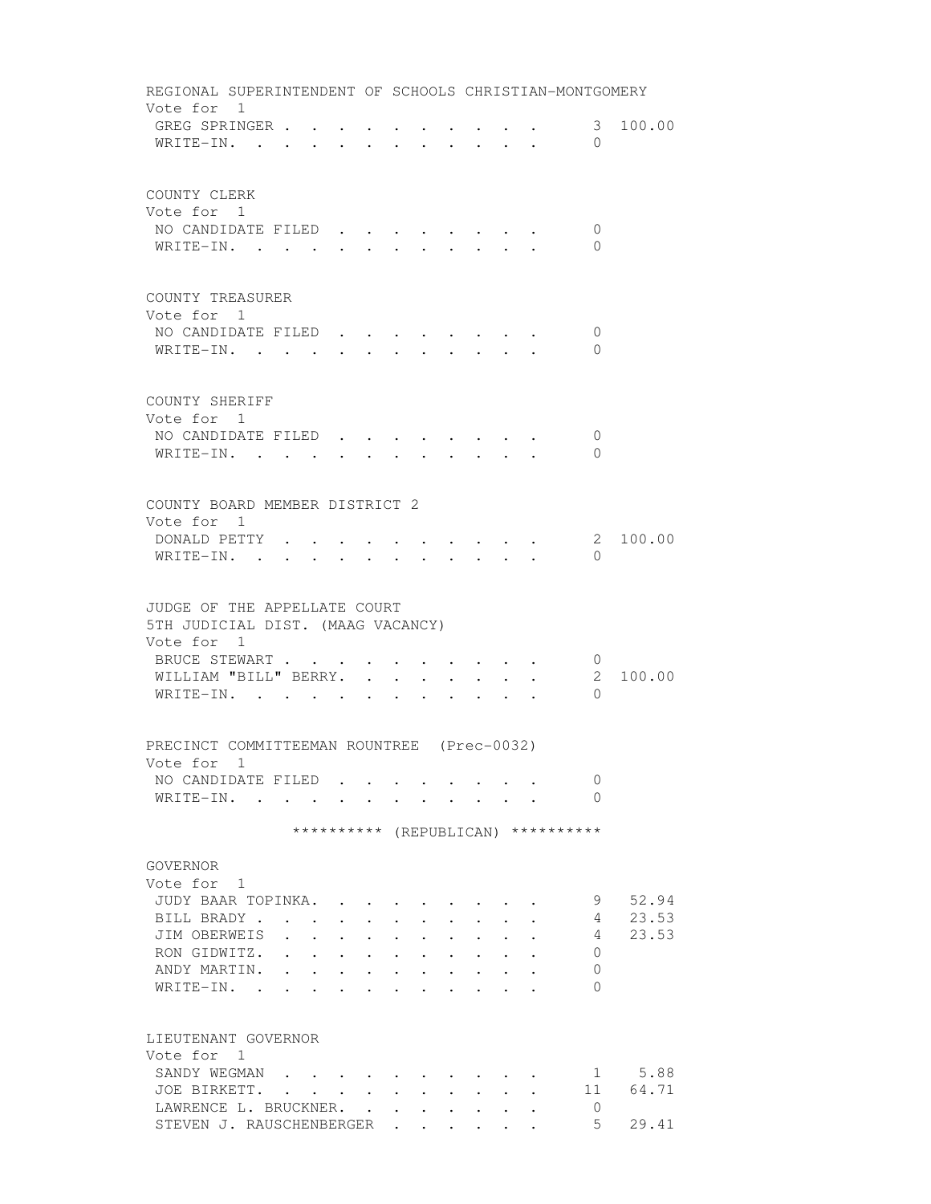REGIONAL SUPERINTENDENT OF SCHOOLS CHRISTIAN-MONTGOMERY
Vote for 1

| Candidate | Votes | Percent |
|---|---|---|
| GREG SPRINGER | 3 | 100.00 |
| WRITE-IN. | 0 | |

COUNTY CLERK
Vote for 1

| Candidate | Votes | Percent |
|---|---|---|
| NO CANDIDATE FILED | 0 | |
| WRITE-IN. | 0 | |

COUNTY TREASURER
Vote for 1

| Candidate | Votes | Percent |
|---|---|---|
| NO CANDIDATE FILED | 0 | |
| WRITE-IN. | 0 | |

COUNTY SHERIFF
Vote for 1

| Candidate | Votes | Percent |
|---|---|---|
| NO CANDIDATE FILED | 0 | |
| WRITE-IN. | 0 | |

COUNTY BOARD MEMBER DISTRICT 2
Vote for 1

| Candidate | Votes | Percent |
|---|---|---|
| DONALD PETTY | 2 | 100.00 |
| WRITE-IN. | 0 | |

JUDGE OF THE APPELLATE COURT
5TH JUDICIAL DIST. (MAAG VACANCY)
Vote for 1

| Candidate | Votes | Percent |
|---|---|---|
| BRUCE STEWART | 0 | |
| WILLIAM "BILL" BERRY. | 2 | 100.00 |
| WRITE-IN. | 0 | |

PRECINCT COMMITTEEMAN ROUNTREE (Prec-0032)
Vote for 1

| Candidate | Votes | Percent |
|---|---|---|
| NO CANDIDATE FILED | 0 | |
| WRITE-IN. | 0 | |

********** (REPUBLICAN) **********

GOVERNOR
Vote for 1

| Candidate | Votes | Percent |
|---|---|---|
| JUDY BAAR TOPINKA. | 9 | 52.94 |
| BILL BRADY | 4 | 23.53 |
| JIM OBERWEIS | 4 | 23.53 |
| RON GIDWITZ. | 0 | |
| ANDY MARTIN. | 0 | |
| WRITE-IN. | 0 | |

LIEUTENANT GOVERNOR
Vote for 1

| Candidate | Votes | Percent |
|---|---|---|
| SANDY WEGMAN | 1 | 5.88 |
| JOE BIRKETT. | 11 | 64.71 |
| LAWRENCE L. BRUCKNER. | 0 | |
| STEVEN J. RAUSCHENBERGER | 5 | 29.41 |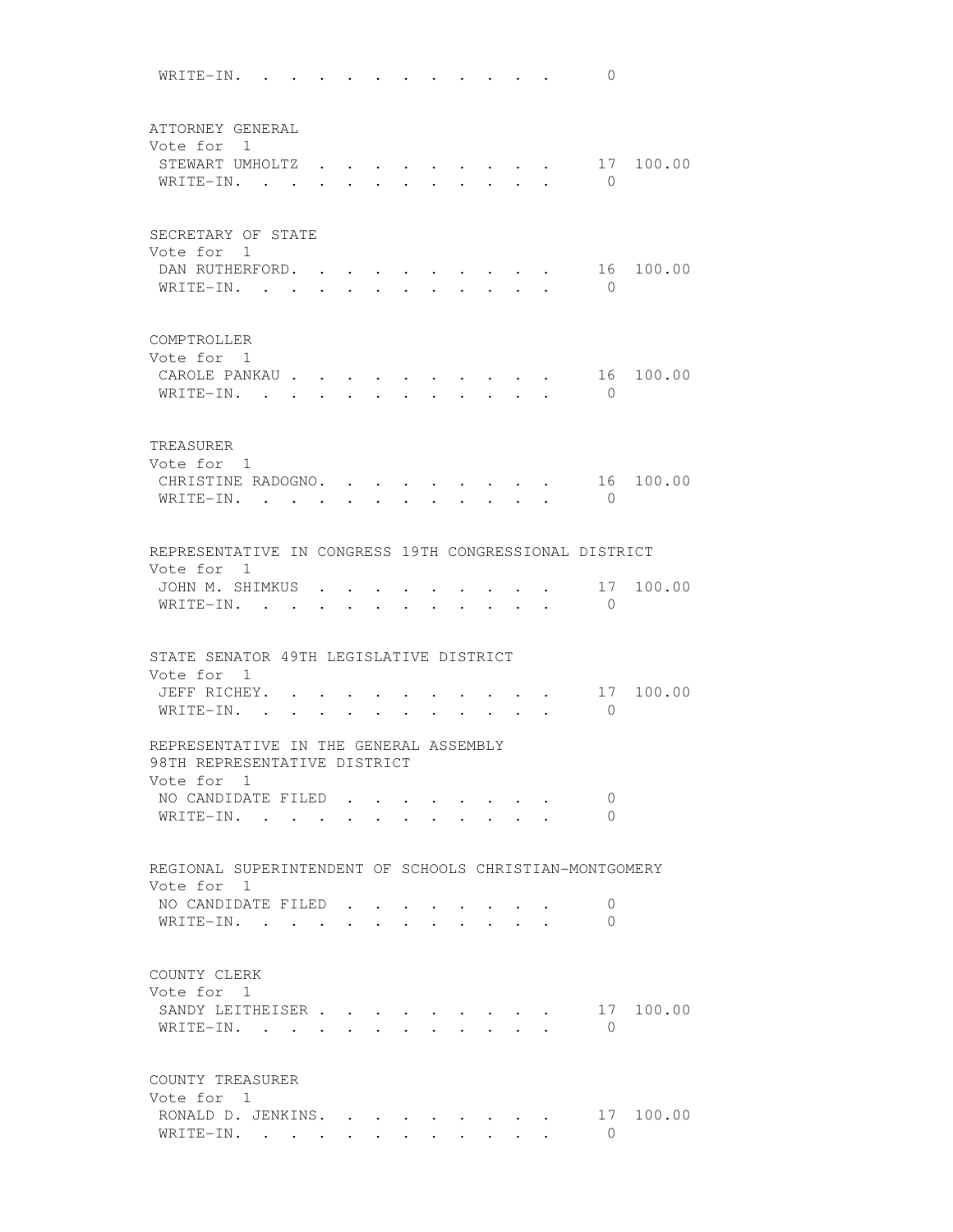WRITE-IN. . . . . . . . . . . . . 0

ATTORNEY GENERAL
Vote for 1

| | | |
|---|---|---|
| STEWART UMHOLTZ . . . . . . . . . . | 17 | 100.00 |
| WRITE-IN. . . . . . . . . . . . . | 0 | |

SECRETARY OF STATE
Vote for 1

| | | |
|---|---|---|
| DAN RUTHERFORD. . . . . . . . . . . | 16 | 100.00 |
| WRITE-IN. . . . . . . . . . . . . | 0 | |

COMPTROLLER
Vote for 1

| | | |
|---|---|---|
| CAROLE PANKAU . . . . . . . . . . . | 16 | 100.00 |
| WRITE-IN. . . . . . . . . . . . . | 0 | |

TREASURER
Vote for 1

| | | |
|---|---|---|
| CHRISTINE RADOGNO. . . . . . . . . . | 16 | 100.00 |
| WRITE-IN. . . . . . . . . . . . . | 0 | |

REPRESENTATIVE IN CONGRESS 19TH CONGRESSIONAL DISTRICT
Vote for 1

| | | |
|---|---|---|
| JOHN M. SHIMKUS . . . . . . . . . . | 17 | 100.00 |
| WRITE-IN. . . . . . . . . . . . . | 0 | |

STATE SENATOR 49TH LEGISLATIVE DISTRICT
Vote for 1

| | | |
|---|---|---|
| JEFF RICHEY. . . . . . . . . . . . | 17 | 100.00 |
| WRITE-IN. . . . . . . . . . . . . | 0 | |

REPRESENTATIVE IN THE GENERAL ASSEMBLY
98TH REPRESENTATIVE DISTRICT
Vote for 1

| | | |
|---|---|---|
| NO CANDIDATE FILED . . . . . . . . . | 0 | |
| WRITE-IN. . . . . . . . . . . . . | 0 | |

REGIONAL SUPERINTENDENT OF SCHOOLS CHRISTIAN-MONTGOMERY
Vote for 1

| | | |
|---|---|---|
| NO CANDIDATE FILED . . . . . . . . . | 0 | |
| WRITE-IN. . . . . . . . . . . . . | 0 | |

COUNTY CLERK
Vote for 1

| | | |
|---|---|---|
| SANDY LEITHEISER . . . . . . . . . . | 17 | 100.00 |
| WRITE-IN. . . . . . . . . . . . . | 0 | |

COUNTY TREASURER
Vote for 1

| | | |
|---|---|---|
| RONALD D. JENKINS. . . . . . . . . . | 17 | 100.00 |
| WRITE-IN. . . . . . . . . . . . . | 0 | |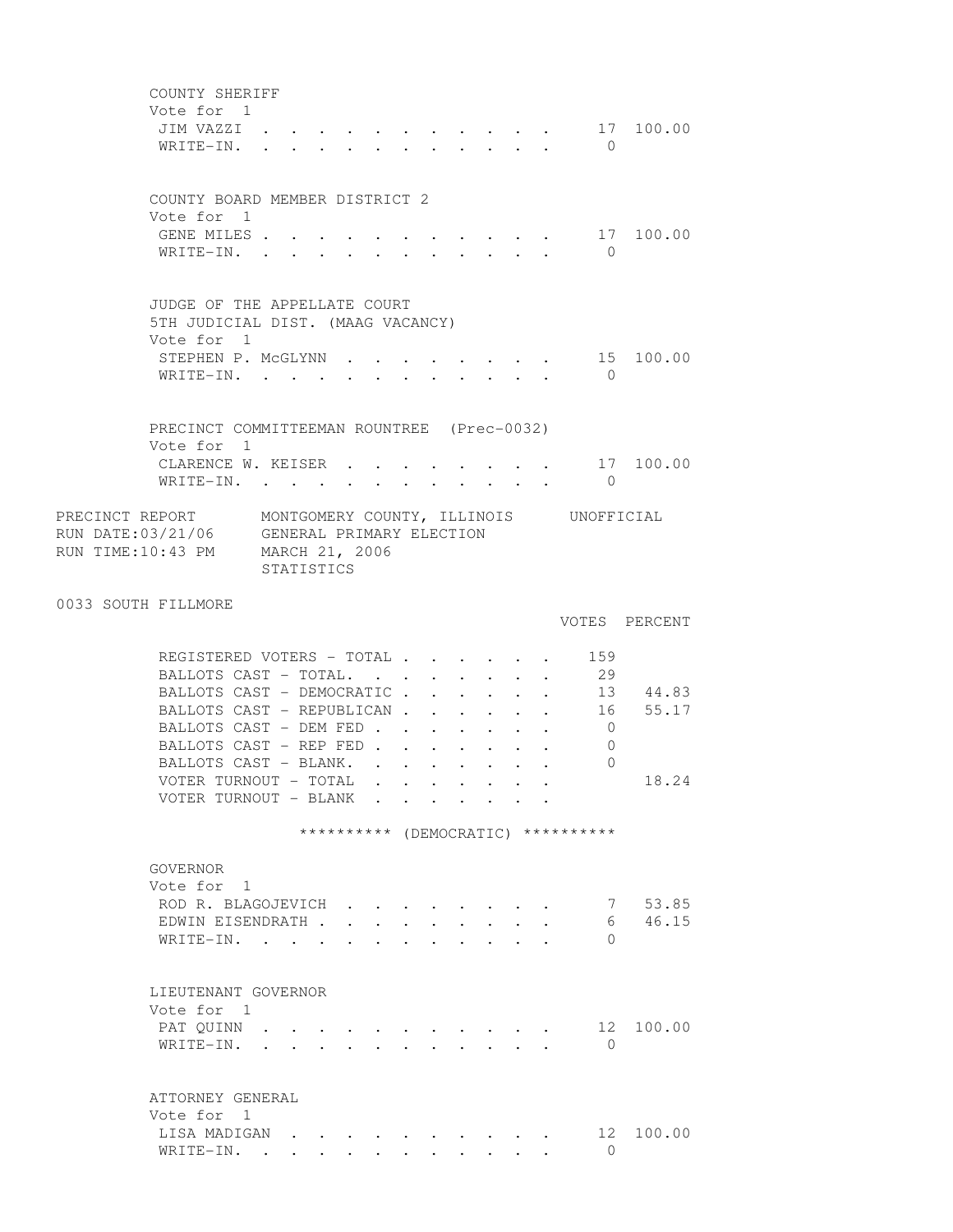COUNTY SHERIFF
Vote for 1

| | | |
|---|---|---|
| JIM VAZZI | 17 | 100.00 |
| WRITE-IN. | 0 | |

COUNTY BOARD MEMBER DISTRICT 2
Vote for 1

| | | |
|---|---|---|
| GENE MILES | 17 | 100.00 |
| WRITE-IN. | 0 | |

JUDGE OF THE APPELLATE COURT
5TH JUDICIAL DIST. (MAAG VACANCY)
Vote for 1

| | | |
|---|---|---|
| STEPHEN P. McGLYNN | 15 | 100.00 |
| WRITE-IN. | 0 | |

PRECINCT COMMITTEEMAN ROUNTREE (Prec-0032)
Vote for 1

| | | |
|---|---|---|
| CLARENCE W. KEISER | 17 | 100.00 |
| WRITE-IN. | 0 | |

PRECINCT REPORT MONTGOMERY COUNTY, ILLINOIS UNOFFICIAL
RUN DATE:03/21/06 GENERAL PRIMARY ELECTION
RUN TIME:10:43 PM MARCH 21, 2006
STATISTICS

0033 SOUTH FILLMORE

| | VOTES | PERCENT |
|---|---|---|
| REGISTERED VOTERS - TOTAL | 159 | |
| BALLOTS CAST - TOTAL. | 29 | |
| BALLOTS CAST - DEMOCRATIC | 13 | 44.83 |
| BALLOTS CAST - REPUBLICAN | 16 | 55.17 |
| BALLOTS CAST - DEM FED | 0 | |
| BALLOTS CAST - REP FED | 0 | |
| BALLOTS CAST - BLANK. | 0 | |
| VOTER TURNOUT - TOTAL | | 18.24 |
| VOTER TURNOUT - BLANK | | |

********** (DEMOCRATIC) **********

GOVERNOR
Vote for 1

| | | |
|---|---|---|
| ROD R. BLAGOJEVICH | 7 | 53.85 |
| EDWIN EISENDRATH | 6 | 46.15 |
| WRITE-IN. | 0 | |

LIEUTENANT GOVERNOR
Vote for 1

| | | |
|---|---|---|
| PAT QUINN | 12 | 100.00 |
| WRITE-IN. | 0 | |

ATTORNEY GENERAL
Vote for 1

| | | |
|---|---|---|
| LISA MADIGAN | 12 | 100.00 |
| WRITE-IN. | 0 | |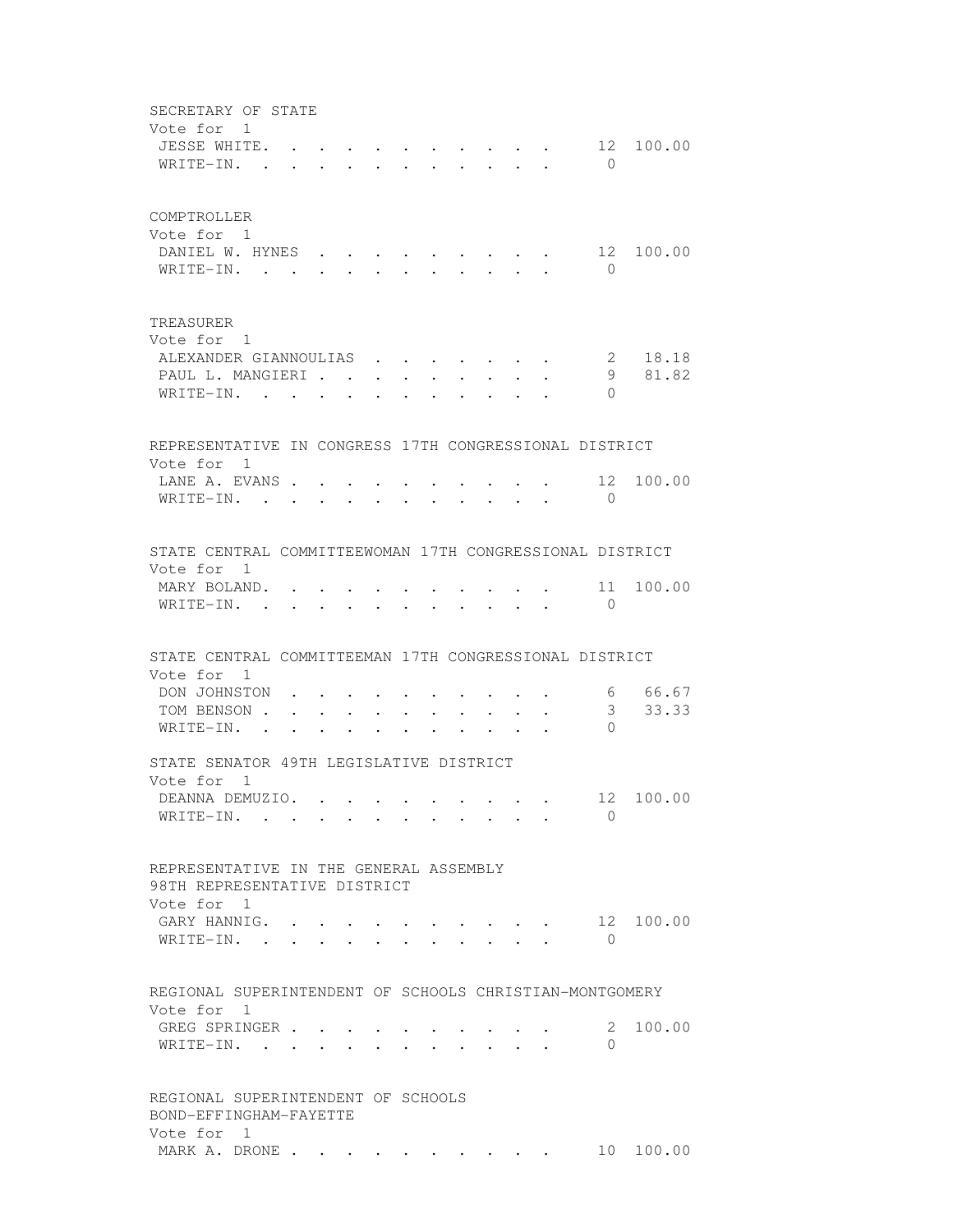SECRETARY OF STATE
Vote for 1

| | | |
|---|---|---|
| JESSE WHITE | 12 | 100.00 |
| WRITE-IN | 0 | |

COMPTROLLER
Vote for 1

| | | |
|---|---|---|
| DANIEL W. HYNES | 12 | 100.00 |
| WRITE-IN | 0 | |

TREASURER
Vote for 1

| | | |
|---|---|---|
| ALEXANDER GIANNOULIAS | 2 | 18.18 |
| PAUL L. MANGIERI | 9 | 81.82 |
| WRITE-IN | 0 | |

REPRESENTATIVE IN CONGRESS 17TH CONGRESSIONAL DISTRICT
Vote for 1

| | | |
|---|---|---|
| LANE A. EVANS | 12 | 100.00 |
| WRITE-IN | 0 | |

STATE CENTRAL COMMITTEEWOMAN 17TH CONGRESSIONAL DISTRICT
Vote for 1

| | | |
|---|---|---|
| MARY BOLAND | 11 | 100.00 |
| WRITE-IN | 0 | |

STATE CENTRAL COMMITTEEMAN 17TH CONGRESSIONAL DISTRICT
Vote for 1

| | | |
|---|---|---|
| DON JOHNSTON | 6 | 66.67 |
| TOM BENSON | 3 | 33.33 |
| WRITE-IN | 0 | |

STATE SENATOR 49TH LEGISLATIVE DISTRICT
Vote for 1

| | | |
|---|---|---|
| DEANNA DEMUZIO | 12 | 100.00 |
| WRITE-IN | 0 | |

REPRESENTATIVE IN THE GENERAL ASSEMBLY
98TH REPRESENTATIVE DISTRICT
Vote for 1

| | | |
|---|---|---|
| GARY HANNIG | 12 | 100.00 |
| WRITE-IN | 0 | |

REGIONAL SUPERINTENDENT OF SCHOOLS CHRISTIAN-MONTGOMERY
Vote for 1

| | | |
|---|---|---|
| GREG SPRINGER | 2 | 100.00 |
| WRITE-IN | 0 | |

REGIONAL SUPERINTENDENT OF SCHOOLS
BOND-EFFINGHAM-FAYETTE
Vote for 1

| | | |
|---|---|---|
| MARK A. DRONE | 10 | 100.00 |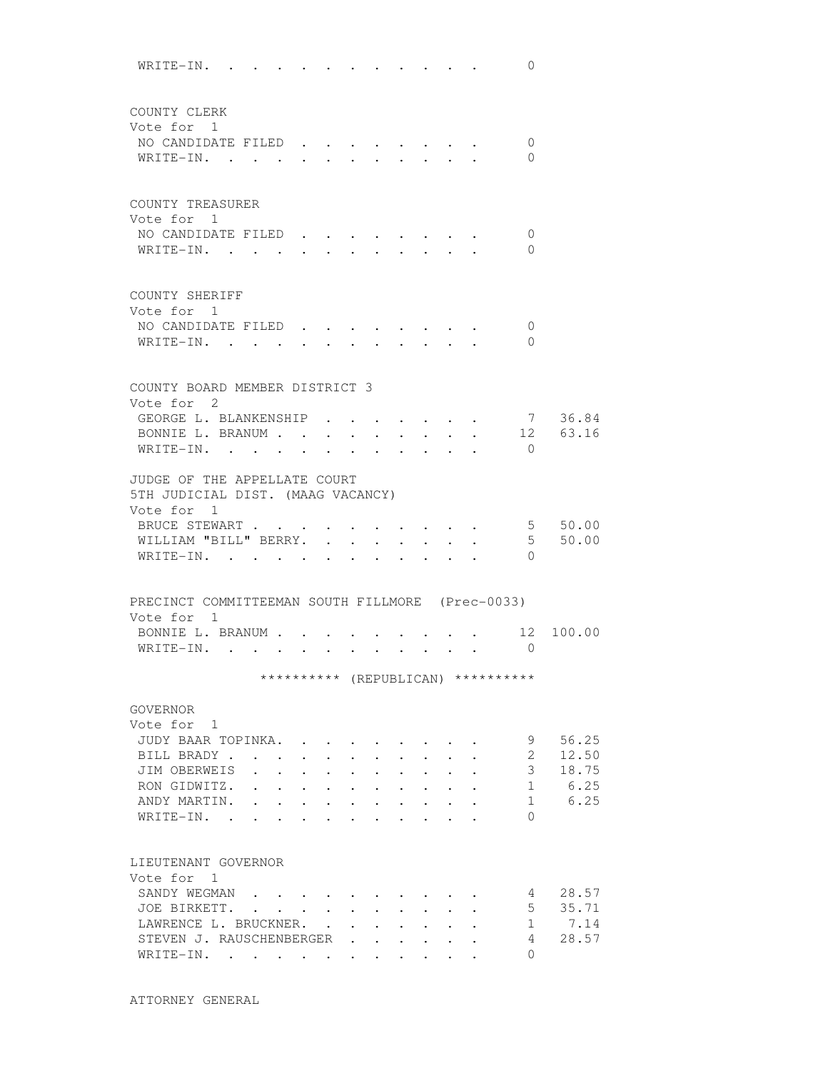WRITE-IN. . . . . . . . . . . . . 0

COUNTY CLERK
Vote for 1

| | Votes | Percent |
|---|---|---|
| NO CANDIDATE FILED | 0 | |
| WRITE-IN. | 0 | |

COUNTY TREASURER
Vote for 1

| | Votes | Percent |
|---|---|---|
| NO CANDIDATE FILED | 0 | |
| WRITE-IN. | 0 | |

COUNTY SHERIFF
Vote for 1

| | Votes | Percent |
|---|---|---|
| NO CANDIDATE FILED | 0 | |
| WRITE-IN. | 0 | |

COUNTY BOARD MEMBER DISTRICT 3
Vote for 2

| | Votes | Percent |
|---|---|---|
| GEORGE L. BLANKENSHIP | 7 | 36.84 |
| BONNIE L. BRANUM | 12 | 63.16 |
| WRITE-IN. | 0 | |

JUDGE OF THE APPELLATE COURT
5TH JUDICIAL DIST. (MAAG VACANCY)
Vote for 1

| | Votes | Percent |
|---|---|---|
| BRUCE STEWART | 5 | 50.00 |
| WILLIAM "BILL" BERRY. | 5 | 50.00 |
| WRITE-IN. | 0 | |

PRECINCT COMMITTEEMAN SOUTH FILLMORE (Prec-0033)
Vote for 1

| | Votes | Percent |
|---|---|---|
| BONNIE L. BRANUM | 12 | 100.00 |
| WRITE-IN. | 0 | |

********** (REPUBLICAN) **********

GOVERNOR
Vote for 1

| | Votes | Percent |
|---|---|---|
| JUDY BAAR TOPINKA. | 9 | 56.25 |
| BILL BRADY | 2 | 12.50 |
| JIM OBERWEIS | 3 | 18.75 |
| RON GIDWITZ. | 1 | 6.25 |
| ANDY MARTIN. | 1 | 6.25 |
| WRITE-IN. | 0 | |

LIEUTENANT GOVERNOR
Vote for 1

| | Votes | Percent |
|---|---|---|
| SANDY WEGMAN | 4 | 28.57 |
| JOE BIRKETT. | 5 | 35.71 |
| LAWRENCE L. BRUCKNER. | 1 | 7.14 |
| STEVEN J. RAUSCHENBERGER | 4 | 28.57 |
| WRITE-IN. | 0 | |

ATTORNEY GENERAL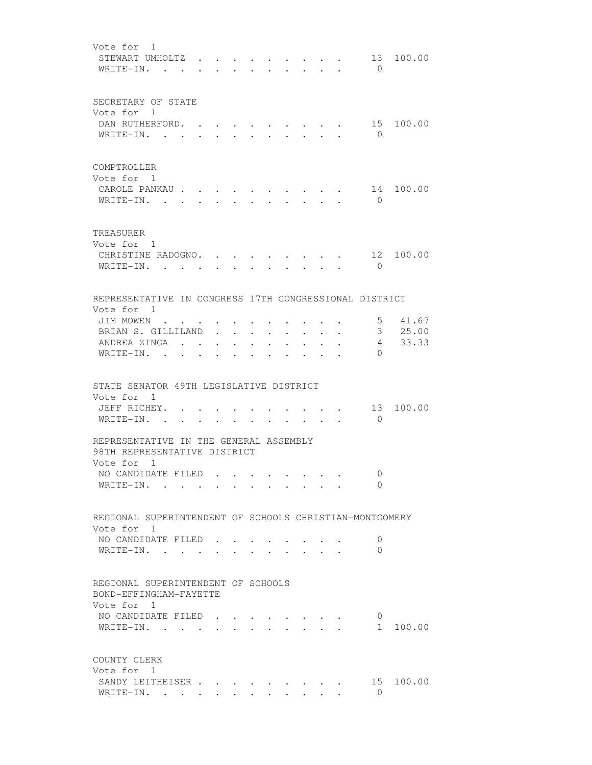Vote for 1

| Candidate | Votes | Percent |
|---|---|---|
| STEWART UMHOLTZ | 13 | 100.00 |
| WRITE-IN. | 0 | |

SECRETARY OF STATE

Vote for 1

| Candidate | Votes | Percent |
|---|---|---|
| DAN RUTHERFORD. | 15 | 100.00 |
| WRITE-IN. | 0 | |

COMPTROLLER

Vote for 1

| Candidate | Votes | Percent |
|---|---|---|
| CAROLE PANKAU | 14 | 100.00 |
| WRITE-IN. | 0 | |

TREASURER

Vote for 1

| Candidate | Votes | Percent |
|---|---|---|
| CHRISTINE RADOGNO. | 12 | 100.00 |
| WRITE-IN. | 0 | |

REPRESENTATIVE IN CONGRESS 17TH CONGRESSIONAL DISTRICT

Vote for 1

| Candidate | Votes | Percent |
|---|---|---|
| JIM MOWEN | 5 | 41.67 |
| BRIAN S. GILLILAND | 3 | 25.00 |
| ANDREA ZINGA | 4 | 33.33 |
| WRITE-IN. | 0 | |

STATE SENATOR 49TH LEGISLATIVE DISTRICT

Vote for 1

| Candidate | Votes | Percent |
|---|---|---|
| JEFF RICHEY. | 13 | 100.00 |
| WRITE-IN. | 0 | |

REPRESENTATIVE IN THE GENERAL ASSEMBLY
98TH REPRESENTATIVE DISTRICT

Vote for 1

| Candidate | Votes | Percent |
|---|---|---|
| NO CANDIDATE FILED | 0 | |
| WRITE-IN. | 0 | |

REGIONAL SUPERINTENDENT OF SCHOOLS CHRISTIAN-MONTGOMERY

Vote for 1

| Candidate | Votes | Percent |
|---|---|---|
| NO CANDIDATE FILED | 0 | |
| WRITE-IN. | 0 | |

REGIONAL SUPERINTENDENT OF SCHOOLS
BOND-EFFINGHAM-FAYETTE

Vote for 1

| Candidate | Votes | Percent |
|---|---|---|
| NO CANDIDATE FILED | 0 | |
| WRITE-IN. | 1 | 100.00 |

COUNTY CLERK

Vote for 1

| Candidate | Votes | Percent |
|---|---|---|
| SANDY LEITHEISER | 15 | 100.00 |
| WRITE-IN. | 0 | |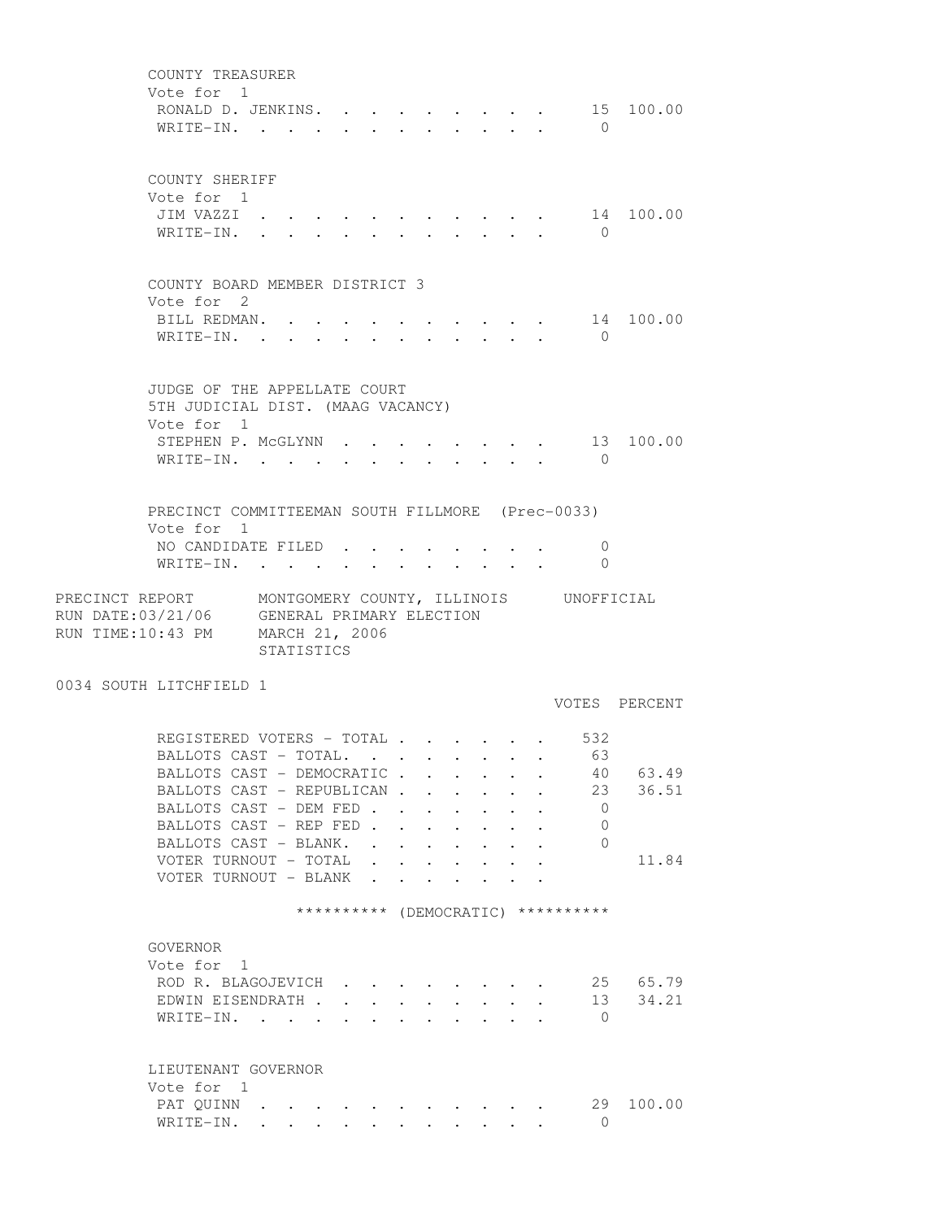COUNTY TREASURER
Vote for 1

| | | |
|---|---|---|
| RONALD D. JENKINS | 15 | 100.00 |
| WRITE-IN | 0 | |

COUNTY SHERIFF
Vote for 1

| | | |
|---|---|---|
| JIM VAZZI | 14 | 100.00 |
| WRITE-IN | 0 | |

COUNTY BOARD MEMBER DISTRICT 3
Vote for 2

| | | |
|---|---|---|
| BILL REDMAN | 14 | 100.00 |
| WRITE-IN | 0 | |

JUDGE OF THE APPELLATE COURT
5TH JUDICIAL DIST. (MAAG VACANCY)
Vote for 1

| | | |
|---|---|---|
| STEPHEN P. McGLYNN | 13 | 100.00 |
| WRITE-IN | 0 | |

PRECINCT COMMITTEEMAN SOUTH FILLMORE (Prec-0033)
Vote for 1

| | | |
|---|---|---|
| NO CANDIDATE FILED | 0 | |
| WRITE-IN | 0 | |

PRECINCT REPORT MONTGOMERY COUNTY, ILLINOIS UNOFFICIAL
RUN DATE:03/21/06 GENERAL PRIMARY ELECTION
RUN TIME:10:43 PM MARCH 21, 2006
STATISTICS

0034 SOUTH LITCHFIELD 1

| | VOTES | PERCENT |
|---|---|---|
| REGISTERED VOTERS - TOTAL | 532 | |
| BALLOTS CAST - TOTAL | 63 | |
| BALLOTS CAST - DEMOCRATIC | 40 | 63.49 |
| BALLOTS CAST - REPUBLICAN | 23 | 36.51 |
| BALLOTS CAST - DEM FED | 0 | |
| BALLOTS CAST - REP FED | 0 | |
| BALLOTS CAST - BLANK | 0 | |
| VOTER TURNOUT - TOTAL | | 11.84 |
| VOTER TURNOUT - BLANK | | |

********** (DEMOCRATIC) **********

GOVERNOR
Vote for 1

| | | |
|---|---|---|
| ROD R. BLAGOJEVICH | 25 | 65.79 |
| EDWIN EISENDRATH | 13 | 34.21 |
| WRITE-IN | 0 | |

LIEUTENANT GOVERNOR
Vote for 1

| | | |
|---|---|---|
| PAT QUINN | 29 | 100.00 |
| WRITE-IN | 0 | |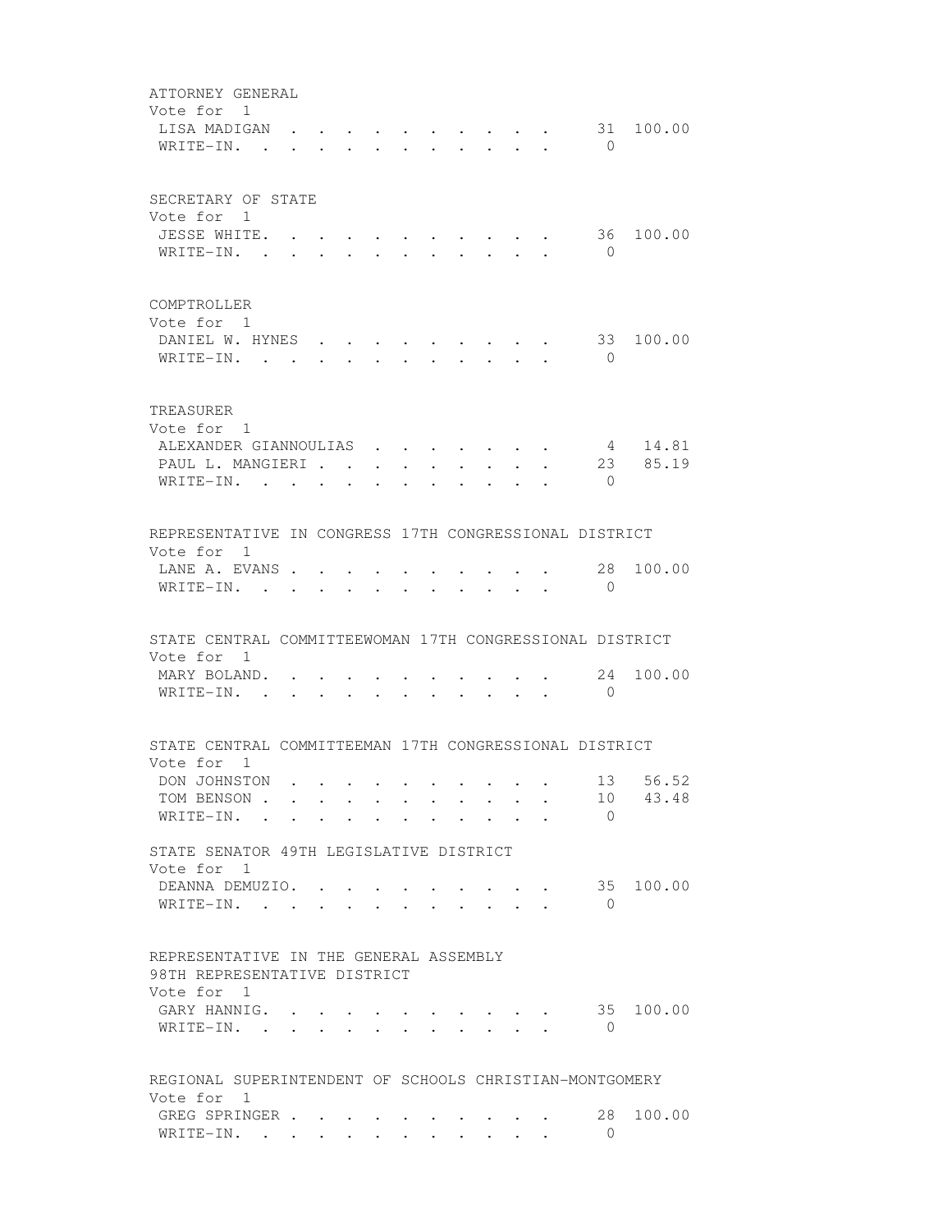ATTORNEY GENERAL
Vote for 1

| | | |
|---|---|---|
| LISA MADIGAN | 31 | 100.00 |
| WRITE-IN. | 0 | |

SECRETARY OF STATE
Vote for 1

| | | |
|---|---|---|
| JESSE WHITE. | 36 | 100.00 |
| WRITE-IN. | 0 | |

COMPTROLLER
Vote for 1

| | | |
|---|---|---|
| DANIEL W. HYNES | 33 | 100.00 |
| WRITE-IN. | 0 | |

TREASURER
Vote for 1

| | | |
|---|---|---|
| ALEXANDER GIANNOULIAS | 4 | 14.81 |
| PAUL L. MANGIERI | 23 | 85.19 |
| WRITE-IN. | 0 | |

REPRESENTATIVE IN CONGRESS 17TH CONGRESSIONAL DISTRICT
Vote for 1

| | | |
|---|---|---|
| LANE A. EVANS | 28 | 100.00 |
| WRITE-IN. | 0 | |

STATE CENTRAL COMMITTEEWOMAN 17TH CONGRESSIONAL DISTRICT
Vote for 1

| | | |
|---|---|---|
| MARY BOLAND. | 24 | 100.00 |
| WRITE-IN. | 0 | |

STATE CENTRAL COMMITTEEMAN 17TH CONGRESSIONAL DISTRICT
Vote for 1

| | | |
|---|---|---|
| DON JOHNSTON | 13 | 56.52 |
| TOM BENSON | 10 | 43.48 |
| WRITE-IN. | 0 | |

STATE SENATOR 49TH LEGISLATIVE DISTRICT
Vote for 1

| | | |
|---|---|---|
| DEANNA DEMUZIO. | 35 | 100.00 |
| WRITE-IN. | 0 | |

REPRESENTATIVE IN THE GENERAL ASSEMBLY
98TH REPRESENTATIVE DISTRICT
Vote for 1

| | | |
|---|---|---|
| GARY HANNIG. | 35 | 100.00 |
| WRITE-IN. | 0 | |

REGIONAL SUPERINTENDENT OF SCHOOLS CHRISTIAN-MONTGOMERY
Vote for 1

| | | |
|---|---|---|
| GREG SPRINGER | 28 | 100.00 |
| WRITE-IN. | 0 | |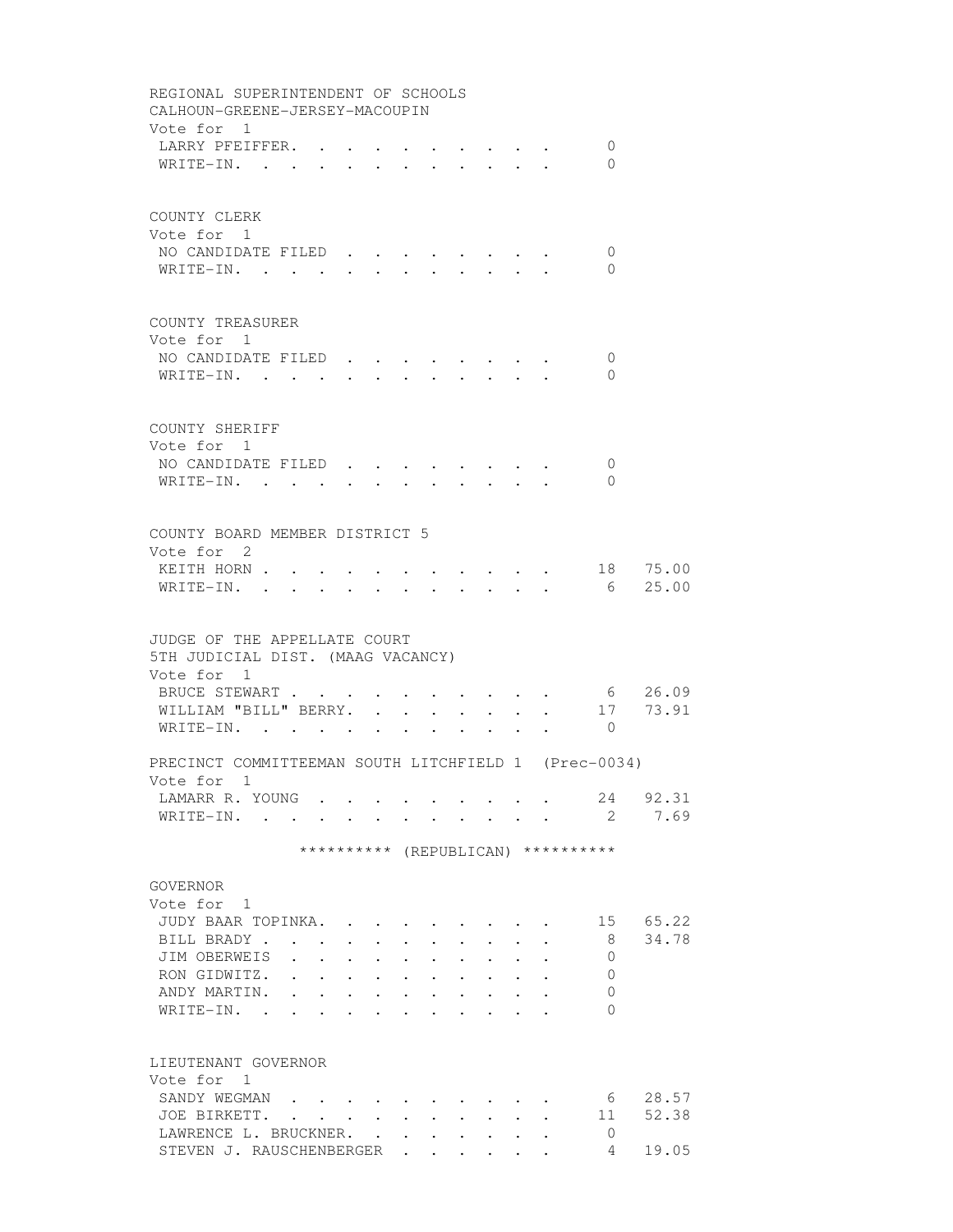REGIONAL SUPERINTENDENT OF SCHOOLS
CALHOUN-GREENE-JERSEY-MACOUPIN
Vote for 1

| Candidate | Votes | Percent |
|---|---|---|
| LARRY PFEIFFER | 0 | |
| WRITE-IN | 0 | |

COUNTY CLERK
Vote for 1

| Candidate | Votes | Percent |
|---|---|---|
| NO CANDIDATE FILED | 0 | |
| WRITE-IN | 0 | |

COUNTY TREASURER
Vote for 1

| Candidate | Votes | Percent |
|---|---|---|
| NO CANDIDATE FILED | 0 | |
| WRITE-IN | 0 | |

COUNTY SHERIFF
Vote for 1

| Candidate | Votes | Percent |
|---|---|---|
| NO CANDIDATE FILED | 0 | |
| WRITE-IN | 0 | |

COUNTY BOARD MEMBER DISTRICT 5
Vote for 2

| Candidate | Votes | Percent |
|---|---|---|
| KEITH HORN | 18 | 75.00 |
| WRITE-IN | 6 | 25.00 |

JUDGE OF THE APPELLATE COURT
5TH JUDICIAL DIST. (MAAG VACANCY)
Vote for 1

| Candidate | Votes | Percent |
|---|---|---|
| BRUCE STEWART | 6 | 26.09 |
| WILLIAM "BILL" BERRY | 17 | 73.91 |
| WRITE-IN | 0 | |

PRECINCT COMMITTEEMAN SOUTH LITCHFIELD 1 (Prec-0034)
Vote for 1

| Candidate | Votes | Percent |
|---|---|---|
| LAMARR R. YOUNG | 24 | 92.31 |
| WRITE-IN | 2 | 7.69 |

********** (REPUBLICAN) **********

GOVERNOR
Vote for 1

| Candidate | Votes | Percent |
|---|---|---|
| JUDY BAAR TOPINKA | 15 | 65.22 |
| BILL BRADY | 8 | 34.78 |
| JIM OBERWEIS | 0 | |
| RON GIDWITZ | 0 | |
| ANDY MARTIN | 0 | |
| WRITE-IN | 0 | |

LIEUTENANT GOVERNOR
Vote for 1

| Candidate | Votes | Percent |
|---|---|---|
| SANDY WEGMAN | 6 | 28.57 |
| JOE BIRKETT | 11 | 52.38 |
| LAWRENCE L. BRUCKNER | 0 | |
| STEVEN J. RAUSCHENBERGER | 4 | 19.05 |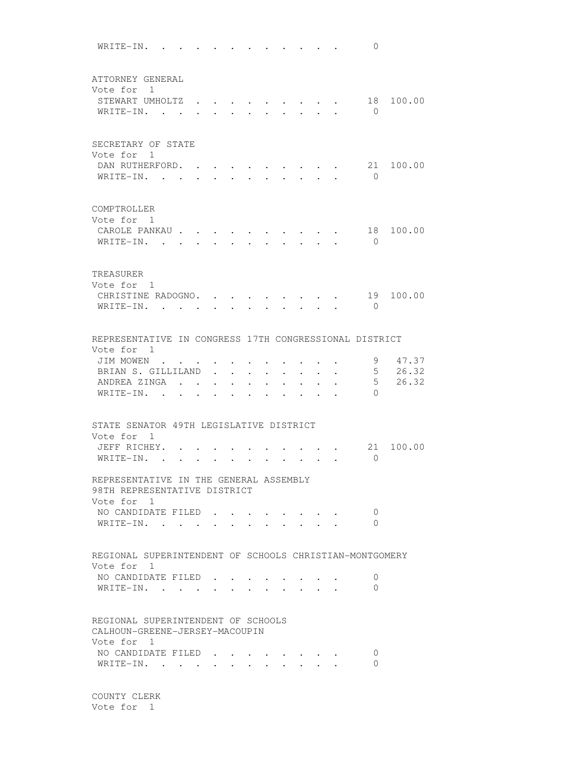WRITE-IN. . . . . . . . . . . . . 0

ATTORNEY GENERAL
Vote for 1

| | | |
|---|---|---|
| STEWART UMHOLTZ . . . . . . . . . . | 18 | 100.00 |
| WRITE-IN. . . . . . . . . . . . . | 0 | |

SECRETARY OF STATE
Vote for 1

| | | |
|---|---|---|
| DAN RUTHERFORD. . . . . . . . . . . | 21 | 100.00 |
| WRITE-IN. . . . . . . . . . . . . | 0 | |

COMPTROLLER
Vote for 1

| | | |
|---|---|---|
| CAROLE PANKAU . . . . . . . . . . . | 18 | 100.00 |
| WRITE-IN. . . . . . . . . . . . . | 0 | |

TREASURER
Vote for 1

| | | |
|---|---|---|
| CHRISTINE RADOGNO. . . . . . . . . . | 19 | 100.00 |
| WRITE-IN. . . . . . . . . . . . . | 0 | |

REPRESENTATIVE IN CONGRESS 17TH CONGRESSIONAL DISTRICT
Vote for 1

| | | |
|---|---|---|
| JIM MOWEN . . . . . . . . . . . . | 9 | 47.37 |
| BRIAN S. GILLILAND . . . . . . . . . | 5 | 26.32 |
| ANDREA ZINGA . . . . . . . . . . . | 5 | 26.32 |
| WRITE-IN. . . . . . . . . . . . . | 0 | |

STATE SENATOR 49TH LEGISLATIVE DISTRICT
Vote for 1

| | | |
|---|---|---|
| JEFF RICHEY. . . . . . . . . . . . | 21 | 100.00 |
| WRITE-IN. . . . . . . . . . . . . | 0 | |

REPRESENTATIVE IN THE GENERAL ASSEMBLY
98TH REPRESENTATIVE DISTRICT
Vote for 1

| | |
|---|---|
| NO CANDIDATE FILED . . . . . . . . . | 0 |
| WRITE-IN. . . . . . . . . . . . . | 0 |

REGIONAL SUPERINTENDENT OF SCHOOLS CHRISTIAN-MONTGOMERY
Vote for 1

| | |
|---|---|
| NO CANDIDATE FILED . . . . . . . . . | 0 |
| WRITE-IN. . . . . . . . . . . . . | 0 |

REGIONAL SUPERINTENDENT OF SCHOOLS
CALHOUN-GREENE-JERSEY-MACOUPIN
Vote for 1

| | |
|---|---|
| NO CANDIDATE FILED . . . . . . . . . | 0 |
| WRITE-IN. . . . . . . . . . . . . | 0 |

COUNTY CLERK
Vote for 1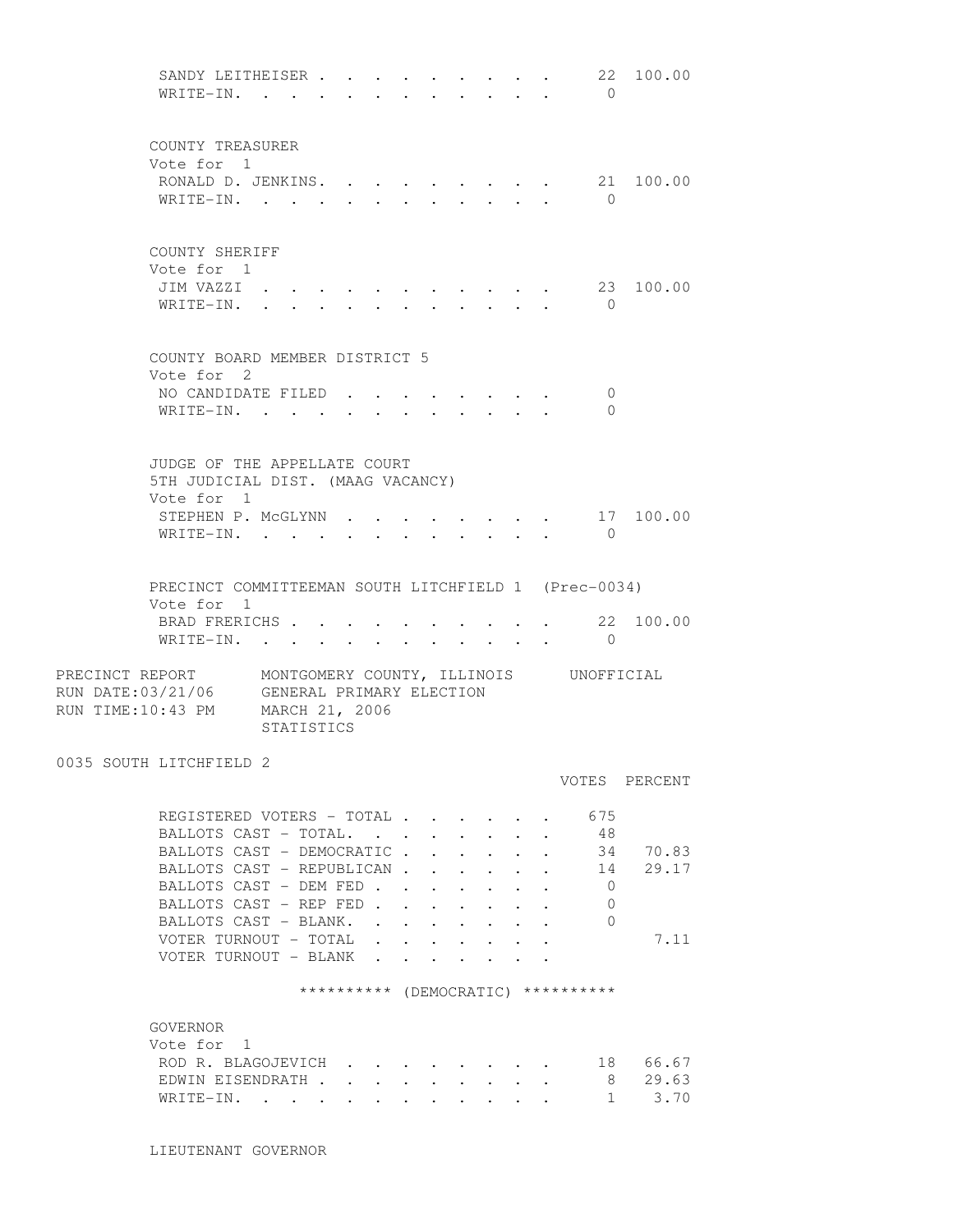| | | |
|---|---|---|
| SANDY LEITHEISER | 22 | 100.00 |
| WRITE-IN. | 0 | |

COUNTY TREASURER
Vote for 1

| | | |
|---|---|---|
| RONALD D. JENKINS. | 21 | 100.00 |
| WRITE-IN. | 0 | |

COUNTY SHERIFF
Vote for 1

| | | |
|---|---|---|
| JIM VAZZI | 23 | 100.00 |
| WRITE-IN. | 0 | |

COUNTY BOARD MEMBER DISTRICT 5
Vote for 2

| | | |
|---|---|---|
| NO CANDIDATE FILED | 0 | |
| WRITE-IN. | 0 | |

JUDGE OF THE APPELLATE COURT
5TH JUDICIAL DIST. (MAAG VACANCY)
Vote for 1

| | | |
|---|---|---|
| STEPHEN P. McGLYNN | 17 | 100.00 |
| WRITE-IN. | 0 | |

PRECINCT COMMITTEEMAN SOUTH LITCHFIELD 1 (Prec-0034)
Vote for 1

| | | |
|---|---|---|
| BRAD FRERICHS | 22 | 100.00 |
| WRITE-IN. | 0 | |

PRECINCT REPORT MONTGOMERY COUNTY, ILLINOIS UNOFFICIAL
RUN DATE:03/21/06 GENERAL PRIMARY ELECTION
RUN TIME:10:43 PM MARCH 21, 2006
STATISTICS

0035 SOUTH LITCHFIELD 2

| | VOTES | PERCENT |
|---|---|---|
| REGISTERED VOTERS - TOTAL | 675 | |
| BALLOTS CAST - TOTAL. | 48 | |
| BALLOTS CAST - DEMOCRATIC | 34 | 70.83 |
| BALLOTS CAST - REPUBLICAN | 14 | 29.17 |
| BALLOTS CAST - DEM FED | 0 | |
| BALLOTS CAST - REP FED | 0 | |
| BALLOTS CAST - BLANK. | 0 | |
| VOTER TURNOUT - TOTAL | | 7.11 |
| VOTER TURNOUT - BLANK | | |

********** (DEMOCRATIC) **********

GOVERNOR
Vote for 1

| | | |
|---|---|---|
| ROD R. BLAGOJEVICH | 18 | 66.67 |
| EDWIN EISENDRATH | 8 | 29.63 |
| WRITE-IN. | 1 | 3.70 |

LIEUTENANT GOVERNOR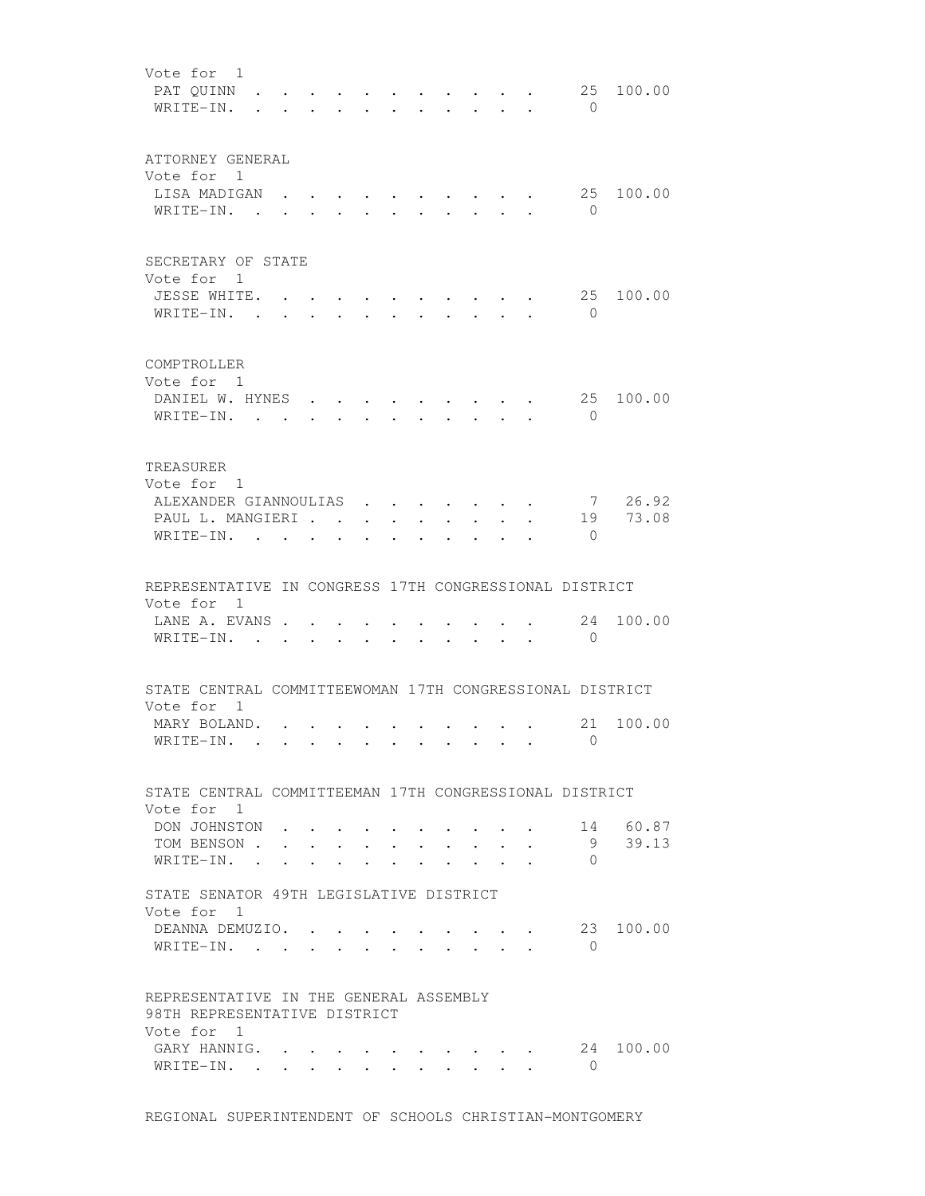Vote for 1

| | | |
|---|---|---|
| PAT QUINN | 25 | 100.00 |
| WRITE-IN. | 0 | |

ATTORNEY GENERAL
Vote for 1

| | | |
|---|---|---|
| LISA MADIGAN | 25 | 100.00 |
| WRITE-IN. | 0 | |

SECRETARY OF STATE
Vote for 1

| | | |
|---|---|---|
| JESSE WHITE. | 25 | 100.00 |
| WRITE-IN. | 0 | |

COMPTROLLER
Vote for 1

| | | |
|---|---|---|
| DANIEL W. HYNES | 25 | 100.00 |
| WRITE-IN. | 0 | |

TREASURER
Vote for 1

| | | |
|---|---|---|
| ALEXANDER GIANNOULIAS | 7 | 26.92 |
| PAUL L. MANGIERI | 19 | 73.08 |
| WRITE-IN. | 0 | |

REPRESENTATIVE IN CONGRESS 17TH CONGRESSIONAL DISTRICT
Vote for 1

| | | |
|---|---|---|
| LANE A. EVANS | 24 | 100.00 |
| WRITE-IN. | 0 | |

STATE CENTRAL COMMITTEEWOMAN 17TH CONGRESSIONAL DISTRICT
Vote for 1

| | | |
|---|---|---|
| MARY BOLAND. | 21 | 100.00 |
| WRITE-IN. | 0 | |

STATE CENTRAL COMMITTEEMAN 17TH CONGRESSIONAL DISTRICT
Vote for 1

| | | |
|---|---|---|
| DON JOHNSTON | 14 | 60.87 |
| TOM BENSON | 9 | 39.13 |
| WRITE-IN. | 0 | |

STATE SENATOR 49TH LEGISLATIVE DISTRICT
Vote for 1

| | | |
|---|---|---|
| DEANNA DEMUZIO. | 23 | 100.00 |
| WRITE-IN. | 0 | |

REPRESENTATIVE IN THE GENERAL ASSEMBLY
98TH REPRESENTATIVE DISTRICT
Vote for 1

| | | |
|---|---|---|
| GARY HANNIG. | 24 | 100.00 |
| WRITE-IN. | 0 | |

REGIONAL SUPERINTENDENT OF SCHOOLS CHRISTIAN-MONTGOMERY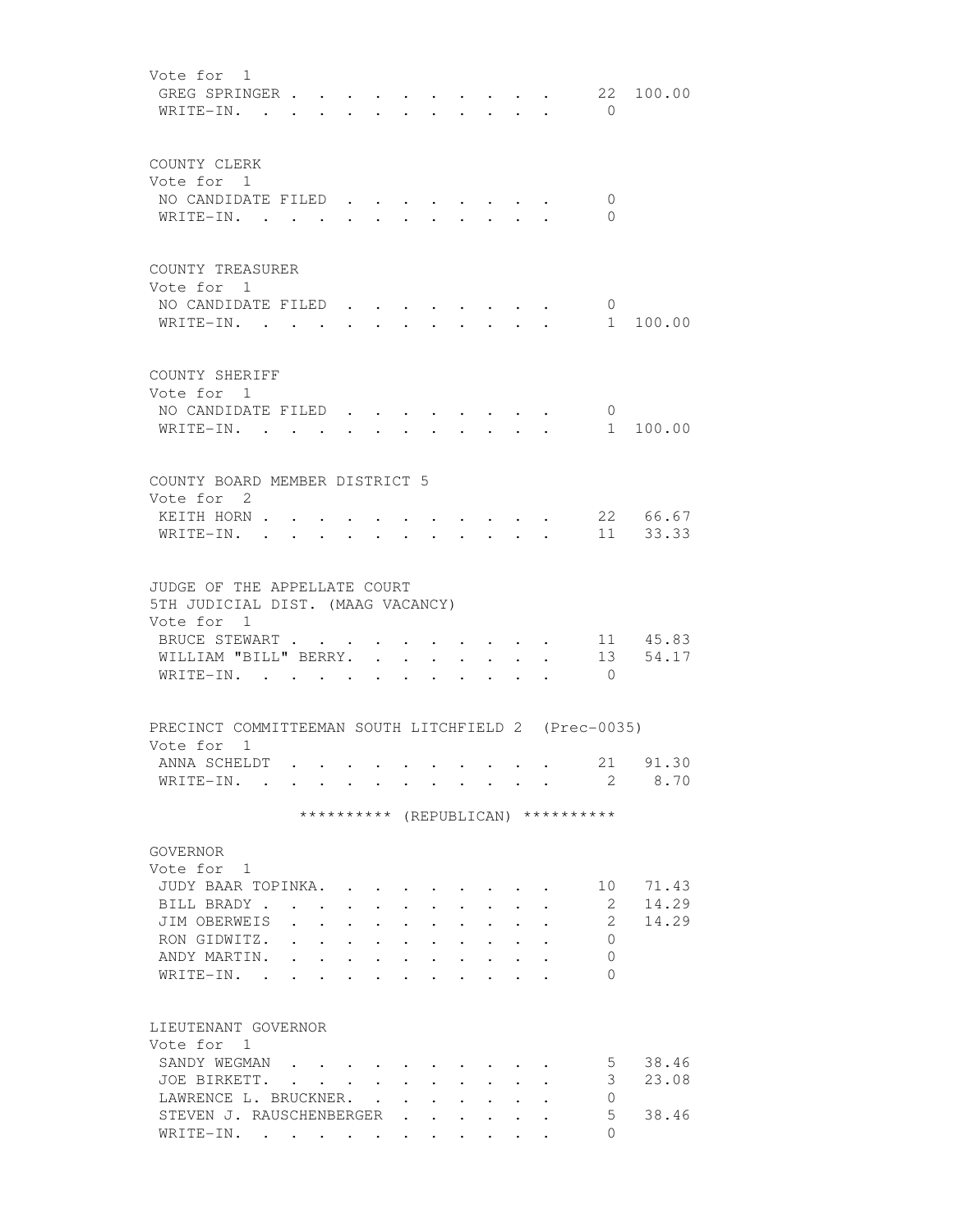Vote for 1

| | | |
|---|---|---|
| GREG SPRINGER | 22 | 100.00 |
| WRITE-IN. | 0 | |

COUNTY CLERK
Vote for 1

| | | |
|---|---|---|
| NO CANDIDATE FILED | 0 | |
| WRITE-IN. | 0 | |

COUNTY TREASURER
Vote for 1

| | | |
|---|---|---|
| NO CANDIDATE FILED | 0 | |
| WRITE-IN. | 1 | 100.00 |

COUNTY SHERIFF
Vote for 1

| | | |
|---|---|---|
| NO CANDIDATE FILED | 0 | |
| WRITE-IN. | 1 | 100.00 |

COUNTY BOARD MEMBER DISTRICT 5
Vote for 2

| | | |
|---|---|---|
| KEITH HORN | 22 | 66.67 |
| WRITE-IN. | 11 | 33.33 |

JUDGE OF THE APPELLATE COURT
5TH JUDICIAL DIST. (MAAG VACANCY)
Vote for 1

| | | |
|---|---|---|
| BRUCE STEWART | 11 | 45.83 |
| WILLIAM "BILL" BERRY. | 13 | 54.17 |
| WRITE-IN. | 0 | |

PRECINCT COMMITTEEMAN SOUTH LITCHFIELD 2 (Prec-0035)
Vote for 1

| | | |
|---|---|---|
| ANNA SCHELDT | 21 | 91.30 |
| WRITE-IN. | 2 | 8.70 |

********** (REPUBLICAN) **********

GOVERNOR
Vote for 1

| | | |
|---|---|---|
| JUDY BAAR TOPINKA. | 10 | 71.43 |
| BILL BRADY | 2 | 14.29 |
| JIM OBERWEIS | 2 | 14.29 |
| RON GIDWITZ. | 0 | |
| ANDY MARTIN. | 0 | |
| WRITE-IN. | 0 | |

LIEUTENANT GOVERNOR
Vote for 1

| | | |
|---|---|---|
| SANDY WEGMAN | 5 | 38.46 |
| JOE BIRKETT. | 3 | 23.08 |
| LAWRENCE L. BRUCKNER. | 0 | |
| STEVEN J. RAUSCHENBERGER | 5 | 38.46 |
| WRITE-IN. | 0 | |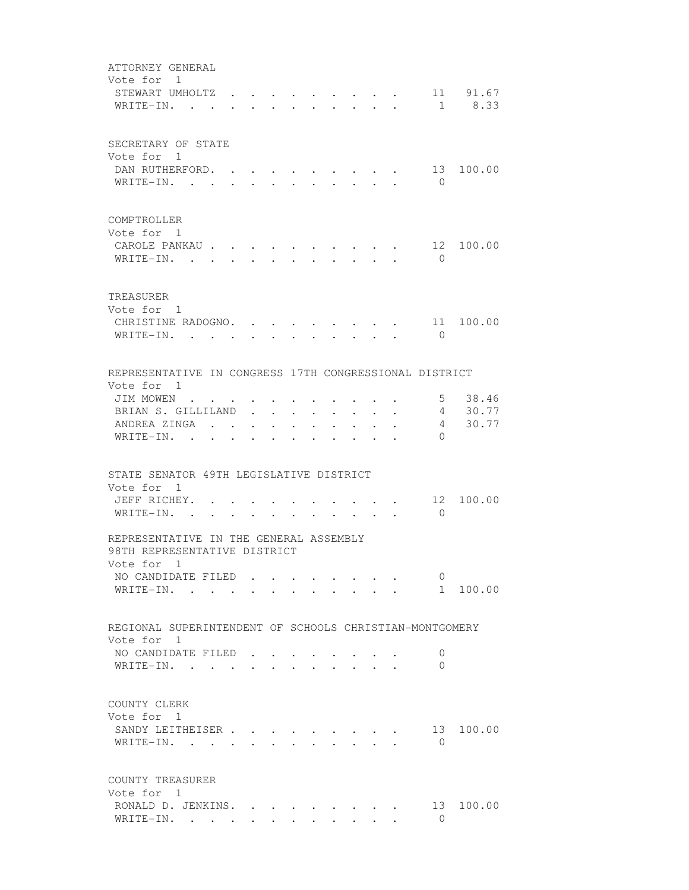ATTORNEY GENERAL
Vote for 1

| | | |
|---|---|---|
| STEWART UMHOLTZ | 11 | 91.67 |
| WRITE-IN. | 1 | 8.33 |

SECRETARY OF STATE
Vote for 1

| | | |
|---|---|---|
| DAN RUTHERFORD. | 13 | 100.00 |
| WRITE-IN. | 0 | |

COMPTROLLER
Vote for 1

| | | |
|---|---|---|
| CAROLE PANKAU | 12 | 100.00 |
| WRITE-IN. | 0 | |

TREASURER
Vote for 1

| | | |
|---|---|---|
| CHRISTINE RADOGNO. | 11 | 100.00 |
| WRITE-IN. | 0 | |

REPRESENTATIVE IN CONGRESS 17TH CONGRESSIONAL DISTRICT
Vote for 1

| | | |
|---|---|---|
| JIM MOWEN | 5 | 38.46 |
| BRIAN S. GILLILAND | 4 | 30.77 |
| ANDREA ZINGA | 4 | 30.77 |
| WRITE-IN. | 0 | |

STATE SENATOR 49TH LEGISLATIVE DISTRICT
Vote for 1

| | | |
|---|---|---|
| JEFF RICHEY. | 12 | 100.00 |
| WRITE-IN. | 0 | |

REPRESENTATIVE IN THE GENERAL ASSEMBLY
98TH REPRESENTATIVE DISTRICT
Vote for 1

| | | |
|---|---|---|
| NO CANDIDATE FILED | 0 | |
| WRITE-IN. | 1 | 100.00 |

REGIONAL SUPERINTENDENT OF SCHOOLS CHRISTIAN-MONTGOMERY
Vote for 1

| | | |
|---|---|---|
| NO CANDIDATE FILED | 0 | |
| WRITE-IN. | 0 | |

COUNTY CLERK
Vote for 1

| | | |
|---|---|---|
| SANDY LEITHEISER | 13 | 100.00 |
| WRITE-IN. | 0 | |

COUNTY TREASURER
Vote for 1

| | | |
|---|---|---|
| RONALD D. JENKINS. | 13 | 100.00 |
| WRITE-IN. | 0 | |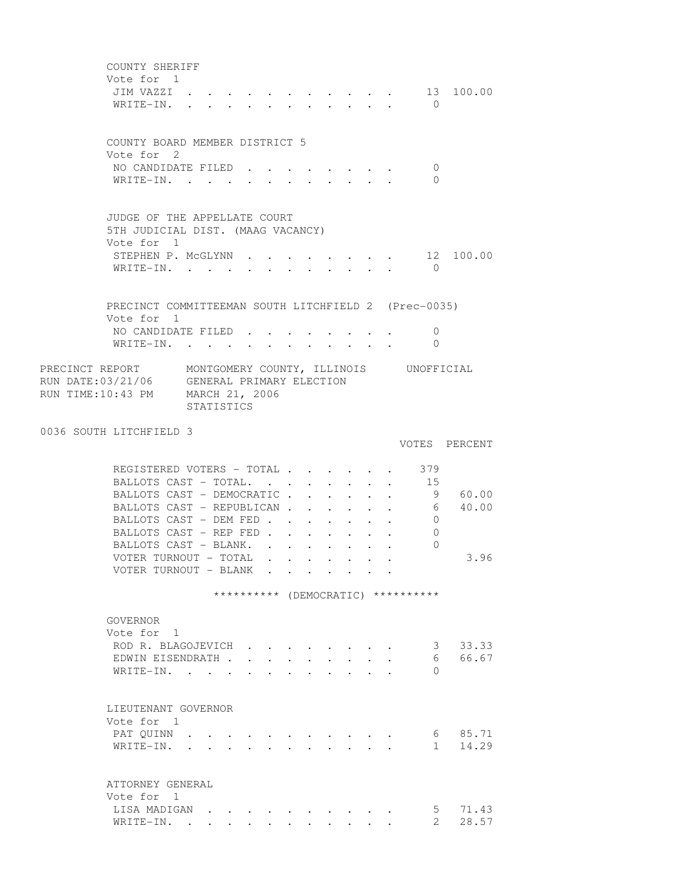COUNTY SHERIFF
Vote for 1

| | VOTES | PERCENT |
|---|---|---|
| JIM VAZZI | 13 | 100.00 |
| WRITE-IN. | 0 | |

COUNTY BOARD MEMBER DISTRICT 5
Vote for 2

| | VOTES | PERCENT |
|---|---|---|
| NO CANDIDATE FILED | 0 | |
| WRITE-IN. | 0 | |

JUDGE OF THE APPELLATE COURT
5TH JUDICIAL DIST. (MAAG VACANCY)
Vote for 1

| | VOTES | PERCENT |
|---|---|---|
| STEPHEN P. McGLYNN | 12 | 100.00 |
| WRITE-IN. | 0 | |

PRECINCT COMMITTEEMAN SOUTH LITCHFIELD 2 (Prec-0035)
Vote for 1

| | VOTES | PERCENT |
|---|---|---|
| NO CANDIDATE FILED | 0 | |
| WRITE-IN. | 0 | |

PRECINCT REPORT MONTGOMERY COUNTY, ILLINOIS UNOFFICIAL
RUN DATE:03/21/06 GENERAL PRIMARY ELECTION
RUN TIME:10:43 PM MARCH 21, 2006
STATISTICS

## 0036 SOUTH LITCHFIELD 3

| | VOTES | PERCENT |
|---|---|---|
| REGISTERED VOTERS - TOTAL | 379 | |
| BALLOTS CAST - TOTAL. | 15 | |
| BALLOTS CAST - DEMOCRATIC | 9 | 60.00 |
| BALLOTS CAST - REPUBLICAN | 6 | 40.00 |
| BALLOTS CAST - DEM FED | 0 | |
| BALLOTS CAST - REP FED | 0 | |
| BALLOTS CAST - BLANK. | 0 | |
| VOTER TURNOUT - TOTAL | | 3.96 |
| VOTER TURNOUT - BLANK | | |

********** (DEMOCRATIC) **********

GOVERNOR
Vote for 1

| | VOTES | PERCENT |
|---|---|---|
| ROD R. BLAGOJEVICH | 3 | 33.33 |
| EDWIN EISENDRATH | 6 | 66.67 |
| WRITE-IN. | 0 | |

LIEUTENANT GOVERNOR
Vote for 1

| | VOTES | PERCENT |
|---|---|---|
| PAT QUINN | 6 | 85.71 |
| WRITE-IN. | 1 | 14.29 |

ATTORNEY GENERAL
Vote for 1

| | VOTES | PERCENT |
|---|---|---|
| LISA MADIGAN | 5 | 71.43 |
| WRITE-IN. | 2 | 28.57 |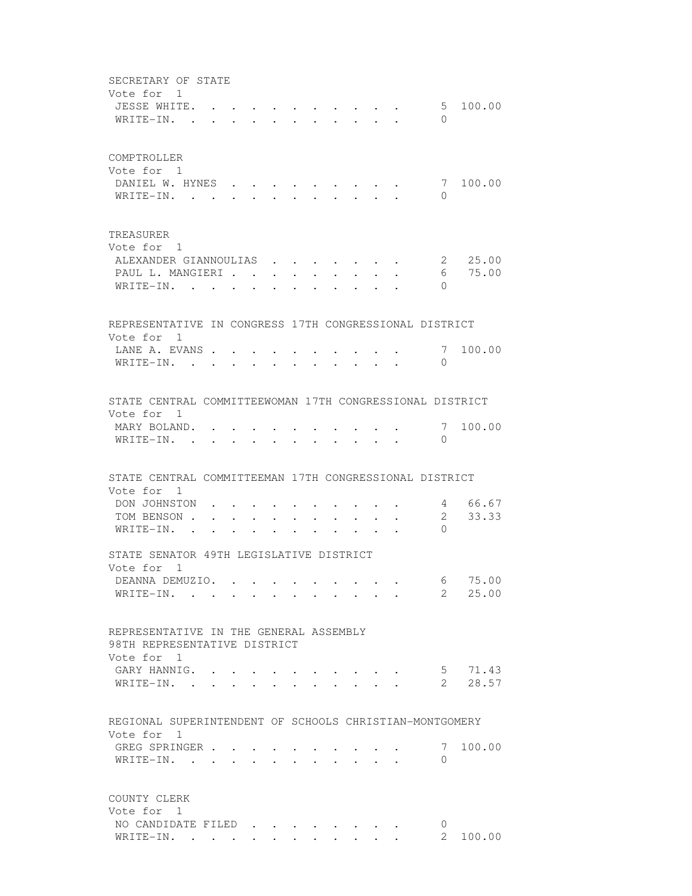SECRETARY OF STATE
Vote for 1

| Candidate | Votes | Percent |
|---|---|---|
| JESSE WHITE | 5 | 100.00 |
| WRITE-IN | 0 | |

COMPTROLLER
Vote for 1

| Candidate | Votes | Percent |
|---|---|---|
| DANIEL W. HYNES | 7 | 100.00 |
| WRITE-IN | 0 | |

TREASURER
Vote for 1

| Candidate | Votes | Percent |
|---|---|---|
| ALEXANDER GIANNOULIAS | 2 | 25.00 |
| PAUL L. MANGIERI | 6 | 75.00 |
| WRITE-IN | 0 | |

REPRESENTATIVE IN CONGRESS 17TH CONGRESSIONAL DISTRICT
Vote for 1

| Candidate | Votes | Percent |
|---|---|---|
| LANE A. EVANS | 7 | 100.00 |
| WRITE-IN | 0 | |

STATE CENTRAL COMMITTEEWOMAN 17TH CONGRESSIONAL DISTRICT
Vote for 1

| Candidate | Votes | Percent |
|---|---|---|
| MARY BOLAND | 7 | 100.00 |
| WRITE-IN | 0 | |

STATE CENTRAL COMMITTEEMAN 17TH CONGRESSIONAL DISTRICT
Vote for 1

| Candidate | Votes | Percent |
|---|---|---|
| DON JOHNSTON | 4 | 66.67 |
| TOM BENSON | 2 | 33.33 |
| WRITE-IN | 0 | |

STATE SENATOR 49TH LEGISLATIVE DISTRICT
Vote for 1

| Candidate | Votes | Percent |
|---|---|---|
| DEANNA DEMUZIO | 6 | 75.00 |
| WRITE-IN | 2 | 25.00 |

REPRESENTATIVE IN THE GENERAL ASSEMBLY
98TH REPRESENTATIVE DISTRICT
Vote for 1

| Candidate | Votes | Percent |
|---|---|---|
| GARY HANNIG | 5 | 71.43 |
| WRITE-IN | 2 | 28.57 |

REGIONAL SUPERINTENDENT OF SCHOOLS CHRISTIAN-MONTGOMERY
Vote for 1

| Candidate | Votes | Percent |
|---|---|---|
| GREG SPRINGER | 7 | 100.00 |
| WRITE-IN | 0 | |

COUNTY CLERK
Vote for 1

| Candidate | Votes | Percent |
|---|---|---|
| NO CANDIDATE FILED | 0 | |
| WRITE-IN | 2 | 100.00 |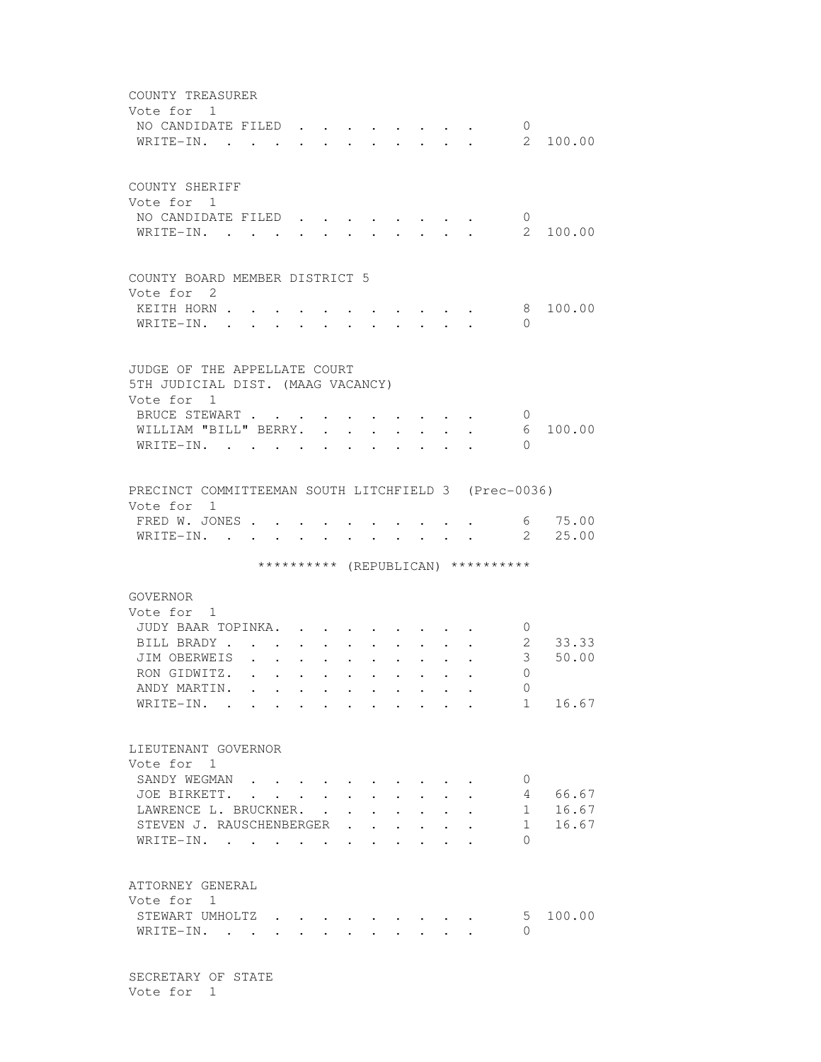COUNTY TREASURER
Vote for 1

| | | |
|---|---|---|
| NO CANDIDATE FILED | 0 | |
| WRITE-IN. | 2 | 100.00 |

COUNTY SHERIFF
Vote for 1

| | | |
|---|---|---|
| NO CANDIDATE FILED | 0 | |
| WRITE-IN. | 2 | 100.00 |

COUNTY BOARD MEMBER DISTRICT 5
Vote for 2

| | | |
|---|---|---|
| KEITH HORN | 8 | 100.00 |
| WRITE-IN. | 0 | |

JUDGE OF THE APPELLATE COURT
5TH JUDICIAL DIST. (MAAG VACANCY)
Vote for 1

| | | |
|---|---|---|
| BRUCE STEWART | 0 | |
| WILLIAM "BILL" BERRY. | 6 | 100.00 |
| WRITE-IN. | 0 | |

PRECINCT COMMITTEEMAN SOUTH LITCHFIELD 3 (Prec-0036)
Vote for 1

| | | |
|---|---|---|
| FRED W. JONES | 6 | 75.00 |
| WRITE-IN. | 2 | 25.00 |

********** (REPUBLICAN) **********

GOVERNOR
Vote for 1

| | | |
|---|---|---|
| JUDY BAAR TOPINKA. | 0 | |
| BILL BRADY | 2 | 33.33 |
| JIM OBERWEIS | 3 | 50.00 |
| RON GIDWITZ. | 0 | |
| ANDY MARTIN. | 0 | |
| WRITE-IN. | 1 | 16.67 |

LIEUTENANT GOVERNOR
Vote for 1

| | | |
|---|---|---|
| SANDY WEGMAN | 0 | |
| JOE BIRKETT. | 4 | 66.67 |
| LAWRENCE L. BRUCKNER. | 1 | 16.67 |
| STEVEN J. RAUSCHENBERGER | 1 | 16.67 |
| WRITE-IN. | 0 | |

ATTORNEY GENERAL
Vote for 1

| | | |
|---|---|---|
| STEWART UMHOLTZ | 5 | 100.00 |
| WRITE-IN. | 0 | |

SECRETARY OF STATE
Vote for 1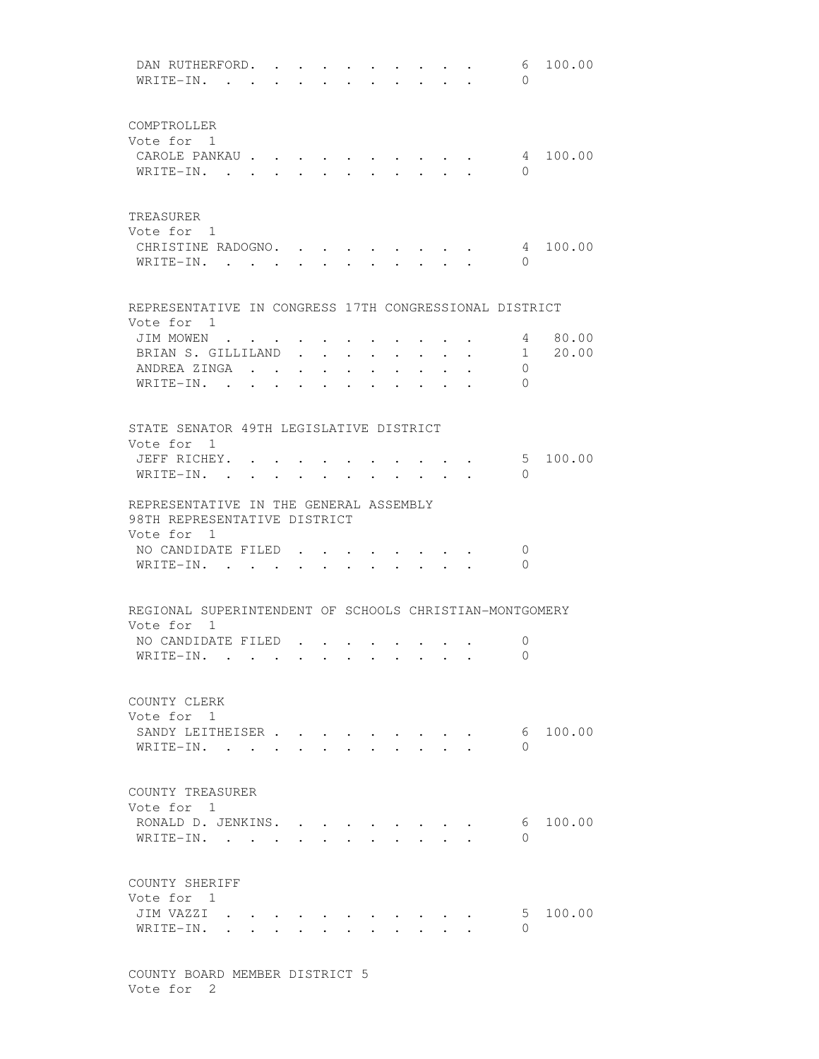| | | |
|---|---|---|
| DAN RUTHERFORD | 6 | 100.00 |
| WRITE-IN | 0 | |

COMPTROLLER
Vote for 1

| | | |
|---|---|---|
| CAROLE PANKAU | 4 | 100.00 |
| WRITE-IN | 0 | |

TREASURER
Vote for 1

| | | |
|---|---|---|
| CHRISTINE RADOGNO | 4 | 100.00 |
| WRITE-IN | 0 | |

REPRESENTATIVE IN CONGRESS 17TH CONGRESSIONAL DISTRICT
Vote for 1

| | | |
|---|---|---|
| JIM MOWEN | 4 | 80.00 |
| BRIAN S. GILLILAND | 1 | 20.00 |
| ANDREA ZINGA | 0 | |
| WRITE-IN | 0 | |

STATE SENATOR 49TH LEGISLATIVE DISTRICT
Vote for 1

| | | |
|---|---|---|
| JEFF RICHEY | 5 | 100.00 |
| WRITE-IN | 0 | |

REPRESENTATIVE IN THE GENERAL ASSEMBLY
98TH REPRESENTATIVE DISTRICT
Vote for 1

| | | |
|---|---|---|
| NO CANDIDATE FILED | 0 | |
| WRITE-IN | 0 | |

REGIONAL SUPERINTENDENT OF SCHOOLS CHRISTIAN-MONTGOMERY
Vote for 1

| | | |
|---|---|---|
| NO CANDIDATE FILED | 0 | |
| WRITE-IN | 0 | |

COUNTY CLERK
Vote for 1

| | | |
|---|---|---|
| SANDY LEITHEISER | 6 | 100.00 |
| WRITE-IN | 0 | |

COUNTY TREASURER
Vote for 1

| | | |
|---|---|---|
| RONALD D. JENKINS | 6 | 100.00 |
| WRITE-IN | 0 | |

COUNTY SHERIFF
Vote for 1

| | | |
|---|---|---|
| JIM VAZZI | 5 | 100.00 |
| WRITE-IN | 0 | |

COUNTY BOARD MEMBER DISTRICT 5
Vote for 2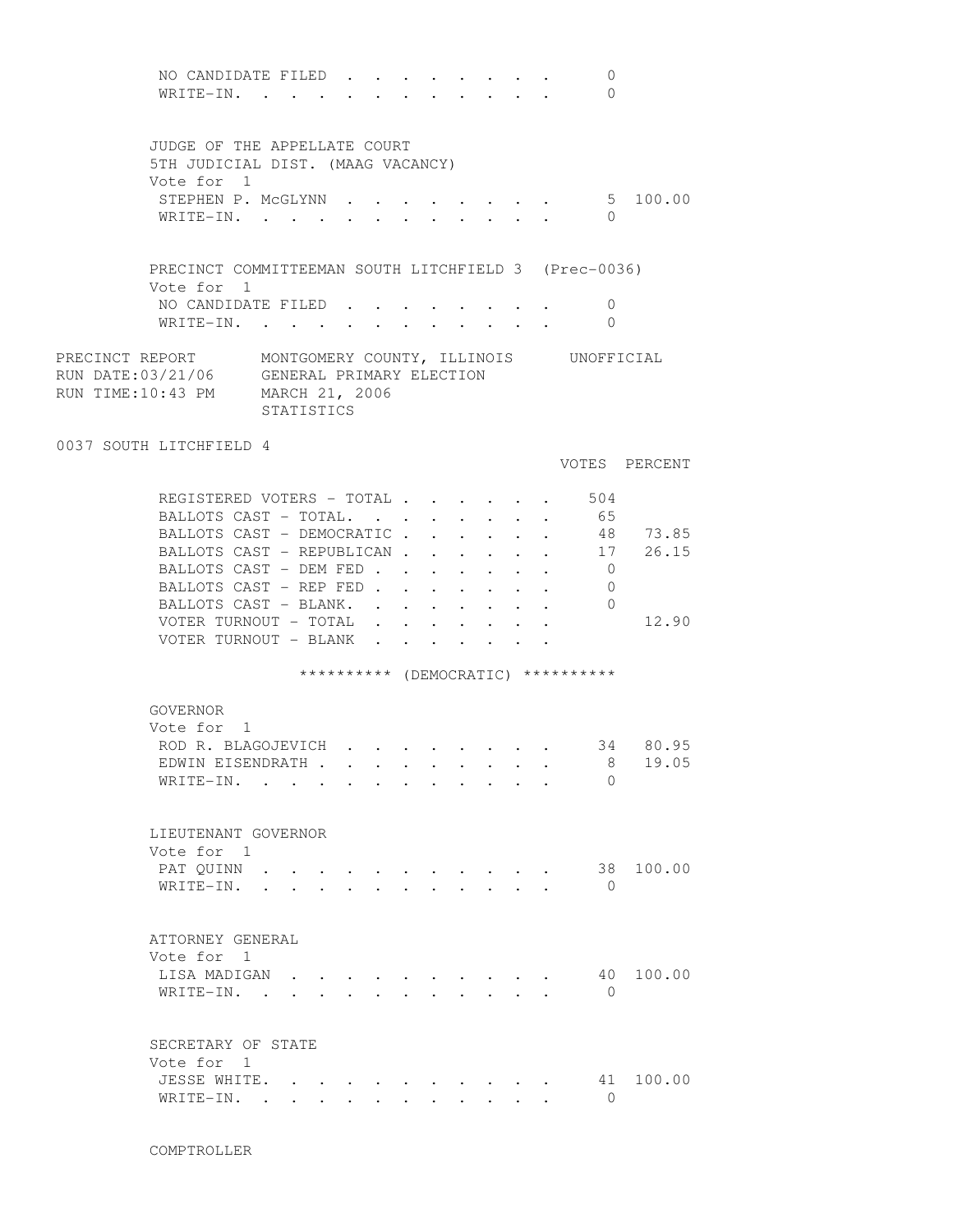| | VOTES | PERCENT |
|---|---|---|
| NO CANDIDATE FILED | 0 | |
| WRITE-IN. | 0 | |

JUDGE OF THE APPELLATE COURT
5TH JUDICIAL DIST. (MAAG VACANCY)
Vote for 1

| | VOTES | PERCENT |
|---|---|---|
| STEPHEN P. McGLYNN | 5 | 100.00 |
| WRITE-IN. | 0 | |

PRECINCT COMMITTEEMAN SOUTH LITCHFIELD 3 (Prec-0036)
Vote for 1

| | VOTES | PERCENT |
|---|---|---|
| NO CANDIDATE FILED | 0 | |
| WRITE-IN. | 0 | |

PRECINCT REPORT MONTGOMERY COUNTY, ILLINOIS UNOFFICIAL
RUN DATE:03/21/06 GENERAL PRIMARY ELECTION
RUN TIME:10:43 PM MARCH 21, 2006
STATISTICS

0037 SOUTH LITCHFIELD 4

| | VOTES | PERCENT |
|---|---|---|
| REGISTERED VOTERS - TOTAL | 504 | |
| BALLOTS CAST - TOTAL. | 65 | |
| BALLOTS CAST - DEMOCRATIC | 48 | 73.85 |
| BALLOTS CAST - REPUBLICAN | 17 | 26.15 |
| BALLOTS CAST - DEM FED | 0 | |
| BALLOTS CAST - REP FED | 0 | |
| BALLOTS CAST - BLANK. | 0 | |
| VOTER TURNOUT - TOTAL | | 12.90 |
| VOTER TURNOUT - BLANK | | |

********** (DEMOCRATIC) **********

GOVERNOR
Vote for 1

| | VOTES | PERCENT |
|---|---|---|
| ROD R. BLAGOJEVICH | 34 | 80.95 |
| EDWIN EISENDRATH | 8 | 19.05 |
| WRITE-IN. | 0 | |

LIEUTENANT GOVERNOR
Vote for 1

| | VOTES | PERCENT |
|---|---|---|
| PAT QUINN | 38 | 100.00 |
| WRITE-IN. | 0 | |

ATTORNEY GENERAL
Vote for 1

| | VOTES | PERCENT |
|---|---|---|
| LISA MADIGAN | 40 | 100.00 |
| WRITE-IN. | 0 | |

SECRETARY OF STATE
Vote for 1

| | VOTES | PERCENT |
|---|---|---|
| JESSE WHITE. | 41 | 100.00 |
| WRITE-IN. | 0 | |

COMPTROLLER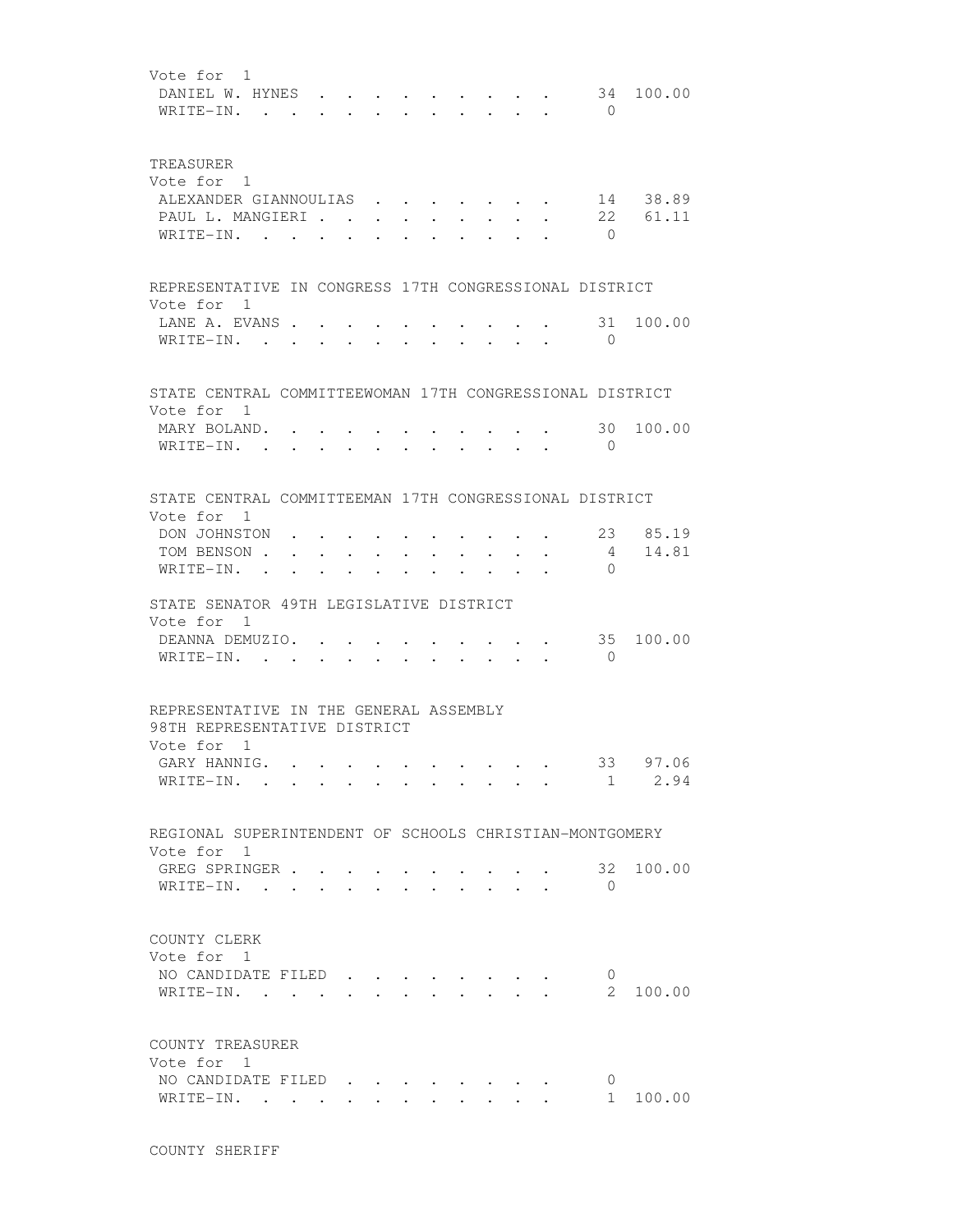Vote for 1

| | | |
|---|---|---|
| DANIEL W. HYNES | 34 | 100.00 |
| WRITE-IN. | 0 | |

TREASURER

Vote for 1

| | | |
|---|---|---|
| ALEXANDER GIANNOULIAS | 14 | 38.89 |
| PAUL L. MANGIERI | 22 | 61.11 |
| WRITE-IN. | 0 | |

REPRESENTATIVE IN CONGRESS 17TH CONGRESSIONAL DISTRICT

Vote for 1

| | | |
|---|---|---|
| LANE A. EVANS | 31 | 100.00 |
| WRITE-IN. | 0 | |

STATE CENTRAL COMMITTEEWOMAN 17TH CONGRESSIONAL DISTRICT

Vote for 1

| | | |
|---|---|---|
| MARY BOLAND. | 30 | 100.00 |
| WRITE-IN. | 0 | |

STATE CENTRAL COMMITTEEMAN 17TH CONGRESSIONAL DISTRICT

Vote for 1

| | | |
|---|---|---|
| DON JOHNSTON | 23 | 85.19 |
| TOM BENSON | 4 | 14.81 |
| WRITE-IN. | 0 | |

STATE SENATOR 49TH LEGISLATIVE DISTRICT

Vote for 1

| | | |
|---|---|---|
| DEANNA DEMUZIO. | 35 | 100.00 |
| WRITE-IN. | 0 | |

REPRESENTATIVE IN THE GENERAL ASSEMBLY
98TH REPRESENTATIVE DISTRICT

Vote for 1

| | | |
|---|---|---|
| GARY HANNIG. | 33 | 97.06 |
| WRITE-IN. | 1 | 2.94 |

REGIONAL SUPERINTENDENT OF SCHOOLS CHRISTIAN-MONTGOMERY

Vote for 1

| | | |
|---|---|---|
| GREG SPRINGER | 32 | 100.00 |
| WRITE-IN. | 0 | |

COUNTY CLERK

Vote for 1

| | | |
|---|---|---|
| NO CANDIDATE FILED | 0 | |
| WRITE-IN. | 2 | 100.00 |

COUNTY TREASURER

Vote for 1

| | | |
|---|---|---|
| NO CANDIDATE FILED | 0 | |
| WRITE-IN. | 1 | 100.00 |

COUNTY SHERIFF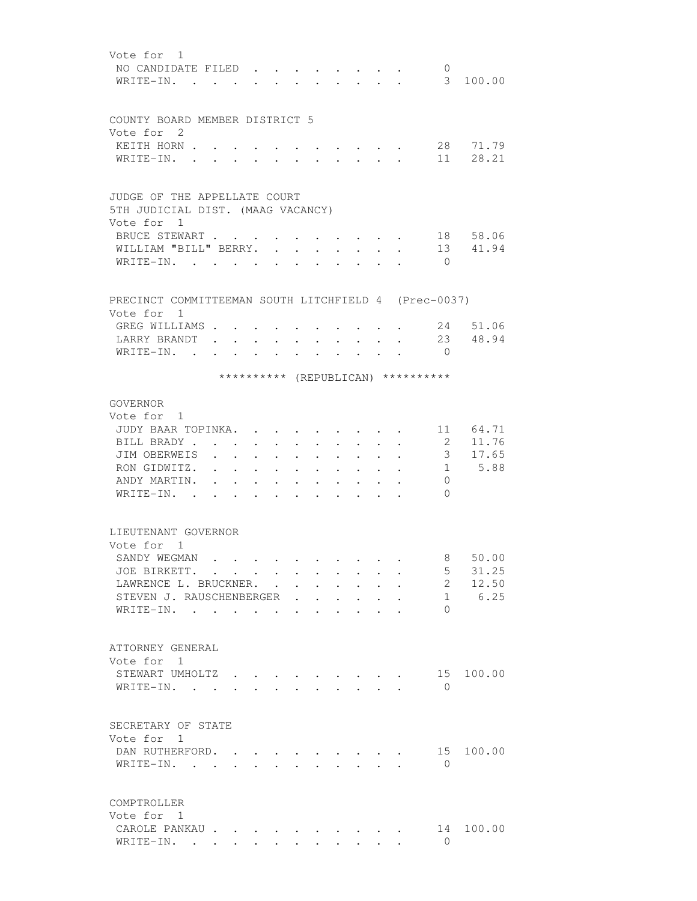Vote for 1

| | | |
|---|---|---|
| NO CANDIDATE FILED | 0 | |
| WRITE-IN. | 3 | 100.00 |

COUNTY BOARD MEMBER DISTRICT 5
Vote for 2

| | | |
|---|---|---|
| KEITH HORN | 28 | 71.79 |
| WRITE-IN. | 11 | 28.21 |

JUDGE OF THE APPELLATE COURT
5TH JUDICIAL DIST. (MAAG VACANCY)
Vote for 1

| | | |
|---|---|---|
| BRUCE STEWART | 18 | 58.06 |
| WILLIAM "BILL" BERRY. | 13 | 41.94 |
| WRITE-IN. | 0 | |

PRECINCT COMMITTEEMAN SOUTH LITCHFIELD 4 (Prec-0037)
Vote for 1

| | | |
|---|---|---|
| GREG WILLIAMS | 24 | 51.06 |
| LARRY BRANDT | 23 | 48.94 |
| WRITE-IN. | 0 | |

********** (REPUBLICAN) **********

GOVERNOR
Vote for 1

| | | |
|---|---|---|
| JUDY BAAR TOPINKA. | 11 | 64.71 |
| BILL BRADY | 2 | 11.76 |
| JIM OBERWEIS | 3 | 17.65 |
| RON GIDWITZ. | 1 | 5.88 |
| ANDY MARTIN. | 0 | |
| WRITE-IN. | 0 | |

LIEUTENANT GOVERNOR
Vote for 1

| | | |
|---|---|---|
| SANDY WEGMAN | 8 | 50.00 |
| JOE BIRKETT. | 5 | 31.25 |
| LAWRENCE L. BRUCKNER. | 2 | 12.50 |
| STEVEN J. RAUSCHENBERGER | 1 | 6.25 |
| WRITE-IN. | 0 | |

ATTORNEY GENERAL
Vote for 1

| | | |
|---|---|---|
| STEWART UMHOLTZ | 15 | 100.00 |
| WRITE-IN. | 0 | |

SECRETARY OF STATE
Vote for 1

| | | |
|---|---|---|
| DAN RUTHERFORD. | 15 | 100.00 |
| WRITE-IN. | 0 | |

COMPTROLLER
Vote for 1

| | | |
|---|---|---|
| CAROLE PANKAU | 14 | 100.00 |
| WRITE-IN. | 0 | |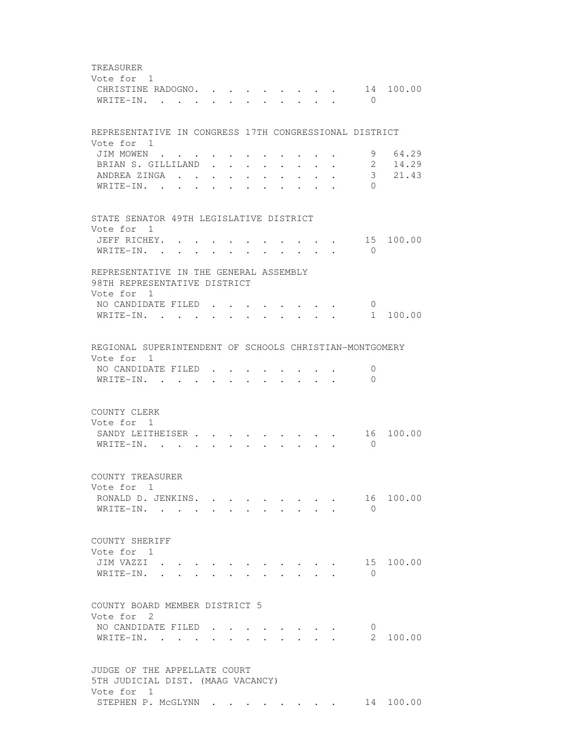TREASURER
Vote for 1

| | | |
|---|---|---|
| CHRISTINE RADOGNO | 14 | 100.00 |
| WRITE-IN | 0 | |

REPRESENTATIVE IN CONGRESS 17TH CONGRESSIONAL DISTRICT
Vote for 1

| | | |
|---|---|---|
| JIM MOWEN | 9 | 64.29 |
| BRIAN S. GILLILAND | 2 | 14.29 |
| ANDREA ZINGA | 3 | 21.43 |
| WRITE-IN | 0 | |

STATE SENATOR 49TH LEGISLATIVE DISTRICT
Vote for 1

| | | |
|---|---|---|
| JEFF RICHEY | 15 | 100.00 |
| WRITE-IN | 0 | |

REPRESENTATIVE IN THE GENERAL ASSEMBLY
98TH REPRESENTATIVE DISTRICT
Vote for 1

| | | |
|---|---|---|
| NO CANDIDATE FILED | 0 | |
| WRITE-IN | 1 | 100.00 |

REGIONAL SUPERINTENDENT OF SCHOOLS CHRISTIAN-MONTGOMERY
Vote for 1

| | | |
|---|---|---|
| NO CANDIDATE FILED | 0 | |
| WRITE-IN | 0 | |

COUNTY CLERK
Vote for 1

| | | |
|---|---|---|
| SANDY LEITHEISER | 16 | 100.00 |
| WRITE-IN | 0 | |

COUNTY TREASURER
Vote for 1

| | | |
|---|---|---|
| RONALD D. JENKINS | 16 | 100.00 |
| WRITE-IN | 0 | |

COUNTY SHERIFF
Vote for 1

| | | |
|---|---|---|
| JIM VAZZI | 15 | 100.00 |
| WRITE-IN | 0 | |

COUNTY BOARD MEMBER DISTRICT 5
Vote for 2

| | | |
|---|---|---|
| NO CANDIDATE FILED | 0 | |
| WRITE-IN | 2 | 100.00 |

JUDGE OF THE APPELLATE COURT
5TH JUDICIAL DIST. (MAAG VACANCY)
Vote for 1

| | | |
|---|---|---|
| STEPHEN P. McGLYNN | 14 | 100.00 |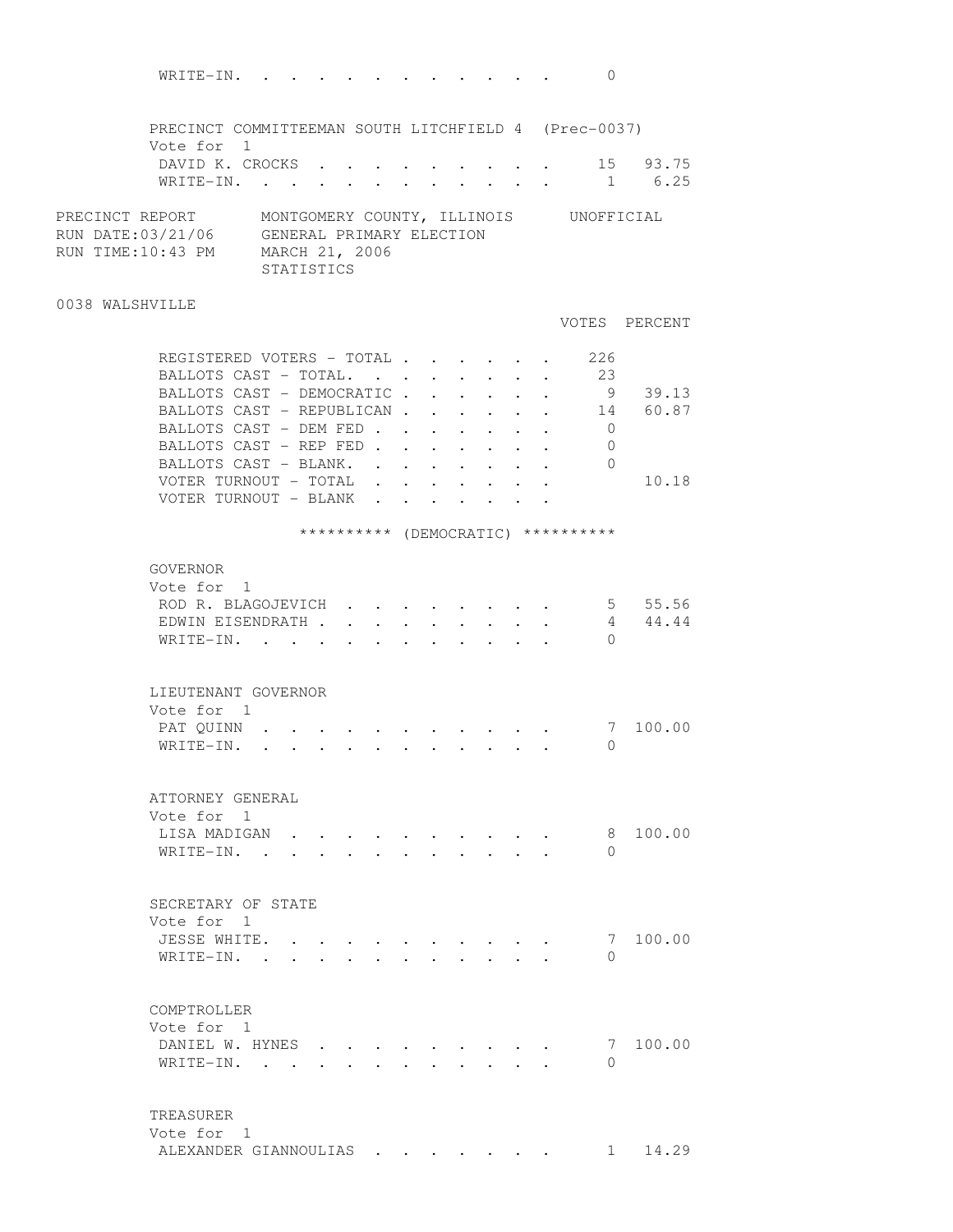| | VOTES | PERCENT |
|---|---|---|
| WRITE-IN. | 0 | |

PRECINCT COMMITTEEMAN SOUTH LITCHFIELD 4 (Prec-0037)
Vote for 1

| | VOTES | PERCENT |
|---|---|---|
| DAVID K. CROCKS | 15 | 93.75 |
| WRITE-IN. | 1 | 6.25 |

PRECINCT REPORT MONTGOMERY COUNTY, ILLINOIS UNOFFICIAL
RUN DATE:03/21/06 GENERAL PRIMARY ELECTION
RUN TIME:10:43 PM MARCH 21, 2006
STATISTICS

## 0038 WALSHVILLE

| | VOTES | PERCENT |
|---|---|---|
| REGISTERED VOTERS - TOTAL | 226 | |
| BALLOTS CAST - TOTAL. | 23 | |
| BALLOTS CAST - DEMOCRATIC | 9 | 39.13 |
| BALLOTS CAST - REPUBLICAN | 14 | 60.87 |
| BALLOTS CAST - DEM FED | 0 | |
| BALLOTS CAST - REP FED | 0 | |
| BALLOTS CAST - BLANK. | 0 | |
| VOTER TURNOUT - TOTAL | | 10.18 |
| VOTER TURNOUT - BLANK | | |

********** (DEMOCRATIC) **********

GOVERNOR
Vote for 1

| | VOTES | PERCENT |
|---|---|---|
| ROD R. BLAGOJEVICH | 5 | 55.56 |
| EDWIN EISENDRATH | 4 | 44.44 |
| WRITE-IN. | 0 | |

LIEUTENANT GOVERNOR
Vote for 1

| | VOTES | PERCENT |
|---|---|---|
| PAT QUINN | 7 | 100.00 |
| WRITE-IN. | 0 | |

ATTORNEY GENERAL
Vote for 1

| | VOTES | PERCENT |
|---|---|---|
| LISA MADIGAN | 8 | 100.00 |
| WRITE-IN. | 0 | |

SECRETARY OF STATE
Vote for 1

| | VOTES | PERCENT |
|---|---|---|
| JESSE WHITE. | 7 | 100.00 |
| WRITE-IN. | 0 | |

COMPTROLLER
Vote for 1

| | VOTES | PERCENT |
|---|---|---|
| DANIEL W. HYNES | 7 | 100.00 |
| WRITE-IN. | 0 | |

TREASURER
Vote for 1

| | VOTES | PERCENT |
|---|---|---|
| ALEXANDER GIANNOULIAS | 1 | 14.29 |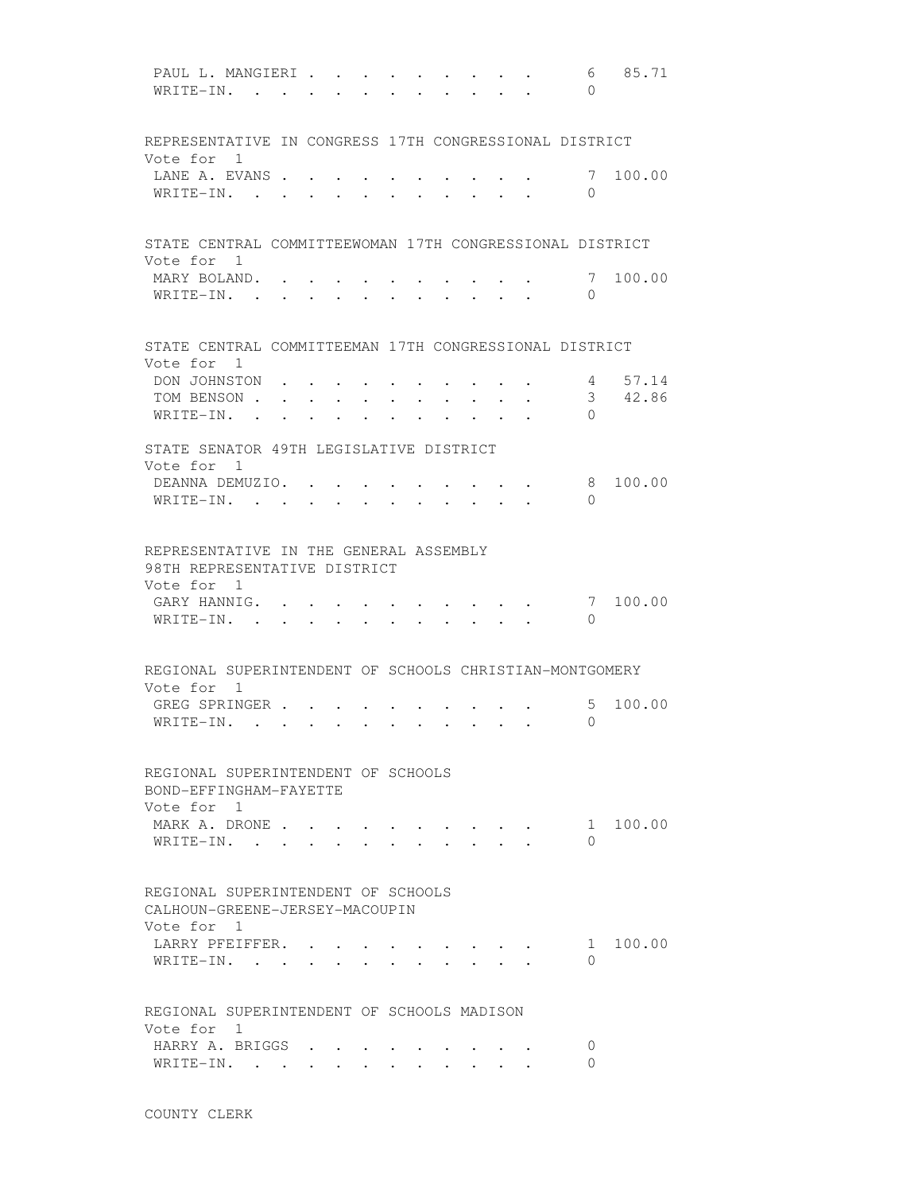| | | |
|---|---|---|
| PAUL L. MANGIERI | 6 | 85.71 |
| WRITE-IN. | 0 | |

REPRESENTATIVE IN CONGRESS 17TH CONGRESSIONAL DISTRICT
Vote for 1

| | | |
|---|---|---|
| LANE A. EVANS | 7 | 100.00 |
| WRITE-IN. | 0 | |

STATE CENTRAL COMMITTEEWOMAN 17TH CONGRESSIONAL DISTRICT
Vote for 1

| | | |
|---|---|---|
| MARY BOLAND. | 7 | 100.00 |
| WRITE-IN. | 0 | |

STATE CENTRAL COMMITTEEMAN 17TH CONGRESSIONAL DISTRICT
Vote for 1

| | | |
|---|---|---|
| DON JOHNSTON | 4 | 57.14 |
| TOM BENSON | 3 | 42.86 |
| WRITE-IN. | 0 | |

STATE SENATOR 49TH LEGISLATIVE DISTRICT
Vote for 1

| | | |
|---|---|---|
| DEANNA DEMUZIO. | 8 | 100.00 |
| WRITE-IN. | 0 | |

REPRESENTATIVE IN THE GENERAL ASSEMBLY
98TH REPRESENTATIVE DISTRICT
Vote for 1

| | | |
|---|---|---|
| GARY HANNIG. | 7 | 100.00 |
| WRITE-IN. | 0 | |

REGIONAL SUPERINTENDENT OF SCHOOLS CHRISTIAN-MONTGOMERY
Vote for 1

| | | |
|---|---|---|
| GREG SPRINGER | 5 | 100.00 |
| WRITE-IN. | 0 | |

REGIONAL SUPERINTENDENT OF SCHOOLS
BOND-EFFINGHAM-FAYETTE
Vote for 1

| | | |
|---|---|---|
| MARK A. DRONE | 1 | 100.00 |
| WRITE-IN. | 0 | |

REGIONAL SUPERINTENDENT OF SCHOOLS
CALHOUN-GREENE-JERSEY-MACOUPIN
Vote for 1

| | | |
|---|---|---|
| LARRY PFEIFFER. | 1 | 100.00 |
| WRITE-IN. | 0 | |

REGIONAL SUPERINTENDENT OF SCHOOLS MADISON
Vote for 1

| | | |
|---|---|---|
| HARRY A. BRIGGS | 0 | |
| WRITE-IN. | 0 | |

COUNTY CLERK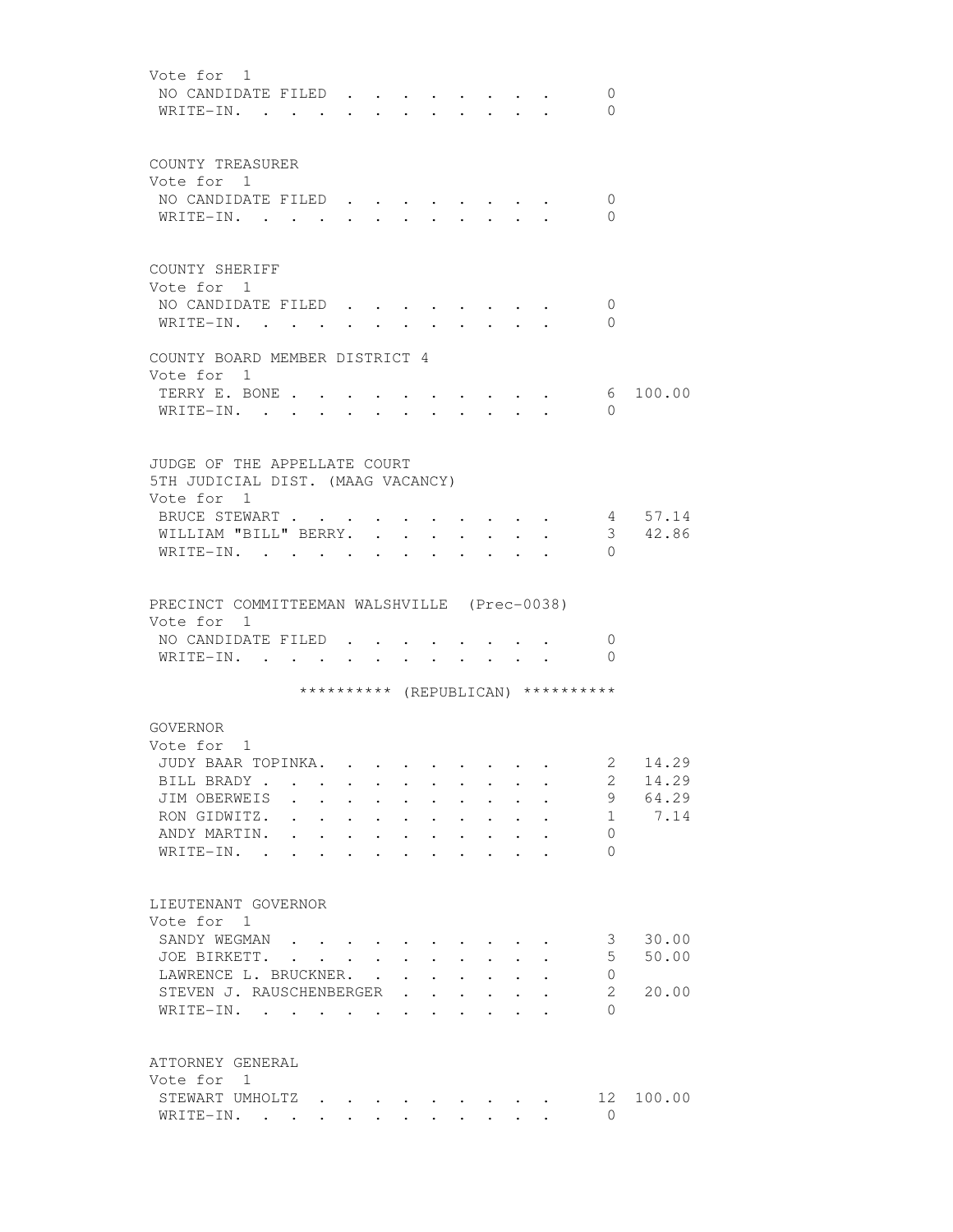Vote for 1

| | | |
|---|---|---|
| NO CANDIDATE FILED | 0 | |
| WRITE-IN. | 0 | |

COUNTY TREASURER

Vote for 1

| | | |
|---|---|---|
| NO CANDIDATE FILED | 0 | |
| WRITE-IN. | 0 | |

COUNTY SHERIFF

Vote for 1

| | | |
|---|---|---|
| NO CANDIDATE FILED | 0 | |
| WRITE-IN. | 0 | |

COUNTY BOARD MEMBER DISTRICT 4

Vote for 1

| | | |
|---|---|---|
| TERRY E. BONE | 6 | 100.00 |
| WRITE-IN. | 0 | |

JUDGE OF THE APPELLATE COURT
5TH JUDICIAL DIST. (MAAG VACANCY)

Vote for 1

| | | |
|---|---|---|
| BRUCE STEWART | 4 | 57.14 |
| WILLIAM "BILL" BERRY. | 3 | 42.86 |
| WRITE-IN. | 0 | |

PRECINCT COMMITTEEMAN WALSHVILLE (Prec-0038)

Vote for 1

| | | |
|---|---|---|
| NO CANDIDATE FILED | 0 | |
| WRITE-IN. | 0 | |

********** (REPUBLICAN) **********

GOVERNOR

Vote for 1

| | | |
|---|---|---|
| JUDY BAAR TOPINKA. | 2 | 14.29 |
| BILL BRADY | 2 | 14.29 |
| JIM OBERWEIS | 9 | 64.29 |
| RON GIDWITZ. | 1 | 7.14 |
| ANDY MARTIN. | 0 | |
| WRITE-IN. | 0 | |

LIEUTENANT GOVERNOR

Vote for 1

| | | |
|---|---|---|
| SANDY WEGMAN | 3 | 30.00 |
| JOE BIRKETT. | 5 | 50.00 |
| LAWRENCE L. BRUCKNER. | 0 | |
| STEVEN J. RAUSCHENBERGER | 2 | 20.00 |
| WRITE-IN. | 0 | |

ATTORNEY GENERAL

Vote for 1

| | | |
|---|---|---|
| STEWART UMHOLTZ | 12 | 100.00 |
| WRITE-IN. | 0 | |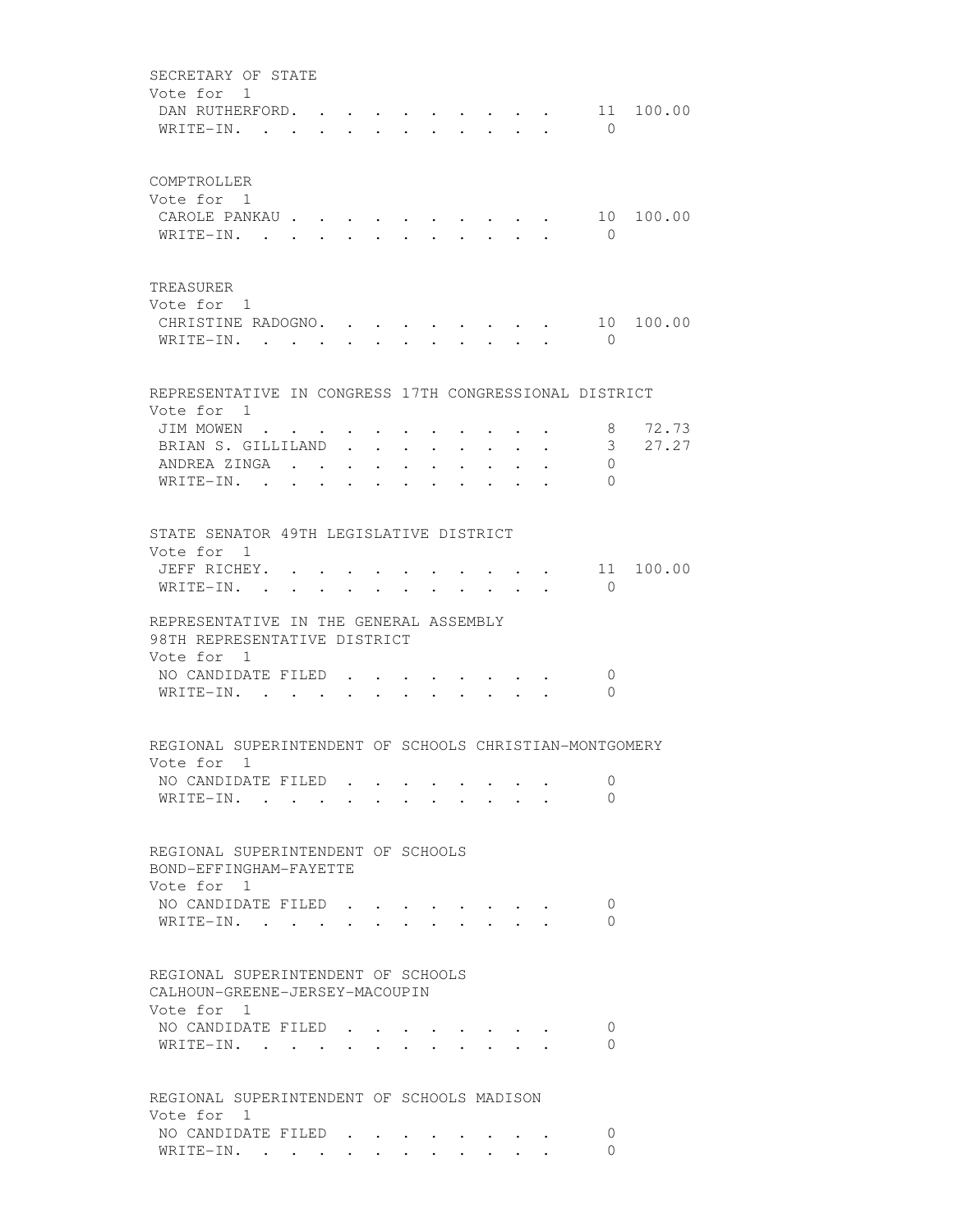SECRETARY OF STATE
Vote for 1

| | | |
|---|---|---|
| DAN RUTHERFORD | 11 | 100.00 |
| WRITE-IN | 0 | |

COMPTROLLER
Vote for 1

| | | |
|---|---|---|
| CAROLE PANKAU | 10 | 100.00 |
| WRITE-IN | 0 | |

TREASURER
Vote for 1

| | | |
|---|---|---|
| CHRISTINE RADOGNO | 10 | 100.00 |
| WRITE-IN | 0 | |

REPRESENTATIVE IN CONGRESS 17TH CONGRESSIONAL DISTRICT
Vote for 1

| | | |
|---|---|---|
| JIM MOWEN | 8 | 72.73 |
| BRIAN S. GILLILAND | 3 | 27.27 |
| ANDREA ZINGA | 0 | |
| WRITE-IN | 0 | |

STATE SENATOR 49TH LEGISLATIVE DISTRICT
Vote for 1

| | | |
|---|---|---|
| JEFF RICHEY | 11 | 100.00 |
| WRITE-IN | 0 | |

REPRESENTATIVE IN THE GENERAL ASSEMBLY
98TH REPRESENTATIVE DISTRICT
Vote for 1

| | |
|---|---|
| NO CANDIDATE FILED | 0 |
| WRITE-IN | 0 |

REGIONAL SUPERINTENDENT OF SCHOOLS CHRISTIAN-MONTGOMERY
Vote for 1

| | |
|---|---|
| NO CANDIDATE FILED | 0 |
| WRITE-IN | 0 |

REGIONAL SUPERINTENDENT OF SCHOOLS
BOND-EFFINGHAM-FAYETTE
Vote for 1

| | |
|---|---|
| NO CANDIDATE FILED | 0 |
| WRITE-IN | 0 |

REGIONAL SUPERINTENDENT OF SCHOOLS
CALHOUN-GREENE-JERSEY-MACOUPIN
Vote for 1

| | |
|---|---|
| NO CANDIDATE FILED | 0 |
| WRITE-IN | 0 |

REGIONAL SUPERINTENDENT OF SCHOOLS MADISON
Vote for 1

| | |
|---|---|
| NO CANDIDATE FILED | 0 |
| WRITE-IN | 0 |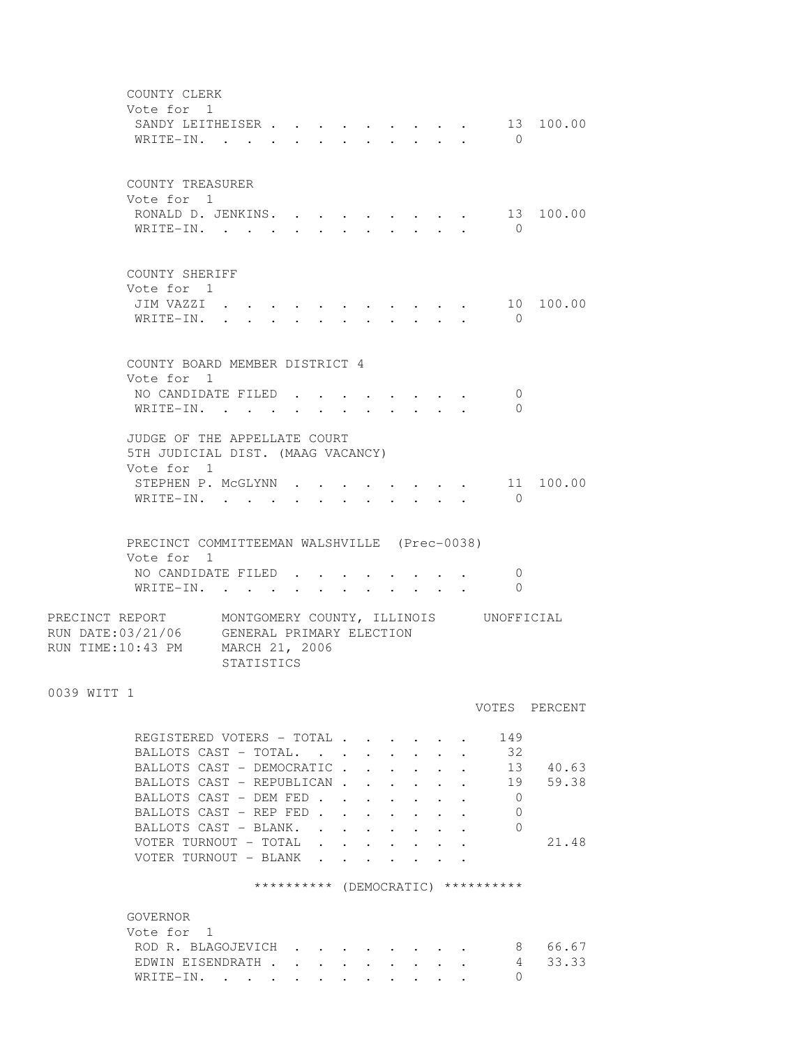COUNTY CLERK
Vote for 1

| | | |
|---|---|---|
| SANDY LEITHEISER | 13 | 100.00 |
| WRITE-IN. | 0 | |

COUNTY TREASURER
Vote for 1

| | | |
|---|---|---|
| RONALD D. JENKINS. | 13 | 100.00 |
| WRITE-IN. | 0 | |

COUNTY SHERIFF
Vote for 1

| | | |
|---|---|---|
| JIM VAZZI | 10 | 100.00 |
| WRITE-IN. | 0 | |

COUNTY BOARD MEMBER DISTRICT 4
Vote for 1

| | | |
|---|---|---|
| NO CANDIDATE FILED | 0 | |
| WRITE-IN. | 0 | |

JUDGE OF THE APPELLATE COURT
5TH JUDICIAL DIST. (MAAG VACANCY)
Vote for 1

| | | |
|---|---|---|
| STEPHEN P. McGLYNN | 11 | 100.00 |
| WRITE-IN. | 0 | |

PRECINCT COMMITTEEMAN WALSHVILLE (Prec-0038)
Vote for 1

| | | |
|---|---|---|
| NO CANDIDATE FILED | 0 | |
| WRITE-IN. | 0 | |

PRECINCT REPORT MONTGOMERY COUNTY, ILLINOIS UNOFFICIAL
RUN DATE:03/21/06 GENERAL PRIMARY ELECTION
RUN TIME:10:43 PM MARCH 21, 2006
STATISTICS

0039 WITT 1

| | VOTES | PERCENT |
|---|---|---|
| REGISTERED VOTERS - TOTAL | 149 | |
| BALLOTS CAST - TOTAL. | 32 | |
| BALLOTS CAST - DEMOCRATIC | 13 | 40.63 |
| BALLOTS CAST - REPUBLICAN | 19 | 59.38 |
| BALLOTS CAST - DEM FED | 0 | |
| BALLOTS CAST - REP FED | 0 | |
| BALLOTS CAST - BLANK. | 0 | |
| VOTER TURNOUT - TOTAL | | 21.48 |
| VOTER TURNOUT - BLANK | | |

********** (DEMOCRATIC) **********

GOVERNOR
Vote for 1

| | | |
|---|---|---|
| ROD R. BLAGOJEVICH | 8 | 66.67 |
| EDWIN EISENDRATH | 4 | 33.33 |
| WRITE-IN. | 0 | |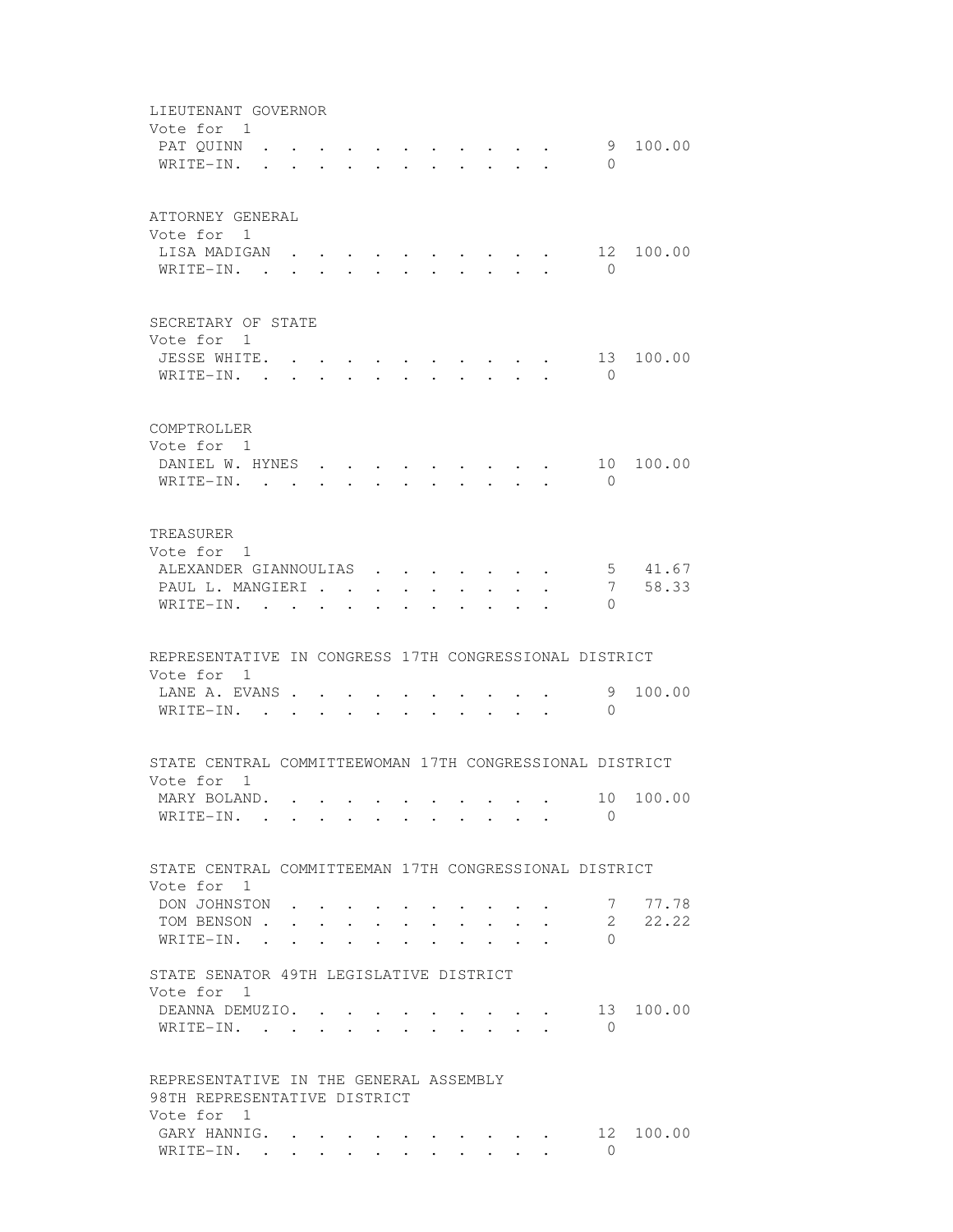LIEUTENANT GOVERNOR
Vote for 1

| Candidate | Votes | Percent |
|---|---|---|
| PAT QUINN | 9 | 100.00 |
| WRITE-IN. | 0 | |

ATTORNEY GENERAL
Vote for 1

| Candidate | Votes | Percent |
|---|---|---|
| LISA MADIGAN | 12 | 100.00 |
| WRITE-IN. | 0 | |

SECRETARY OF STATE
Vote for 1

| Candidate | Votes | Percent |
|---|---|---|
| JESSE WHITE. | 13 | 100.00 |
| WRITE-IN. | 0 | |

COMPTROLLER
Vote for 1

| Candidate | Votes | Percent |
|---|---|---|
| DANIEL W. HYNES | 10 | 100.00 |
| WRITE-IN. | 0 | |

TREASURER
Vote for 1

| Candidate | Votes | Percent |
|---|---|---|
| ALEXANDER GIANNOULIAS | 5 | 41.67 |
| PAUL L. MANGIERI | 7 | 58.33 |
| WRITE-IN. | 0 | |

REPRESENTATIVE IN CONGRESS 17TH CONGRESSIONAL DISTRICT
Vote for 1

| Candidate | Votes | Percent |
|---|---|---|
| LANE A. EVANS | 9 | 100.00 |
| WRITE-IN. | 0 | |

STATE CENTRAL COMMITTEEWOMAN 17TH CONGRESSIONAL DISTRICT
Vote for 1

| Candidate | Votes | Percent |
|---|---|---|
| MARY BOLAND. | 10 | 100.00 |
| WRITE-IN. | 0 | |

STATE CENTRAL COMMITTEEMAN 17TH CONGRESSIONAL DISTRICT
Vote for 1

| Candidate | Votes | Percent |
|---|---|---|
| DON JOHNSTON | 7 | 77.78 |
| TOM BENSON | 2 | 22.22 |
| WRITE-IN. | 0 | |

STATE SENATOR 49TH LEGISLATIVE DISTRICT
Vote for 1

| Candidate | Votes | Percent |
|---|---|---|
| DEANNA DEMUZIO. | 13 | 100.00 |
| WRITE-IN. | 0 | |

REPRESENTATIVE IN THE GENERAL ASSEMBLY
98TH REPRESENTATIVE DISTRICT
Vote for 1

| Candidate | Votes | Percent |
|---|---|---|
| GARY HANNIG. | 12 | 100.00 |
| WRITE-IN. | 0 | |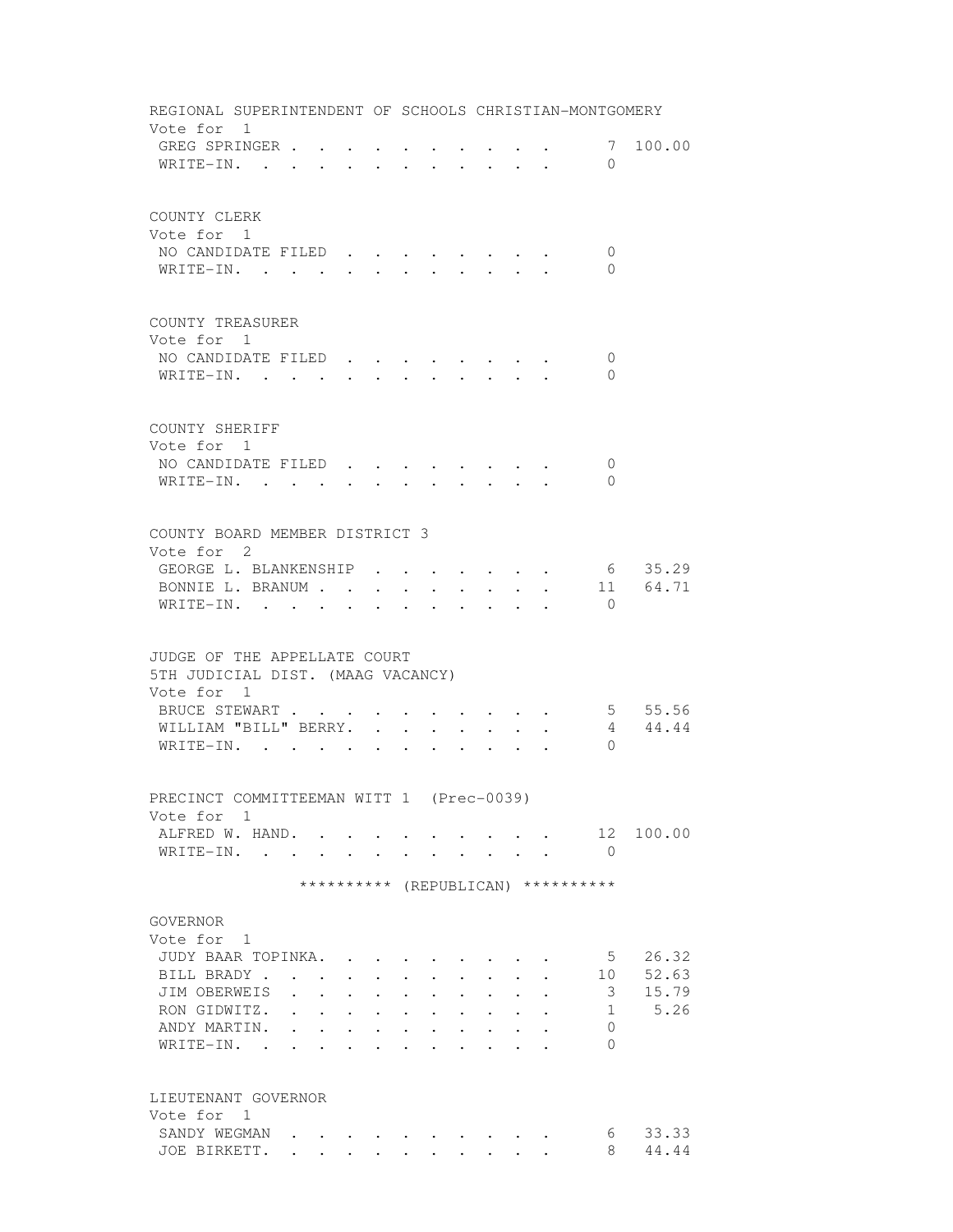REGIONAL SUPERINTENDENT OF SCHOOLS CHRISTIAN-MONTGOMERY
Vote for 1

| Candidate | Votes | Percent |
|---|---|---|
| GREG SPRINGER | 7 | 100.00 |
| WRITE-IN. | 0 | |

COUNTY CLERK
Vote for 1

| Candidate | Votes | Percent |
|---|---|---|
| NO CANDIDATE FILED | 0 | |
| WRITE-IN. | 0 | |

COUNTY TREASURER
Vote for 1

| Candidate | Votes | Percent |
|---|---|---|
| NO CANDIDATE FILED | 0 | |
| WRITE-IN. | 0 | |

COUNTY SHERIFF
Vote for 1

| Candidate | Votes | Percent |
|---|---|---|
| NO CANDIDATE FILED | 0 | |
| WRITE-IN. | 0 | |

COUNTY BOARD MEMBER DISTRICT 3
Vote for 2

| Candidate | Votes | Percent |
|---|---|---|
| GEORGE L. BLANKENSHIP | 6 | 35.29 |
| BONNIE L. BRANUM | 11 | 64.71 |
| WRITE-IN. | 0 | |

JUDGE OF THE APPELLATE COURT
5TH JUDICIAL DIST. (MAAG VACANCY)
Vote for 1

| Candidate | Votes | Percent |
|---|---|---|
| BRUCE STEWART | 5 | 55.56 |
| WILLIAM "BILL" BERRY. | 4 | 44.44 |
| WRITE-IN. | 0 | |

PRECINCT COMMITTEEMAN WITT 1 (Prec-0039)
Vote for 1

| Candidate | Votes | Percent |
|---|---|---|
| ALFRED W. HAND. | 12 | 100.00 |
| WRITE-IN. | 0 | |

********** (REPUBLICAN) **********

GOVERNOR
Vote for 1

| Candidate | Votes | Percent |
|---|---|---|
| JUDY BAAR TOPINKA. | 5 | 26.32 |
| BILL BRADY | 10 | 52.63 |
| JIM OBERWEIS | 3 | 15.79 |
| RON GIDWITZ. | 1 | 5.26 |
| ANDY MARTIN. | 0 | |
| WRITE-IN. | 0 | |

LIEUTENANT GOVERNOR
Vote for 1

| Candidate | Votes | Percent |
|---|---|---|
| SANDY WEGMAN | 6 | 33.33 |
| JOE BIRKETT. | 8 | 44.44 |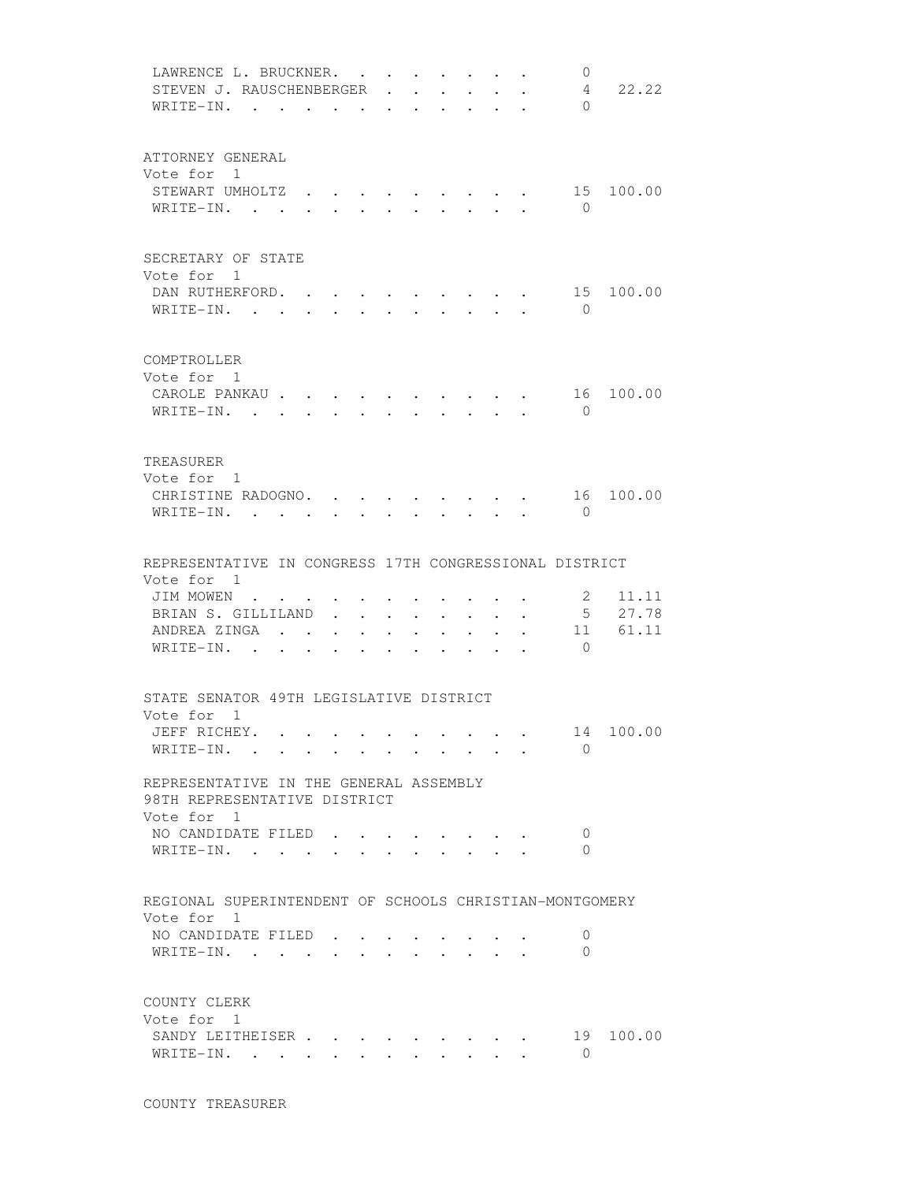LAWRENCE L. BRUCKNER. . . . . . . . . 0
STEVEN J. RAUSCHENBERGER . . . . . . . 4 22.22
WRITE-IN. . . . . . . . . . . . . 0

ATTORNEY GENERAL
Vote for 1

| | | |
|---|---|---|
| STEWART UMHOLTZ | 15 | 100.00 |
| WRITE-IN. | 0 | |

SECRETARY OF STATE
Vote for 1

| | | |
|---|---|---|
| DAN RUTHERFORD. | 15 | 100.00 |
| WRITE-IN. | 0 | |

COMPTROLLER
Vote for 1

| | | |
|---|---|---|
| CAROLE PANKAU | 16 | 100.00 |
| WRITE-IN. | 0 | |

TREASURER
Vote for 1

| | | |
|---|---|---|
| CHRISTINE RADOGNO. | 16 | 100.00 |
| WRITE-IN. | 0 | |

REPRESENTATIVE IN CONGRESS 17TH CONGRESSIONAL DISTRICT
Vote for 1

| | | |
|---|---|---|
| JIM MOWEN | 2 | 11.11 |
| BRIAN S. GILLILAND | 5 | 27.78 |
| ANDREA ZINGA | 11 | 61.11 |
| WRITE-IN. | 0 | |

STATE SENATOR 49TH LEGISLATIVE DISTRICT
Vote for 1

| | | |
|---|---|---|
| JEFF RICHEY. | 14 | 100.00 |
| WRITE-IN. | 0 | |

REPRESENTATIVE IN THE GENERAL ASSEMBLY
98TH REPRESENTATIVE DISTRICT
Vote for 1

| | | |
|---|---|---|
| NO CANDIDATE FILED | 0 | |
| WRITE-IN. | 0 | |

REGIONAL SUPERINTENDENT OF SCHOOLS CHRISTIAN-MONTGOMERY
Vote for 1

| | | |
|---|---|---|
| NO CANDIDATE FILED | 0 | |
| WRITE-IN. | 0 | |

COUNTY CLERK
Vote for 1

| | | |
|---|---|---|
| SANDY LEITHEISER | 19 | 100.00 |
| WRITE-IN. | 0 | |

COUNTY TREASURER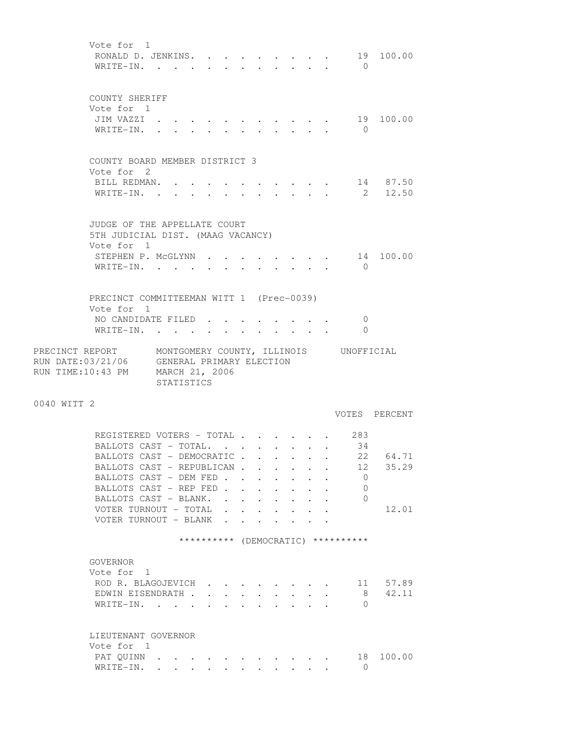Vote for 1

| | | |
|---|---|---|
| RONALD D. JENKINS. | 19 | 100.00 |
| WRITE-IN. | 0 | |

COUNTY SHERIFF

Vote for 1

| | | |
|---|---|---|
| JIM VAZZI | 19 | 100.00 |
| WRITE-IN. | 0 | |

COUNTY BOARD MEMBER DISTRICT 3

Vote for 2

| | | |
|---|---|---|
| BILL REDMAN. | 14 | 87.50 |
| WRITE-IN. | 2 | 12.50 |

JUDGE OF THE APPELLATE COURT
5TH JUDICIAL DIST. (MAAG VACANCY)

Vote for 1

| | | |
|---|---|---|
| STEPHEN P. McGLYNN | 14 | 100.00 |
| WRITE-IN. | 0 | |

PRECINCT COMMITTEEMAN WITT 1 (Prec-0039)

Vote for 1

| | | |
|---|---|---|
| NO CANDIDATE FILED | 0 | |
| WRITE-IN. | 0 | |

PRECINCT REPORT     MONTGOMERY COUNTY, ILLINOIS     UNOFFICIAL
RUN DATE:03/21/06     GENERAL PRIMARY ELECTION
RUN TIME:10:43 PM     MARCH 21, 2006
STATISTICS

0040 WITT 2

| | VOTES | PERCENT |
|---|---|---|
| REGISTERED VOTERS - TOTAL | 283 | |
| BALLOTS CAST - TOTAL. | 34 | |
| BALLOTS CAST - DEMOCRATIC | 22 | 64.71 |
| BALLOTS CAST - REPUBLICAN | 12 | 35.29 |
| BALLOTS CAST - DEM FED | 0 | |
| BALLOTS CAST - REP FED | 0 | |
| BALLOTS CAST - BLANK. | 0 | |
| VOTER TURNOUT - TOTAL | | 12.01 |
| VOTER TURNOUT - BLANK | | |

********** (DEMOCRATIC) **********

GOVERNOR

Vote for 1

| | | |
|---|---|---|
| ROD R. BLAGOJEVICH | 11 | 57.89 |
| EDWIN EISENDRATH | 8 | 42.11 |
| WRITE-IN. | 0 | |

LIEUTENANT GOVERNOR

Vote for 1

| | | |
|---|---|---|
| PAT QUINN | 18 | 100.00 |
| WRITE-IN. | 0 | |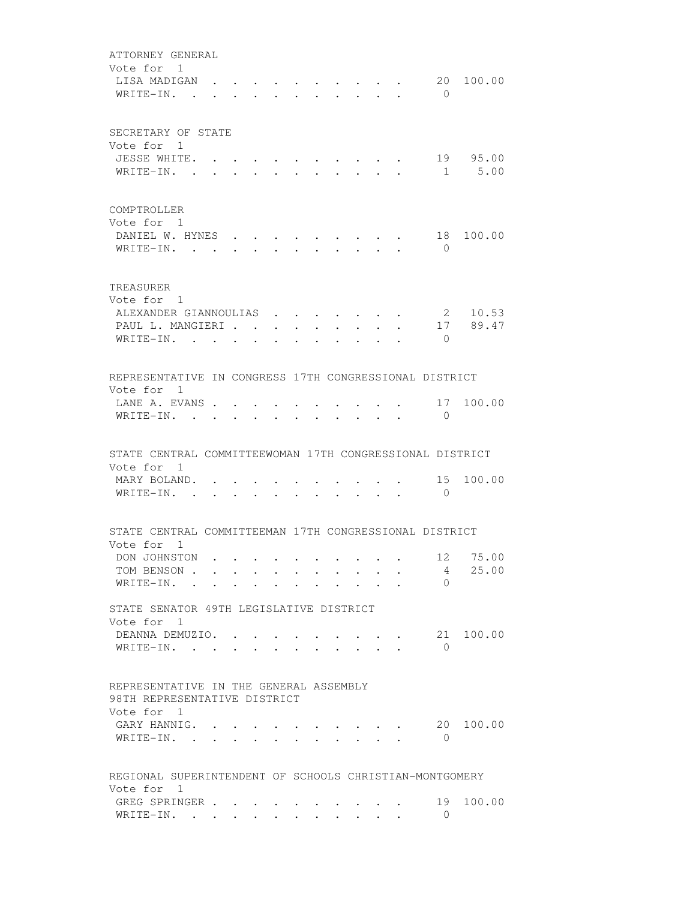ATTORNEY GENERAL
Vote for 1

| | | |
|---|---|---|
| LISA MADIGAN | 20 | 100.00 |
| WRITE-IN. | 0 | |

SECRETARY OF STATE
Vote for 1

| | | |
|---|---|---|
| JESSE WHITE. | 19 | 95.00 |
| WRITE-IN. | 1 | 5.00 |

COMPTROLLER
Vote for 1

| | | |
|---|---|---|
| DANIEL W. HYNES | 18 | 100.00 |
| WRITE-IN. | 0 | |

TREASURER
Vote for 1

| | | |
|---|---|---|
| ALEXANDER GIANNOULIAS | 2 | 10.53 |
| PAUL L. MANGIERI | 17 | 89.47 |
| WRITE-IN. | 0 | |

REPRESENTATIVE IN CONGRESS 17TH CONGRESSIONAL DISTRICT
Vote for 1

| | | |
|---|---|---|
| LANE A. EVANS | 17 | 100.00 |
| WRITE-IN. | 0 | |

STATE CENTRAL COMMITTEEWOMAN 17TH CONGRESSIONAL DISTRICT
Vote for 1

| | | |
|---|---|---|
| MARY BOLAND. | 15 | 100.00 |
| WRITE-IN. | 0 | |

STATE CENTRAL COMMITTEEMAN 17TH CONGRESSIONAL DISTRICT
Vote for 1

| | | |
|---|---|---|
| DON JOHNSTON | 12 | 75.00 |
| TOM BENSON | 4 | 25.00 |
| WRITE-IN. | 0 | |

STATE SENATOR 49TH LEGISLATIVE DISTRICT
Vote for 1

| | | |
|---|---|---|
| DEANNA DEMUZIO. | 21 | 100.00 |
| WRITE-IN. | 0 | |

REPRESENTATIVE IN THE GENERAL ASSEMBLY
98TH REPRESENTATIVE DISTRICT
Vote for 1

| | | |
|---|---|---|
| GARY HANNIG. | 20 | 100.00 |
| WRITE-IN. | 0 | |

REGIONAL SUPERINTENDENT OF SCHOOLS CHRISTIAN-MONTGOMERY
Vote for 1

| | | |
|---|---|---|
| GREG SPRINGER | 19 | 100.00 |
| WRITE-IN. | 0 | |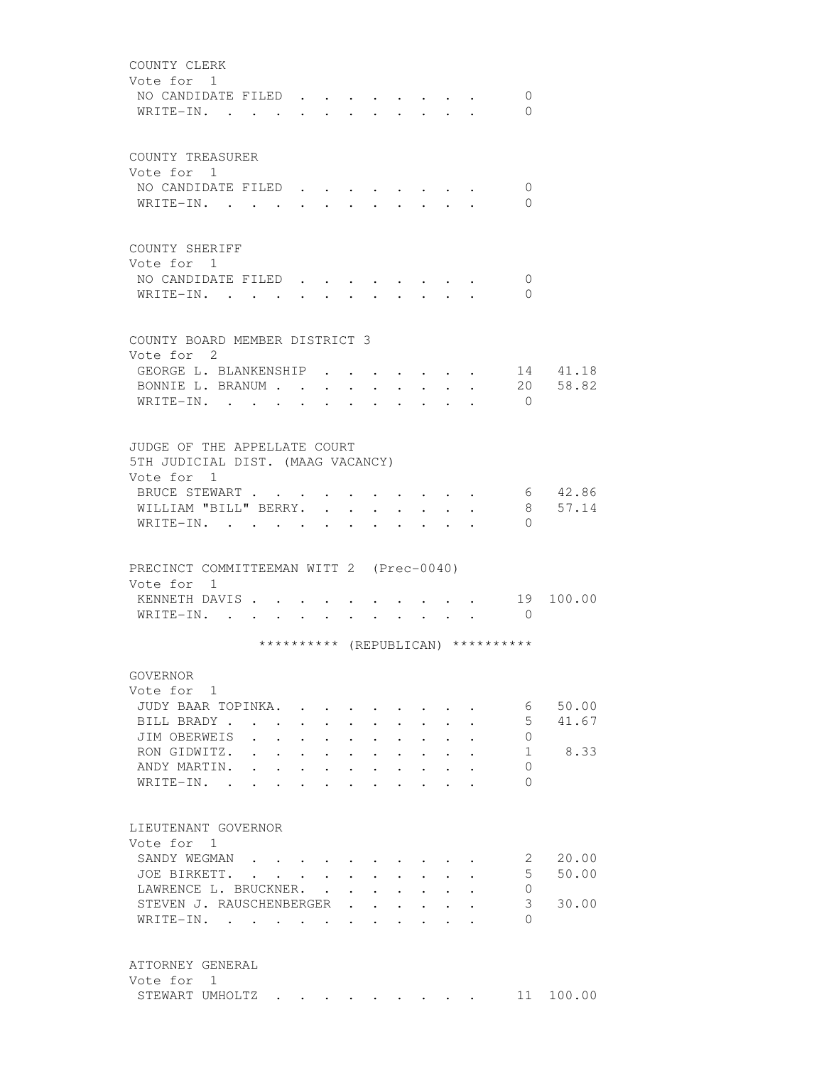COUNTY CLERK
Vote for 1

| | | |
|---|---|---|
| NO CANDIDATE FILED | 0 | |
| WRITE-IN. | 0 | |

COUNTY TREASURER
Vote for 1

| | | |
|---|---|---|
| NO CANDIDATE FILED | 0 | |
| WRITE-IN. | 0 | |

COUNTY SHERIFF
Vote for 1

| | | |
|---|---|---|
| NO CANDIDATE FILED | 0 | |
| WRITE-IN. | 0 | |

COUNTY BOARD MEMBER DISTRICT 3
Vote for 2

| | | |
|---|---|---|
| GEORGE L. BLANKENSHIP | 14 | 41.18 |
| BONNIE L. BRANUM | 20 | 58.82 |
| WRITE-IN. | 0 | |

JUDGE OF THE APPELLATE COURT
5TH JUDICIAL DIST. (MAAG VACANCY)
Vote for 1

| | | |
|---|---|---|
| BRUCE STEWART | 6 | 42.86 |
| WILLIAM "BILL" BERRY. | 8 | 57.14 |
| WRITE-IN. | 0 | |

PRECINCT COMMITTEEMAN WITT 2 (Prec-0040)
Vote for 1

| | | |
|---|---|---|
| KENNETH DAVIS | 19 | 100.00 |
| WRITE-IN. | 0 | |

********** (REPUBLICAN) **********

GOVERNOR
Vote for 1

| | | |
|---|---|---|
| JUDY BAAR TOPINKA. | 6 | 50.00 |
| BILL BRADY | 5 | 41.67 |
| JIM OBERWEIS | 0 | |
| RON GIDWITZ. | 1 | 8.33 |
| ANDY MARTIN. | 0 | |
| WRITE-IN. | 0 | |

LIEUTENANT GOVERNOR
Vote for 1

| | | |
|---|---|---|
| SANDY WEGMAN | 2 | 20.00 |
| JOE BIRKETT. | 5 | 50.00 |
| LAWRENCE L. BRUCKNER. | 0 | |
| STEVEN J. RAUSCHENBERGER | 3 | 30.00 |
| WRITE-IN. | 0 | |

ATTORNEY GENERAL
Vote for 1

| | | |
|---|---|---|
| STEWART UMHOLTZ | 11 | 100.00 |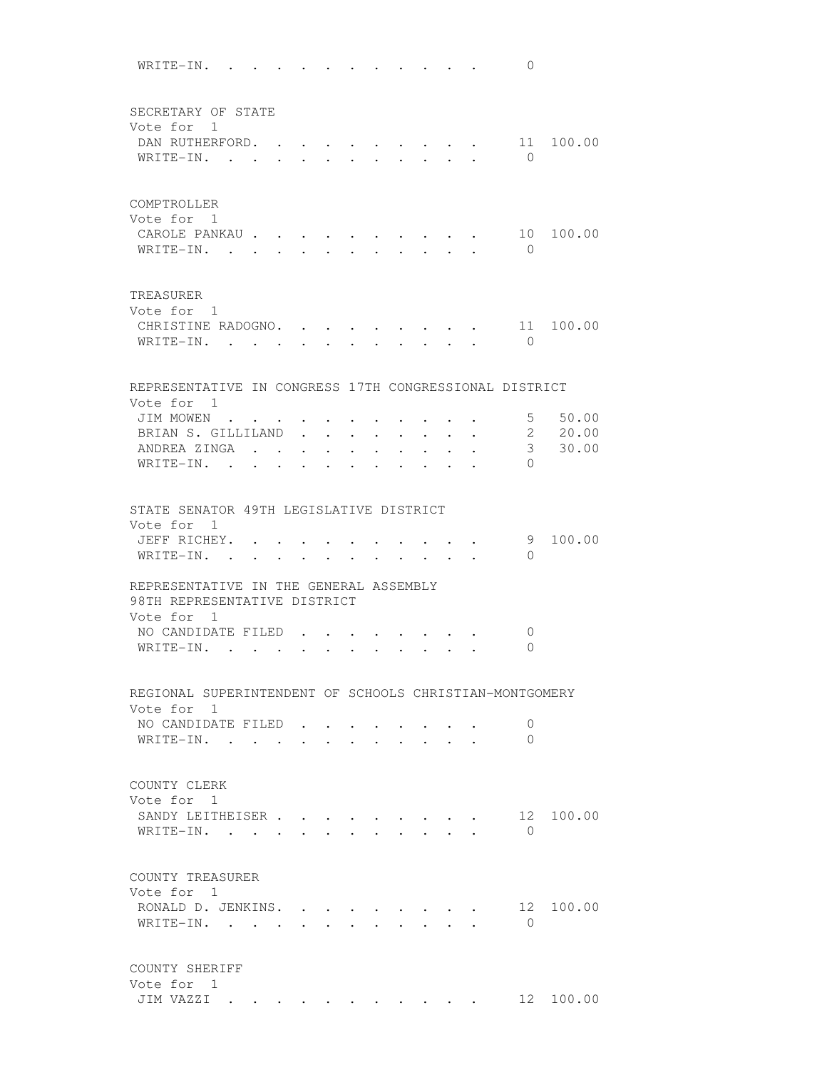WRITE-IN. . . . . . . . . . . . . 0

SECRETARY OF STATE
Vote for 1

| Candidate | Votes | Percent |
|---|---|---|
| DAN RUTHERFORD. . . . . . . . . . | 11 | 100.00 |
| WRITE-IN. . . . . . . . . . . . . | 0 | |

COMPTROLLER
Vote for 1

| Candidate | Votes | Percent |
|---|---|---|
| CAROLE PANKAU . . . . . . . . . . | 10 | 100.00 |
| WRITE-IN. . . . . . . . . . . . . | 0 | |

TREASURER
Vote for 1

| Candidate | Votes | Percent |
|---|---|---|
| CHRISTINE RADOGNO. . . . . . . . . | 11 | 100.00 |
| WRITE-IN. . . . . . . . . . . . . | 0 | |

REPRESENTATIVE IN CONGRESS 17TH CONGRESSIONAL DISTRICT
Vote for 1

| Candidate | Votes | Percent |
|---|---|---|
| JIM MOWEN . . . . . . . . . . . . | 5 | 50.00 |
| BRIAN S. GILLILAND . . . . . . . . | 2 | 20.00 |
| ANDREA ZINGA . . . . . . . . . . . | 3 | 30.00 |
| WRITE-IN. . . . . . . . . . . . . | 0 | |

STATE SENATOR 49TH LEGISLATIVE DISTRICT
Vote for 1

| Candidate | Votes | Percent |
|---|---|---|
| JEFF RICHEY. . . . . . . . . . . . | 9 | 100.00 |
| WRITE-IN. . . . . . . . . . . . . | 0 | |

REPRESENTATIVE IN THE GENERAL ASSEMBLY
98TH REPRESENTATIVE DISTRICT
Vote for 1

| Candidate | Votes | Percent |
|---|---|---|
| NO CANDIDATE FILED . . . . . . . . | 0 | |
| WRITE-IN. . . . . . . . . . . . . | 0 | |

REGIONAL SUPERINTENDENT OF SCHOOLS CHRISTIAN-MONTGOMERY
Vote for 1

| Candidate | Votes | Percent |
|---|---|---|
| NO CANDIDATE FILED . . . . . . . . | 0 | |
| WRITE-IN. . . . . . . . . . . . . | 0 | |

COUNTY CLERK
Vote for 1

| Candidate | Votes | Percent |
|---|---|---|
| SANDY LEITHEISER . . . . . . . . . | 12 | 100.00 |
| WRITE-IN. . . . . . . . . . . . . | 0 | |

COUNTY TREASURER
Vote for 1

| Candidate | Votes | Percent |
|---|---|---|
| RONALD D. JENKINS. . . . . . . . . | 12 | 100.00 |
| WRITE-IN. . . . . . . . . . . . . | 0 | |

COUNTY SHERIFF
Vote for 1

| Candidate | Votes | Percent |
|---|---|---|
| JIM VAZZI . . . . . . . . . . . . | 12 | 100.00 |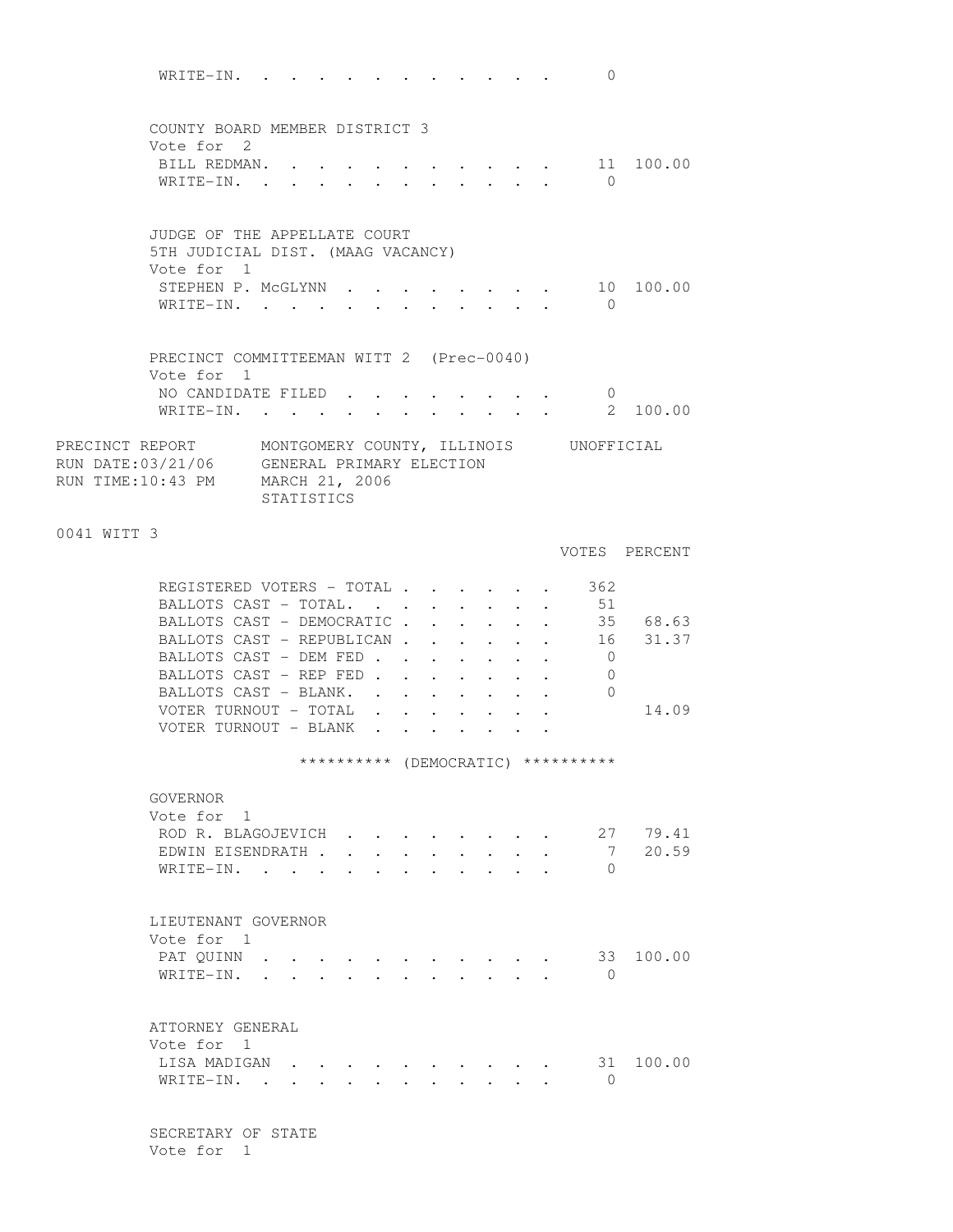WRITE-IN. . . . . . . . . . . . . 0

COUNTY BOARD MEMBER DISTRICT 3
Vote for 2

| | VOTES | PERCENT |
|---|---|---|
| BILL REDMAN. . . . . . . . . . . . | 11 | 100.00 |
| WRITE-IN. . . . . . . . . . . . . | 0 | |

JUDGE OF THE APPELLATE COURT
5TH JUDICIAL DIST. (MAAG VACANCY)
Vote for 1

| | VOTES | PERCENT |
|---|---|---|
| STEPHEN P. McGLYNN . . . . . . . . | 10 | 100.00 |
| WRITE-IN. . . . . . . . . . . . . | 0 | |

PRECINCT COMMITTEEMAN WITT 2 (Prec-0040)
Vote for 1

| | VOTES | PERCENT |
|---|---|---|
| NO CANDIDATE FILED . . . . . . . . | 0 | |
| WRITE-IN. . . . . . . . . . . . . | 2 | 100.00 |

PRECINCT REPORT MONTGOMERY COUNTY, ILLINOIS UNOFFICIAL
RUN DATE:03/21/06 GENERAL PRIMARY ELECTION
RUN TIME:10:43 PM MARCH 21, 2006
STATISTICS

0041 WITT 3

| | VOTES | PERCENT |
|---|---|---|
| REGISTERED VOTERS - TOTAL . . . . . . | 362 | |
| BALLOTS CAST - TOTAL. . . . . . . . | 51 | |
| BALLOTS CAST - DEMOCRATIC . . . . . . | 35 | 68.63 |
| BALLOTS CAST - REPUBLICAN . . . . . . | 16 | 31.37 |
| BALLOTS CAST - DEM FED . . . . . . . | 0 | |
| BALLOTS CAST - REP FED . . . . . . . | 0 | |
| BALLOTS CAST - BLANK. . . . . . . . | 0 | |
| VOTER TURNOUT - TOTAL . . . . . . . | | 14.09 |
| VOTER TURNOUT - BLANK . . . . . . . | | |

********** (DEMOCRATIC) **********

GOVERNOR
Vote for 1

| | VOTES | PERCENT |
|---|---|---|
| ROD R. BLAGOJEVICH . . . . . . . . | 27 | 79.41 |
| EDWIN EISENDRATH . . . . . . . . . | 7 | 20.59 |
| WRITE-IN. . . . . . . . . . . . . | 0 | |

LIEUTENANT GOVERNOR
Vote for 1

| | VOTES | PERCENT |
|---|---|---|
| PAT QUINN . . . . . . . . . . . . | 33 | 100.00 |
| WRITE-IN. . . . . . . . . . . . . | 0 | |

ATTORNEY GENERAL
Vote for 1

| | VOTES | PERCENT |
|---|---|---|
| LISA MADIGAN . . . . . . . . . . . | 31 | 100.00 |
| WRITE-IN. . . . . . . . . . . . . | 0 | |

SECRETARY OF STATE
Vote for 1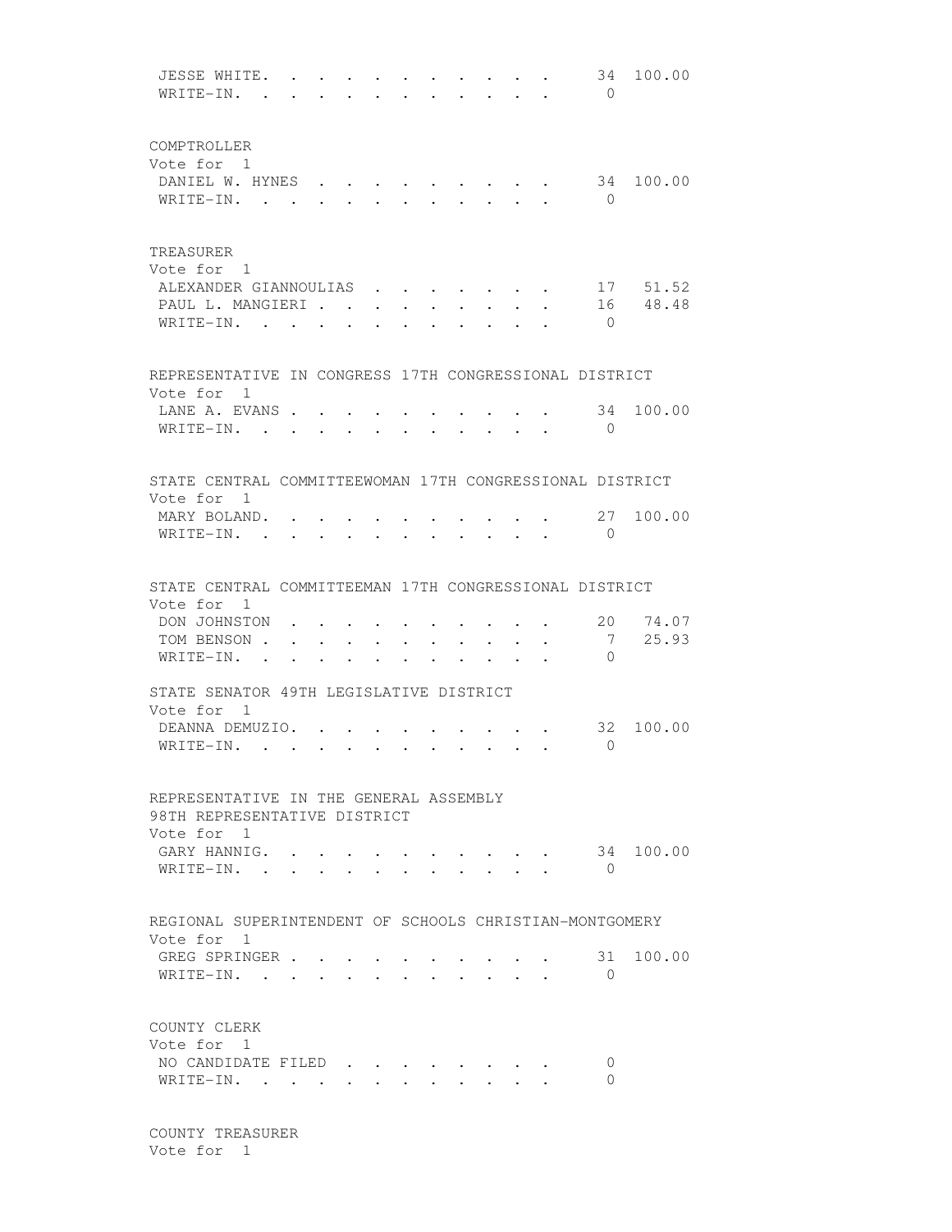| | | |
|---|---|---|
| JESSE WHITE | 34 | 100.00 |
| WRITE-IN | 0 | |

COMPTROLLER
Vote for 1

| | | |
|---|---|---|
| DANIEL W. HYNES | 34 | 100.00 |
| WRITE-IN | 0 | |

TREASURER
Vote for 1

| | | |
|---|---|---|
| ALEXANDER GIANNOULIAS | 17 | 51.52 |
| PAUL L. MANGIERI | 16 | 48.48 |
| WRITE-IN | 0 | |

REPRESENTATIVE IN CONGRESS 17TH CONGRESSIONAL DISTRICT
Vote for 1

| | | |
|---|---|---|
| LANE A. EVANS | 34 | 100.00 |
| WRITE-IN | 0 | |

STATE CENTRAL COMMITTEEWOMAN 17TH CONGRESSIONAL DISTRICT
Vote for 1

| | | |
|---|---|---|
| MARY BOLAND | 27 | 100.00 |
| WRITE-IN | 0 | |

STATE CENTRAL COMMITTEEMAN 17TH CONGRESSIONAL DISTRICT
Vote for 1

| | | |
|---|---|---|
| DON JOHNSTON | 20 | 74.07 |
| TOM BENSON | 7 | 25.93 |
| WRITE-IN | 0 | |

STATE SENATOR 49TH LEGISLATIVE DISTRICT
Vote for 1

| | | |
|---|---|---|
| DEANNA DEMUZIO | 32 | 100.00 |
| WRITE-IN | 0 | |

REPRESENTATIVE IN THE GENERAL ASSEMBLY
98TH REPRESENTATIVE DISTRICT
Vote for 1

| | | |
|---|---|---|
| GARY HANNIG | 34 | 100.00 |
| WRITE-IN | 0 | |

REGIONAL SUPERINTENDENT OF SCHOOLS CHRISTIAN-MONTGOMERY
Vote for 1

| | | |
|---|---|---|
| GREG SPRINGER | 31 | 100.00 |
| WRITE-IN | 0 | |

COUNTY CLERK
Vote for 1

| | | |
|---|---|---|
| NO CANDIDATE FILED | 0 | |
| WRITE-IN | 0 | |

COUNTY TREASURER
Vote for 1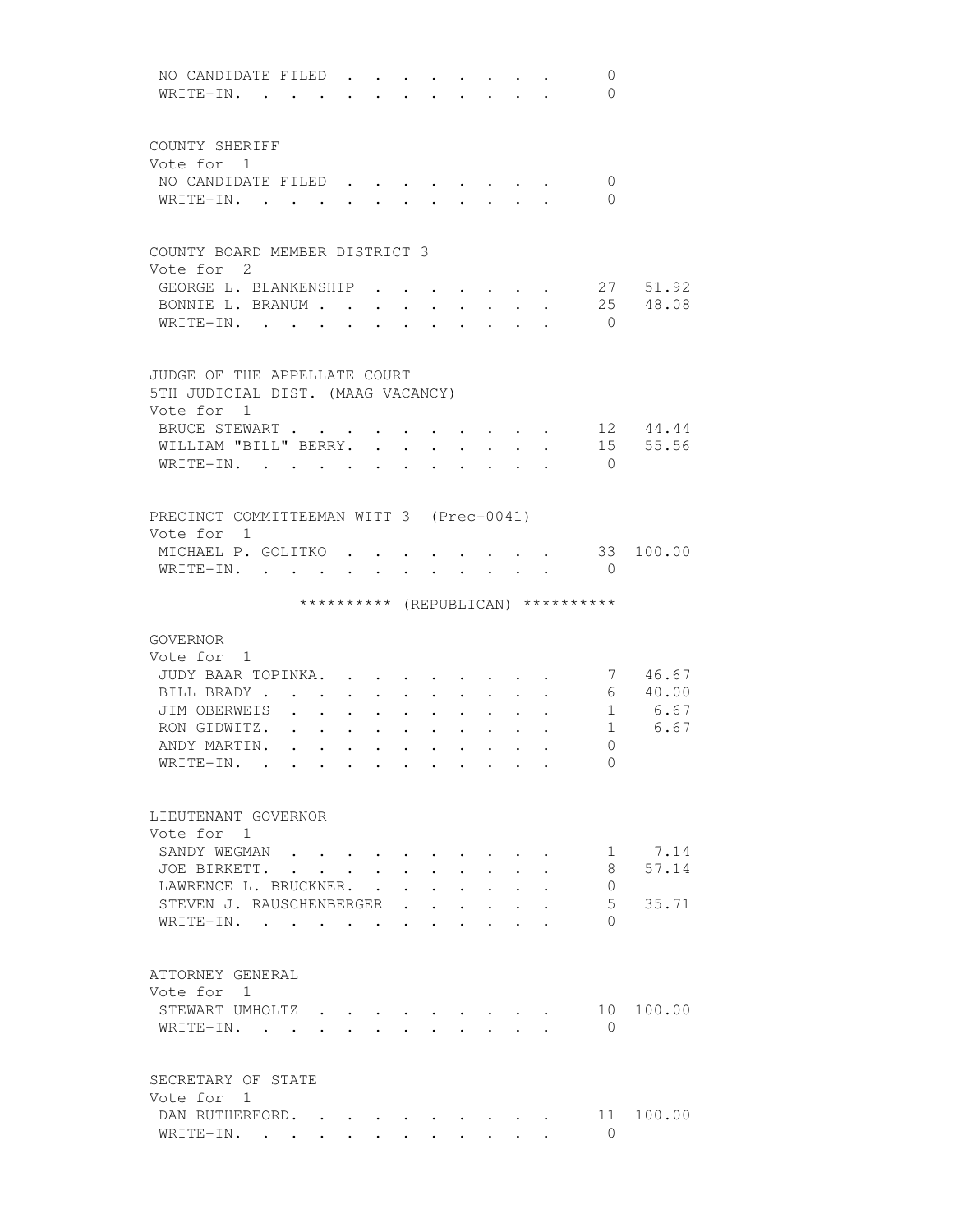| | | |
|---|---|---|
| NO CANDIDATE FILED | 0 | |
| WRITE-IN. | 0 | |

COUNTY SHERIFF
Vote for 1

| | | |
|---|---|---|
| NO CANDIDATE FILED | 0 | |
| WRITE-IN. | 0 | |

COUNTY BOARD MEMBER DISTRICT 3
Vote for 2

| | | |
|---|---|---|
| GEORGE L. BLANKENSHIP | 27 | 51.92 |
| BONNIE L. BRANUM | 25 | 48.08 |
| WRITE-IN. | 0 | |

JUDGE OF THE APPELLATE COURT
5TH JUDICIAL DIST. (MAAG VACANCY)
Vote for 1

| | | |
|---|---|---|
| BRUCE STEWART | 12 | 44.44 |
| WILLIAM "BILL" BERRY. | 15 | 55.56 |
| WRITE-IN. | 0 | |

PRECINCT COMMITTEEMAN WITT 3 (Prec-0041)
Vote for 1

| | | |
|---|---|---|
| MICHAEL P. GOLITKO | 33 | 100.00 |
| WRITE-IN. | 0 | |

********** (REPUBLICAN) **********

GOVERNOR
Vote for 1

| | | |
|---|---|---|
| JUDY BAAR TOPINKA. | 7 | 46.67 |
| BILL BRADY | 6 | 40.00 |
| JIM OBERWEIS | 1 | 6.67 |
| RON GIDWITZ. | 1 | 6.67 |
| ANDY MARTIN. | 0 | |
| WRITE-IN. | 0 | |

LIEUTENANT GOVERNOR
Vote for 1

| | | |
|---|---|---|
| SANDY WEGMAN | 1 | 7.14 |
| JOE BIRKETT. | 8 | 57.14 |
| LAWRENCE L. BRUCKNER. | 0 | |
| STEVEN J. RAUSCHENBERGER | 5 | 35.71 |
| WRITE-IN. | 0 | |

ATTORNEY GENERAL
Vote for 1

| | | |
|---|---|---|
| STEWART UMHOLTZ | 10 | 100.00 |
| WRITE-IN. | 0 | |

SECRETARY OF STATE
Vote for 1

| | | |
|---|---|---|
| DAN RUTHERFORD. | 11 | 100.00 |
| WRITE-IN. | 0 | |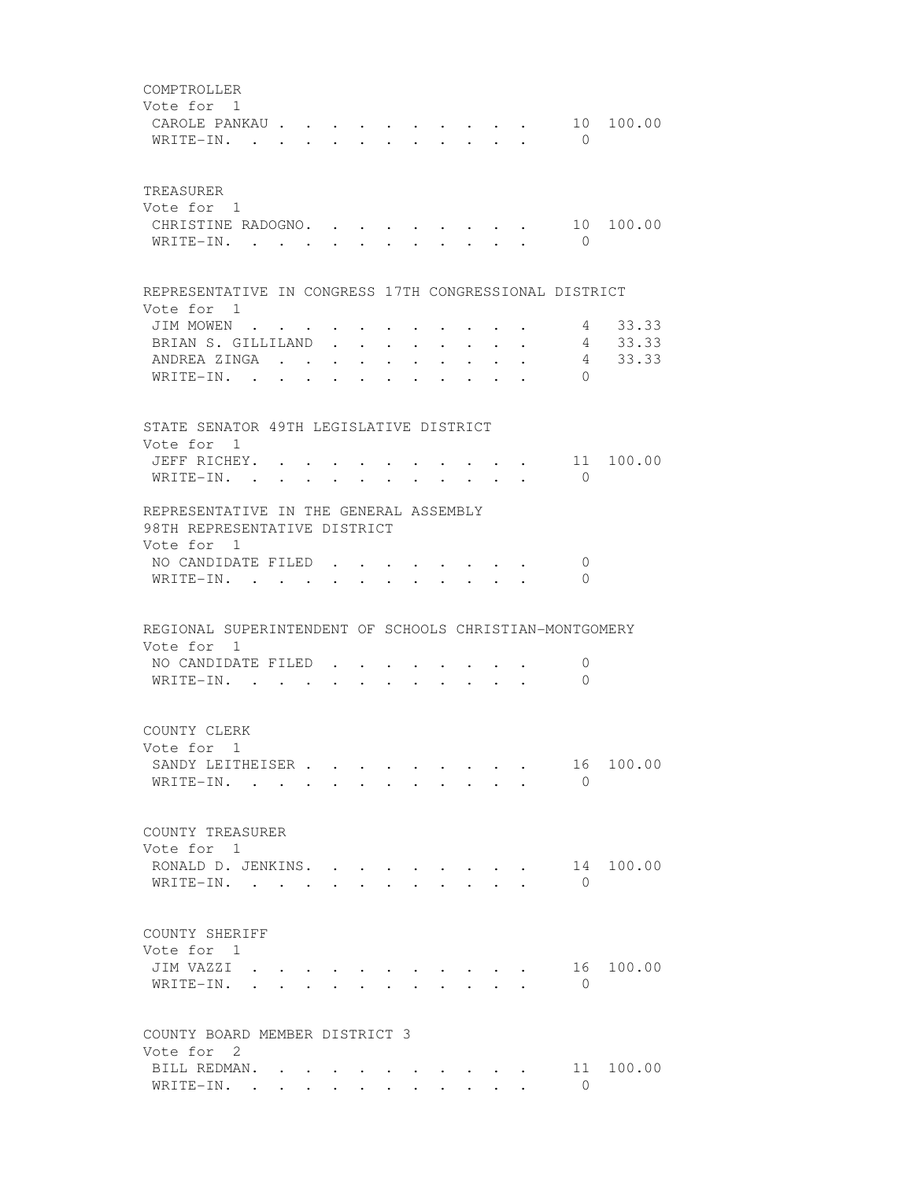COMPTROLLER
Vote for 1

| | | |
|---|---|---|
| CAROLE PANKAU | 10 | 100.00 |
| WRITE-IN. | 0 | |

TREASURER
Vote for 1

| | | |
|---|---|---|
| CHRISTINE RADOGNO. | 10 | 100.00 |
| WRITE-IN. | 0 | |

REPRESENTATIVE IN CONGRESS 17TH CONGRESSIONAL DISTRICT
Vote for 1

| | | |
|---|---|---|
| JIM MOWEN | 4 | 33.33 |
| BRIAN S. GILLILAND | 4 | 33.33 |
| ANDREA ZINGA | 4 | 33.33 |
| WRITE-IN. | 0 | |

STATE SENATOR 49TH LEGISLATIVE DISTRICT
Vote for 1

| | | |
|---|---|---|
| JEFF RICHEY. | 11 | 100.00 |
| WRITE-IN. | 0 | |

REPRESENTATIVE IN THE GENERAL ASSEMBLY
98TH REPRESENTATIVE DISTRICT
Vote for 1

| | | |
|---|---|---|
| NO CANDIDATE FILED | 0 | |
| WRITE-IN. | 0 | |

REGIONAL SUPERINTENDENT OF SCHOOLS CHRISTIAN-MONTGOMERY
Vote for 1

| | | |
|---|---|---|
| NO CANDIDATE FILED | 0 | |
| WRITE-IN. | 0 | |

COUNTY CLERK
Vote for 1

| | | |
|---|---|---|
| SANDY LEITHEISER | 16 | 100.00 |
| WRITE-IN. | 0 | |

COUNTY TREASURER
Vote for 1

| | | |
|---|---|---|
| RONALD D. JENKINS. | 14 | 100.00 |
| WRITE-IN. | 0 | |

COUNTY SHERIFF
Vote for 1

| | | |
|---|---|---|
| JIM VAZZI | 16 | 100.00 |
| WRITE-IN. | 0 | |

COUNTY BOARD MEMBER DISTRICT 3
Vote for 2

| | | |
|---|---|---|
| BILL REDMAN. | 11 | 100.00 |
| WRITE-IN. | 0 | |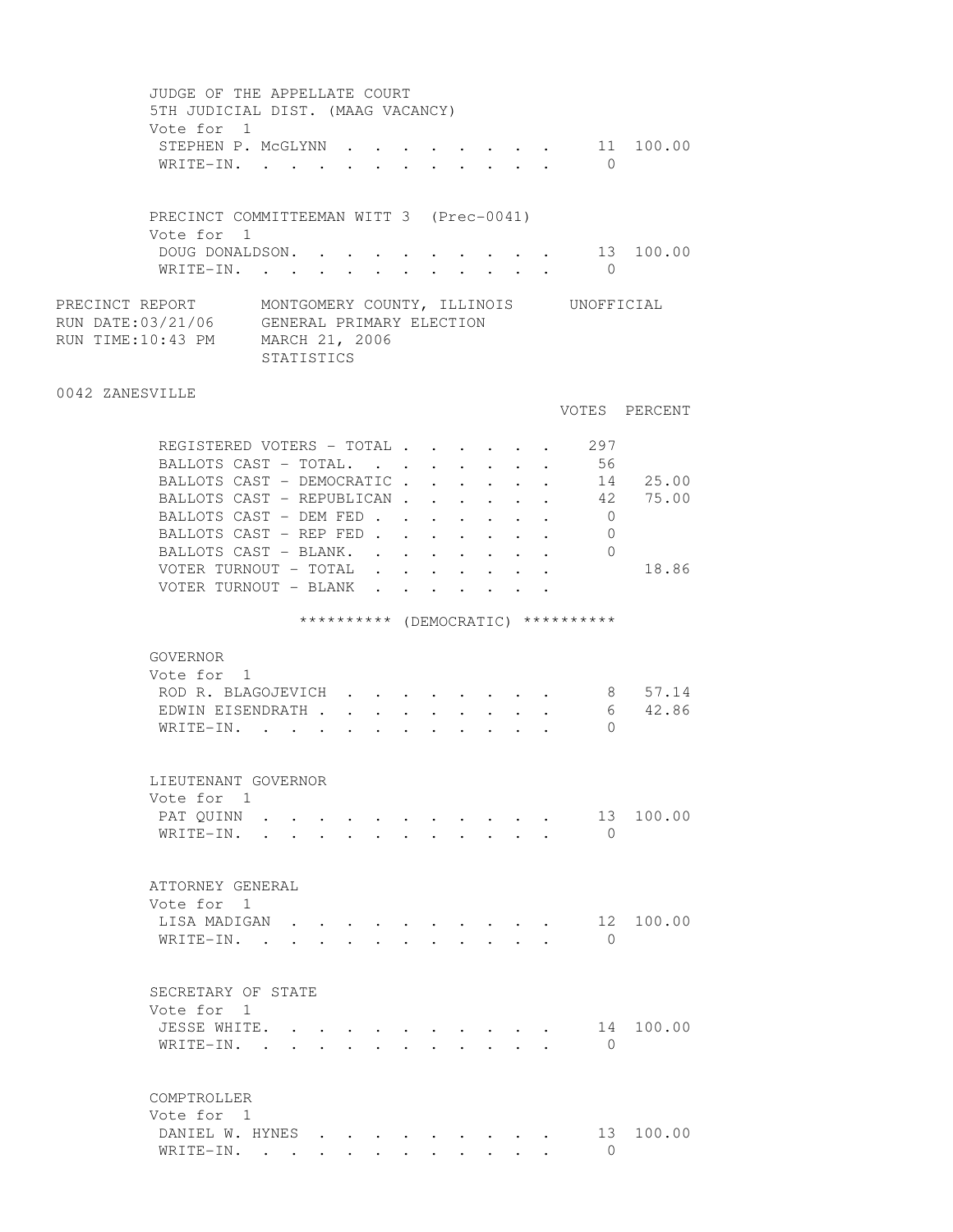JUDGE OF THE APPELLATE COURT
5TH JUDICIAL DIST. (MAAG VACANCY)
Vote for 1

| | VOTES | PERCENT |
|---|---|---|
| STEPHEN P. McGLYNN | 11 | 100.00 |
| WRITE-IN. | 0 | |

PRECINCT COMMITTEEMAN WITT 3 (Prec-0041)
Vote for 1

| | VOTES | PERCENT |
|---|---|---|
| DOUG DONALDSON. | 13 | 100.00 |
| WRITE-IN. | 0 | |

PRECINCT REPORT — MONTGOMERY COUNTY, ILLINOIS — UNOFFICIAL
RUN DATE:03/21/06 — GENERAL PRIMARY ELECTION
RUN TIME:10:43 PM — MARCH 21, 2006
STATISTICS

0042 ZANESVILLE

| | VOTES | PERCENT |
|---|---|---|
| REGISTERED VOTERS - TOTAL | 297 | |
| BALLOTS CAST - TOTAL. | 56 | |
| BALLOTS CAST - DEMOCRATIC | 14 | 25.00 |
| BALLOTS CAST - REPUBLICAN | 42 | 75.00 |
| BALLOTS CAST - DEM FED | 0 | |
| BALLOTS CAST - REP FED | 0 | |
| BALLOTS CAST - BLANK. | 0 | |
| VOTER TURNOUT - TOTAL | | 18.86 |
| VOTER TURNOUT - BLANK | | |

********** (DEMOCRATIC) **********

GOVERNOR
Vote for 1

| | VOTES | PERCENT |
|---|---|---|
| ROD R. BLAGOJEVICH | 8 | 57.14 |
| EDWIN EISENDRATH | 6 | 42.86 |
| WRITE-IN. | 0 | |

LIEUTENANT GOVERNOR
Vote for 1

| | VOTES | PERCENT |
|---|---|---|
| PAT QUINN | 13 | 100.00 |
| WRITE-IN. | 0 | |

ATTORNEY GENERAL
Vote for 1

| | VOTES | PERCENT |
|---|---|---|
| LISA MADIGAN | 12 | 100.00 |
| WRITE-IN. | 0 | |

SECRETARY OF STATE
Vote for 1

| | VOTES | PERCENT |
|---|---|---|
| JESSE WHITE. | 14 | 100.00 |
| WRITE-IN. | 0 | |

COMPTROLLER
Vote for 1

| | VOTES | PERCENT |
|---|---|---|
| DANIEL W. HYNES | 13 | 100.00 |
| WRITE-IN. | 0 | |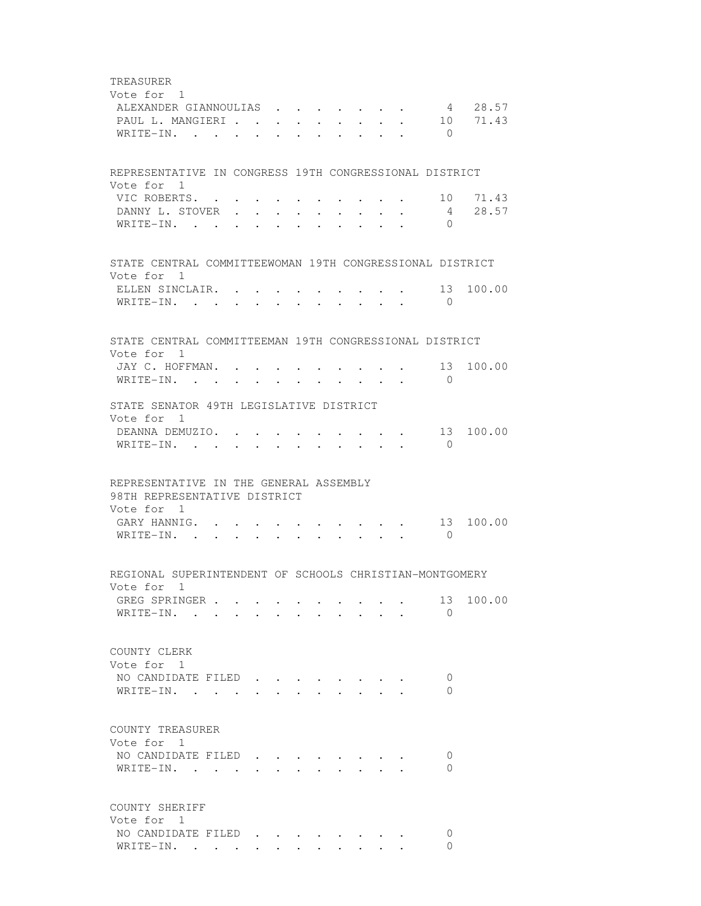TREASURER
Vote for 1

| | | |
|---|---|---|
| ALEXANDER GIANNOULIAS | 4 | 28.57 |
| PAUL L. MANGIERI | 10 | 71.43 |
| WRITE-IN. | 0 | |

REPRESENTATIVE IN CONGRESS 19TH CONGRESSIONAL DISTRICT
Vote for 1

| | | |
|---|---|---|
| VIC ROBERTS. | 10 | 71.43 |
| DANNY L. STOVER | 4 | 28.57 |
| WRITE-IN. | 0 | |

STATE CENTRAL COMMITTEEWOMAN 19TH CONGRESSIONAL DISTRICT
Vote for 1

| | | |
|---|---|---|
| ELLEN SINCLAIR. | 13 | 100.00 |
| WRITE-IN. | 0 | |

STATE CENTRAL COMMITTEEMAN 19TH CONGRESSIONAL DISTRICT
Vote for 1

| | | |
|---|---|---|
| JAY C. HOFFMAN. | 13 | 100.00 |
| WRITE-IN. | 0 | |

STATE SENATOR 49TH LEGISLATIVE DISTRICT
Vote for 1

| | | |
|---|---|---|
| DEANNA DEMUZIO. | 13 | 100.00 |
| WRITE-IN. | 0 | |

REPRESENTATIVE IN THE GENERAL ASSEMBLY
98TH REPRESENTATIVE DISTRICT
Vote for 1

| | | |
|---|---|---|
| GARY HANNIG. | 13 | 100.00 |
| WRITE-IN. | 0 | |

REGIONAL SUPERINTENDENT OF SCHOOLS CHRISTIAN-MONTGOMERY
Vote for 1

| | | |
|---|---|---|
| GREG SPRINGER | 13 | 100.00 |
| WRITE-IN. | 0 | |

COUNTY CLERK
Vote for 1

| | |
|---|---|
| NO CANDIDATE FILED | 0 |
| WRITE-IN. | 0 |

COUNTY TREASURER
Vote for 1

| | |
|---|---|
| NO CANDIDATE FILED | 0 |
| WRITE-IN. | 0 |

COUNTY SHERIFF
Vote for 1

| | |
|---|---|
| NO CANDIDATE FILED | 0 |
| WRITE-IN. | 0 |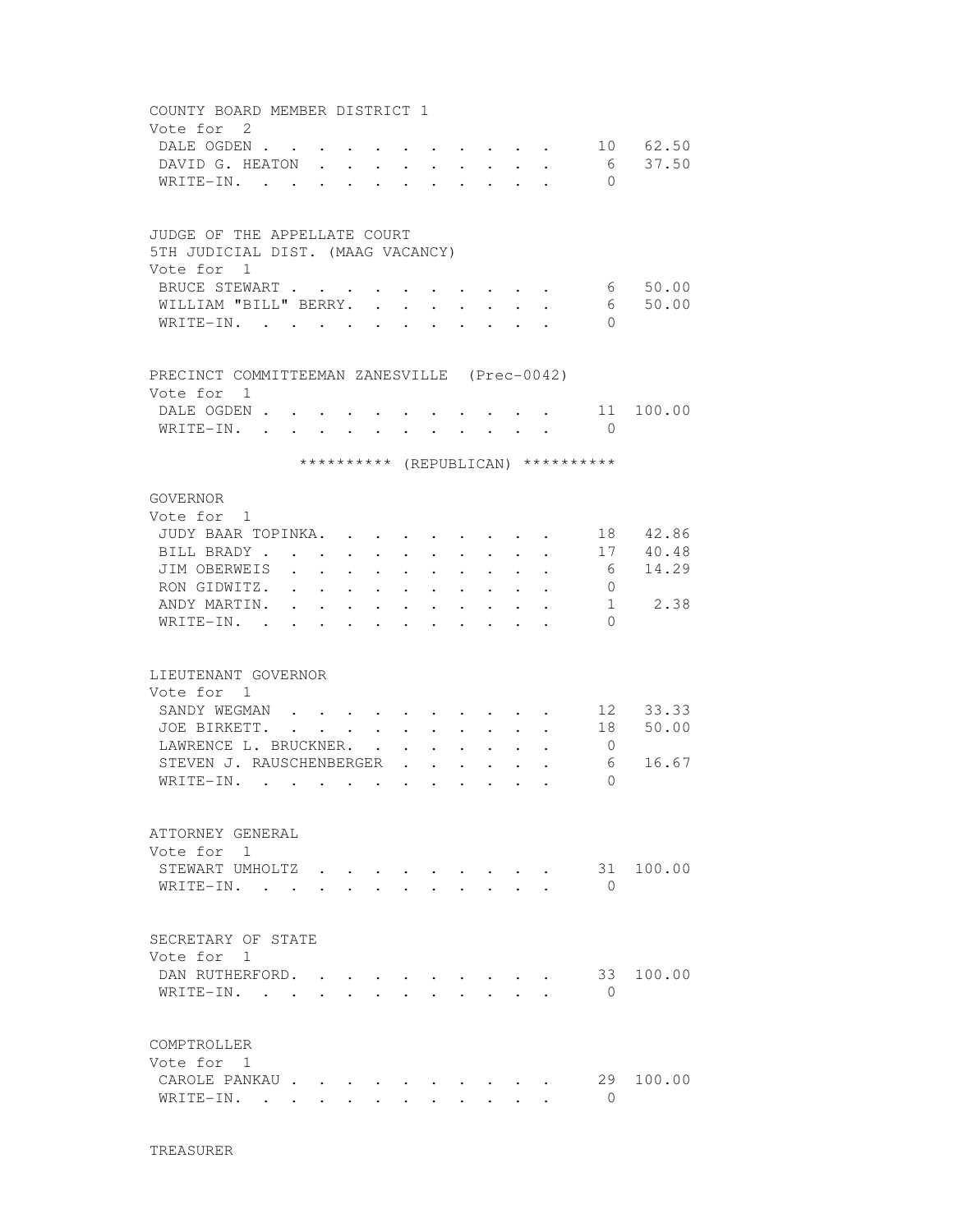## COUNTY BOARD MEMBER DISTRICT 1

Vote for 2

| Candidate | Votes | Percent |
|---|---|---|
| DALE OGDEN | 10 | 62.50 |
| DAVID G. HEATON | 6 | 37.50 |
| WRITE-IN. | 0 | |

## JUDGE OF THE APPELLATE COURT 5TH JUDICIAL DIST. (MAAG VACANCY)

Vote for 1

| Candidate | Votes | Percent |
|---|---|---|
| BRUCE STEWART | 6 | 50.00 |
| WILLIAM "BILL" BERRY. | 6 | 50.00 |
| WRITE-IN. | 0 | |

## PRECINCT COMMITTEEMAN ZANESVILLE (Prec-0042)

Vote for 1

| Candidate | Votes | Percent |
|---|---|---|
| DALE OGDEN | 11 | 100.00 |
| WRITE-IN. | 0 | |

********** (REPUBLICAN) **********

## GOVERNOR

Vote for 1

| Candidate | Votes | Percent |
|---|---|---|
| JUDY BAAR TOPINKA. | 18 | 42.86 |
| BILL BRADY | 17 | 40.48 |
| JIM OBERWEIS | 6 | 14.29 |
| RON GIDWITZ. | 0 | |
| ANDY MARTIN. | 1 | 2.38 |
| WRITE-IN. | 0 | |

## LIEUTENANT GOVERNOR

Vote for 1

| Candidate | Votes | Percent |
|---|---|---|
| SANDY WEGMAN | 12 | 33.33 |
| JOE BIRKETT. | 18 | 50.00 |
| LAWRENCE L. BRUCKNER. | 0 | |
| STEVEN J. RAUSCHENBERGER | 6 | 16.67 |
| WRITE-IN. | 0 | |

## ATTORNEY GENERAL

Vote for 1

| Candidate | Votes | Percent |
|---|---|---|
| STEWART UMHOLTZ | 31 | 100.00 |
| WRITE-IN. | 0 | |

## SECRETARY OF STATE

Vote for 1

| Candidate | Votes | Percent |
|---|---|---|
| DAN RUTHERFORD. | 33 | 100.00 |
| WRITE-IN. | 0 | |

## COMPTROLLER

Vote for 1

| Candidate | Votes | Percent |
|---|---|---|
| CAROLE PANKAU | 29 | 100.00 |
| WRITE-IN. | 0 | |

## TREASURER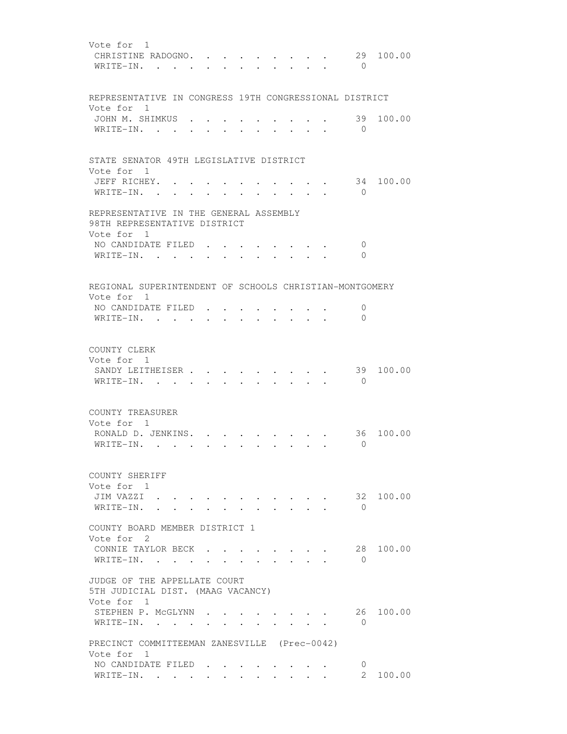Vote for 1

| | | |
|---|---|---|
| CHRISTINE RADOGNO. . . . . . . . . . | 29 | 100.00 |
| WRITE-IN. . . . . . . . . . . . . | 0 | |

REPRESENTATIVE IN CONGRESS 19TH CONGRESSIONAL DISTRICT

Vote for 1

| | | |
|---|---|---|
| JOHN M. SHIMKUS . . . . . . . . . . | 39 | 100.00 |
| WRITE-IN. . . . . . . . . . . . . | 0 | |

STATE SENATOR 49TH LEGISLATIVE DISTRICT

Vote for 1

| | | |
|---|---|---|
| JEFF RICHEY. . . . . . . . . . . . | 34 | 100.00 |
| WRITE-IN. . . . . . . . . . . . . | 0 | |

REPRESENTATIVE IN THE GENERAL ASSEMBLY
98TH REPRESENTATIVE DISTRICT

Vote for 1

| | | |
|---|---|---|
| NO CANDIDATE FILED . . . . . . . . . | 0 | |
| WRITE-IN. . . . . . . . . . . . . | 0 | |

REGIONAL SUPERINTENDENT OF SCHOOLS CHRISTIAN-MONTGOMERY

Vote for 1

| | | |
|---|---|---|
| NO CANDIDATE FILED . . . . . . . . . | 0 | |
| WRITE-IN. . . . . . . . . . . . . | 0 | |

COUNTY CLERK

Vote for 1

| | | |
|---|---|---|
| SANDY LEITHEISER . . . . . . . . . . | 39 | 100.00 |
| WRITE-IN. . . . . . . . . . . . . | 0 | |

COUNTY TREASURER

Vote for 1

| | | |
|---|---|---|
| RONALD D. JENKINS. . . . . . . . . . | 36 | 100.00 |
| WRITE-IN. . . . . . . . . . . . . | 0 | |

COUNTY SHERIFF

Vote for 1

| | | |
|---|---|---|
| JIM VAZZI . . . . . . . . . . . . | 32 | 100.00 |
| WRITE-IN. . . . . . . . . . . . . | 0 | |

COUNTY BOARD MEMBER DISTRICT 1

Vote for 2

| | | |
|---|---|---|
| CONNIE TAYLOR BECK . . . . . . . . . | 28 | 100.00 |
| WRITE-IN. . . . . . . . . . . . . | 0 | |

JUDGE OF THE APPELLATE COURT
5TH JUDICIAL DIST. (MAAG VACANCY)

Vote for 1

| | | |
|---|---|---|
| STEPHEN P. McGLYNN . . . . . . . . . | 26 | 100.00 |
| WRITE-IN. . . . . . . . . . . . . | 0 | |

PRECINCT COMMITTEEMAN ZANESVILLE (Prec-0042)

Vote for 1

| | | |
|---|---|---|
| NO CANDIDATE FILED . . . . . . . . . | 0 | |
| WRITE-IN. . . . . . . . . . . . . | 2 | 100.00 |